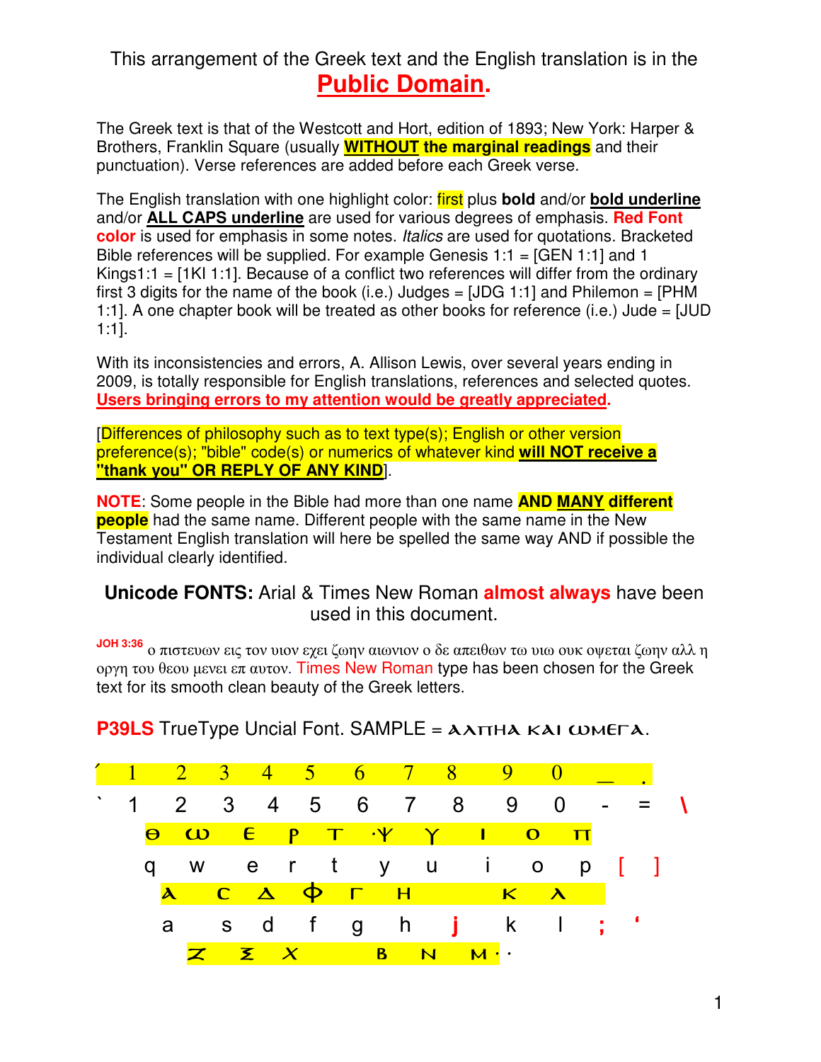This arrangement of the Greek text and the English translation is in the **Public Domain.**

The Greek text is that of the Westcott and Hort, edition of 1893; New York: Harper & Brothers, Franklin Square (usually **WITHOUT the marginal readings** and their punctuation). Verse references are added before each Greek verse.

The English translation with one highlight color: first plus **bold** and/or **bold underline** and/or **ALL CAPS underline** are used for various degrees of emphasis. **Red Font color** is used for emphasis in some notes. *Italics* are used for quotations. Bracketed Bible references will be supplied. For example Genesis 1:1 = [GEN 1:1] and 1 Kings1:1 = [1KI 1:1]. Because of a conflict two references will differ from the ordinary first 3 digits for the name of the book (i.e.) Judges = [JDG 1:1] and Philemon = [PHM 1:1]. A one chapter book will be treated as other books for reference (i.e.) Jude = [JUD 1:1].

With its inconsistencies and errors, A. Allison Lewis, over several years ending in 2009, is totally responsible for English translations, references and selected quotes. **Users bringing errors to my attention would be greatly appreciated.**

[Differences of philosophy such as to text type(s); English or other version preference(s); "bible" code(s) or numerics of whatever kind **will NOT receive a "thank you" OR REPLY OF ANY KIND**].

**NOTE**: Some people in the Bible had more than one name **AND MANY different people** had the same name. Different people with the same name in the New Testament English translation will here be spelled the same way AND if possible the individual clearly identified.

**Unicode FONTS:** Arial & Times New Roman **almost always** have been used in this document.

**JOH 3:36** ο πιστευων εις τον υιον εχει ζωην αιωνιον ο δε απειθων τω υιω ουκ οψεται ζωην αλλ η οργη του θεου μενει επ αυτον. Times New Roman type has been chosen for the Greek text for its smooth clean beauty of the Greek letters.

**P39LS** TrueType Uncial Font. SAMPLE = ΑΛΠΗΑ ΚΑΙ ΩΜΕΓΑ.

| ´ | 1 | 2 | 3 | 4 | 5 | 6 | 7 | 8 | 9 | 0 | _ | . | |
|---|---|---|---|---|---|---|---|---|---|---|---|---|---|
| ` | 1 | 2 | 3 | 4 | 5 | 6 | 7 | 8 | 9 | 0 | - | = | \ |
| | Θ | Ω | Ε | Ρ | Τ | ·Ψ | Υ | Ι | Ο | Π | | | |
| | q | w | e | r | t | y | u | i | o | p | [ | ] | |
| | Α | C | Δ | Φ | Γ | Η | | Κ | Λ | | | | |
| | a | s | d | f | g | h | j | k | l | ; | ' | | |
| | Ζ | Ξ | Χ | | Β | Ν | Μ | · | · | | | | |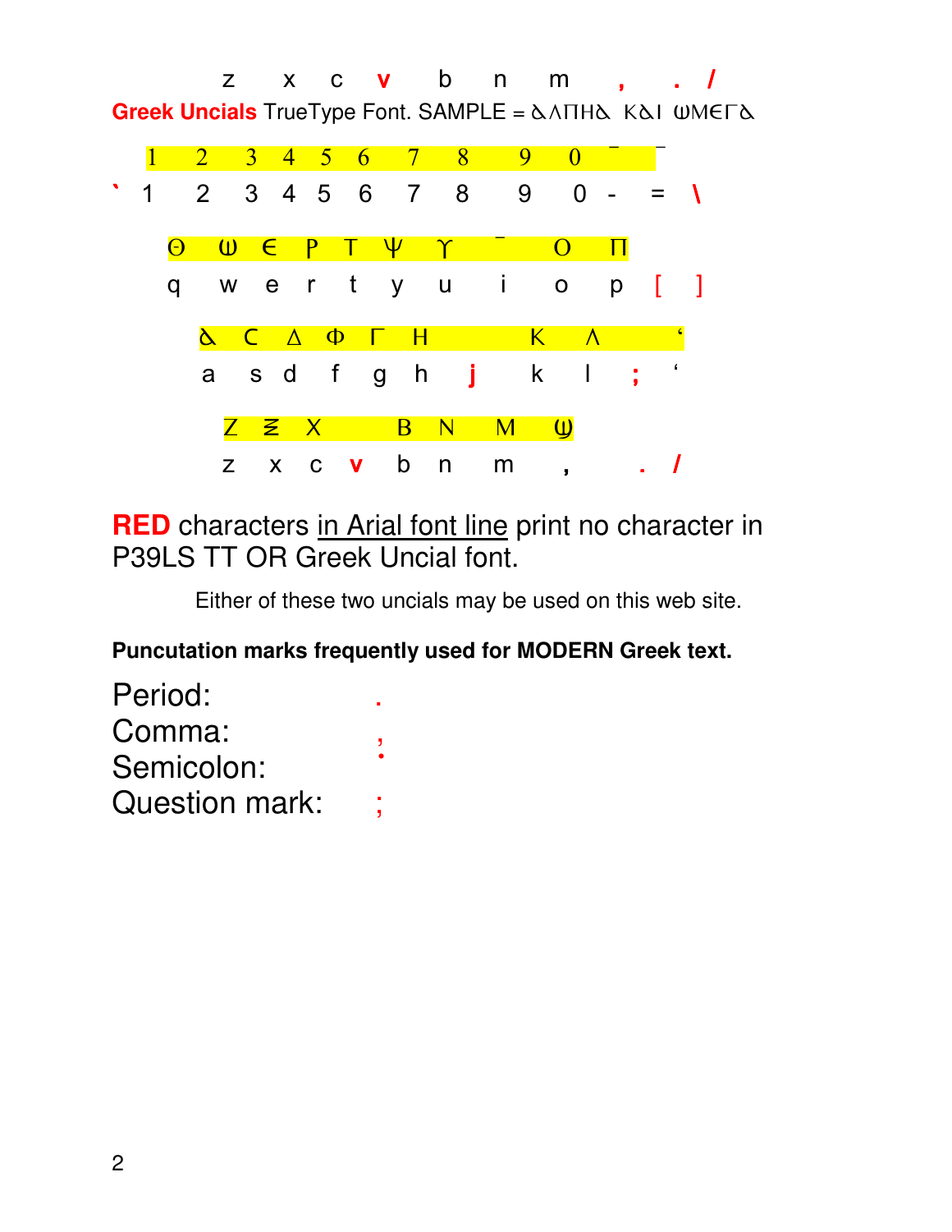z x c v b n m , . /

**Greek Uncials** TrueType Font. SAMPLE = ꙘΛΠΗꙘ ΚꙘΙ ѠΜЄΓꙘ

| 1 | 2 | 3 | 4 | 5 | 6 | 7 | 8 | 9 | 0 | ¯ | ¯ | |
|---|---|---|---|---|---|---|---|---|---|---|---|---|
| ` 1 | 2 | 3 | 4 | 5 | 6 | 7 | 8 | 9 | 0 | - | = | \ |

| Θ | Ѡ | Є | Ρ | Τ | Ψ | Υ | ¯ | Ο | Π | | |
|---|---|---|---|---|---|---|---|---|---|---|---|
| q | w | e | r | t | y | u | i | o | p | [ | ] |

| Ꙙ | С | Δ | Φ | Γ | Η | | Κ | Λ | | ‘ |
|---|---|---|---|---|---|---|---|---|---|---|
| a | s | d | f | g | h | j | k | l | ; | ‘ |

| Ζ | Ξ | Χ | | Β | Ν | Μ | Ѡ | | |
|---|---|---|---|---|---|---|---|---|---|
| z | x | c | v | b | n | m | , | . | / |

**RED** characters in Arial font line print no character in P39LS TT OR Greek Uncial font.

Either of these two uncials may be used on this web site.

**Puncutation marks frequently used for MODERN Greek text.**

Period: .
Comma: ,
Semicolon: ·
Question mark: ;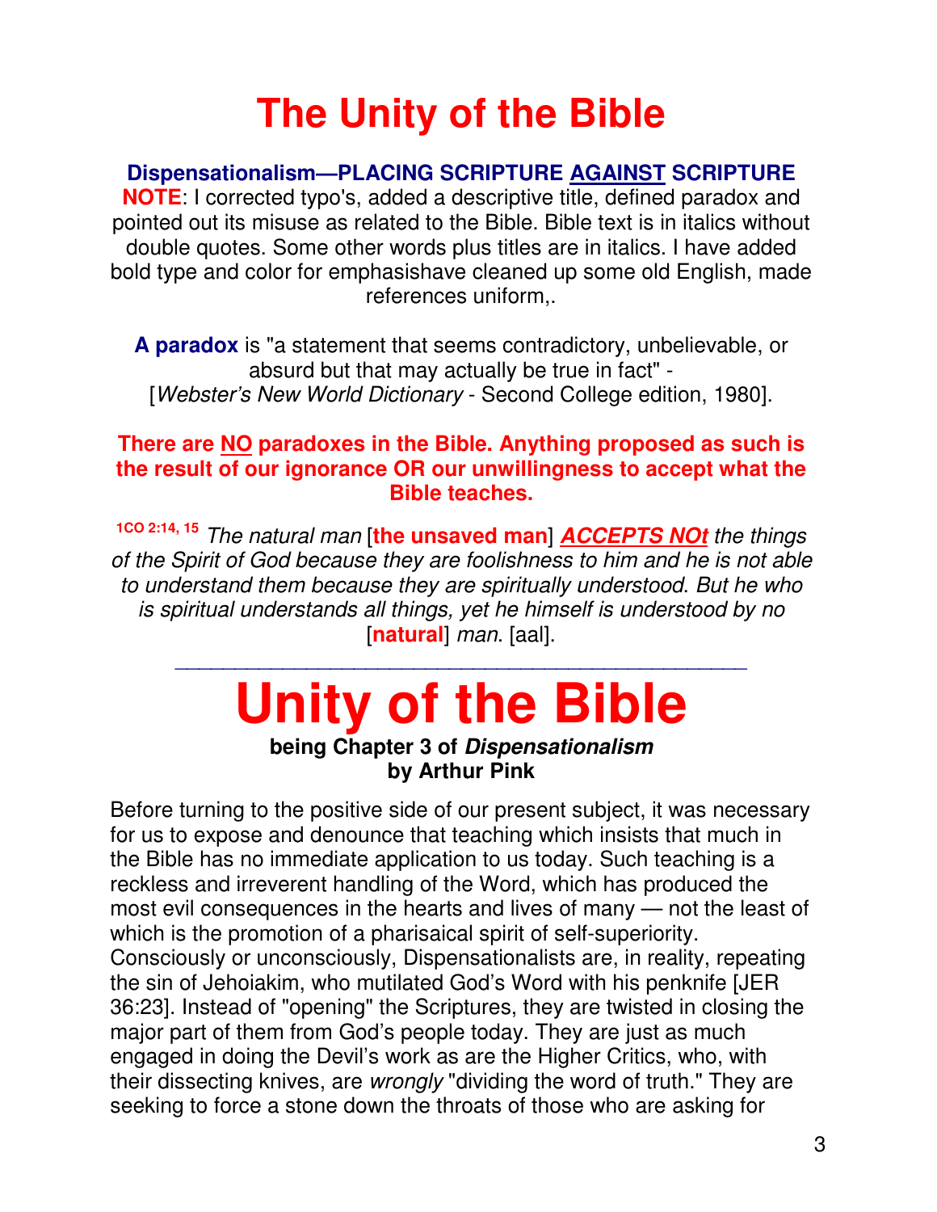# The Unity of the Bible

**Dispensationalism—PLACING SCRIPTURE AGAINST SCRIPTURE**

**NOTE**: I corrected typo's, added a descriptive title, defined paradox and pointed out its misuse as related to the Bible. Bible text is in italics without double quotes. Some other words plus titles are in italics. I have added bold type and color for emphasishave cleaned up some old English, made references uniform,.

**A paradox** is "a statement that seems contradictory, unbelievable, or absurd but that may actually be true in fact" - [*Webster's New World Dictionary* - Second College edition, 1980].

**There are NO paradoxes in the Bible. Anything proposed as such is the result of our ignorance OR our unwillingness to accept what the Bible teaches.**

1CO 2:14, 15 *The natural man* [**the unsaved man**] ***ACCEPTS NOt*** *the things of the Spirit of God because they are foolishness to him and he is not able to understand them because they are spiritually understood. But he who is spiritual understands all things, yet he himself is understood by no* [**natural**] *man*. [aal].

---

# Unity of the Bible

**being Chapter 3 of *Dispensationalism***
**by Arthur Pink**

Before turning to the positive side of our present subject, it was necessary for us to expose and denounce that teaching which insists that much in the Bible has no immediate application to us today. Such teaching is a reckless and irreverent handling of the Word, which has produced the most evil consequences in the hearts and lives of many — not the least of which is the promotion of a pharisaical spirit of self-superiority. Consciously or unconsciously, Dispensationalists are, in reality, repeating the sin of Jehoiakim, who mutilated God's Word with his penknife [JER 36:23]. Instead of "opening" the Scriptures, they are twisted in closing the major part of them from God's people today. They are just as much engaged in doing the Devil's work as are the Higher Critics, who, with their dissecting knives, are *wrongly* "dividing the word of truth." They are seeking to force a stone down the throats of those who are asking for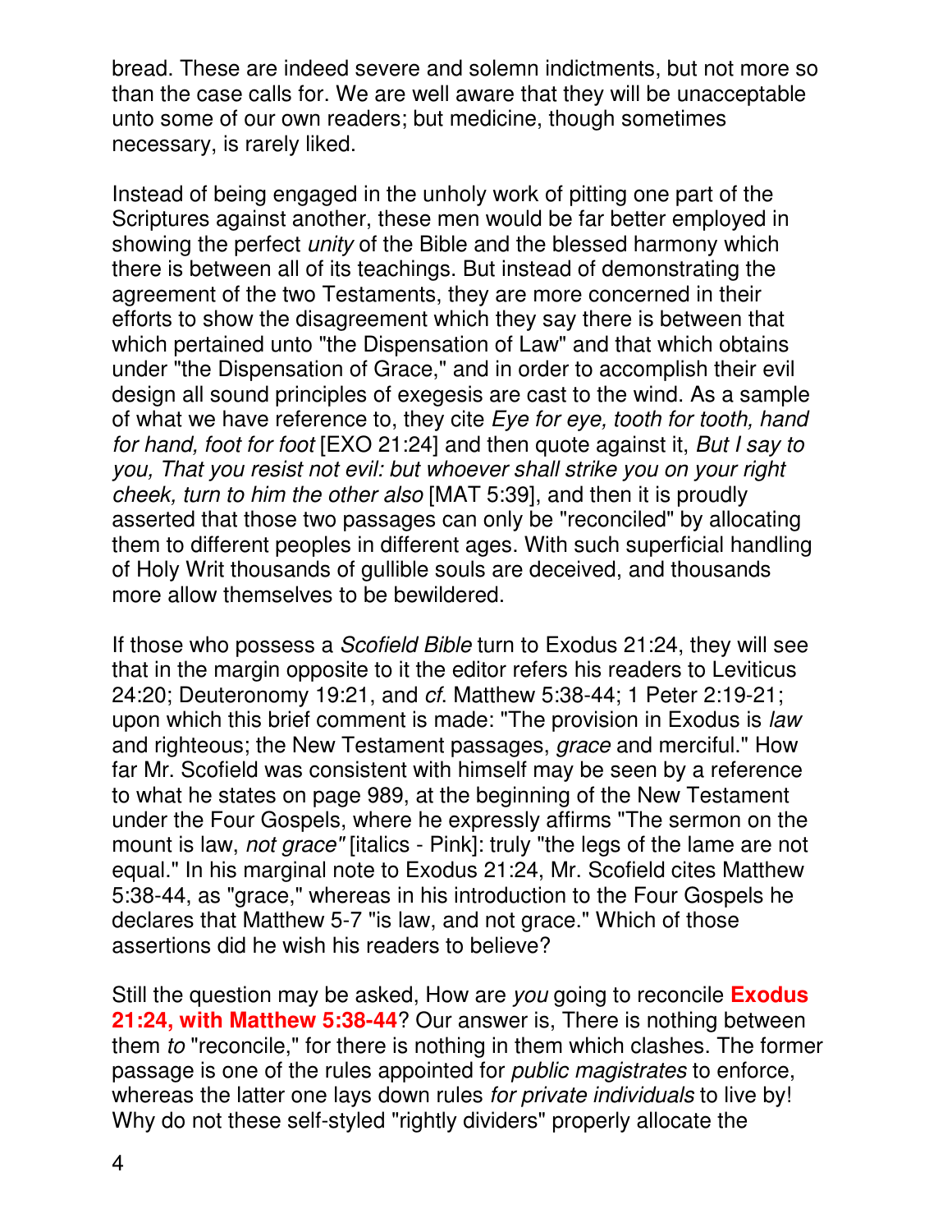bread. These are indeed severe and solemn indictments, but not more so than the case calls for. We are well aware that they will be unacceptable unto some of our own readers; but medicine, though sometimes necessary, is rarely liked.

Instead of being engaged in the unholy work of pitting one part of the Scriptures against another, these men would be far better employed in showing the perfect *unity* of the Bible and the blessed harmony which there is between all of its teachings. But instead of demonstrating the agreement of the two Testaments, they are more concerned in their efforts to show the disagreement which they say there is between that which pertained unto "the Dispensation of Law" and that which obtains under "the Dispensation of Grace," and in order to accomplish their evil design all sound principles of exegesis are cast to the wind. As a sample of what we have reference to, they cite *Eye for eye, tooth for tooth, hand for hand, foot for foot* [EXO 21:24] and then quote against it, *But I say to you, That you resist not evil: but whoever shall strike you on your right cheek, turn to him the other also* [MAT 5:39], and then it is proudly asserted that those two passages can only be "reconciled" by allocating them to different peoples in different ages. With such superficial handling of Holy Writ thousands of gullible souls are deceived, and thousands more allow themselves to be bewildered.

If those who possess a *Scofield Bible* turn to Exodus 21:24, they will see that in the margin opposite to it the editor refers his readers to Leviticus 24:20; Deuteronomy 19:21, and *cf.* Matthew 5:38-44; 1 Peter 2:19-21; upon which this brief comment is made: "The provision in Exodus is *law* and righteous; the New Testament passages, *grace* and merciful." How far Mr. Scofield was consistent with himself may be seen by a reference to what he states on page 989, at the beginning of the New Testament under the Four Gospels, where he expressly affirms "The sermon on the mount is law, *not grace"* [italics - Pink]: truly "the legs of the lame are not equal." In his marginal note to Exodus 21:24, Mr. Scofield cites Matthew 5:38-44, as "grace," whereas in his introduction to the Four Gospels he declares that Matthew 5-7 "is law, and not grace." Which of those assertions did he wish his readers to believe?

Still the question may be asked, How are *you* going to reconcile **Exodus 21:24, with Matthew 5:38-44**? Our answer is, There is nothing between them *to* "reconcile," for there is nothing in them which clashes. The former passage is one of the rules appointed for *public magistrates* to enforce, whereas the latter one lays down rules *for private individuals* to live by! Why do not these self-styled "rightly dividers" properly allocate the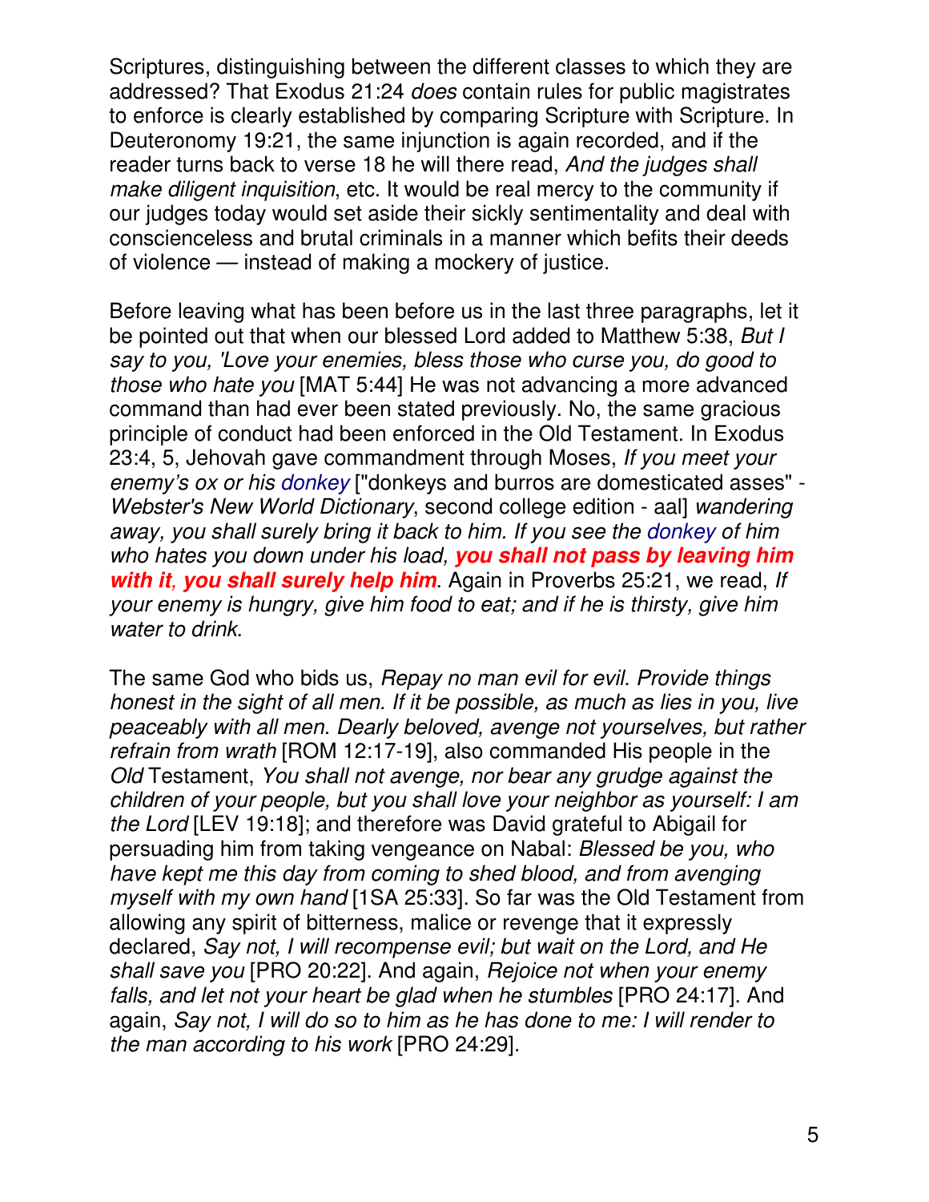Scriptures, distinguishing between the different classes to which they are addressed? That Exodus 21:24 *does* contain rules for public magistrates to enforce is clearly established by comparing Scripture with Scripture. In Deuteronomy 19:21, the same injunction is again recorded, and if the reader turns back to verse 18 he will there read, *And the judges shall make diligent inquisition*, etc. It would be real mercy to the community if our judges today would set aside their sickly sentimentality and deal with conscienceless and brutal criminals in a manner which befits their deeds of violence — instead of making a mockery of justice.

Before leaving what has been before us in the last three paragraphs, let it be pointed out that when our blessed Lord added to Matthew 5:38, *But I say to you, 'Love your enemies, bless those who curse you, do good to those who hate you* [MAT 5:44] He was not advancing a more advanced command than had ever been stated previously. No, the same gracious principle of conduct had been enforced in the Old Testament. In Exodus 23:4, 5, Jehovah gave commandment through Moses, *If you meet your enemy's ox or his donkey* ["donkeys and burros are domesticated asses" - *Webster's New World Dictionary*, second college edition - aal] *wandering away, you shall surely bring it back to him. If you see the donkey of him who hates you down under his load,* ***you shall not pass by leaving him with it, you shall surely help him***. Again in Proverbs 25:21, we read, *If your enemy is hungry, give him food to eat; and if he is thirsty, give him water to drink*.

The same God who bids us, *Repay no man evil for evil. Provide things honest in the sight of all men. If it be possible, as much as lies in you, live peaceably with all men. Dearly beloved, avenge not yourselves, but rather refrain from wrath* [ROM 12:17-19], also commanded His people in the *Old* Testament, *You shall not avenge, nor bear any grudge against the children of your people, but you shall love your neighbor as yourself: I am the Lord* [LEV 19:18]; and therefore was David grateful to Abigail for persuading him from taking vengeance on Nabal: *Blessed be you, who have kept me this day from coming to shed blood, and from avenging myself with my own hand* [1SA 25:33]. So far was the Old Testament from allowing any spirit of bitterness, malice or revenge that it expressly declared, *Say not, I will recompense evil; but wait on the Lord, and He shall save you* [PRO 20:22]. And again, *Rejoice not when your enemy falls, and let not your heart be glad when he stumbles* [PRO 24:17]. And again, *Say not, I will do so to him as he has done to me: I will render to the man according to his work* [PRO 24:29].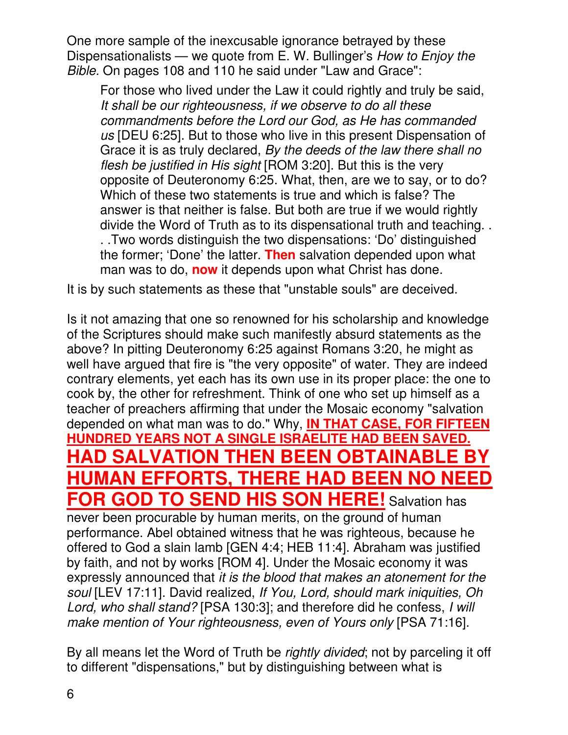One more sample of the inexcusable ignorance betrayed by these Dispensationalists — we quote from E. W. Bullinger's *How to Enjoy the Bible.* On pages 108 and 110 he said under "Law and Grace":

> For those who lived under the Law it could rightly and truly be said, *It shall be our righteousness, if we observe to do all these commandments before the Lord our God, as He has commanded us* [DEU 6:25]. But to those who live in this present Dispensation of Grace it is as truly declared, *By the deeds of the law there shall no flesh be justified in His sight* [ROM 3:20]. But this is the very opposite of Deuteronomy 6:25. What, then, are we to say, or to do? Which of these two statements is true and which is false? The answer is that neither is false. But both are true if we would rightly divide the Word of Truth as to its dispensational truth and teaching. . . .Two words distinguish the two dispensations: 'Do' distinguished the former; 'Done' the latter. **Then** salvation depended upon what man was to do, **now** it depends upon what Christ has done.

It is by such statements as these that "unstable souls" are deceived.

Is it not amazing that one so renowned for his scholarship and knowledge of the Scriptures should make such manifestly absurd statements as the above? In pitting Deuteronomy 6:25 against Romans 3:20, he might as well have argued that fire is "the very opposite" of water. They are indeed contrary elements, yet each has its own use in its proper place: the one to cook by, the other for refreshment. Think of one who set up himself as a teacher of preachers affirming that under the Mosaic economy "salvation depended on what man was to do." Why, **IN THAT CASE, FOR FIFTEEN HUNDRED YEARS NOT A SINGLE ISRAELITE HAD BEEN SAVED. HAD SALVATION THEN BEEN OBTAINABLE BY HUMAN EFFORTS, THERE HAD BEEN NO NEED FOR GOD TO SEND HIS SON HERE!** Salvation has never been procurable by human merits, on the ground of human performance. Abel obtained witness that he was righteous, because he offered to God a slain lamb [GEN 4:4; HEB 11:4]. Abraham was justified by faith, and not by works [ROM 4]. Under the Mosaic economy it was expressly announced that *it is the blood that makes an atonement for the soul* [LEV 17:11]. David realized, *If You, Lord, should mark iniquities, Oh Lord, who shall stand?* [PSA 130:3]; and therefore did he confess, *I will make mention of Your righteousness, even of Yours only* [PSA 71:16].

By all means let the Word of Truth be *rightly divided*; not by parceling it off to different "dispensations," but by distinguishing between what is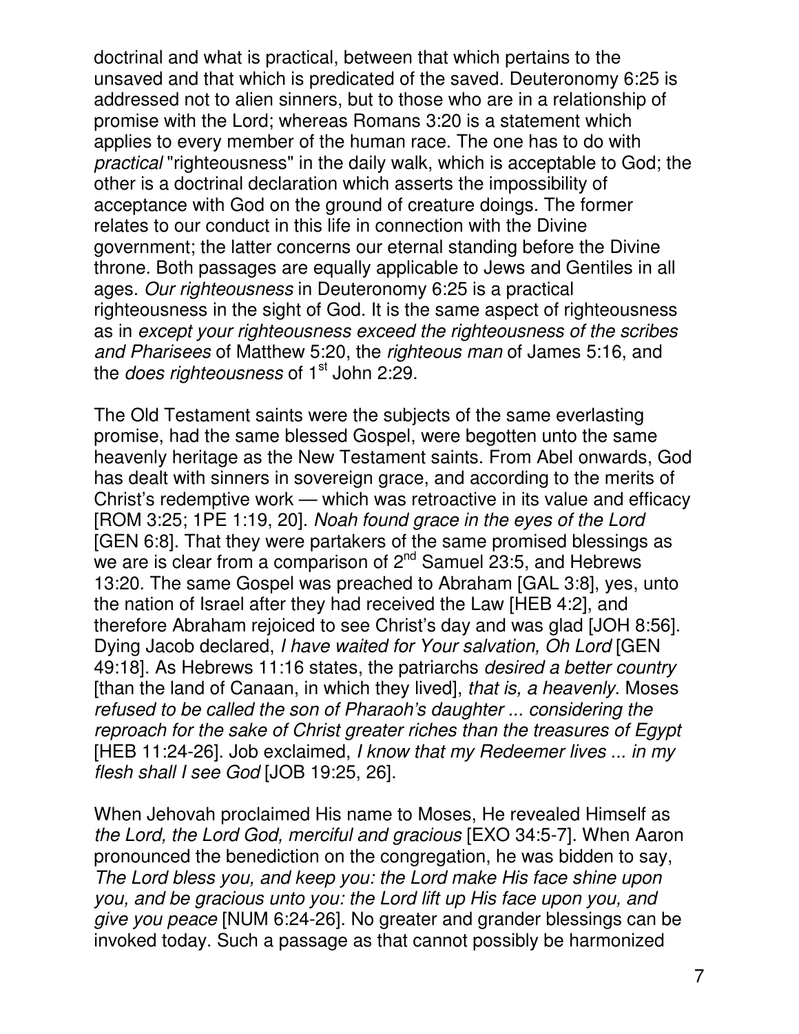doctrinal and what is practical, between that which pertains to the unsaved and that which is predicated of the saved. Deuteronomy 6:25 is addressed not to alien sinners, but to those who are in a relationship of promise with the Lord; whereas Romans 3:20 is a statement which applies to every member of the human race. The one has to do with *practical* "righteousness" in the daily walk, which is acceptable to God; the other is a doctrinal declaration which asserts the impossibility of acceptance with God on the ground of creature doings. The former relates to our conduct in this life in connection with the Divine government; the latter concerns our eternal standing before the Divine throne. Both passages are equally applicable to Jews and Gentiles in all ages. *Our righteousness* in Deuteronomy 6:25 is a practical righteousness in the sight of God. It is the same aspect of righteousness as in *except your righteousness exceed the righteousness of the scribes and Pharisees* of Matthew 5:20, the *righteous man* of James 5:16, and the *does righteousness* of 1st John 2:29.

The Old Testament saints were the subjects of the same everlasting promise, had the same blessed Gospel, were begotten unto the same heavenly heritage as the New Testament saints. From Abel onwards, God has dealt with sinners in sovereign grace, and according to the merits of Christ's redemptive work — which was retroactive in its value and efficacy [ROM 3:25; 1PE 1:19, 20]. *Noah found grace in the eyes of the Lord* [GEN 6:8]. That they were partakers of the same promised blessings as we are is clear from a comparison of 2nd Samuel 23:5, and Hebrews 13:20. The same Gospel was preached to Abraham [GAL 3:8], yes, unto the nation of Israel after they had received the Law [HEB 4:2], and therefore Abraham rejoiced to see Christ's day and was glad [JOH 8:56]. Dying Jacob declared, *I have waited for Your salvation, Oh Lord* [GEN 49:18]. As Hebrews 11:16 states, the patriarchs *desired a better country* [than the land of Canaan, in which they lived], *that is, a heavenly*. Moses *refused to be called the son of Pharaoh's daughter ... considering the reproach for the sake of Christ greater riches than the treasures of Egypt* [HEB 11:24-26]. Job exclaimed, *I know that my Redeemer lives ... in my flesh shall I see God* [JOB 19:25, 26].

When Jehovah proclaimed His name to Moses, He revealed Himself as *the Lord, the Lord God, merciful and gracious* [EXO 34:5-7]. When Aaron pronounced the benediction on the congregation, he was bidden to say, *The Lord bless you, and keep you: the Lord make His face shine upon you, and be gracious unto you: the Lord lift up His face upon you, and give you peace* [NUM 6:24-26]. No greater and grander blessings can be invoked today. Such a passage as that cannot possibly be harmonized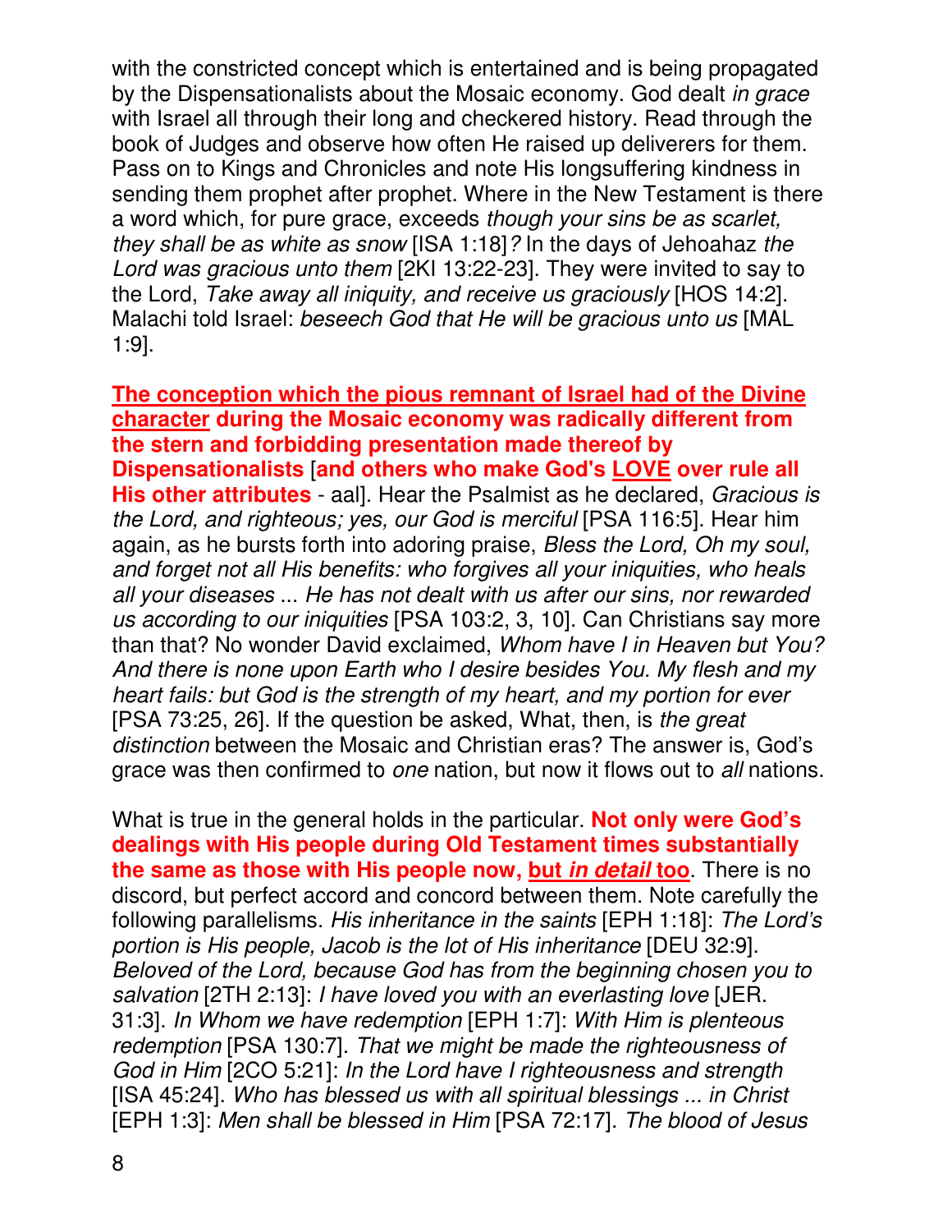with the constricted concept which is entertained and is being propagated by the Dispensationalists about the Mosaic economy. God dealt *in grace* with Israel all through their long and checkered history. Read through the book of Judges and observe how often He raised up deliverers for them. Pass on to Kings and Chronicles and note His longsuffering kindness in sending them prophet after prophet. Where in the New Testament is there a word which, for pure grace, exceeds *though your sins be as scarlet, they shall be as white as snow* [ISA 1:18]*?* In the days of Jehoahaz *the Lord was gracious unto them* [2KI 13:22-23]. They were invited to say to the Lord, *Take away all iniquity, and receive us graciously* [HOS 14:2]. Malachi told Israel: *beseech God that He will be gracious unto us* [MAL 1:9].

**<u>The conception which the pious remnant of Israel had of the Divine character</u> during the Mosaic economy was radically different from the stern and forbidding presentation made thereof by Dispensationalists** [**and others who make God's <u>LOVE</u> over rule all His other attributes** - aal]. Hear the Psalmist as he declared, *Gracious is the Lord, and righteous; yes, our God is merciful* [PSA 116:5]. Hear him again, as he bursts forth into adoring praise, *Bless the Lord, Oh my soul, and forget not all His benefits: who forgives all your iniquities, who heals all your diseases ... He has not dealt with us after our sins, nor rewarded us according to our iniquities* [PSA 103:2, 3, 10]. Can Christians say more than that? No wonder David exclaimed, *Whom have I in Heaven but You? And there is none upon Earth who I desire besides You. My flesh and my heart fails: but God is the strength of my heart, and my portion for ever* [PSA 73:25, 26]. If the question be asked, What, then, is *the great distinction* between the Mosaic and Christian eras? The answer is, God's grace was then confirmed to *one* nation, but now it flows out to *all* nations.

What is true in the general holds in the particular. **Not only were God's dealings with His people during Old Testament times substantially the same as those with His people now, <u>but *in detail* too</u>**. There is no discord, but perfect accord and concord between them. Note carefully the following parallelisms. *His inheritance in the saints* [EPH 1:18]: *The Lord's portion is His people, Jacob is the lot of His inheritance* [DEU 32:9]. *Beloved of the Lord, because God has from the beginning chosen you to salvation* [2TH 2:13]: *I have loved you with an everlasting love* [JER. 31:3]. *In Whom we have redemption* [EPH 1:7]: *With Him is plenteous redemption* [PSA 130:7]. *That we might be made the righteousness of God in Him* [2CO 5:21]: *In the Lord have I righteousness and strength* [ISA 45:24]. *Who has blessed us with all spiritual blessings ... in Christ* [EPH 1:3]: *Men shall be blessed in Him* [PSA 72:17]. *The blood of Jesus*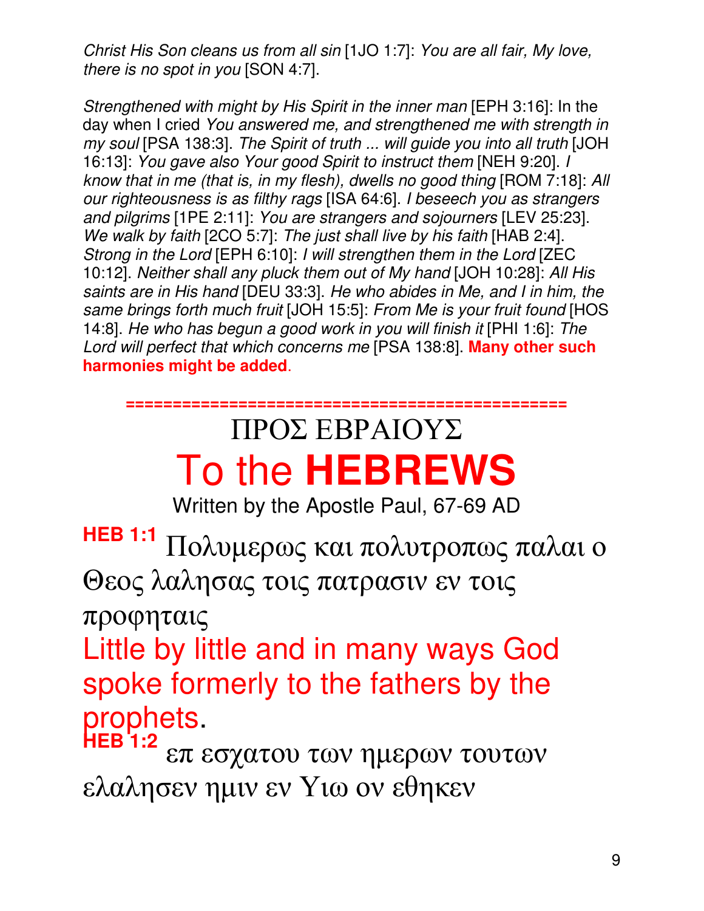*Christ His Son cleans us from all sin* [1JO 1:7]: *You are all fair, My love, there is no spot in you* [SON 4:7].

*Strengthened with might by His Spirit in the inner man* [EPH 3:16]: In the day when I cried *You answered me, and strengthened me with strength in my soul* [PSA 138:3]. *The Spirit of truth ... will guide you into all truth* [JOH 16:13]: *You gave also Your good Spirit to instruct them* [NEH 9:20]. *I know that in me (that is, in my flesh), dwells no good thing* [ROM 7:18]: *All our righteousness is as filthy rags* [ISA 64:6]. *I beseech you as strangers and pilgrims* [1PE 2:11]: *You are strangers and sojourners* [LEV 25:23]. *We walk by faith* [2CO 5:7]: *The just shall live by his faith* [HAB 2:4]. *Strong in the Lord* [EPH 6:10]: *I will strengthen them in the Lord* [ZEC 10:12]. *Neither shall any pluck them out of My hand* [JOH 10:28]: *All His saints are in His hand* [DEU 33:3]. *He who abides in Me, and I in him, the same brings forth much fruit* [JOH 15:5]: *From Me is your fruit found* [HOS 14:8]. *He who has begun a good work in you will finish it* [PHI 1:6]: *The Lord will perfect that which concerns me* [PSA 138:8]. **Many other such harmonies might be added**.

==================================================

# ΠΡΟΣ ΕΒΡΑΙΟΥΣ

# To the **HEBREWS**

Written by the Apostle Paul, 67-69 AD

**HEB 1:1** Πολυμερως και πολυτροπως παλαι ο Θεος λαλησας τοις πατρασιν εν τοις προφηταις

Little by little and in many ways God spoke formerly to the fathers by the prophets.

**HEB 1:2** επ εσχατου των ημερων τουτων ελαλησεν ημιν εν Υιω ον εθηκεν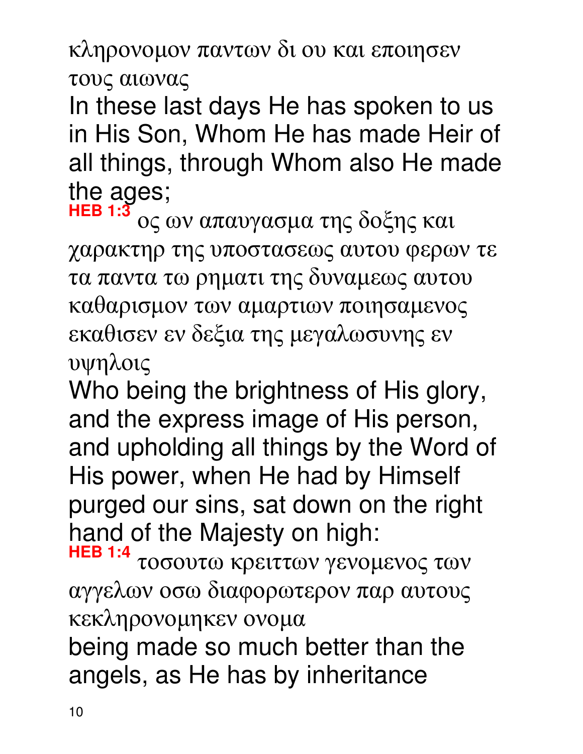κληρονομον παντων δι ου και εποιησεν τους αιωνας

In these last days He has spoken to us in His Son, Whom He has made Heir of all things, through Whom also He made the ages;

**HEB 1:3** ος ων απαυγασμα της δοξης και χαρακτηρ της υποστασεως αυτου φερων τε τα παντα τω ρηματι της δυναμεως αυτου καθαρισμον των αμαρτιων ποιησαμενος εκαθισεν εν δεξια της μεγαλωσυνης εν υψηλοις

Who being the brightness of His glory, and the express image of His person, and upholding all things by the Word of His power, when He had by Himself purged our sins, sat down on the right hand of the Majesty on high:

**HEB 1:4** τοσουτω κρειττων γενομενος των αγγελων οσω διαφορωτερον παρ αυτους κεκληρονομηκεν ονομα

being made so much better than the angels, as He has by inheritance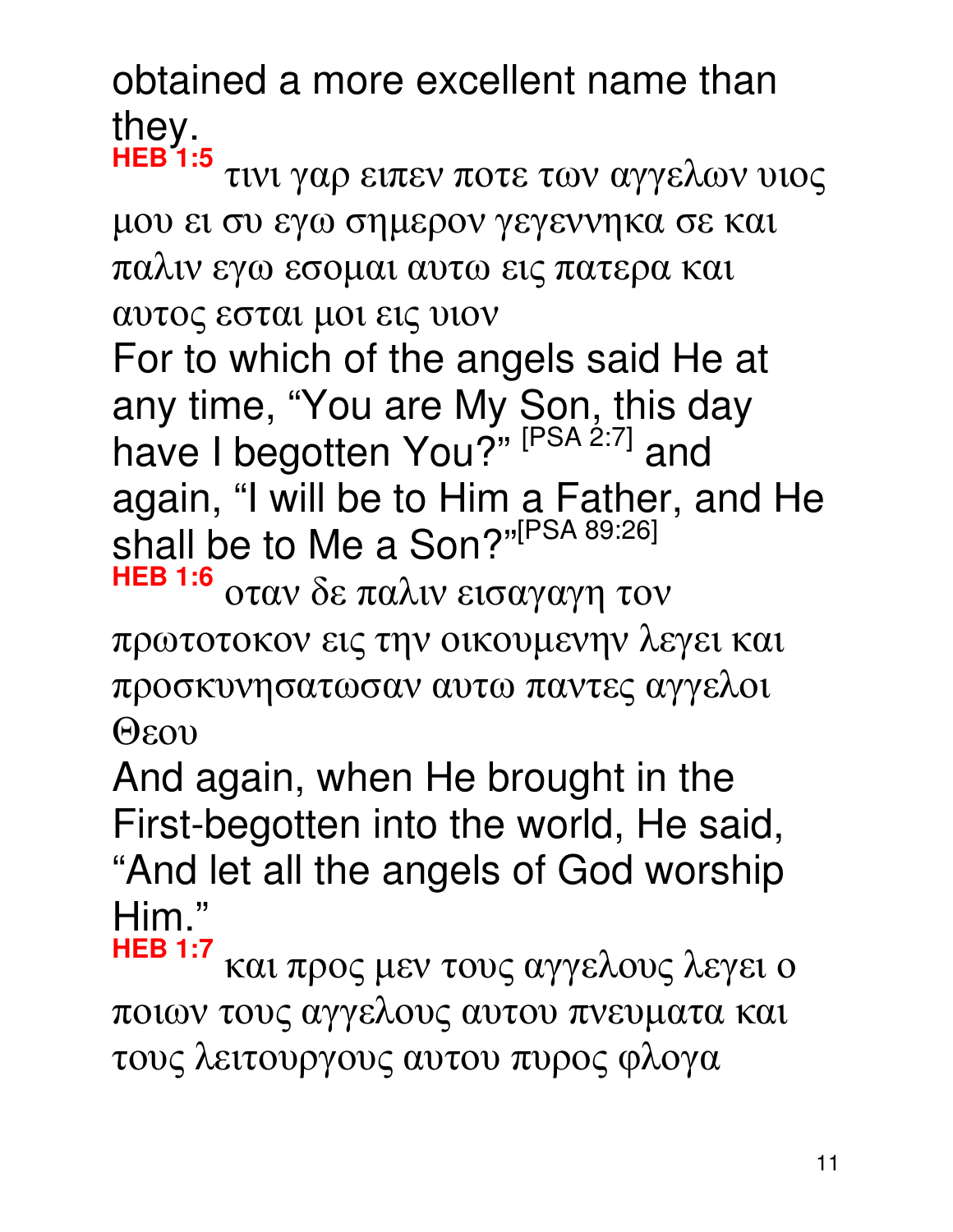obtained a more excellent name than they.

**HEB 1:5** τινι γαρ ειπεν ποτε των αγγελων υιος μου ει συ εγω σημερον γεγεννηκα σε και παλιν εγω εσομαι αυτω εις πατερα και αυτος εσται μοι εις υιον

For to which of the angels said He at any time, “You are My Son, this day have I begotten You?” [PSA 2:7] and again, “I will be to Him a Father, and He shall be to Me a Son?”[PSA 89:26]

**HEB 1:6** οταν δε παλιν εισαγαγη τον πρωτοτοκον εις την οικουμενην λεγει και προσκυνησατωσαν αυτω παντες αγγελοι Θεου

And again, when He brought in the First-begotten into the world, He said, “And let all the angels of God worship Him.”

**HEB 1:7** και προς μεν τους αγγελους λεγει ο ποιων τους αγγελους αυτου πνευματα και τους λειτουργους αυτου πυρος φλογα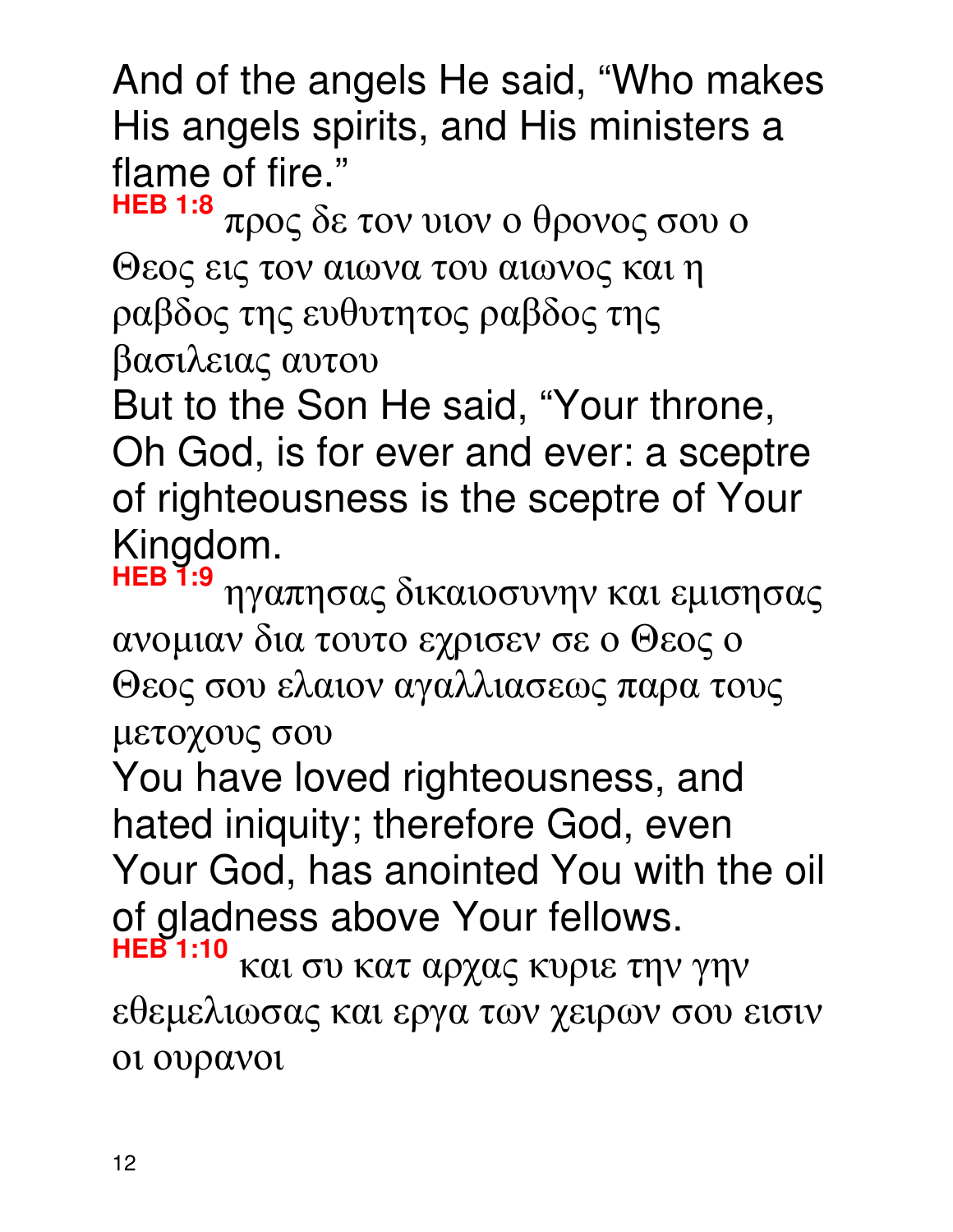And of the angels He said, “Who makes His angels spirits, and His ministers a flame of fire.”

**HEB 1:8** προς δε τον υιον ο θρονος σου ο Θεος εις τον αιωνα του αιωνος και η ραβδος της ευθυτητος ραβδος της βασιλειας αυτου

But to the Son He said, “Your throne, Oh God, is for ever and ever: a sceptre of righteousness is the sceptre of Your Kingdom.

**HEB 1:9** ηγαπησας δικαιοσυνην και εμισησας ανομιαν δια τουτο εχρισεν σε ο Θεος ο Θεος σου ελαιον αγαλλιασεως παρα τους μετοχους σου

You have loved righteousness, and hated iniquity; therefore God, even Your God, has anointed You with the oil of gladness above Your fellows.

**HEB 1:10** και συ κατ αρχας κυριε την γην εθεμελιωσας και εργα των χειρων σου εισιν οι ουρανοι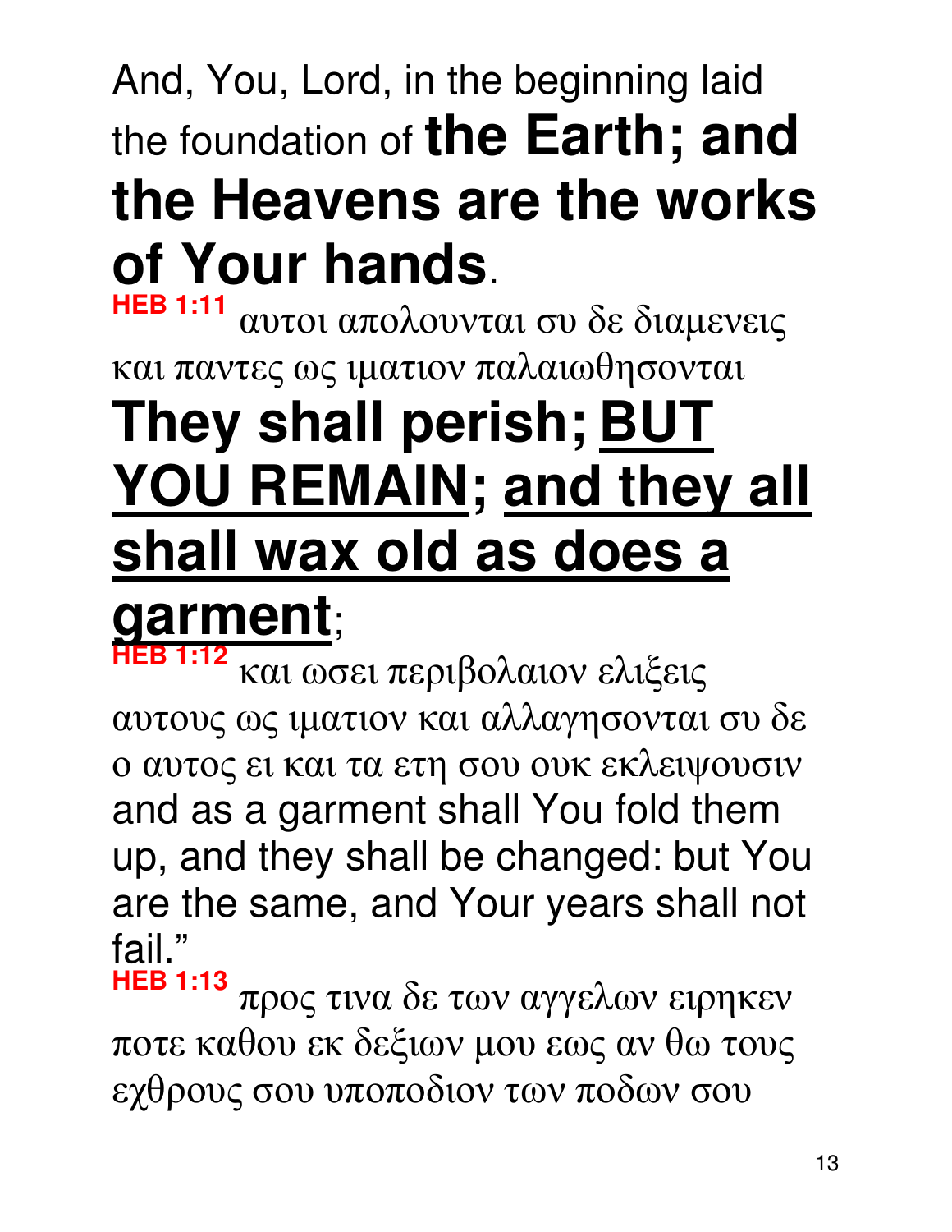And, You, Lord, in the beginning laid the foundation of **the Earth; and the Heavens are the works of Your hands**.

**HEB 1:11** αυτοι απολουνται συ δε διαμενεις και παντες ως ιματιον παλαιωθησονται

**They shall perish; <u>BUT YOU REMAIN</u>; <u>and they all shall wax old as does a garment</u>**;

**HEB 1:12** και ωσει περιβολαιον ελιξεις αυτους ως ιματιον και αλλαγησονται συ δε ο αυτος ει και τα ετη σου ουκ εκλειψουσιν

and as a garment shall You fold them up, and they shall be changed: but You are the same, and Your years shall not fail."

**HEB 1:13** προς τινα δε των αγγελων ειρηκεν ποτε καθου εκ δεξιων μου εως αν θω τους εχθρους σου υποποδιον των ποδων σου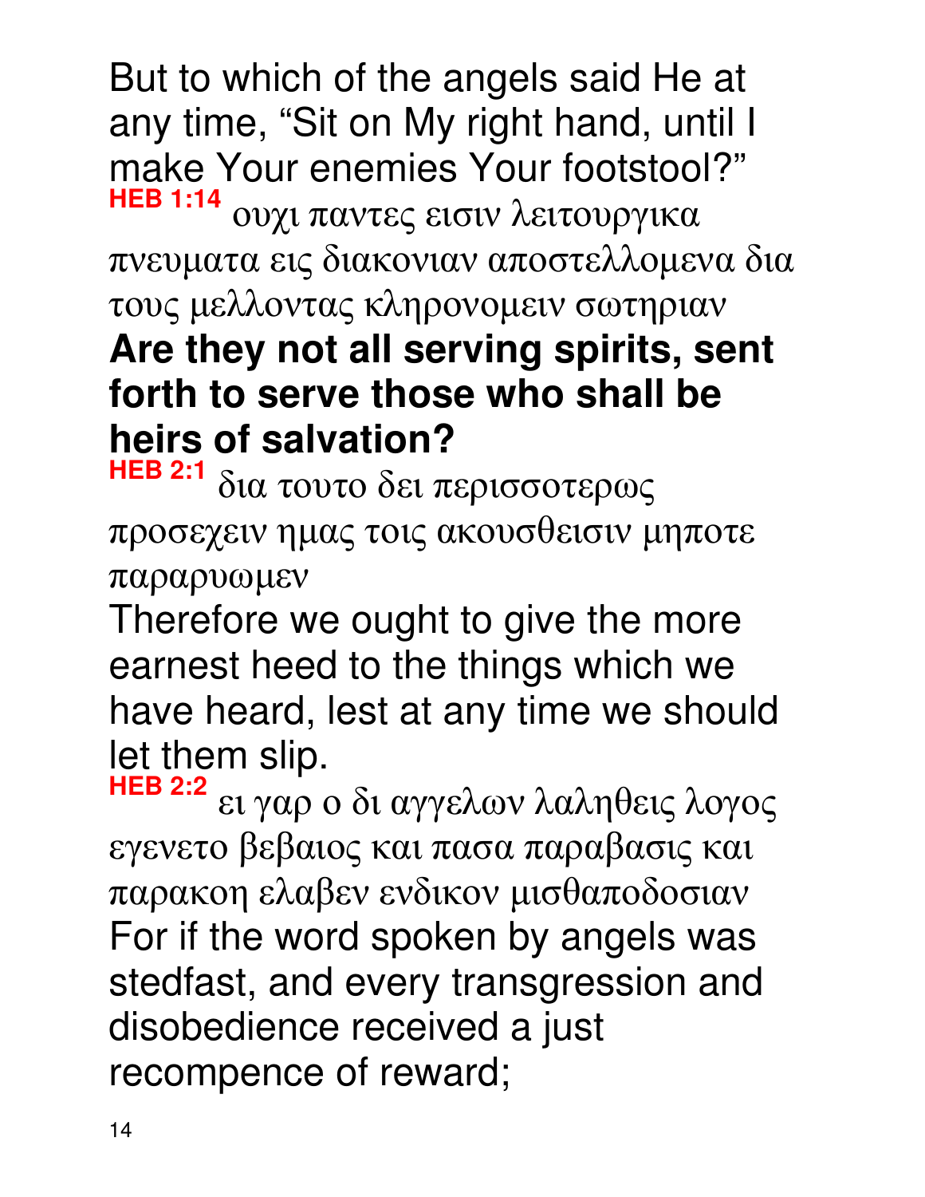But to which of the angels said He at any time, “Sit on My right hand, until I make Your enemies Your footstool?”

**HEB 1:14** ουχι παντες εισιν λειτουργικα πνευματα εις διακονιαν αποστελλομενα δια τους μελλοντας κληρονομειν σωτηριαν

**Are they not all serving spirits, sent forth to serve those who shall be heirs of salvation?**

**HEB 2:1** δια τουτο δει περισσοτερως προσεχειν ημας τοις ακουσθεισιν μηποτε παραρυωμεν

Therefore we ought to give the more earnest heed to the things which we have heard, lest at any time we should let them slip.

**HEB 2:2** ει γαρ ο δι αγγελων λαληθεις λογος εγενετο βεβαιος και πασα παραβασις και παρακοη ελαβεν ενδικον μισθαποδοσιαν

For if the word spoken by angels was stedfast, and every transgression and disobedience received a just recompence of reward;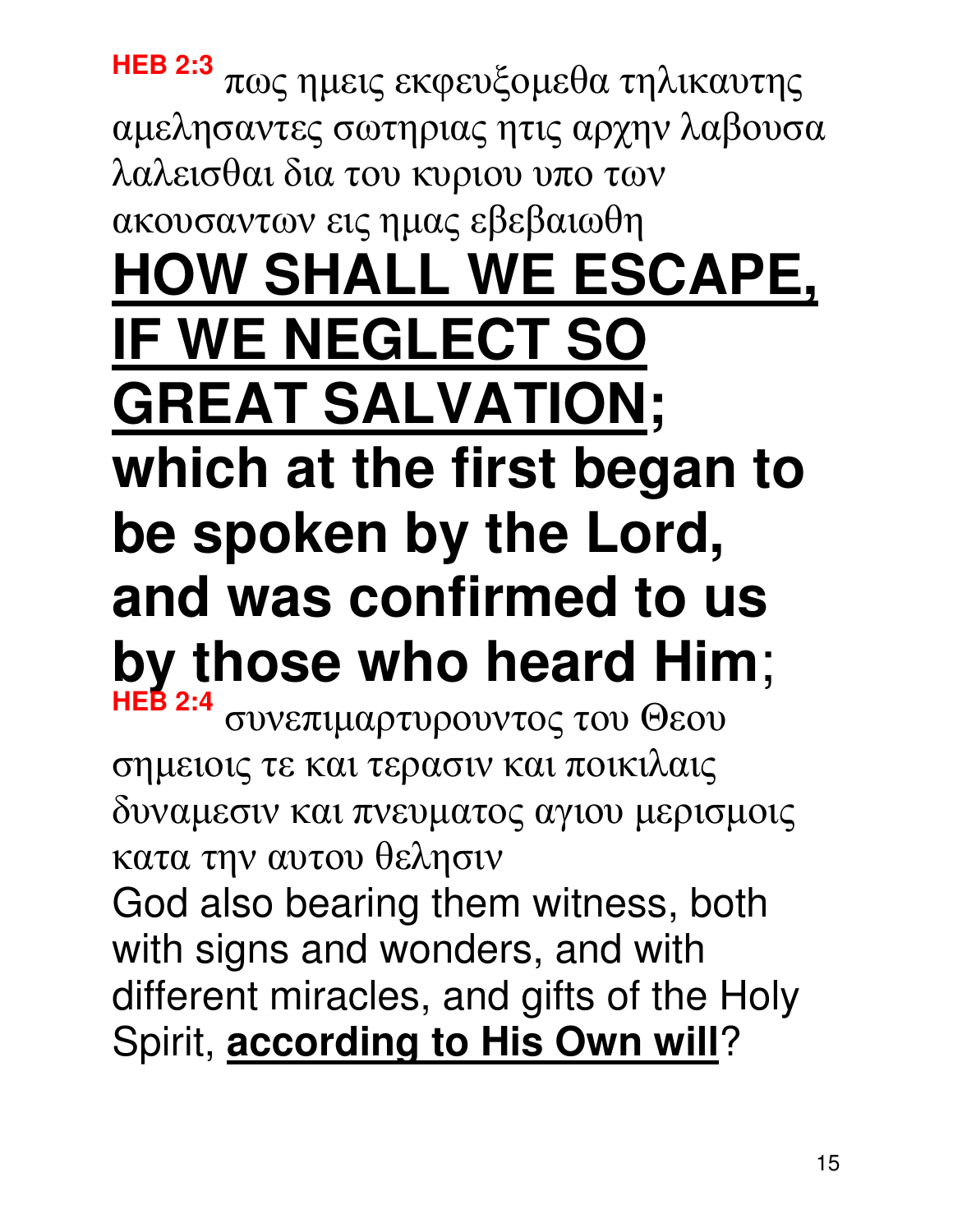**HEB 2:3** πως ημεις εκφευξομεθα τηλικαυτης αμελησαντες σωτηριας ητις αρχην λαβουσα λαλεισθαι δια του κυριου υπο των ακουσαντων εις ημας εβεβαιωθη

**<u>HOW SHALL WE ESCAPE, IF WE NEGLECT SO GREAT SALVATION</u>; which at the first began to be spoken by the Lord, and was confirmed to us by those who heard Him**;

**HEB 2:4** συνεπιμαρτυρουντος του Θεου σημειοις τε και τερασιν και ποικιλαις δυναμεσιν και πνευματος αγιου μερισμοις κατα την αυτου θελησιν

God also bearing them witness, both with signs and wonders, and with different miracles, and gifts of the Holy Spirit, **<u>according to His Own will</u>**?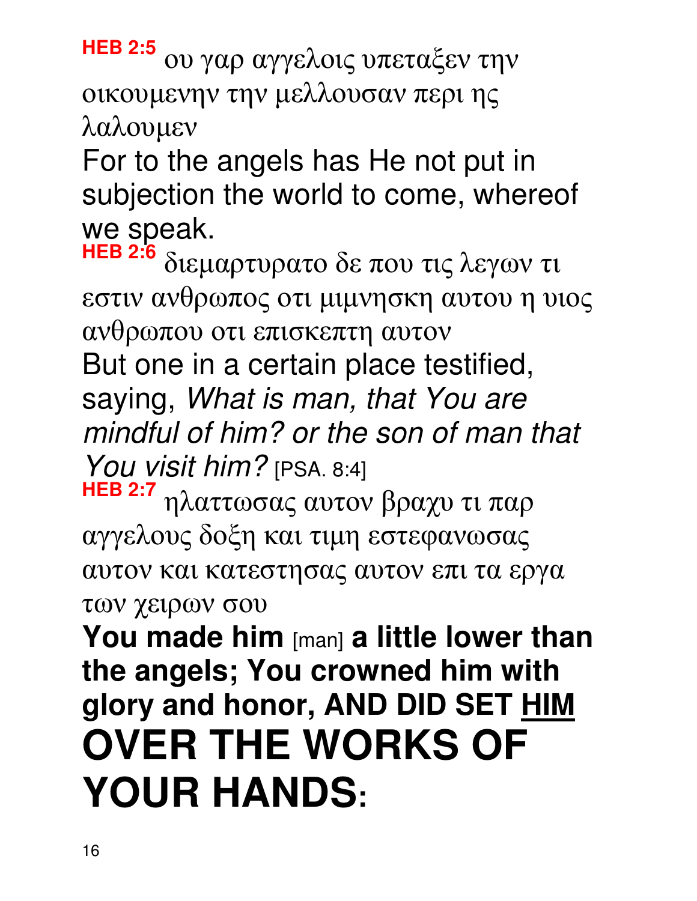**HEB 2:5** ου γαρ αγγελοις υπεταξεν την οικουμενην την μελλουσαν περι ης λαλουμεν

For to the angels has He not put in subjection the world to come, whereof we speak.

**HEB 2:6** διεμαρτυρατο δε που τις λεγων τι εστιν ανθρωπος οτι μιμνησκη αυτου η υιος ανθρωπου οτι επισκεπτη αυτον

But one in a certain place testified, saying, *What is man, that You are mindful of him? or the son of man that You visit him?* [PSA. 8:4]

**HEB 2:7** ηλαττωσας αυτον βραχυ τι παρ αγγελους δοξη και τιμη εστεφανωσας αυτον και κατεστησας αυτον επι τα εργα των χειρων σου

**You made him** [man] **a little lower than the angels; You crowned him with glory and honor, AND DID SET <u>HIM</u> OVER THE WORKS OF YOUR HANDS:**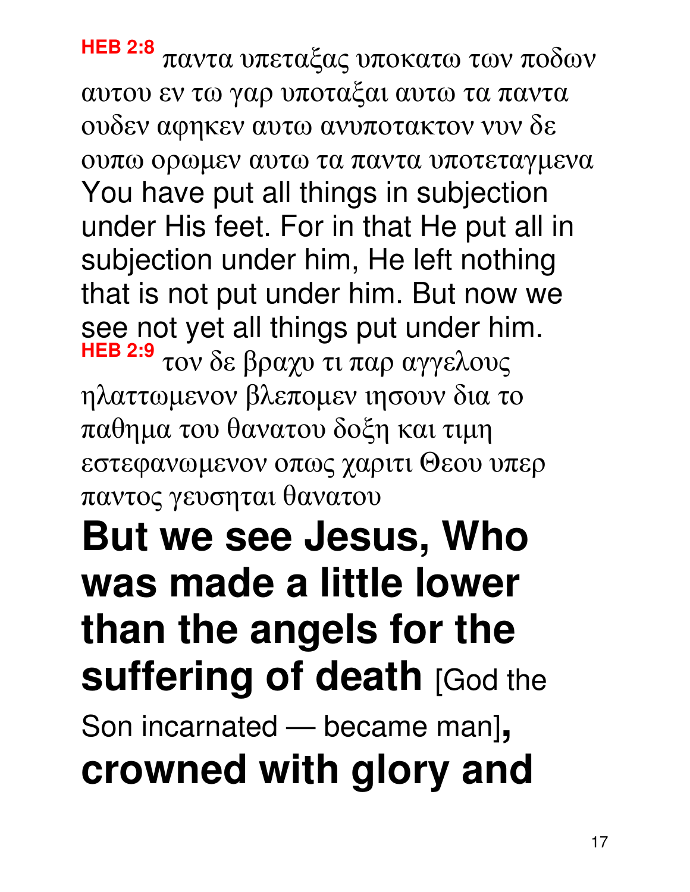**HEB 2:8** παντα υπεταξας υποκατω των ποδων αυτου εν τω γαρ υποταξαι αυτω τα παντα ουδεν αφηκεν αυτω ανυποτακτον νυν δε ουπω ορωμεν αυτω τα παντα υποτεταγμενα
You have put all things in subjection under His feet. For in that He put all in subjection under him, He left nothing that is not put under him. But now we see not yet all things put under him.
**HEB 2:9** τον δε βραχυ τι παρ αγγελους ηλαττωμενον βλεπομεν ιησουν δια το παθημα του θανατου δοξη και τιμη εστεφανωμενον οπως χαριτι Θεου υπερ παντος γευσηται θανατου
**But we see Jesus, Who was made a little lower than the angels for the suffering of death** [God the Son incarnated — became man]**, crowned with glory and**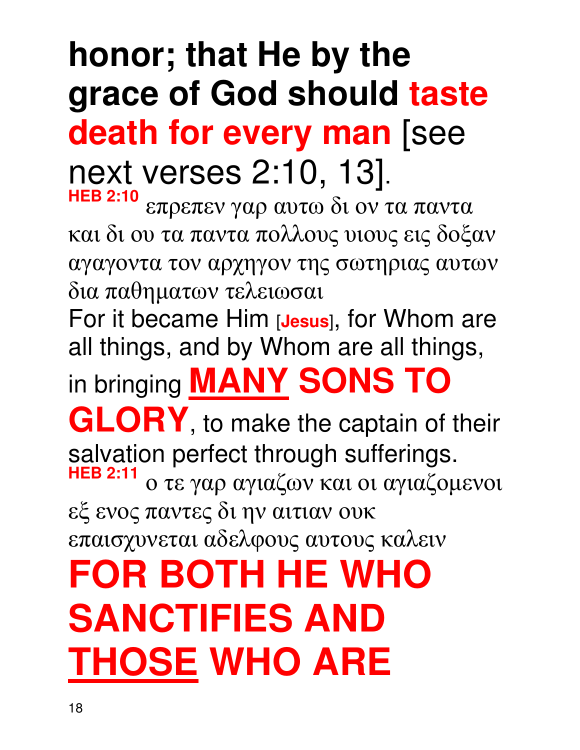**honor; that He by the grace of God should taste death for every man** [see next verses 2:10, 13].

**HEB 2:10** επρεπεν γαρ αυτω δι ον τα παντα και δι ου τα παντα πολλους υιους εις δοξαν αγαγοντα τον αρχηγον της σωτηριας αυτων δια παθηματων τελειωσαι

For it became Him [**Jesus**], for Whom are all things, and by Whom are all things, in bringing **MANY SONS TO GLORY**, to make the captain of their salvation perfect through sufferings.

**HEB 2:11** ο τε γαρ αγιαζων και οι αγιαζομενοι εξ ενος παντες δι ην αιτιαν ουκ επαισχυνεται αδελφους αυτους καλειν

**FOR BOTH HE WHO SANCTIFIES AND THOSE WHO ARE**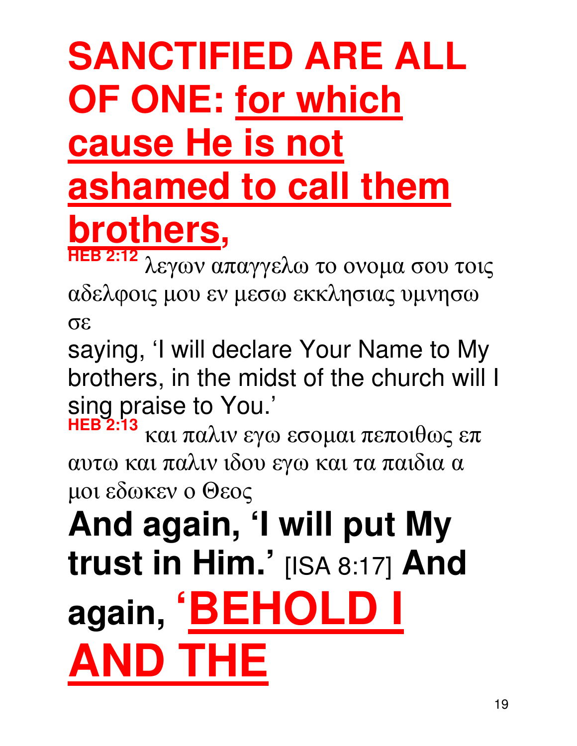**SANCTIFIED ARE ALL OF ONE: <u>for which cause He is not ashamed to call them brothers</u>,**

**HEB 2:12** λεγων απαγγελω το ονομα σου τοις αδελφοις μου εν μεσω εκκλησιας υμνησω σε

saying, 'I will declare Your Name to My brothers, in the midst of the church will I sing praise to You.'

**HEB 2:13** και παλιν εγω εσομαι πεποιθως επ αυτω και παλιν ιδου εγω και τα παιδια α μοι εδωκεν ο Θεος

**And again, 'I will put My trust in Him.'** [ISA 8:17] **And again, '<u>BEHOLD I AND THE</u>**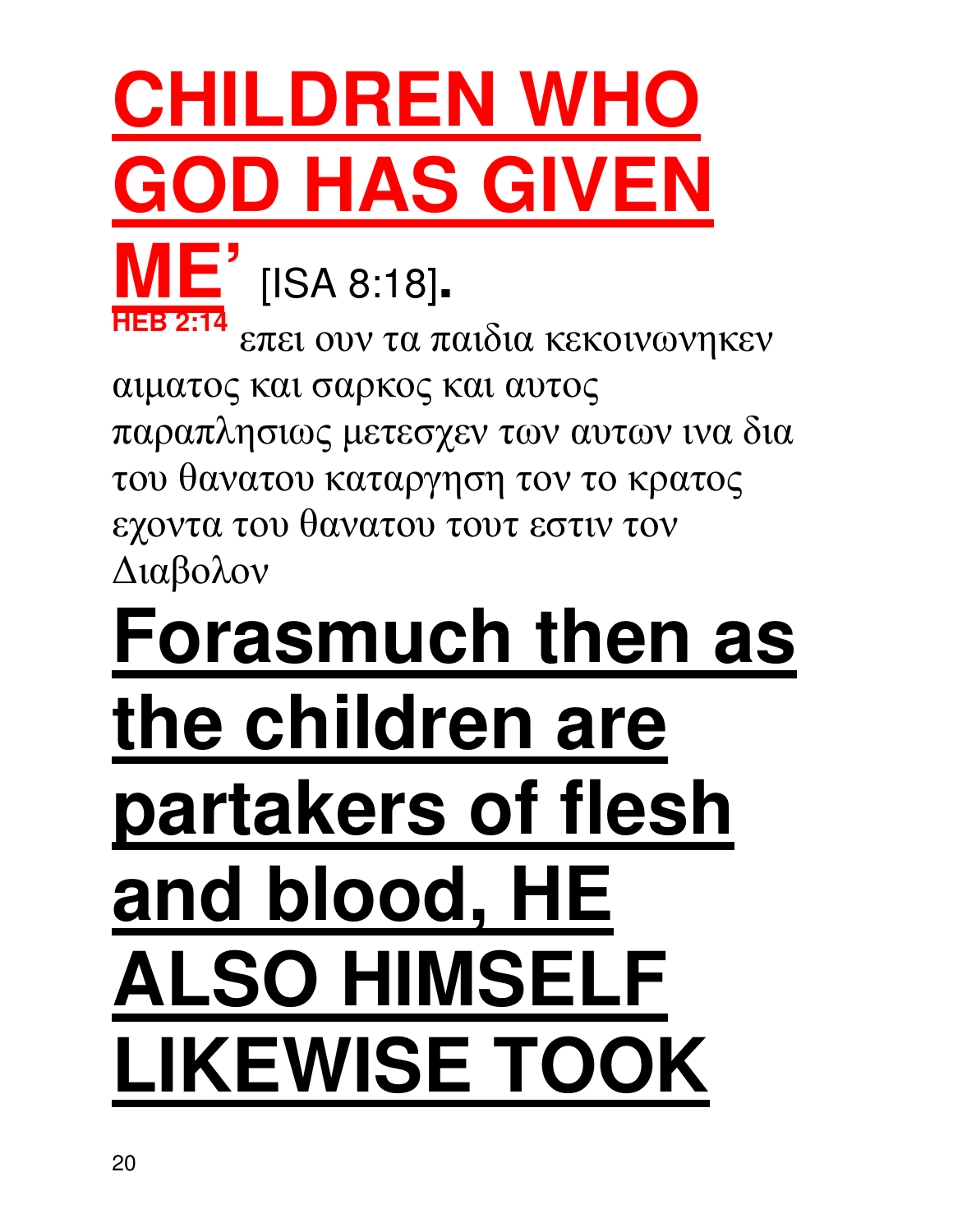**CHILDREN WHO GOD HAS GIVEN ME'** [ISA 8:18].

**HEB 2:14** επει ουν τα παιδια κεκοινωνηκεν αιματος και σαρκος και αυτος παραπλησιως μετεσχεν των αυτων ινα δια του θανατου καταργηση τον το κρατος εχοντα του θανατου τουτ εστιν τον Διαβολον

**Forasmuch then as the children are partakers of flesh and blood, HE ALSO HIMSELF LIKEWISE TOOK**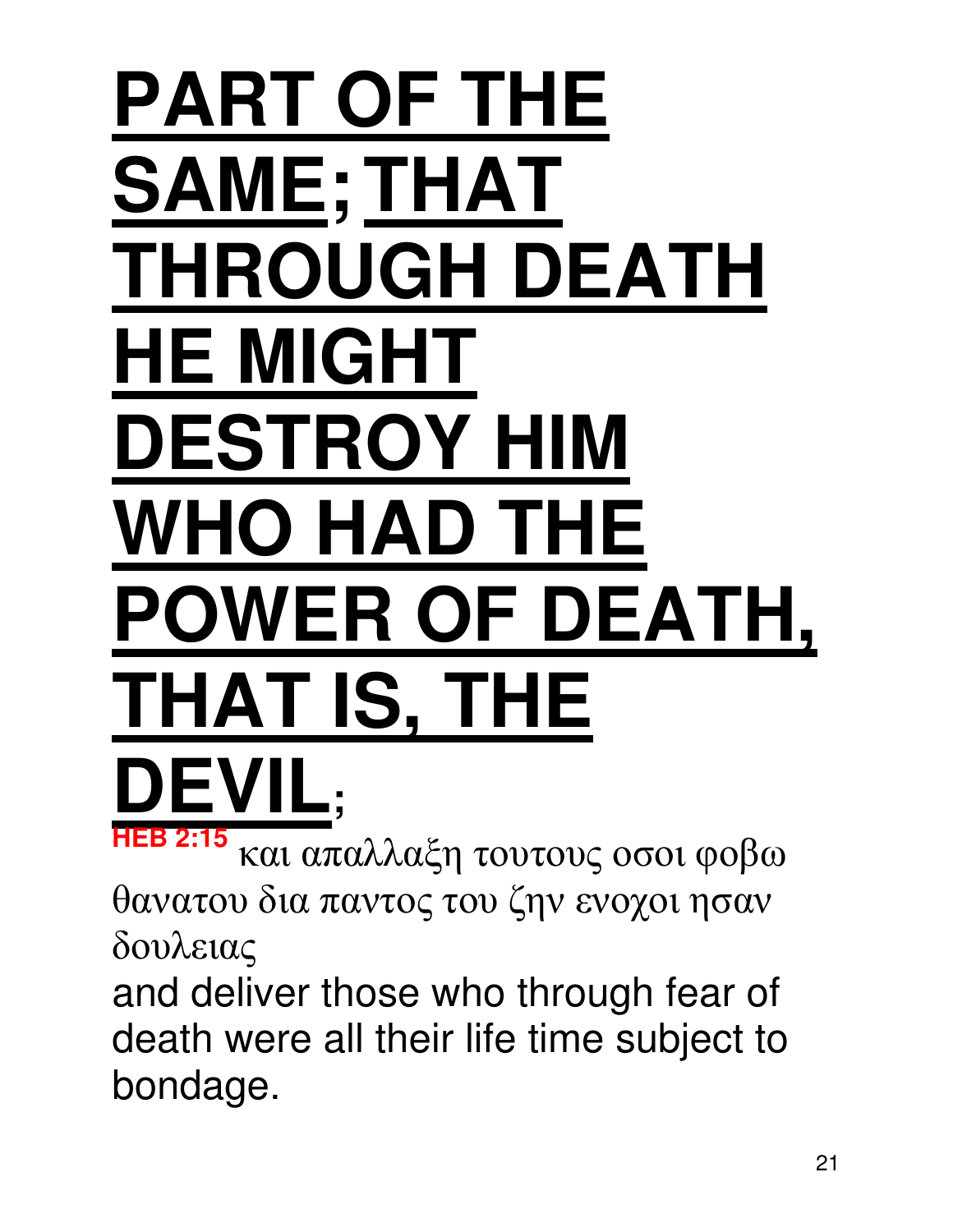**<u>PART OF THE SAME;</u> <u>THAT THROUGH DEATH HE MIGHT DESTROY HIM WHO HAD THE POWER OF DEATH, THAT IS, THE DEVIL</u>;**

**HEB 2:15** και απαλλαξη τουτους οσοι φοβω θανατου δια παντος του ζην ενοχοι ησαν δουλειας

and deliver those who through fear of death were all their life time subject to bondage.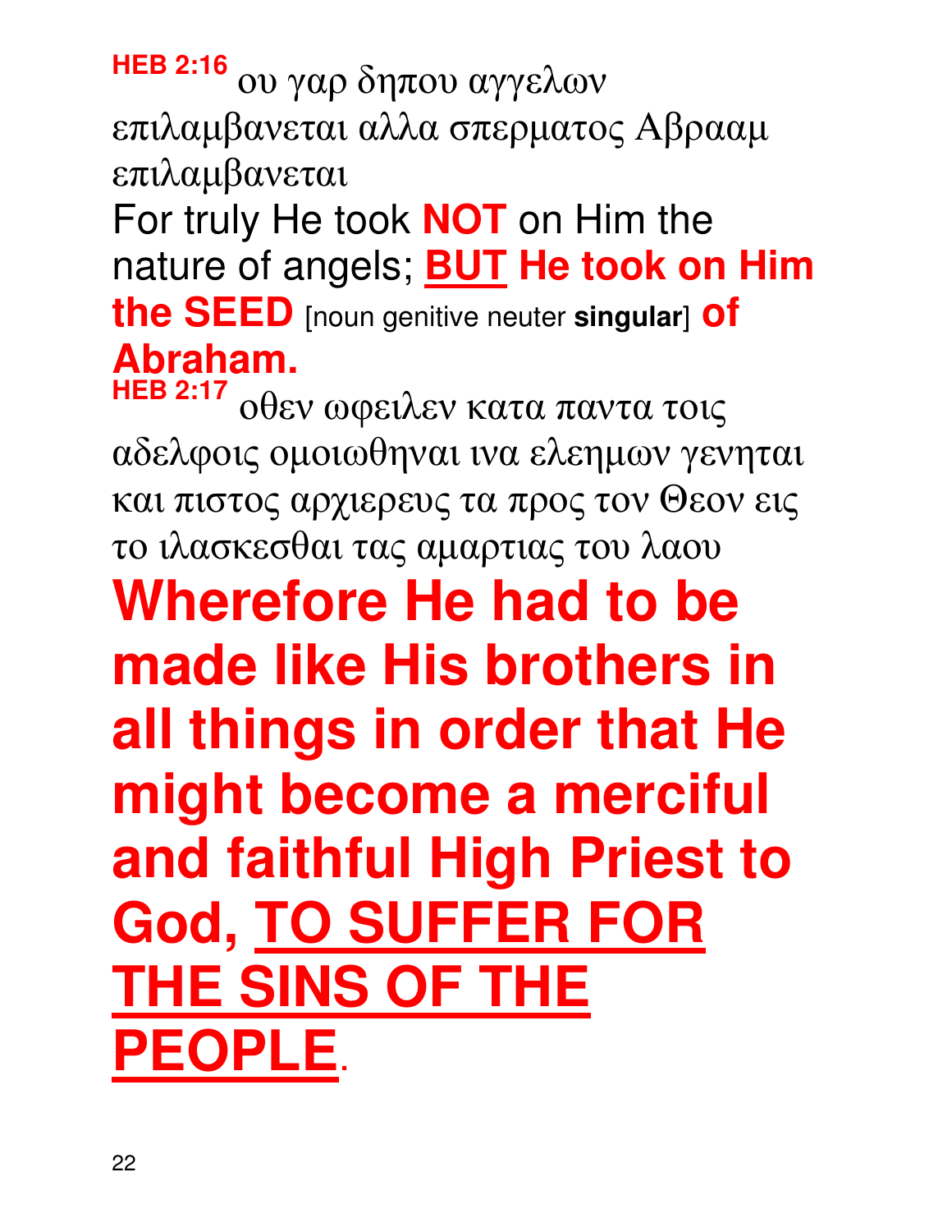**HEB 2:16** ου γαρ δηπου αγγελων επιλαμβανεται αλλα σπερματος Αβρααμ επιλαμβανεται

For truly He took **NOT** on Him the nature of angels; **BUT He took on Him the SEED** [noun genitive neuter **singular**] **of Abraham.**

**HEB 2:17** οθεν ωφειλεν κατα παντα τοις αδελφοις ομοιωθηναι ινα ελεημων γενηται και πιστος αρχιερευς τα προς τον Θεον εις το ιλασκεσθαι τας αμαρτιας του λαου

**Wherefore He had to be made like His brothers in all things in order that He might become a merciful and faithful High Priest to God, TO SUFFER FOR THE SINS OF THE PEOPLE**.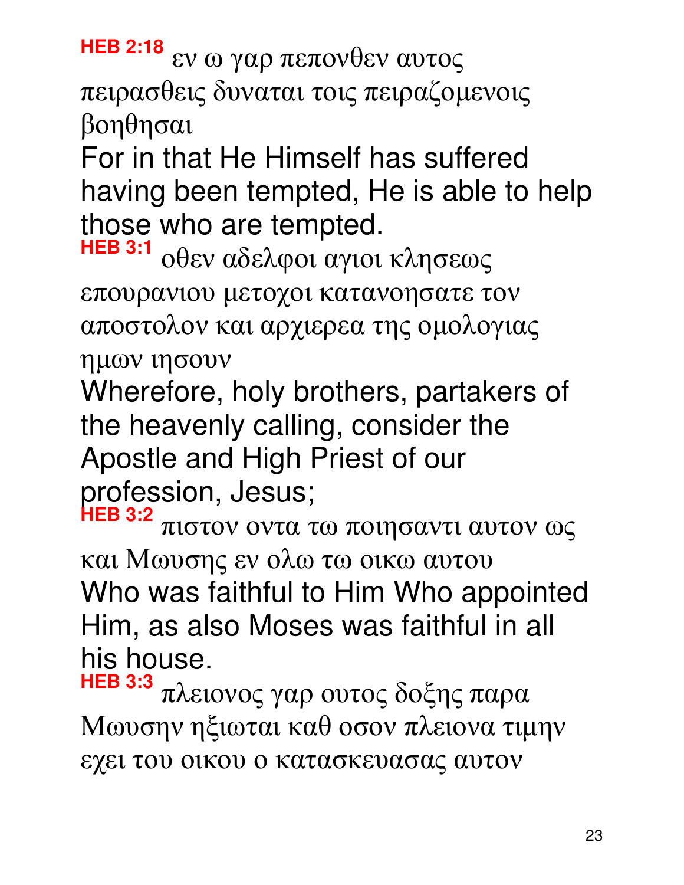**HEB 2:18** εν ω γαρ πεπονθεν αυτος πειρασθεις δυναται τοις πειραζομενοις βοηθησαι

For in that He Himself has suffered having been tempted, He is able to help those who are tempted.

**HEB 3:1** οθεν αδελφοι αγιοι κλησεως επουρανιου μετοχοι κατανοησατε τον αποστολον και αρχιερεα της ομολογιας ημων ιησουν

Wherefore, holy brothers, partakers of the heavenly calling, consider the Apostle and High Priest of our profession, Jesus;

**HEB 3:2** πιστον οντα τω ποιησαντι αυτον ως και Μωυσης εν ολω τω οικω αυτου

Who was faithful to Him Who appointed Him, as also Moses was faithful in all his house.

**HEB 3:3** πλειονος γαρ ουτος δοξης παρα Μωυσην ηξιωται καθ οσον πλειονα τιμην εχει του οικου ο κατασκευασας αυτον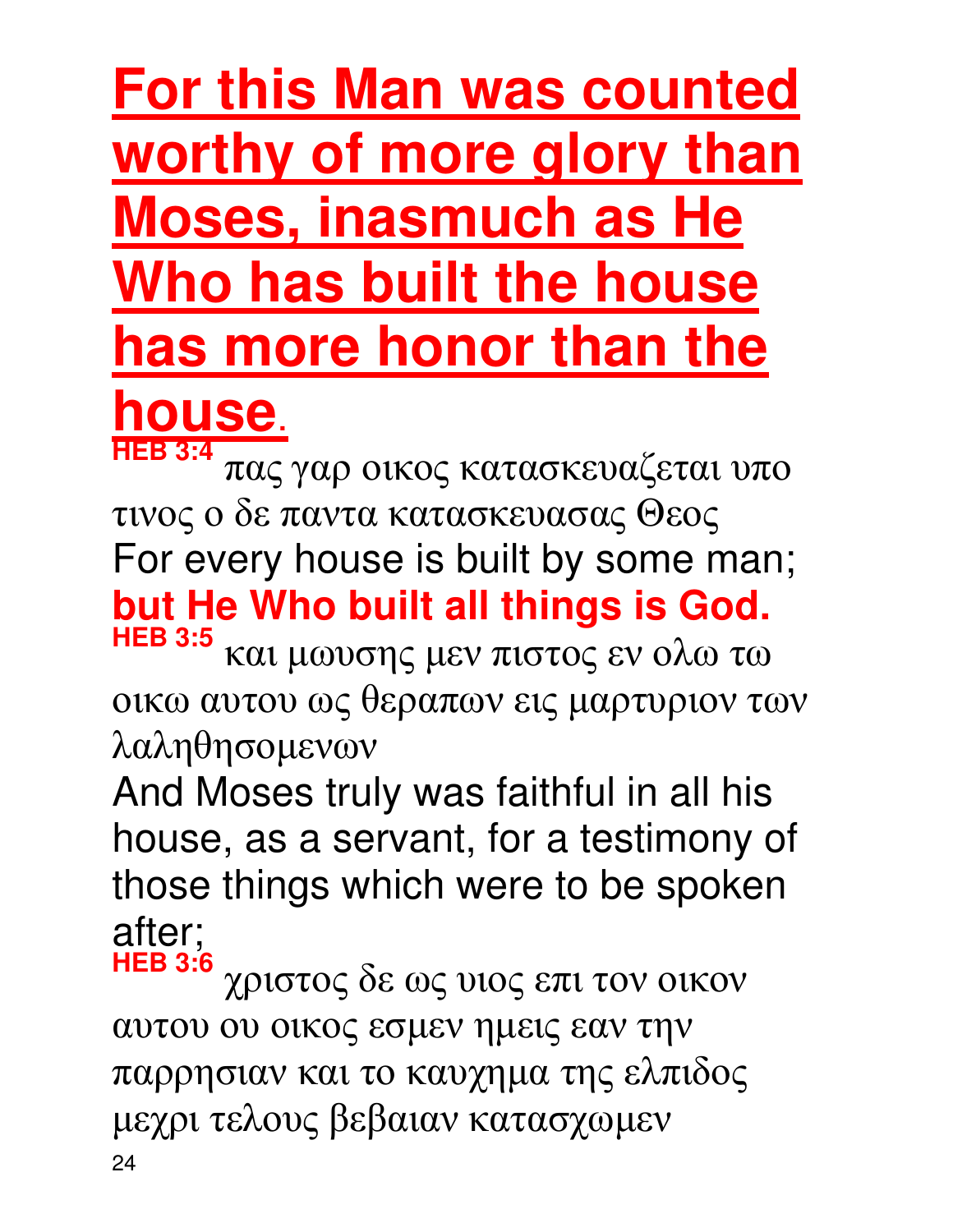**For this Man was counted worthy of more glory than Moses, inasmuch as He Who has built the house has more honor than the house.**

**HEB 3:4** πας γαρ οικος κατασκευαζεται υπο τινος ο δε παντα κατασκευασας Θεος

For every house is built by some man; **but He Who built all things is God.**

**HEB 3:5** και μωυσης μεν πιστος εν ολω τω οικω αυτου ως θεραπων εις μαρτυριον των λαληθησομενων

And Moses truly was faithful in all his house, as a servant, for a testimony of those things which were to be spoken after;

**HEB 3:6** χριστος δε ως υιος επι τον οικον αυτου ου οικος εσμεν ημεις εαν την παρρησιαν και το καυχημα της ελπιδος μεχρι τελους βεβαιαν κατασχωμεν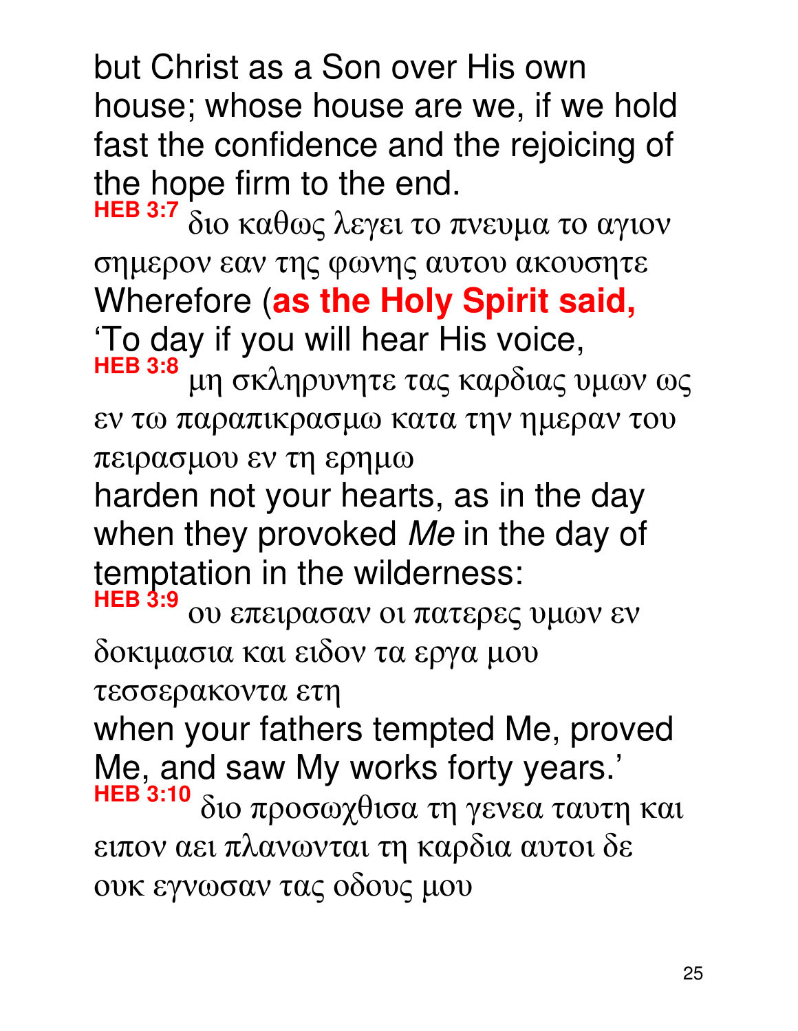but Christ as a Son over His own house; whose house are we, if we hold fast the confidence and the rejoicing of the hope firm to the end.

**HEB 3:7** διο καθως λεγει το πνευμα το αγιον σημερον εαν της φωνης αυτου ακουσητε

Wherefore (**as the Holy Spirit said,** ‘To day if you will hear His voice,

**HEB 3:8** μη σκληρυνητε τας καρδιας υμων ως εν τω παραπικρασμω κατα την ημεραν του πειρασμου εν τη ερημω

harden not your hearts, as in the day when they provoked *Me* in the day of temptation in the wilderness:

**HEB 3:9** ου επειρασαν οι πατερες υμων εν δοκιμασια και ειδον τα εργα μου τεσσερακοντα ετη

when your fathers tempted Me, proved Me, and saw My works forty years.’

**HEB 3:10** διο προσωχθισα τη γενεα ταυτη και ειπον αει πλανωνται τη καρδια αυτοι δε ουκ εγνωσαν τας οδους μου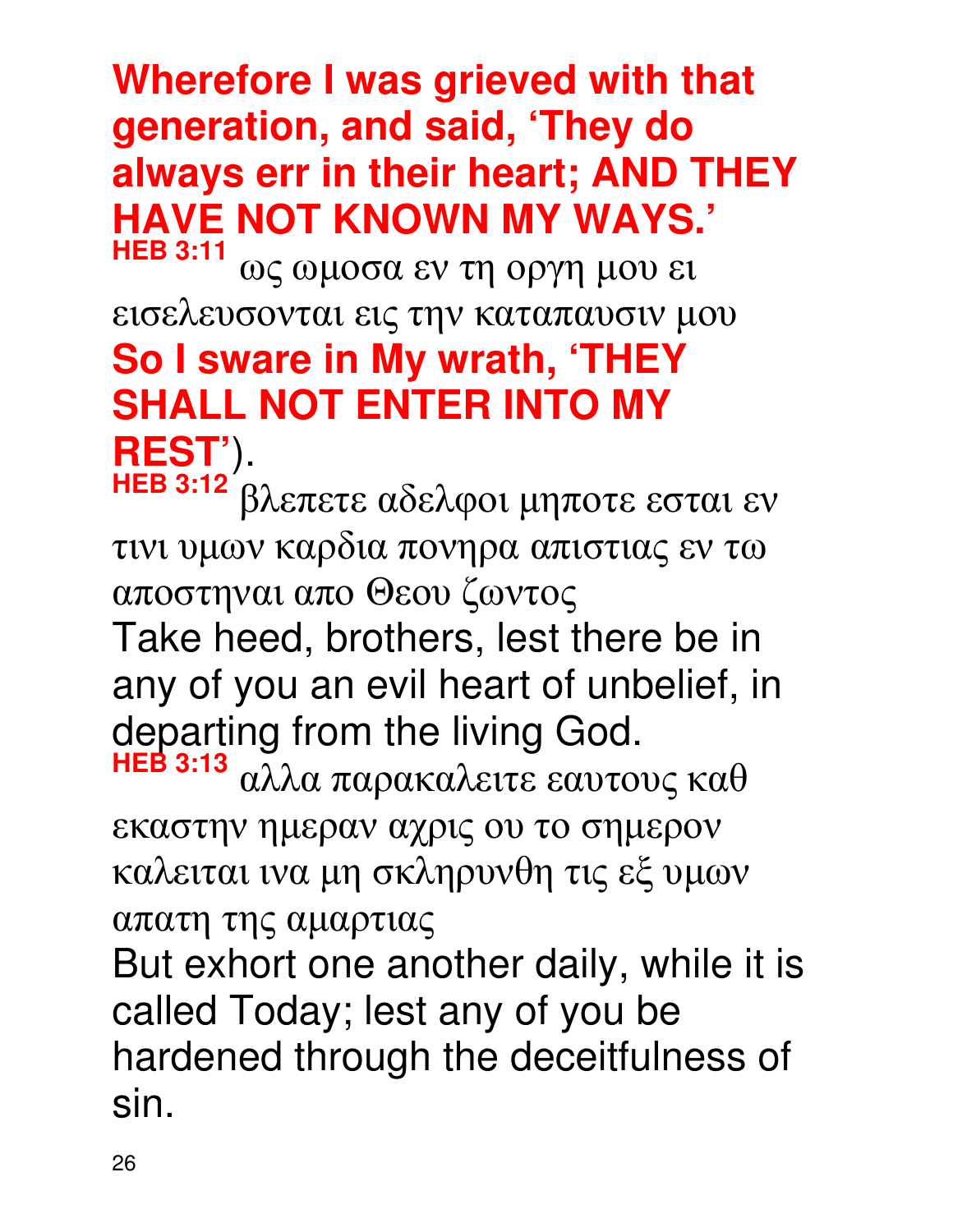**Wherefore I was grieved with that generation, and said, 'They do always err in their heart; AND THEY HAVE NOT KNOWN MY WAYS.'**

**HEB 3:11** ως ωμοσα εν τη οργη μου ει εισελευσονται εις την καταπαυσιν μου

**So I sware in My wrath, 'THEY SHALL NOT ENTER INTO MY REST'**).

**HEB 3:12** βλεπετε αδελφοι μηποτε εσται εν τινι υμων καρδια πονηρα απιστιας εν τω αποστηναι απο Θεου ζωντος

Take heed, brothers, lest there be in any of you an evil heart of unbelief, in departing from the living God.

**HEB 3:13** αλλα παρακαλειτε εαυτους καθ εκαστην ημεραν αχρις ου το σημερον καλειται ινα μη σκληρυνθη τις εξ υμων απατη της αμαρτιας

But exhort one another daily, while it is called Today; lest any of you be hardened through the deceitfulness of sin.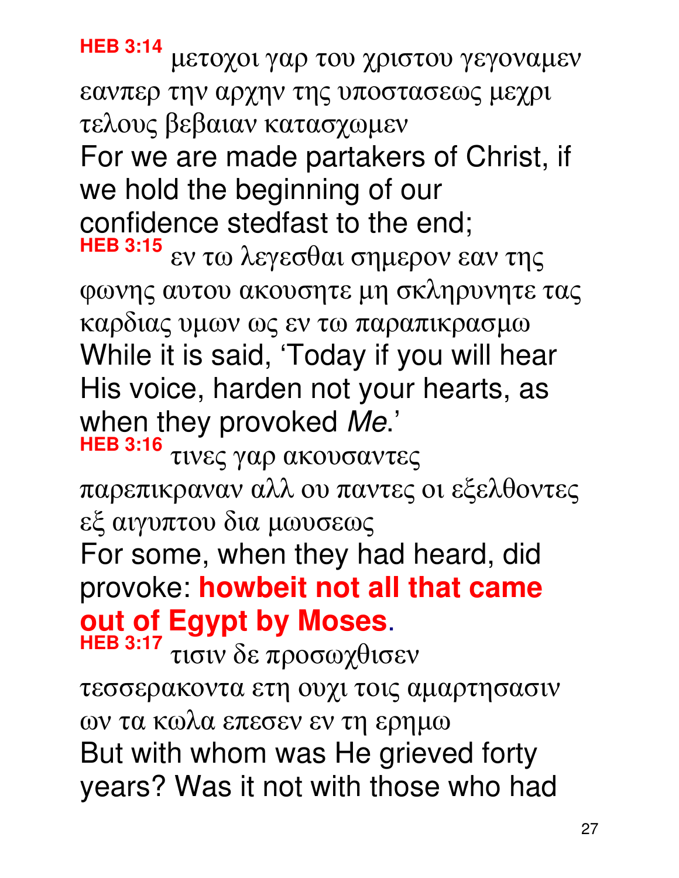**HEB 3:14** μετοχοι γαρ του χριστου γεγοναμεν εανπερ την αρχην της υποστασεως μεχρι τελους βεβαιαν κατασχωμεν

For we are made partakers of Christ, if we hold the beginning of our confidence stedfast to the end;

**HEB 3:15** εν τω λεγεσθαι σημερον εαν της φωνης αυτου ακουσητε μη σκληρυνητε τας καρδιας υμων ως εν τω παραπικρασμω

While it is said, ‘Today if you will hear His voice, harden not your hearts, as when they provoked *Me*.’

**HEB 3:16** τινες γαρ ακουσαντες παρεπικραναν αλλ ου παντες οι εξελθοντες εξ αιγυπτου δια μωυσεως

For some, when they had heard, did provoke: **howbeit not all that came out of Egypt by Moses**.

**HEB 3:17** τισιν δε προσωχθισεν τεσσερακοντα ετη ουχι τοις αμαρτησασιν ων τα κωλα επεσεν εν τη ερημω

But with whom was He grieved forty years? Was it not with those who had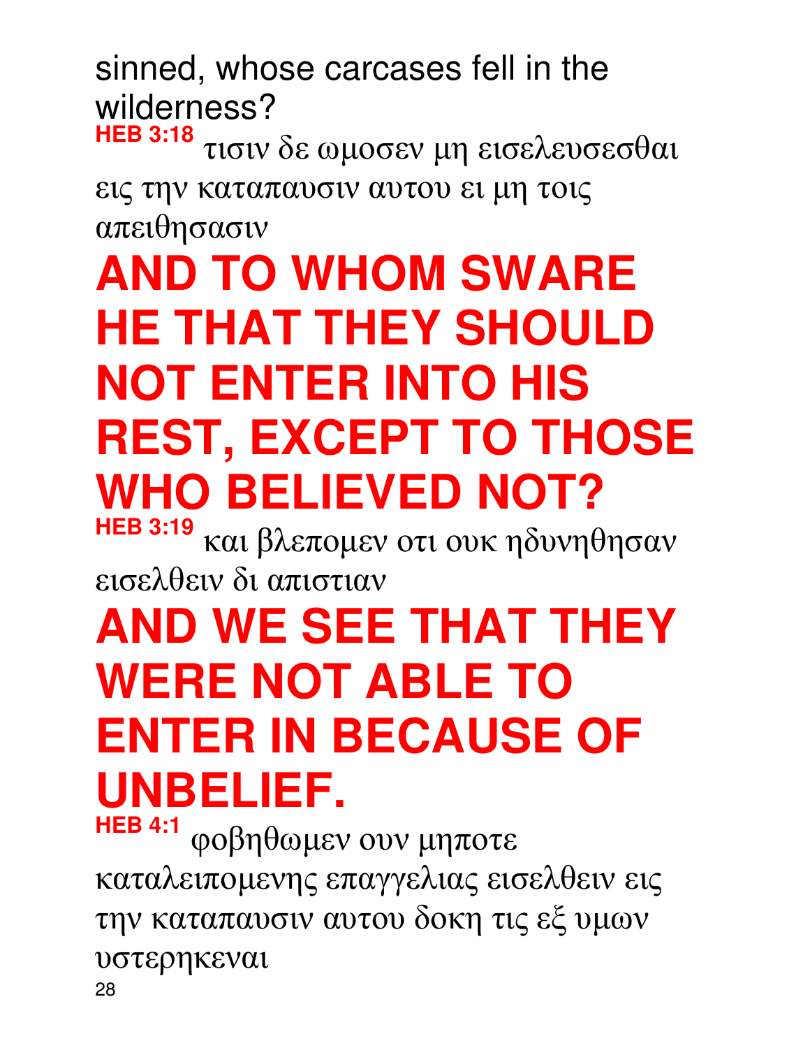sinned, whose carcases fell in the wilderness?

**HEB 3:18** τισιν δε ωμοσεν μη εισελευσεσθαι εις την καταπαυσιν αυτου ει μη τοις απειθησασιν

**AND TO WHOM SWARE HE THAT THEY SHOULD NOT ENTER INTO HIS REST, EXCEPT TO THOSE WHO BELIEVED NOT?**

**HEB 3:19** και βλεπομεν οτι ουκ ηδυνηθησαν εισελθειν δι απιστιαν

**AND WE SEE THAT THEY WERE NOT ABLE TO ENTER IN BECAUSE OF UNBELIEF.**

**HEB 4:1** φοβηθωμεν ουν μηποτε καταλειπομενης επαγγελιας εισελθειν εις την καταπαυσιν αυτου δοκη τις εξ υμων υστερηκεναι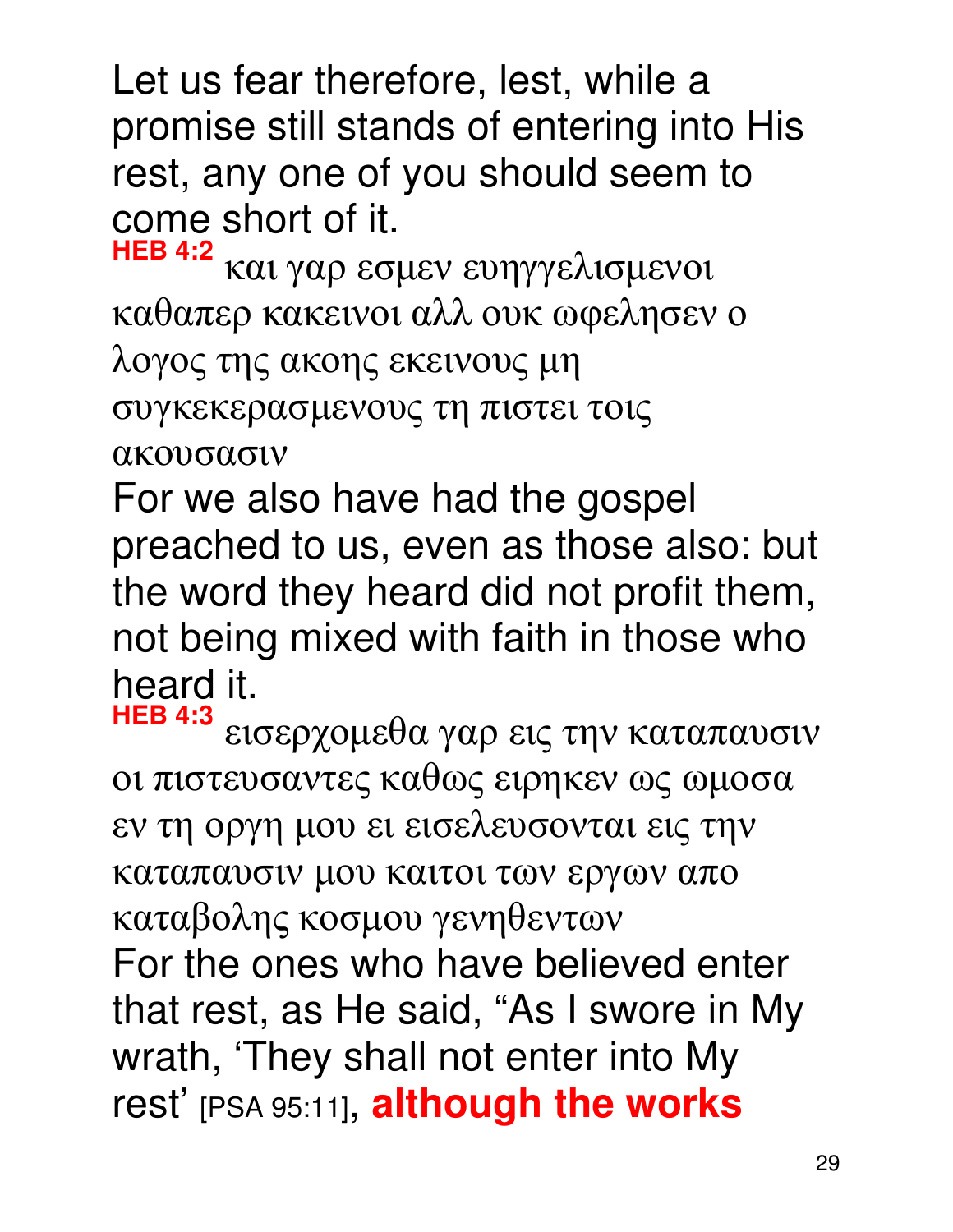Let us fear therefore, lest, while a promise still stands of entering into His rest, any one of you should seem to come short of it.

**HEB 4:2** και γαρ εσμεν ευηγγελισμενοι καθαπερ κακεινοι αλλ ουκ ωφελησεν ο λογος της ακοης εκεινους μη συγκεκερασμενους τη πιστει τοις ακουσασιν

For we also have had the gospel preached to us, even as those also: but the word they heard did not profit them, not being mixed with faith in those who heard it.

**HEB 4:3** εισερχομεθα γαρ εις την καταπαυσιν οι πιστευσαντες καθως ειρηκεν ως ωμοσα εν τη οργη μου ει εισελευσονται εις την καταπαυσιν μου καιτοι των εργων απο καταβολης κοσμου γενηθεντων

For the ones who have believed enter that rest, as He said, “As I swore in My wrath, ‘They shall not enter into My rest’ [PSA 95:11], **although the works**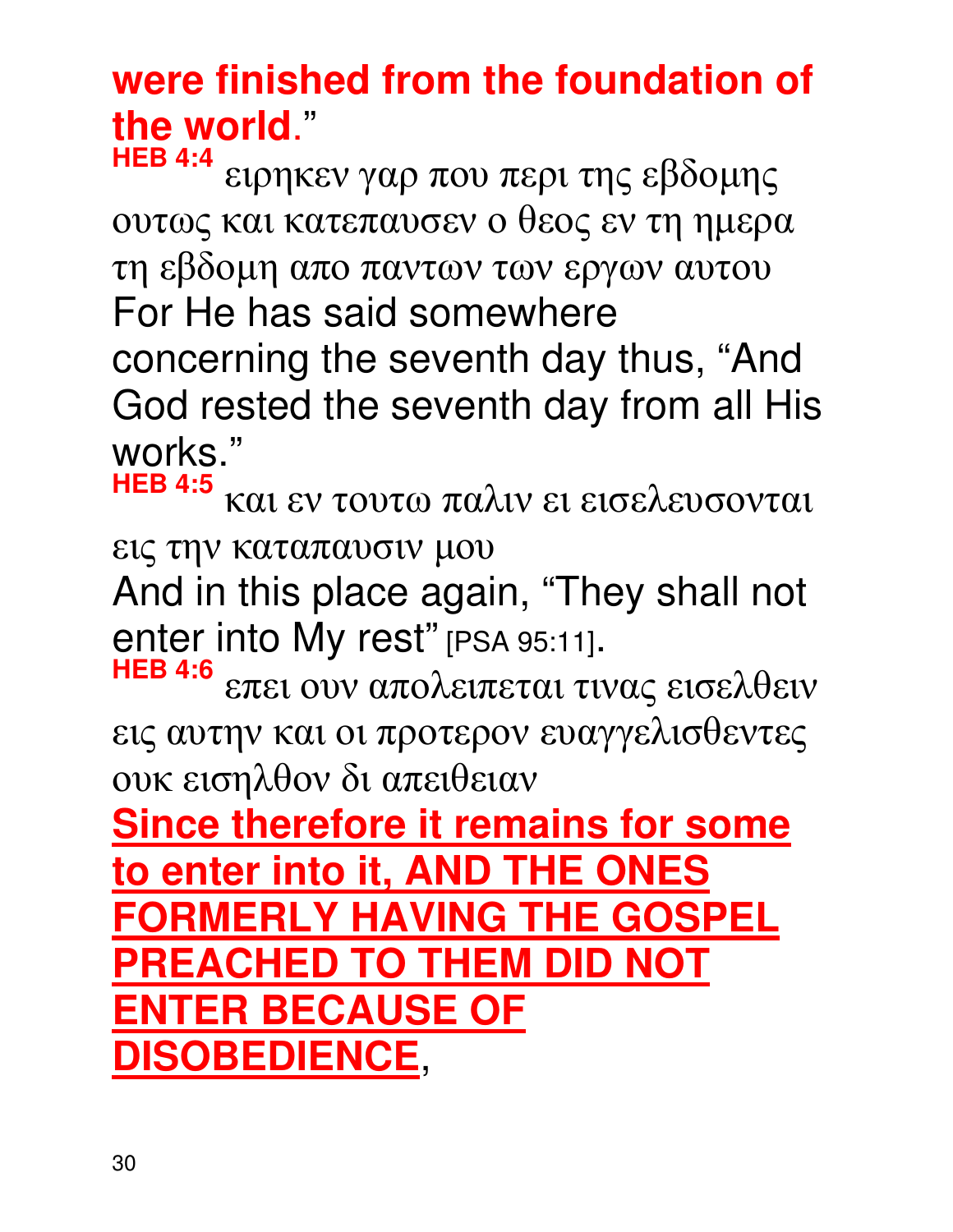**were finished from the foundation of the world**."

**HEB 4:4** ειρηκεν γαρ που περι της εβδομης ουτως και κατεπαυσεν ο θεος εν τη ημερα τη εβδομη απο παντων των εργων αυτου

For He has said somewhere concerning the seventh day thus, "And God rested the seventh day from all His works."

**HEB 4:5** και εν τουτω παλιν ει εισελευσονται εις την καταπαυσιν μου

And in this place again, "They shall not enter into My rest" [PSA 95:11].

**HEB 4:6** επει ουν απολειπεται τινας εισελθειν εις αυτην και οι προτερον ευαγγελισθεντες ουκ εισηλθον δι απειθειαν

**Since therefore it remains for some to enter into it, AND THE ONES FORMERLY HAVING THE GOSPEL PREACHED TO THEM DID NOT ENTER BECAUSE OF DISOBEDIENCE**,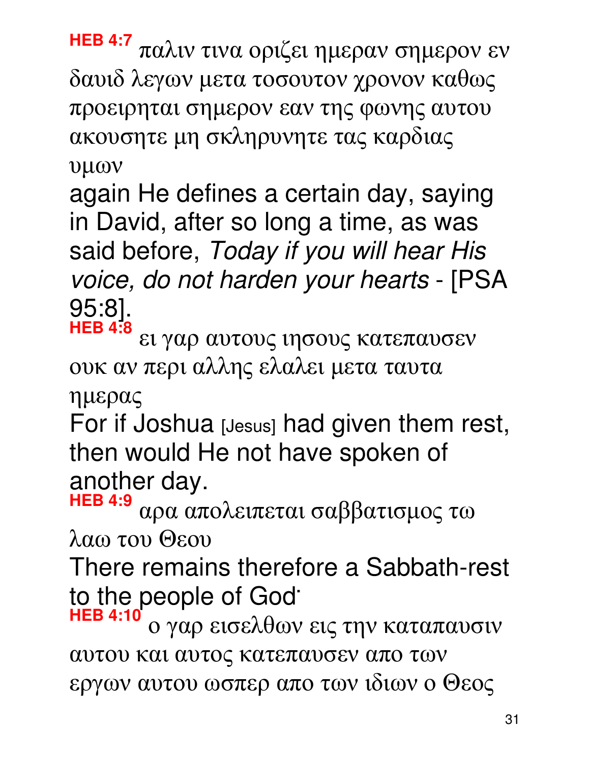**HEB 4:7** παλιν τινα οριζει ημεραν σημερον εν δαυιδ λεγων μετα τοσουτον χρονον καθως προειρηται σημερον εαν της φωνης αυτου ακουσητε μη σκληρυνητε τας καρδιας υμων

again He defines a certain day, saying in David, after so long a time, as was said before, *Today if you will hear His voice, do not harden your hearts* - [PSA 95:8].

**HEB 4:8** ει γαρ αυτους ιησους κατεπαυσεν ουκ αν περι αλλης ελαλει μετα ταυτα ημερας

For if Joshua [Jesus] had given them rest, then would He not have spoken of another day.

**HEB 4:9** αρα απολειπεται σαββατισμος τω λαω του Θεου

There remains therefore a Sabbath-rest to the people of God·

**HEB 4:10** ο γαρ εισελθων εις την καταπαυσιν αυτου και αυτος κατεπαυσεν απο των εργων αυτου ωσπερ απο των ιδιων ο Θεος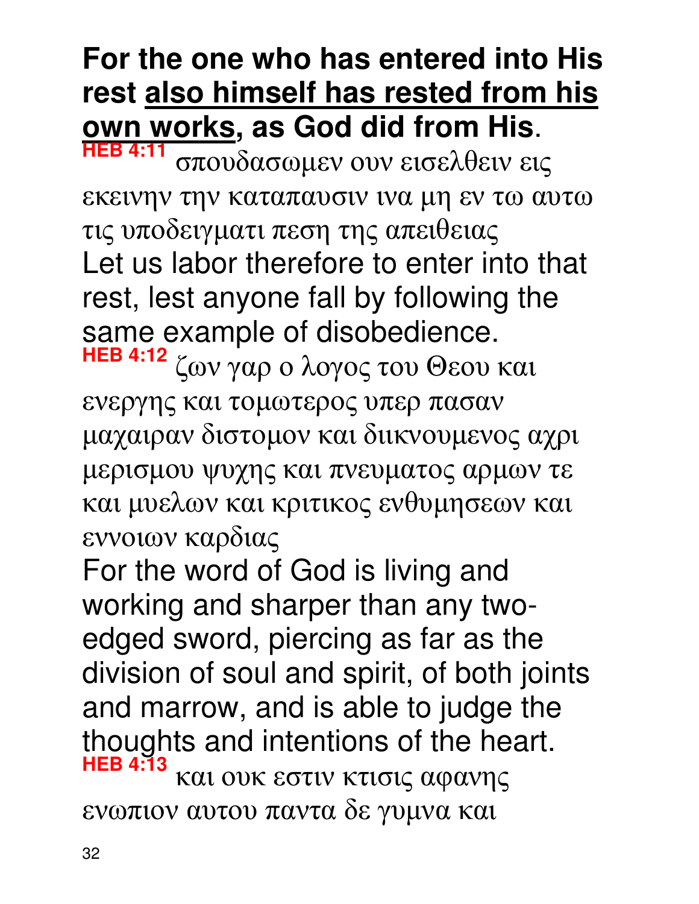**For the one who has entered into His rest <u>also himself has rested from his own works</u>, as God did from His.**

**HEB 4:11** σπουδασωμεν ουν εισελθειν εις εκεινην την καταπαυσιν ινα μη εν τω αυτω τις υποδειγματι πεση της απειθειας

Let us labor therefore to enter into that rest, lest anyone fall by following the same example of disobedience.

**HEB 4:12** ζων γαρ ο λογος του Θεου και ενεργης και τομωτερος υπερ πασαν μαχαιραν διστομον και διικνουμενος αχρι μερισμου ψυχης και πνευματος αρμων τε και μυελων και κριτικος ενθυμησεων και εννοιων καρδιας

For the word of God is living and working and sharper than any two-edged sword, piercing as far as the division of soul and spirit, of both joints and marrow, and is able to judge the thoughts and intentions of the heart.

**HEB 4:13** και ουκ εστιν κτισις αφανης ενωπιον αυτου παντα δε γυμνα και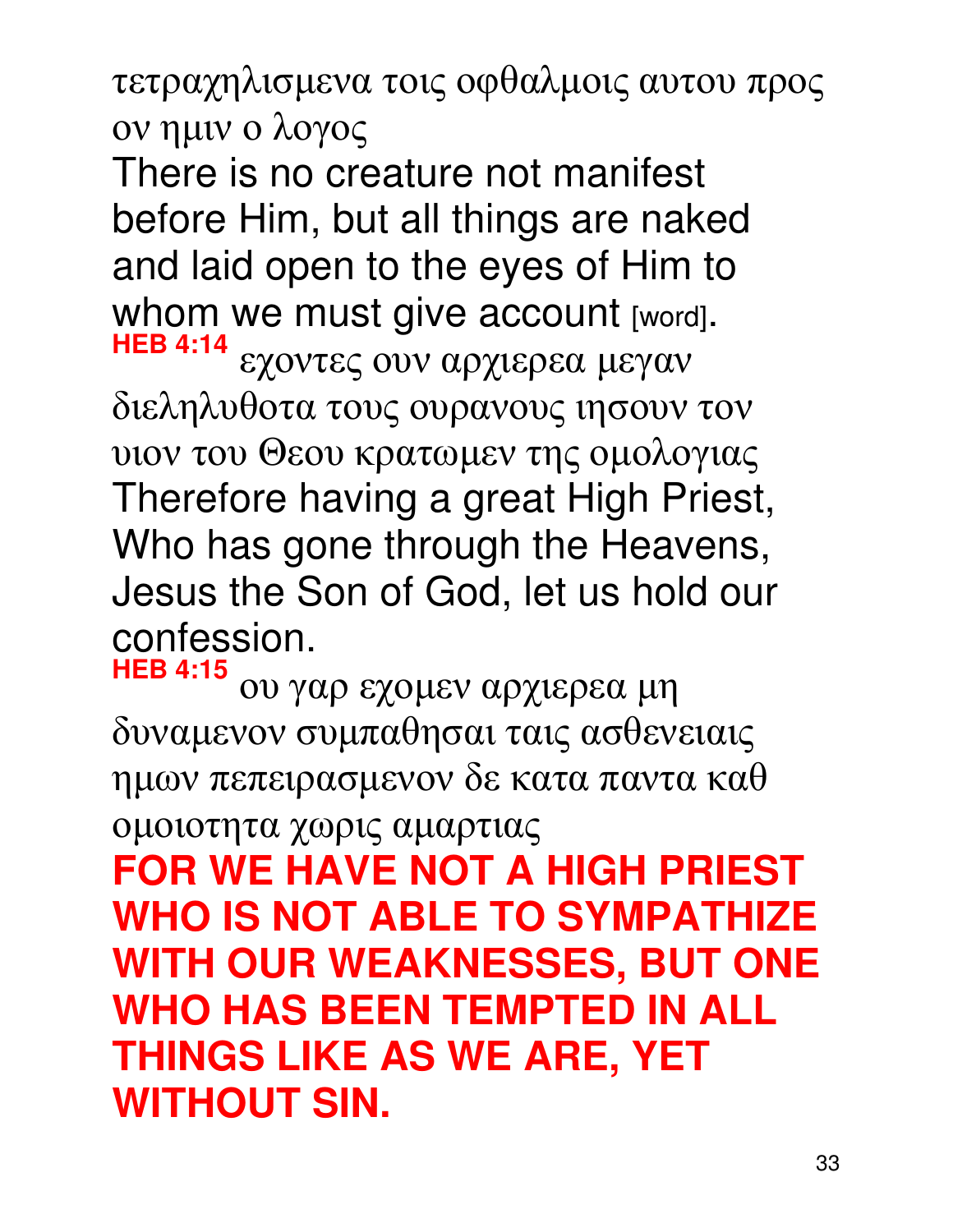τετραχηλισμενα τοις οφθαλμοις αυτου προς ον ημιν ο λογος

There is no creature not manifest before Him, but all things are naked and laid open to the eyes of Him to whom we must give account [word].

**HEB 4:14** εχοντες ουν αρχιερεα μεγαν διεληλυθοτα τους ουρανους ιησουν τον υιον του Θεου κρατωμεν της ομολογιας

Therefore having a great High Priest, Who has gone through the Heavens, Jesus the Son of God, let us hold our confession.

**HEB 4:15** ου γαρ εχομεν αρχιερεα μη δυναμενον συμπαθησαι ταις ασθενειαις ημων πεπειρασμενον δε κατα παντα καθ ομοιοτητα χωρις αμαρτιας

**FOR WE HAVE NOT A HIGH PRIEST WHO IS NOT ABLE TO SYMPATHIZE WITH OUR WEAKNESSES, BUT ONE WHO HAS BEEN TEMPTED IN ALL THINGS LIKE AS WE ARE, YET WITHOUT SIN.**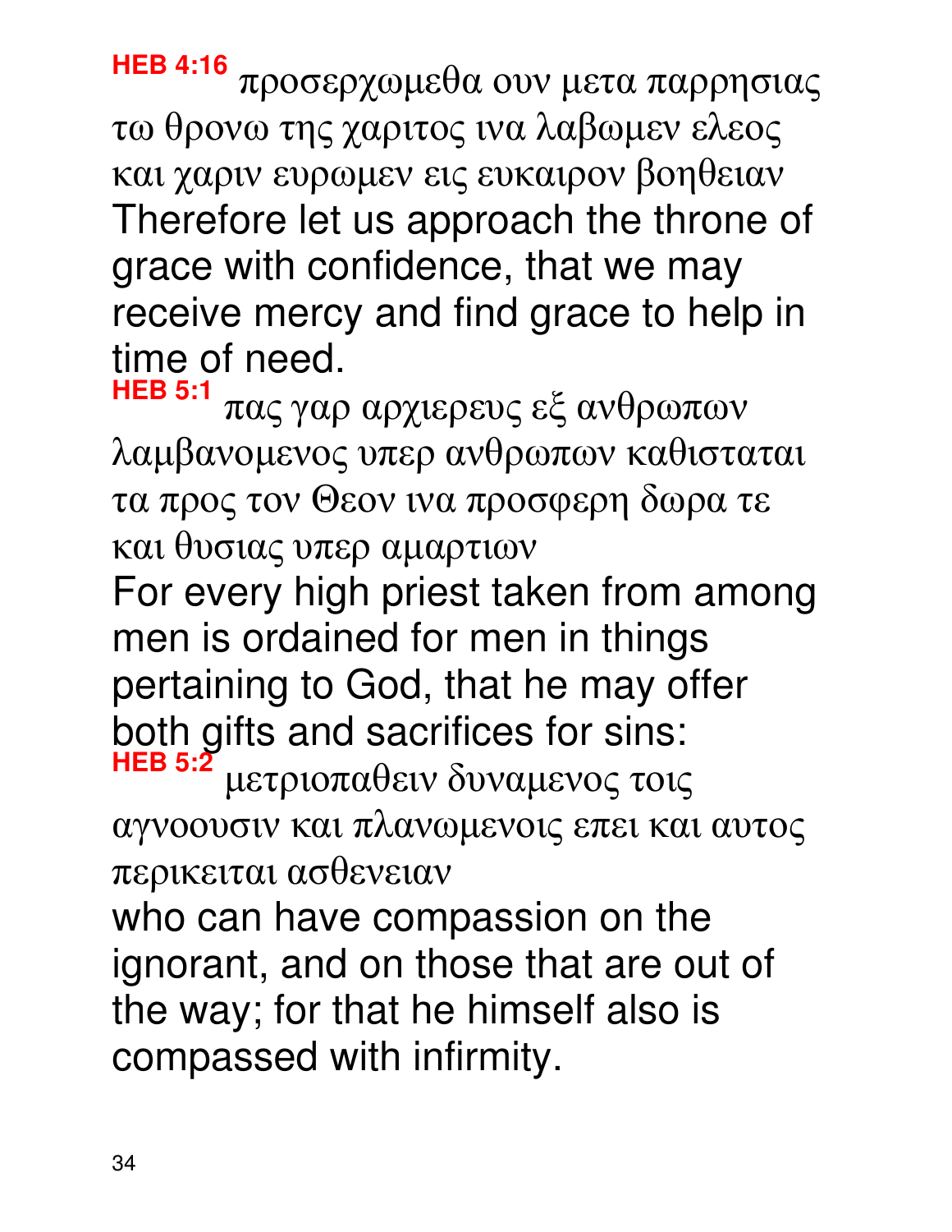**HEB 4:16** προσερχωμεθα ουν μετα παρρησιας τω θρονω της χαριτος ινα λαβωμεν ελεος και χαριν ευρωμεν εις ευκαιρον βοηθειαν

Therefore let us approach the throne of grace with confidence, that we may receive mercy and find grace to help in time of need.

**HEB 5:1** πας γαρ αρχιερευς εξ ανθρωπων λαμβανομενος υπερ ανθρωπων καθισταται τα προς τον Θεον ινα προσφερη δωρα τε και θυσιας υπερ αμαρτιων

For every high priest taken from among men is ordained for men in things pertaining to God, that he may offer both gifts and sacrifices for sins:

**HEB 5:2** μετριοπαθειν δυναμενος τοις αγνοουσιν και πλανωμενοις επει και αυτος περικειται ασθενειαν

who can have compassion on the ignorant, and on those that are out of the way; for that he himself also is compassed with infirmity.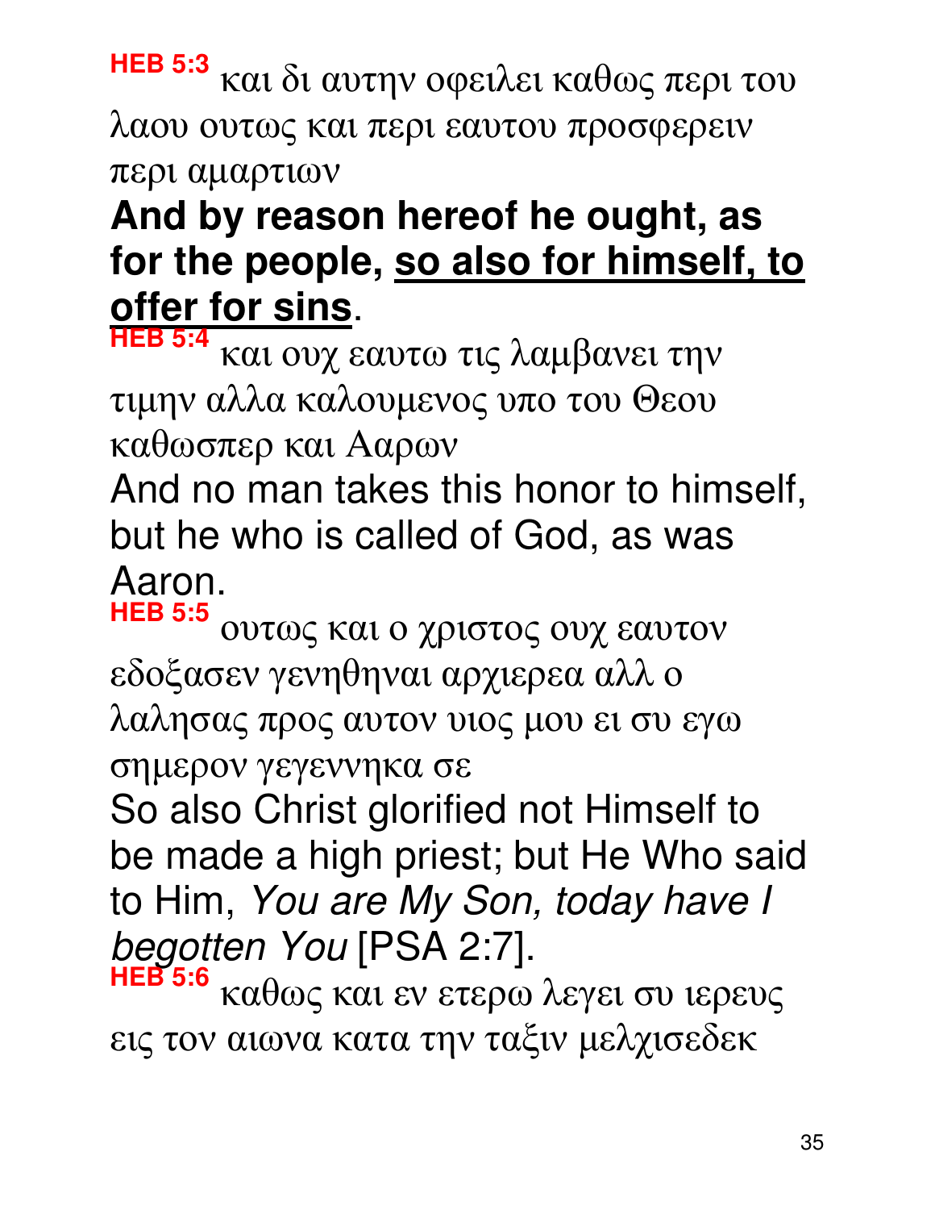**HEB 5:3** και δι αυτην οφειλει καθως περι του λαου ουτως και περι εαυτου προσφερειν περι αμαρτιων

**And by reason hereof he ought, as for the people, <u>so also for himself, to offer for sins</u>.**

**HEB 5:4** και ουχ εαυτω τις λαμβανει την τιμην αλλα καλουμενος υπο του Θεου καθωσπερ και Ααρων

And no man takes this honor to himself, but he who is called of God, as was Aaron.

**HEB 5:5** ουτως και ο χριστος ουχ εαυτον εδοξασεν γενηθηναι αρχιερεα αλλ ο λαλησας προς αυτον υιος μου ει συ εγω σημερον γεγεννηκα σε

So also Christ glorified not Himself to be made a high priest; but He Who said to Him, *You are My Son, today have I begotten You* [PSA 2:7].

**HEB 5:6** καθως και εν ετερω λεγει συ ιερευς εις τον αιωνα κατα την ταξιν μελχισεδεκ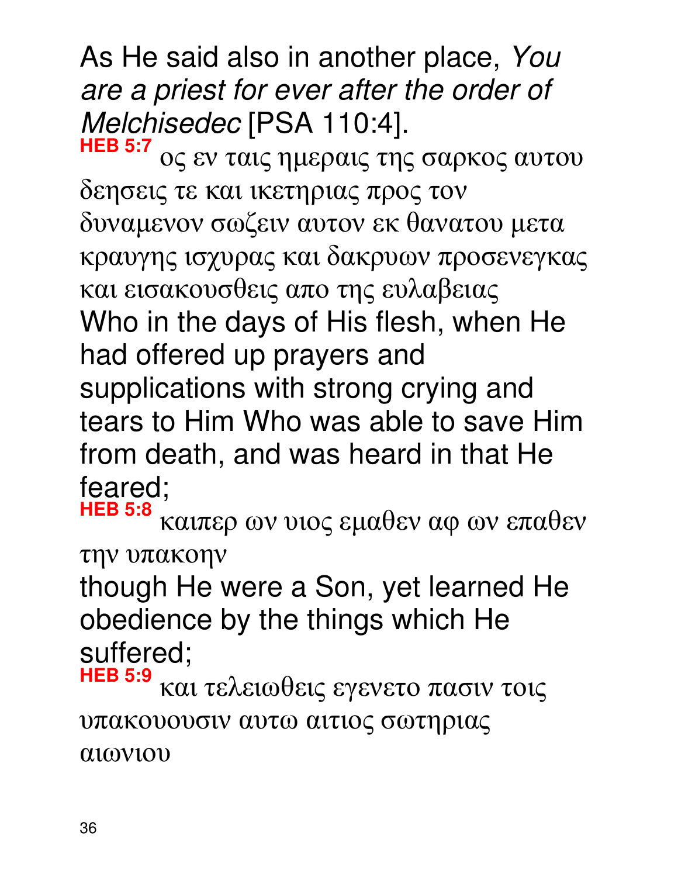As He said also in another place, *You are a priest for ever after the order of Melchisedec* [PSA 110:4].

**HEB 5:7** ος εν ταις ημεραις της σαρκος αυτου δεησεις τε και ικετηριας προς τον δυναμενον σωζειν αυτον εκ θανατου μετα κραυγης ισχυρας και δακρυων προσενεγκας και εισακουσθεις απο της ευλαβειας

Who in the days of His flesh, when He had offered up prayers and supplications with strong crying and tears to Him Who was able to save Him from death, and was heard in that He feared;

**HEB 5:8** καιπερ ων υιος εμαθεν αφ ων επαθεν την υπακοην

though He were a Son, yet learned He obedience by the things which He suffered;

**HEB 5:9** και τελειωθεις εγενετο πασιν τοις υπακουουσιν αυτω αιτιος σωτηριας αιωνιου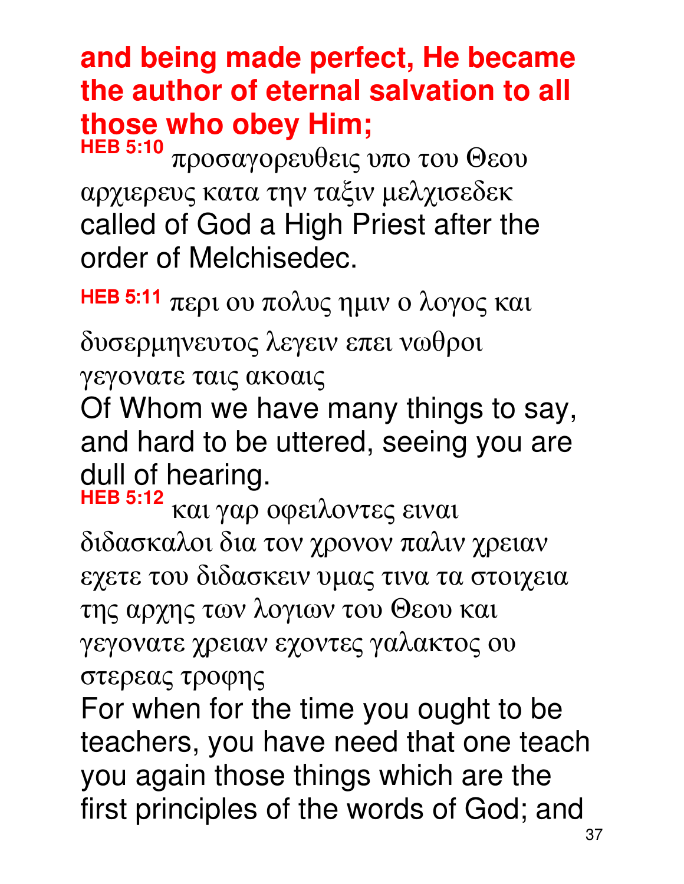**and being made perfect, He became the author of eternal salvation to all those who obey Him;**

**HEB 5:10** προσαγορευθεις υπο του Θεου αρχιερευς κατα την ταξιν μελχισεδεκ
called of God a High Priest after the order of Melchisedec.

**HEB 5:11** περι ου πολυς ημιν ο λογος και δυσερμηνευτος λεγειν επει νωθροι γεγονατε ταις ακοαις
Of Whom we have many things to say, and hard to be uttered, seeing you are dull of hearing.

**HEB 5:12** και γαρ οφειλοντες ειναι διδασκαλοι δια τον χρονον παλιν χρειαν εχετε του διδασκειν υμας τινα τα στοιχεια της αρχης των λογιων του Θεου και γεγονατε χρειαν εχοντες γαλακτος ου στερεας τροφης
For when for the time you ought to be teachers, you have need that one teach you again those things which are the first principles of the words of God; and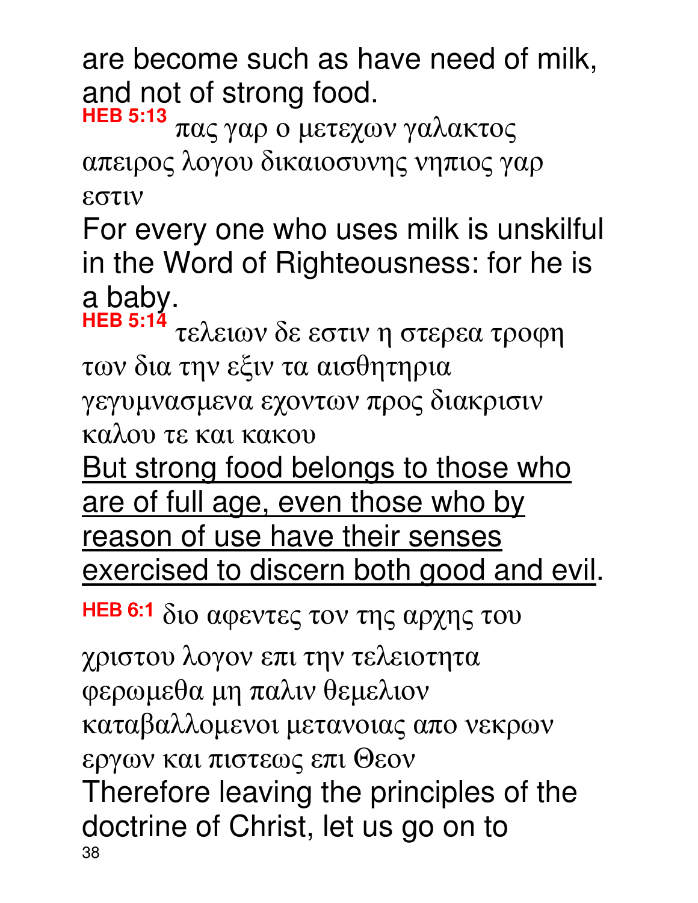are become such as have need of milk, and not of strong food.

**HEB 5:13** πας γαρ ο μετεχων γαλακτος απειρος λογου δικαιοσυνης νηπιος γαρ εστιν

For every one who uses milk is unskilful in the Word of Righteousness: for he is a baby.

**HEB 5:14** τελειων δε εστιν η στερεα τροφη των δια την εξιν τα αισθητηρια γεγυμνασμενα εχοντων προς διακρισιν καλου τε και κακου

<u>But strong food belongs to those who are of full age, even those who by reason of use have their senses exercised to discern both good and evil</u>.

**HEB 6:1** διο αφεντες τον της αρχης του χριστου λογον επι την τελειοτητα φερωμεθα μη παλιν θεμελιον καταβαλλομενοι μετανοιας απο νεκρων εργων και πιστεως επι Θεον

Therefore leaving the principles of the doctrine of Christ, let us go on to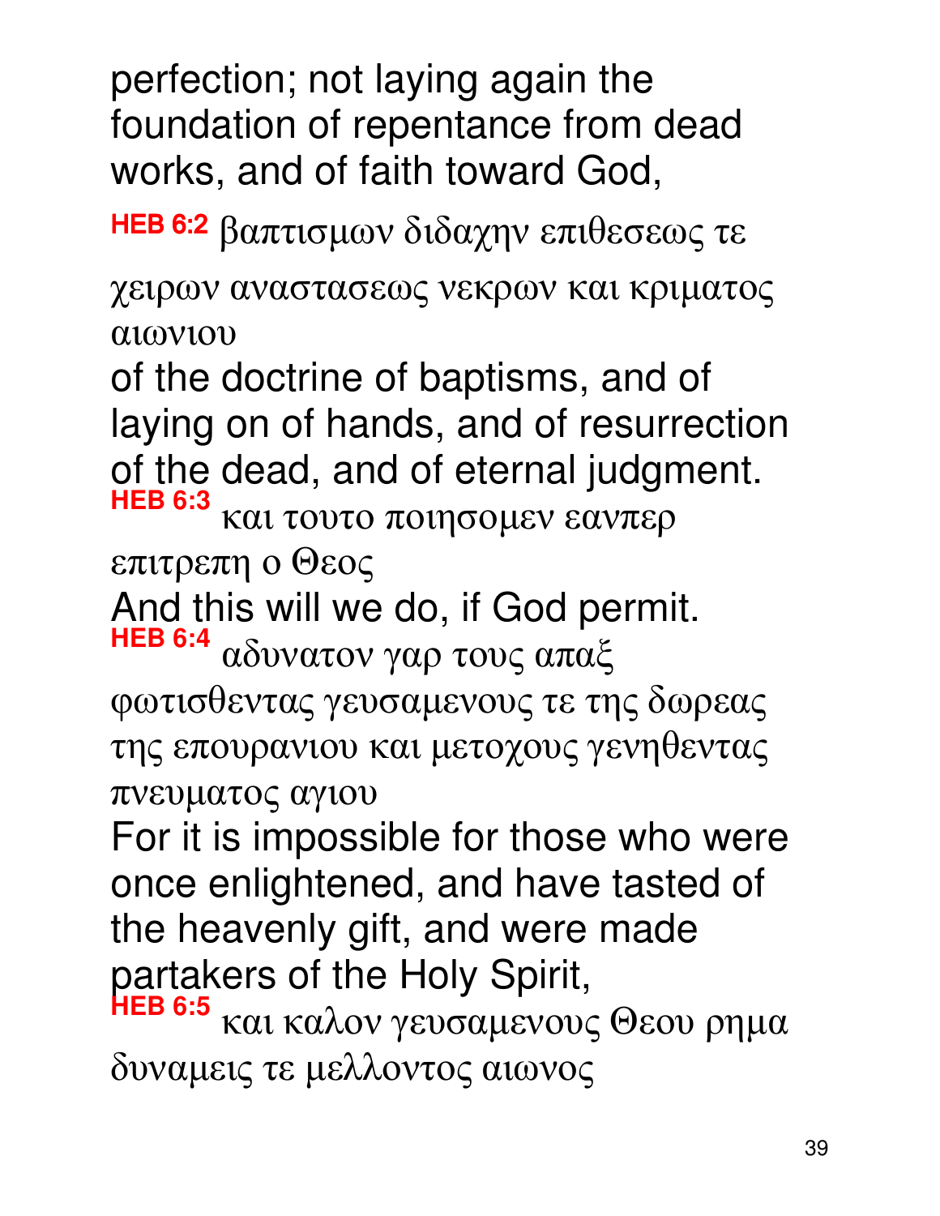perfection; not laying again the foundation of repentance from dead works, and of faith toward God,

**HEB 6:2** βαπτισμων διδαχην επιθεσεως τε χειρων αναστασεως νεκρων και κριματος αιωνιου

of the doctrine of baptisms, and of laying on of hands, and of resurrection of the dead, and of eternal judgment.

**HEB 6:3** και τουτο ποιησομεν εανπερ επιτρεπη ο Θεος

And this will we do, if God permit.

**HEB 6:4** αδυνατον γαρ τους απαξ φωτισθεντας γευσαμενους τε της δωρεας της επουρανιου και μετοχους γενηθεντας πνευματος αγιου

For it is impossible for those who were once enlightened, and have tasted of the heavenly gift, and were made partakers of the Holy Spirit,

**HEB 6:5** και καλον γευσαμενους Θεου ρημα δυναμεις τε μελλοντος αιωνος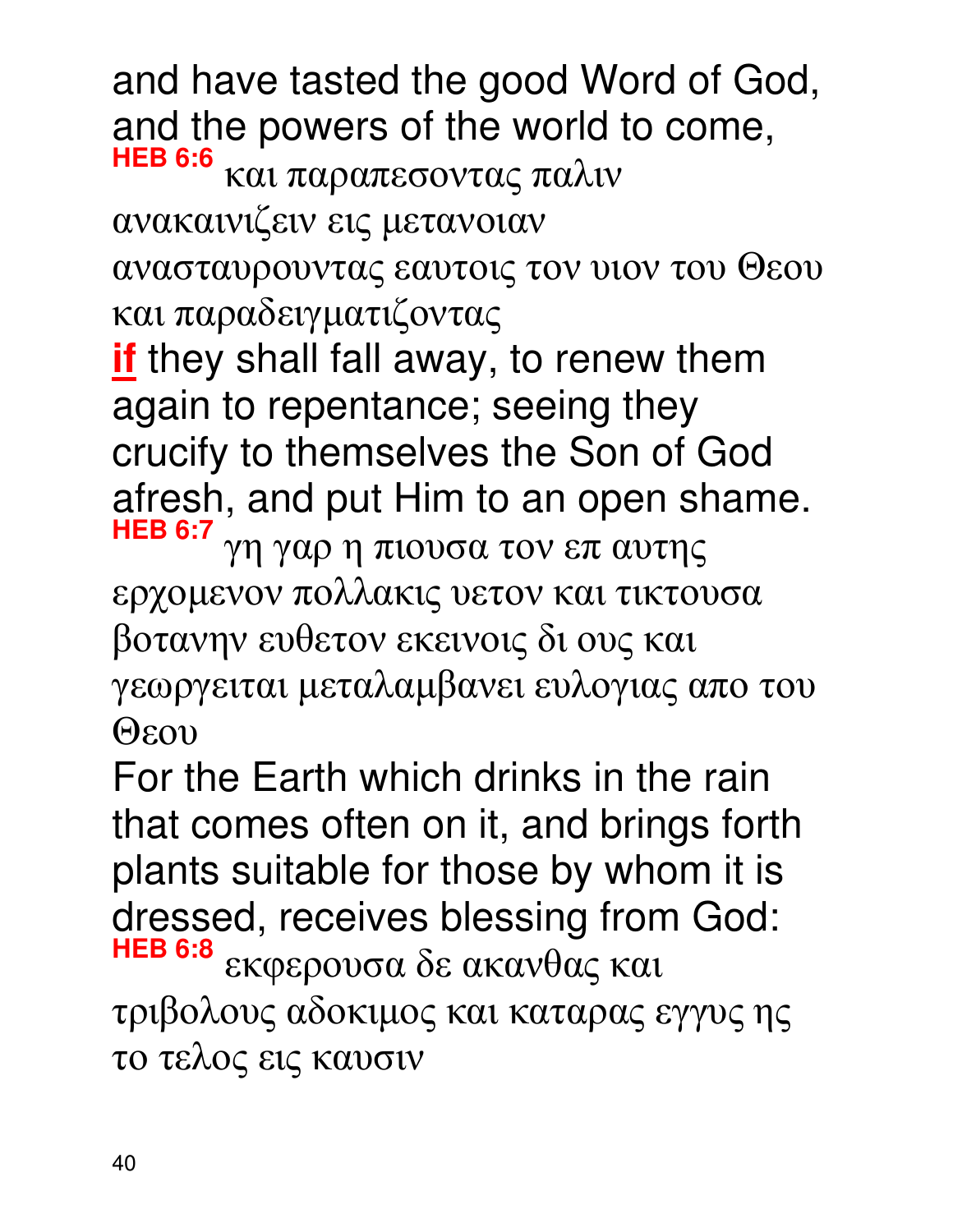and have tasted the good Word of God, and the powers of the world to come,

**HEB 6:6** και παραπεσοντας παλιν ανακαινιζειν εις μετανοιαν ανασταυρουντας εαυτοις τον υιον του Θεου και παραδειγματιζοντας

**if** they shall fall away, to renew them again to repentance; seeing they crucify to themselves the Son of God afresh, and put Him to an open shame.

**HEB 6:7** γη γαρ η πιουσα τον επ αυτης ερχομενον πολλακις υετον και τικτουσα βοτανην ευθετον εκεινοις δι ους και γεωργειται μεταλαμβανει ευλογιας απο του Θεου

For the Earth which drinks in the rain that comes often on it, and brings forth plants suitable for those by whom it is dressed, receives blessing from God:

**HEB 6:8** εκφερουσα δε ακανθας και τριβολους αδοκιμος και καταρας εγγυς ης το τελος εις καυσιν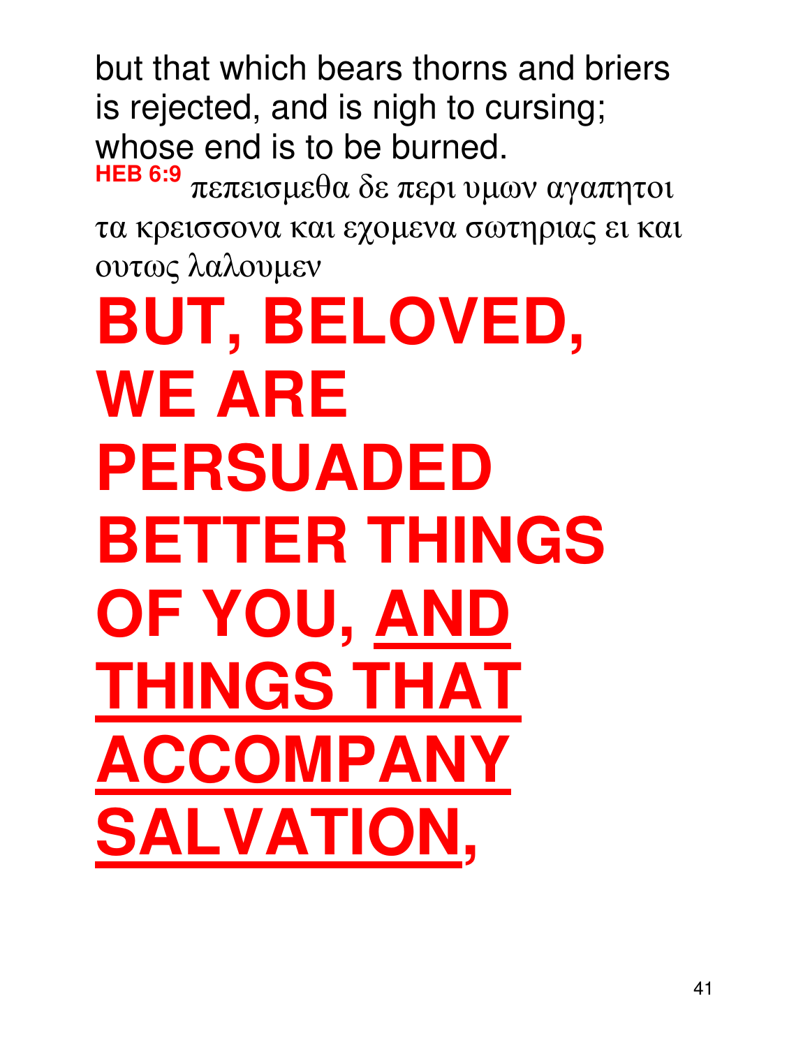but that which bears thorns and briers is rejected, and is nigh to cursing; whose end is to be burned.

**HEB 6:9** πεπεισμεθα δε περι υμων αγαπητοι τα κρεισσονα και εχομενα σωτηριας ει και ουτως λαλουμεν

# BUT, BELOVED, WE ARE PERSUADED BETTER THINGS OF YOU, <u>AND THINGS THAT ACCOMPANY SALVATION</u>,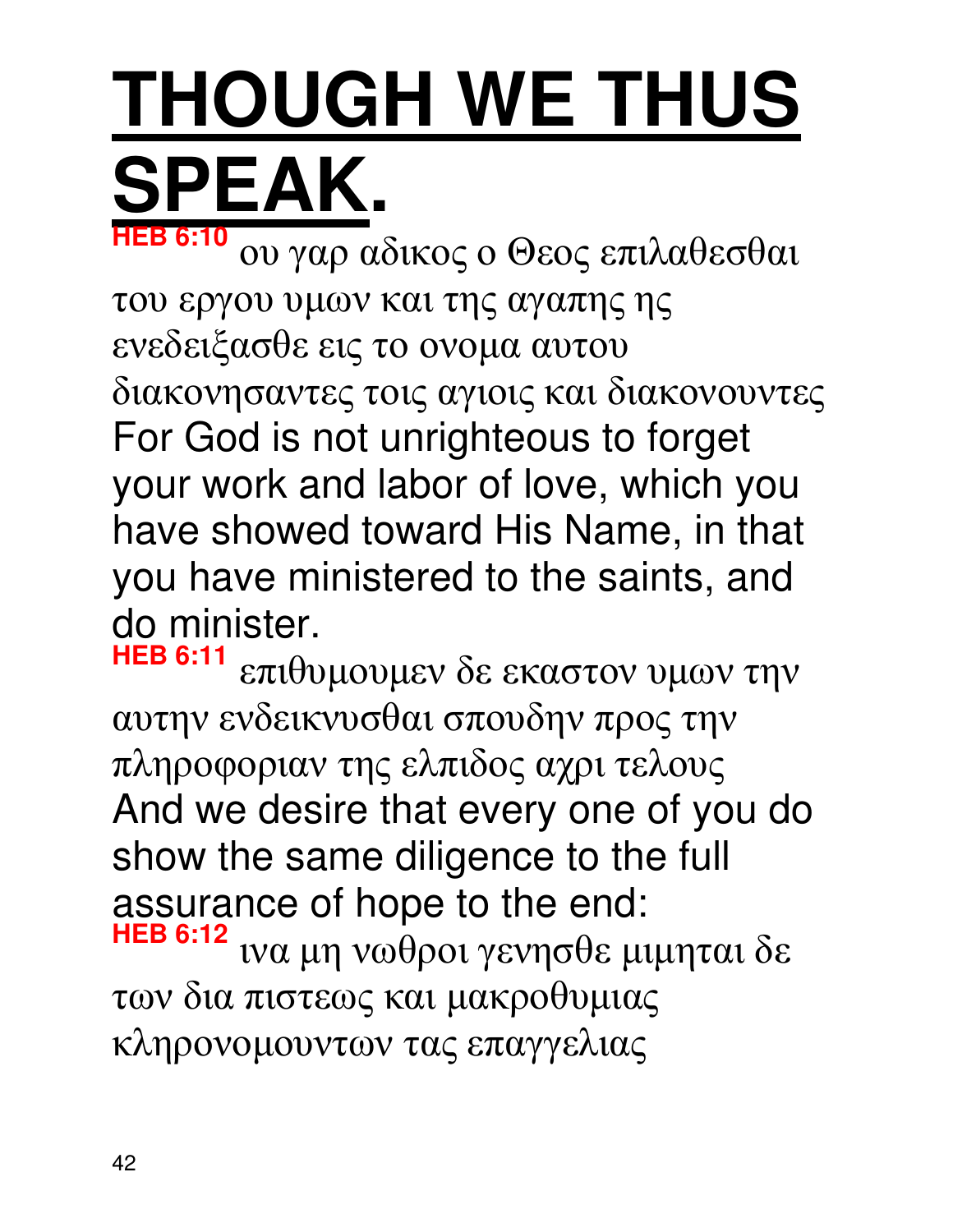# THOUGH WE THUS SPEAK.

**HEB 6:10** ου γαρ αδικος ο Θεος επιλαθεσθαι του εργου υμων και της αγαπης ης ενεδειξασθε εις το ονομα αυτου διακονησαντες τοις αγιοις και διακονουντες
For God is not unrighteous to forget your work and labor of love, which you have showed toward His Name, in that you have ministered to the saints, and do minister.

**HEB 6:11** επιθυμουμεν δε εκαστον υμων την αυτην ενδεικνυσθαι σπουδην προς την πληροφοριαν της ελπιδος αχρι τελους
And we desire that every one of you do show the same diligence to the full assurance of hope to the end:

**HEB 6:12** ινα μη νωθροι γενησθε μιμηται δε των δια πιστεως και μακροθυμιας κληρονομουντων τας επαγγελιας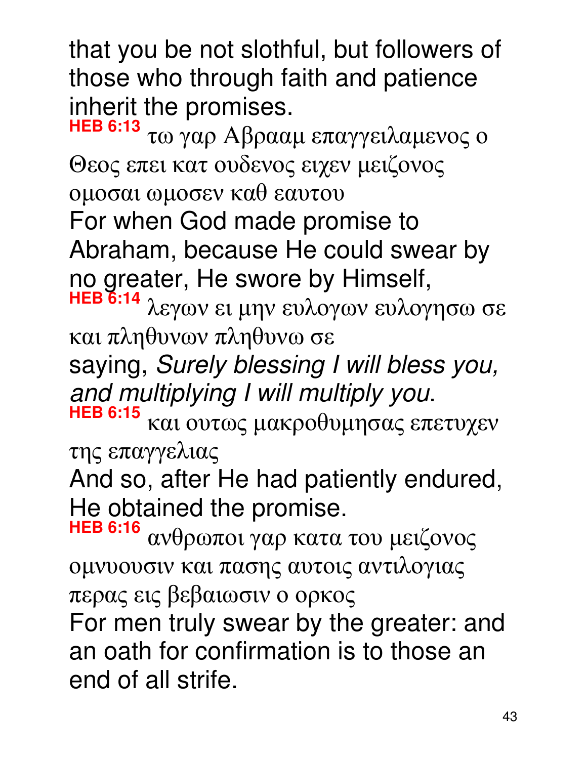that you be not slothful, but followers of those who through faith and patience inherit the promises.

**HEB 6:13** τω γαρ Αβρααμ επαγγειλαμενος ο Θεος επει κατ ουδενος ειχεν μειζονος ομοσαι ωμοσεν καθ εαυτου

For when God made promise to Abraham, because He could swear by no greater, He swore by Himself,

**HEB 6:14** λεγων ει μην ευλογων ευλογησω σε και πληθυνων πληθυνω σε

saying, *Surely blessing I will bless you, and multiplying I will multiply you*.

**HEB 6:15** και ουτως μακροθυμησας επετυχεν της επαγγελιας

And so, after He had patiently endured, He obtained the promise.

**HEB 6:16** ανθρωποι γαρ κατα του μειζονος ομνυουσιν και πασης αυτοις αντιλογιας περας εις βεβαιωσιν ο ορκος

For men truly swear by the greater: and an oath for confirmation is to those an end of all strife.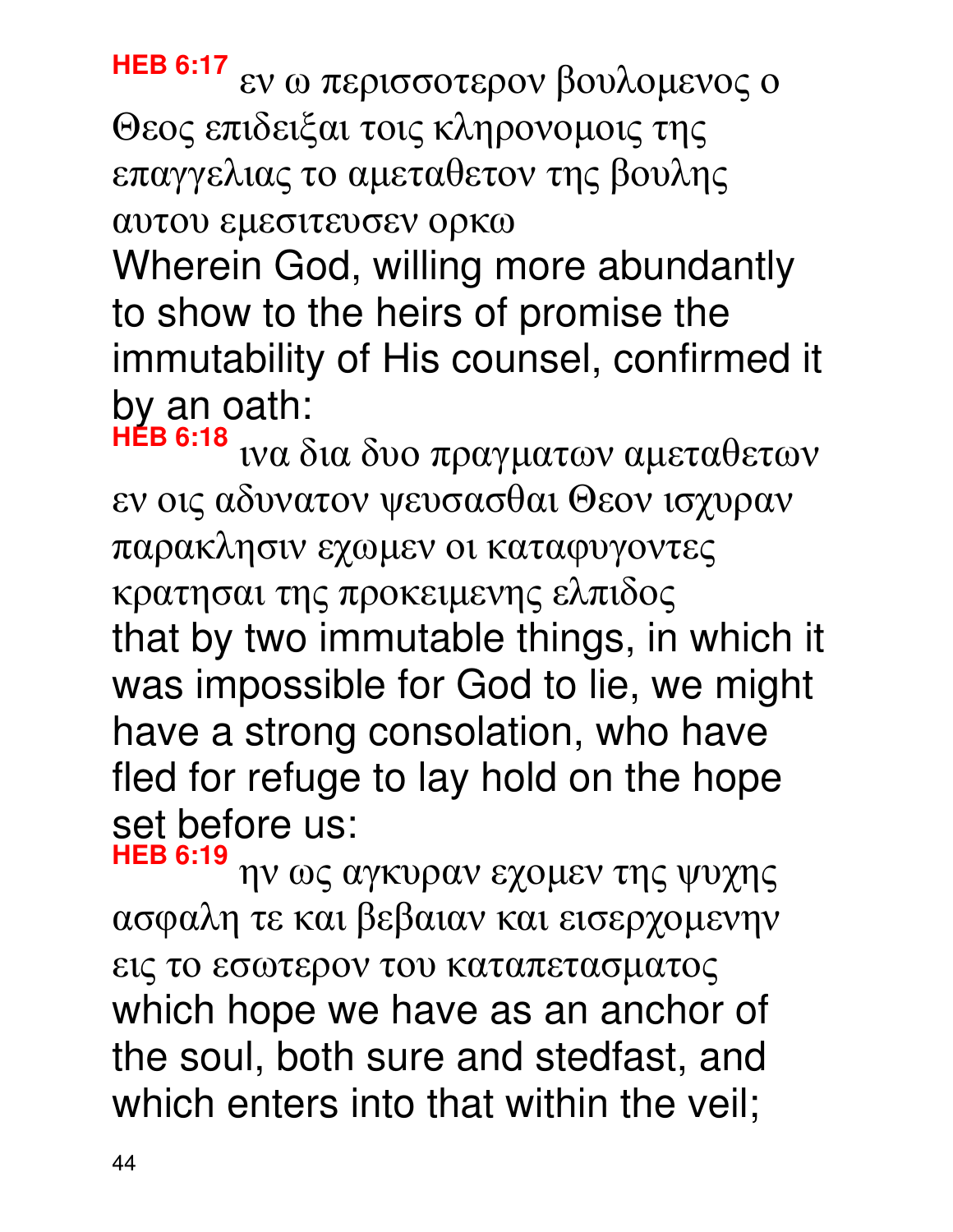**HEB 6:17** εν ω περισσοτερον βουλομενος ο Θεος επιδειξαι τοις κληρονομοις της επαγγελιας το αμεταθετον της βουλης αυτου εμεσιτευσεν ορκω

Wherein God, willing more abundantly to show to the heirs of promise the immutability of His counsel, confirmed it by an oath:

**HEB 6:18** ινα δια δυο πραγματων αμεταθετων εν οις αδυνατον ψευσασθαι Θεον ισχυραν παρακλησιν εχωμεν οι καταφυγοντες κρατησαι της προκειμενης ελπιδος

that by two immutable things, in which it was impossible for God to lie, we might have a strong consolation, who have fled for refuge to lay hold on the hope set before us:

**HEB 6:19** ην ως αγκυραν εχομεν της ψυχης ασφαλη τε και βεβαιαν και εισερχομενην εις το εσωτερον του καταπετασματος

which hope we have as an anchor of the soul, both sure and stedfast, and which enters into that within the veil;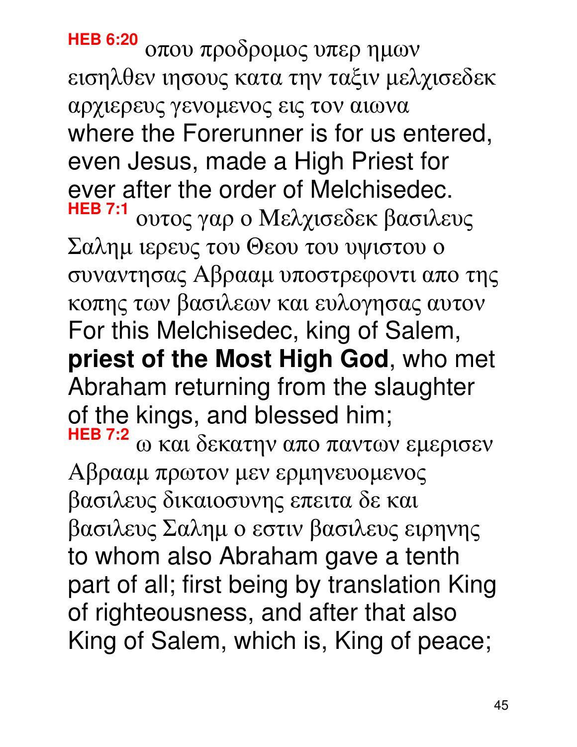**HEB 6:20** οπου προδρομος υπερ ημων εισηλθεν ιησους κατα την ταξιν μελχισεδεκ αρχιερευς γενομενος εις τον αιωνα
where the Forerunner is for us entered, even Jesus, made a High Priest for ever after the order of Melchisedec.

**HEB 7:1** ουτος γαρ ο Μελχισεδεκ βασιλευς Σαλημ ιερευς του Θεου του υψιστου ο συναντησας Αβρααμ υποστρεφοντι απο της κοπης των βασιλεων και ευλογησας αυτον
For this Melchisedec, king of Salem, **priest of the Most High God**, who met Abraham returning from the slaughter of the kings, and blessed him;

**HEB 7:2** ω και δεκατην απο παντων εμερισεν Αβρααμ πρωτον μεν ερμηνευομενος βασιλευς δικαιοσυνης επειτα δε και βασιλευς Σαλημ ο εστιν βασιλευς ειρηνης
to whom also Abraham gave a tenth part of all; first being by translation King of righteousness, and after that also King of Salem, which is, King of peace;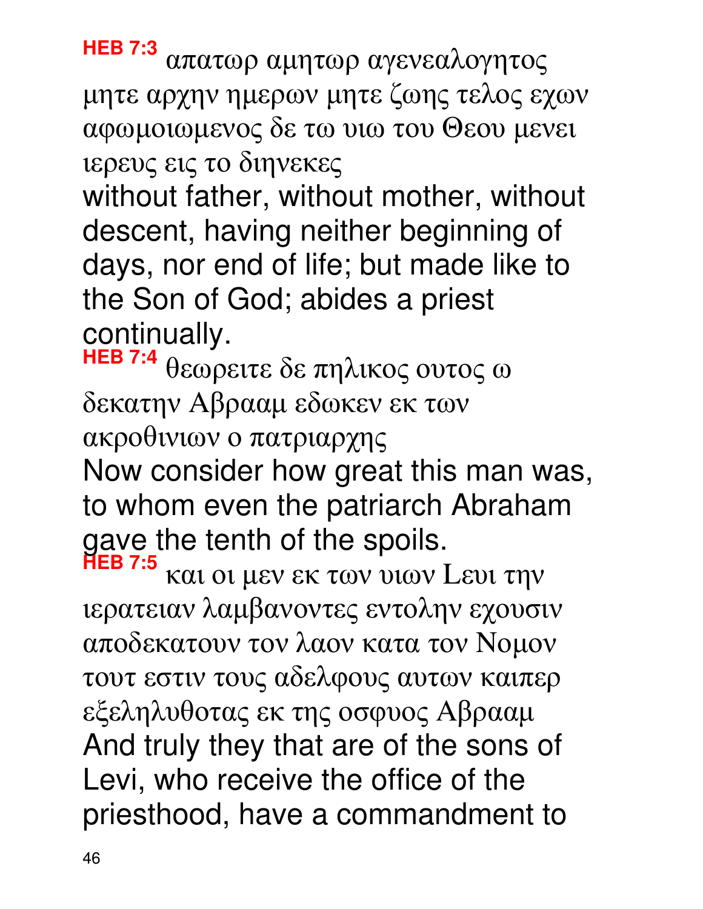**HEB 7:3** απατωρ αμητωρ αγενεαλογητος μητε αρχην ημερων μητε ζωης τελος εχων αφωμοιωμενος δε τω υιω του Θεου μενει ιερευς εις το διηνεκες

without father, without mother, without descent, having neither beginning of days, nor end of life; but made like to the Son of God; abides a priest continually.

**HEB 7:4** θεωρειτε δε πηλικος ουτος ω δεκατην Αβρααμ εδωκεν εκ των ακροθινιων ο πατριαρχης

Now consider how great this man was, to whom even the patriarch Abraham gave the tenth of the spoils.

**HEB 7:5** και οι μεν εκ των υιων Λευι την ιερατειαν λαμβανοντες εντολην εχουσιν αποδεκατουν τον λαον κατα τον Νομον τουτ εστιν τους αδελφους αυτων καιπερ εξεληλυθοτας εκ της οσφυος Αβρααμ

And truly they that are of the sons of Levi, who receive the office of the priesthood, have a commandment to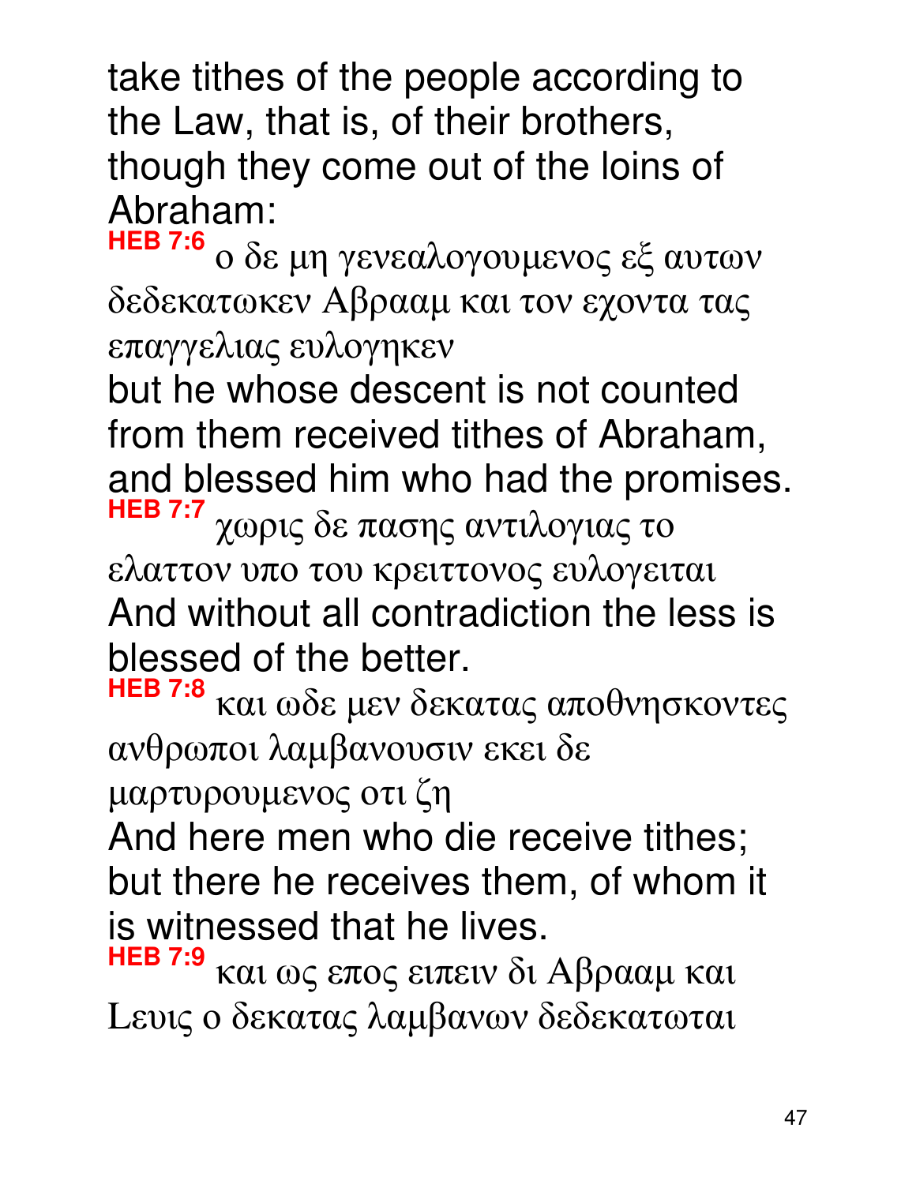take tithes of the people according to the Law, that is, of their brothers, though they come out of the loins of Abraham:

**HEB 7:6** ο δε μη γενεαλογουμενος εξ αυτων δεδεκατωκεν Αβρααμ και τον εχοντα τας επαγγελιας ευλογηκεν

but he whose descent is not counted from them received tithes of Abraham, and blessed him who had the promises.

**HEB 7:7** χωρις δε πασης αντιλογιας το ελαττον υπο του κρειττονος ευλογειται

And without all contradiction the less is blessed of the better.

**HEB 7:8** και ωδε μεν δεκατας αποθνησκοντες ανθρωποι λαμβανουσιν εκει δε μαρτυρουμενος οτι ζη

And here men who die receive tithes; but there he receives them, of whom it is witnessed that he lives.

**HEB 7:9** και ως επος ειπειν δι Αβρααμ και Λευις ο δεκατας λαμβανων δεδεκατωται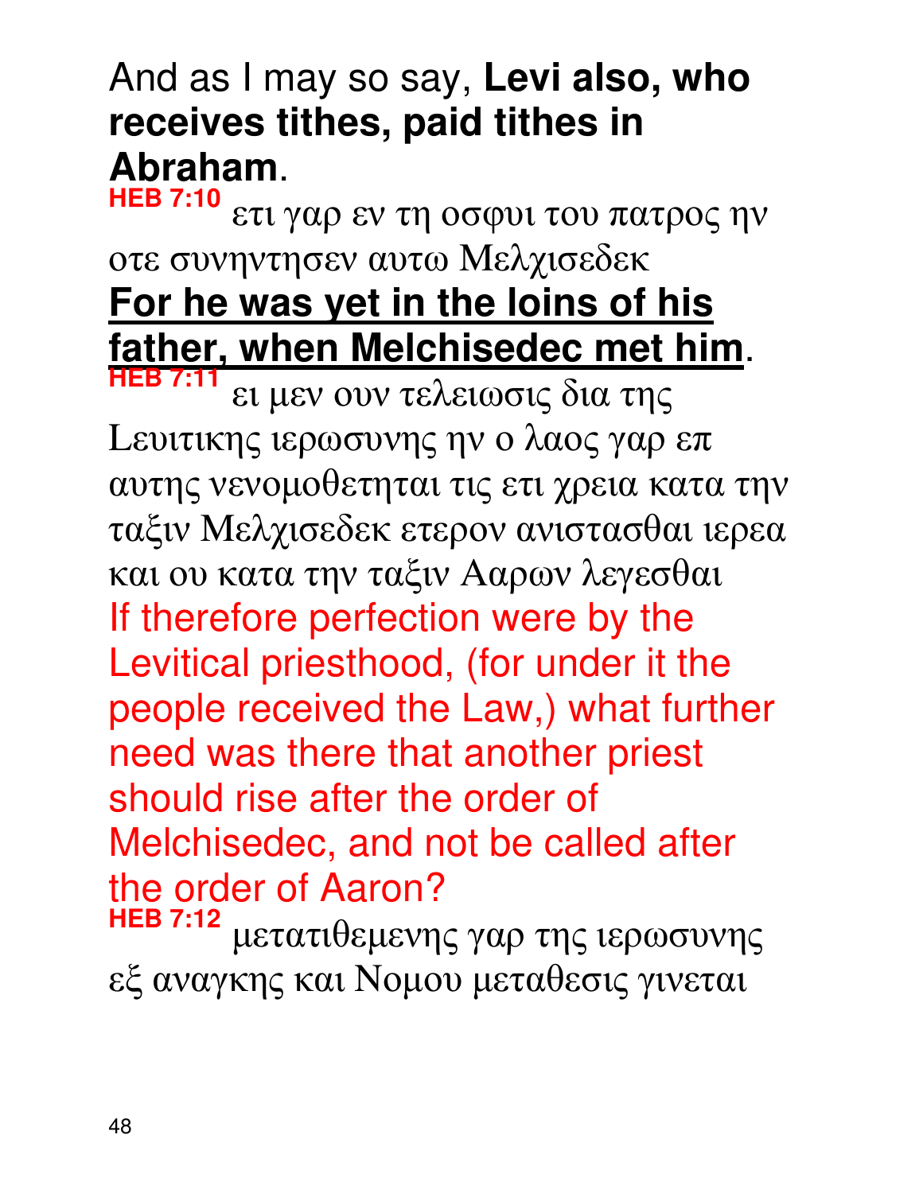And as I may so say, **Levi also, who receives tithes, paid tithes in Abraham**.

**HEB 7:10** ετι γαρ εν τη οσφυι του πατρος ην οτε συνηντησεν αυτω Μελχισεδεκ

**For he was yet in the loins of his father, when Melchisedec met him**.

**HEB 7:11** ει μεν ουν τελειωσις δια της Λευιτικης ιερωσυνης ην ο λαος γαρ επ αυτης νενομοθετηται τις ετι χρεια κατα την ταξιν Μελχισεδεκ ετερον ανιστασθαι ιερεα και ου κατα την ταξιν Ααρων λεγεσθαι

If therefore perfection were by the Levitical priesthood, (for under it the people received the Law,) what further need was there that another priest should rise after the order of Melchisedec, and not be called after the order of Aaron?

**HEB 7:12** μετατιθεμενης γαρ της ιερωσυνης εξ αναγκης και Νομου μεταθεσις γινεται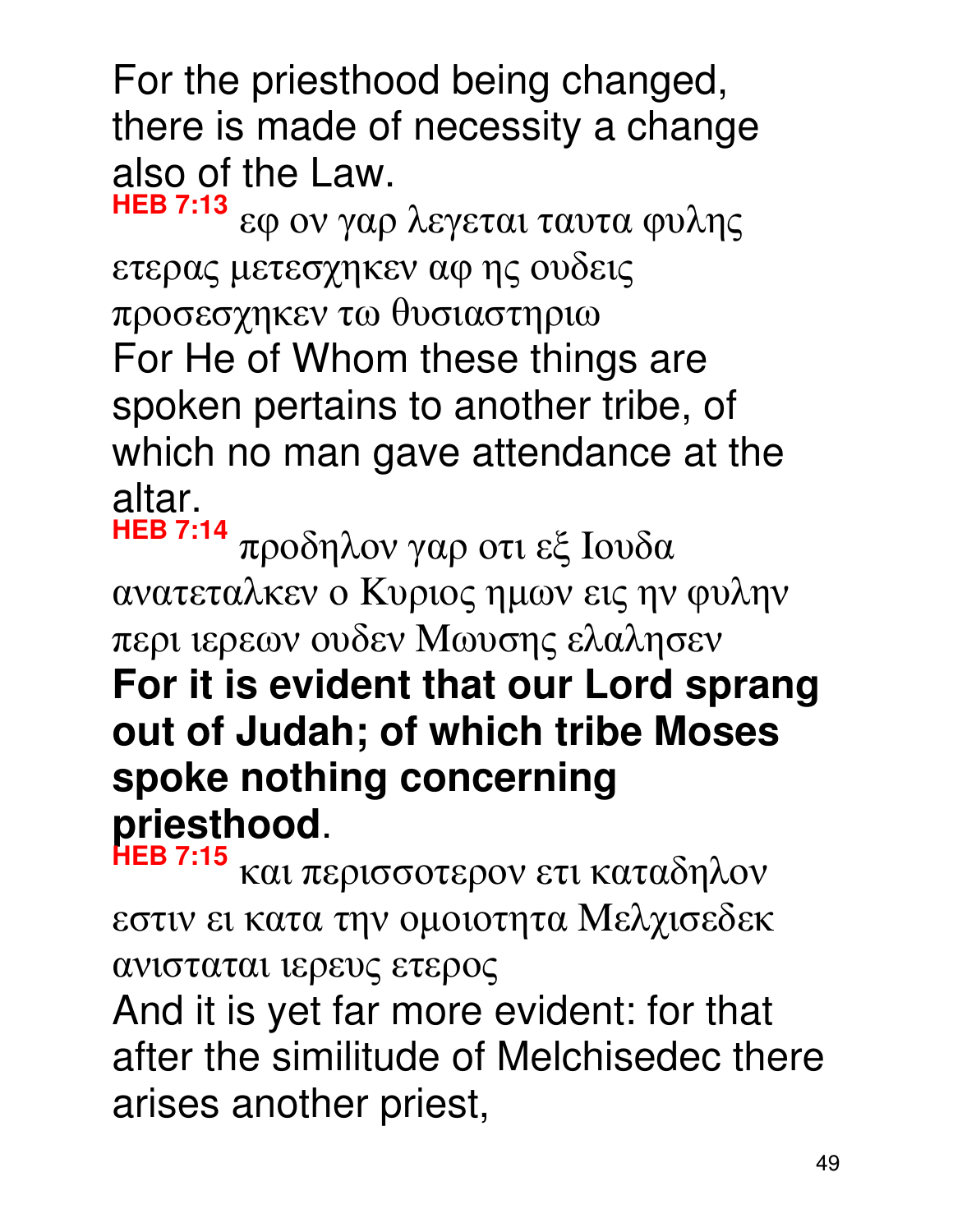For the priesthood being changed, there is made of necessity a change also of the Law.

**HEB 7:13** εφ ον γαρ λεγεται ταυτα φυλης ετερας μετεσχηκεν αφ ης ουδεις προσεσχηκεν τω θυσιαστηριω

For He of Whom these things are spoken pertains to another tribe, of which no man gave attendance at the altar.

**HEB 7:14** προδηλον γαρ οτι εξ Ιουδα ανατεταλκεν ο Κυριος ημων εις ην φυλην περι ιερεων ουδεν Μωυσης ελαλησεν

**For it is evident that our Lord sprang out of Judah; of which tribe Moses spoke nothing concerning priesthood**.

**HEB 7:15** και περισσοτερον ετι καταδηλον εστιν ει κατα την ομοιοτητα Μελχισεδεκ ανισταται ιερευς ετερος

And it is yet far more evident: for that after the similitude of Melchisedec there arises another priest,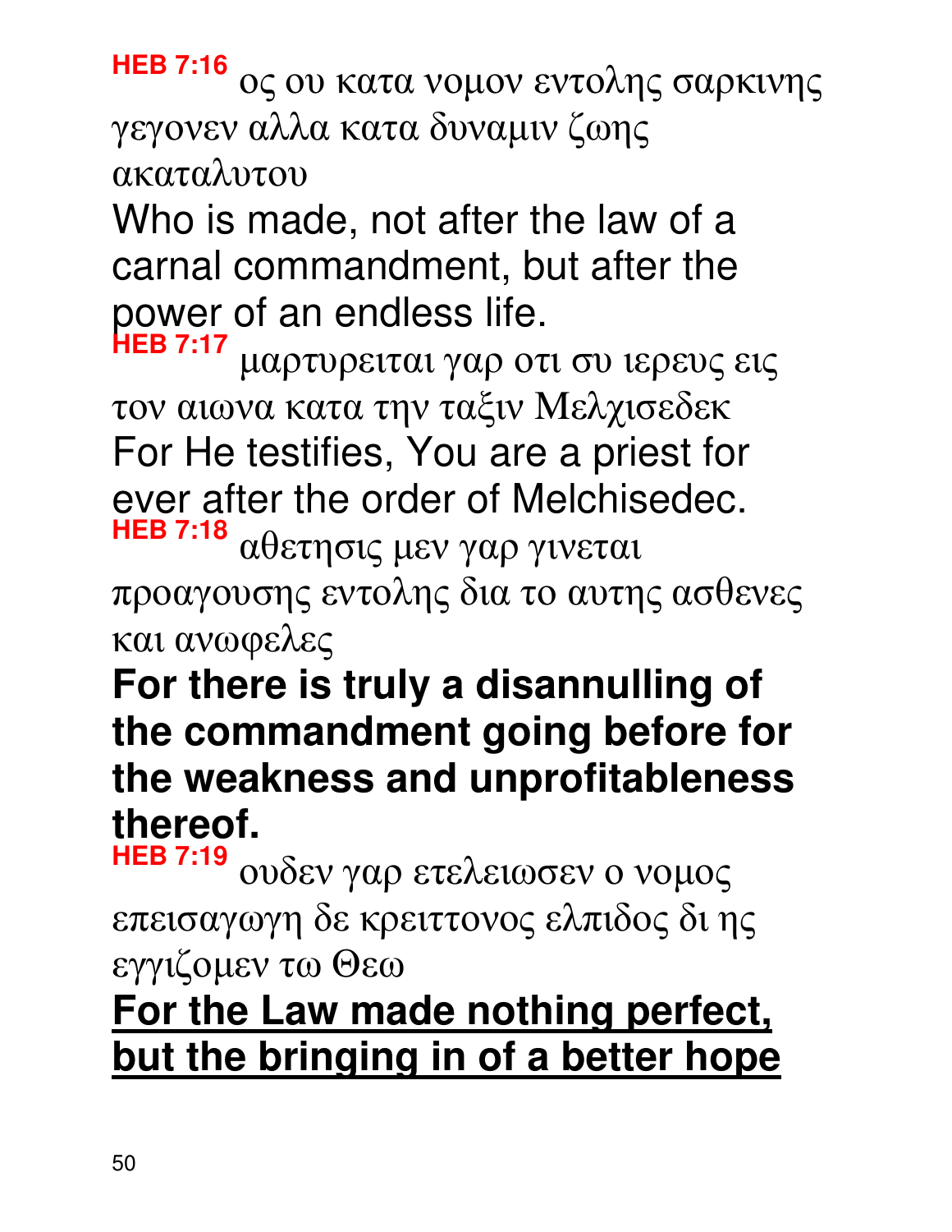**HEB 7:16** ος ου κατα νομον εντολης σαρκινης γεγονεν αλλα κατα δυναμιν ζωης ακαταλυτου

Who is made, not after the law of a carnal commandment, but after the power of an endless life.

**HEB 7:17** μαρτυρειται γαρ οτι συ ιερευς εις τον αιωνα κατα την ταξιν Μελχισεδεκ

For He testifies, You are a priest for ever after the order of Melchisedec.

**HEB 7:18** αθετησις μεν γαρ γινεται προαγουσης εντολης δια το αυτης ασθενες και ανωφελες

**For there is truly a disannulling of the commandment going before for the weakness and unprofitableness thereof.**

**HEB 7:19** ουδεν γαρ ετελειωσεν ο νομος επεισαγωγη δε κρειττονος ελπιδος δι ης εγγιζομεν τω Θεω

<u>**For the Law made nothing perfect, but the bringing in of a better hope**</u>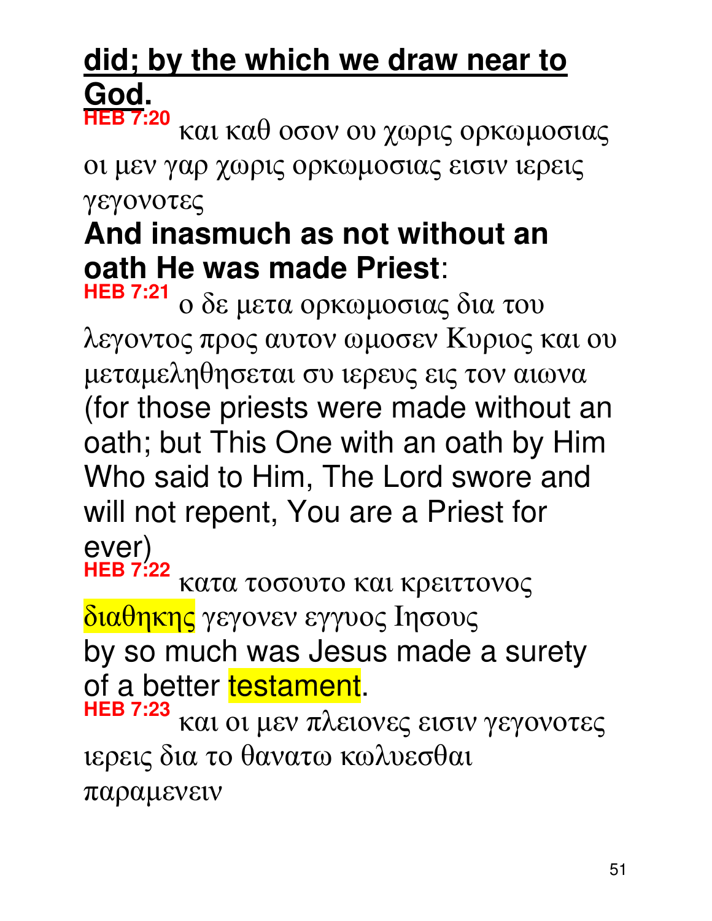**<u>did; by the which we draw near to God.</u>**

**HEB 7:20** και καθ οσον ου χωρις ορκωμοσιας οι μεν γαρ χωρις ορκωμοσιας εισιν ιερεις γεγονοτες

**And inasmuch as not without an oath He was made Priest**:

**HEB 7:21** ο δε μετα ορκωμοσιας δια του λεγοντος προς αυτον ωμοσεν Κυριος και ου μεταμεληθησεται συ ιερευς εις τον αιωνα

(for those priests were made without an oath; but This One with an oath by Him Who said to Him, The Lord swore and will not repent, You are a Priest for ever)

**HEB 7:22** κατα τοσουτο και κρειττονος διαθηκης γεγονεν εγγυος Ιησους

by so much was Jesus made a surety of a better testament.

**HEB 7:23** και οι μεν πλειονες εισιν γεγονοτες ιερεις δια το θανατω κωλυεσθαι παραμενειν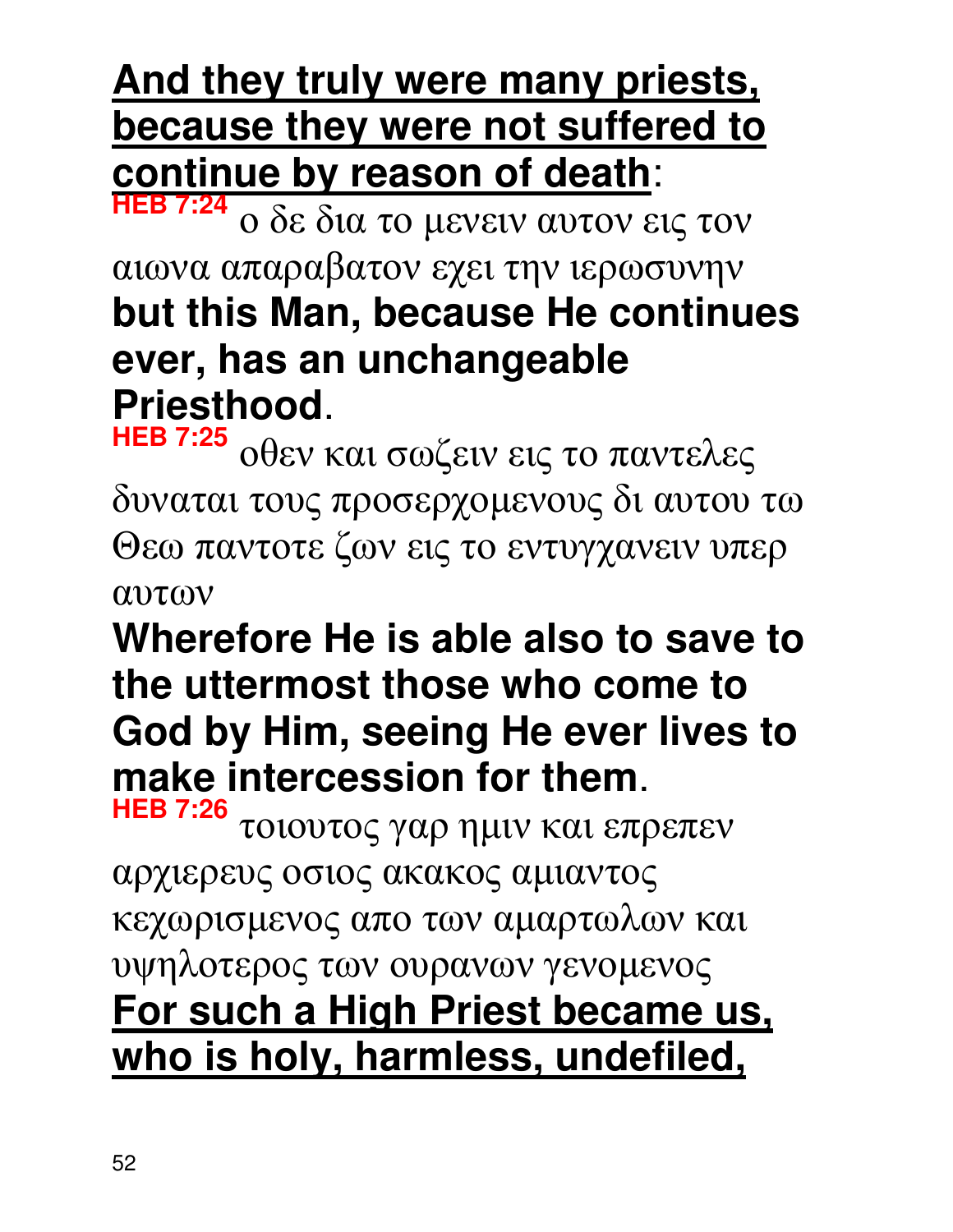**And they truly were many priests, because they were not suffered to continue by reason of death**:

**HEB 7:24** ο δε δια το μενειν αυτον εις τον αιωνα απαραβατον εχει την ιερωσυνην

**but this Man, because He continues ever, has an unchangeable Priesthood**.

**HEB 7:25** οθεν και σωζειν εις το παντελες δυναται τους προσερχομενους δι αυτου τω Θεω παντοτε ζων εις το εντυγχανειν υπερ αυτων

**Wherefore He is able also to save to the uttermost those who come to God by Him, seeing He ever lives to make intercession for them**.

**HEB 7:26** τοιουτος γαρ ημιν και επρεπεν αρχιερευς οσιος ακακος αμιαντος κεχωρισμενος απο των αμαρτωλων και υψηλοτερος των ουρανων γενομενος

**For such a High Priest became us, who is holy, harmless, undefiled,**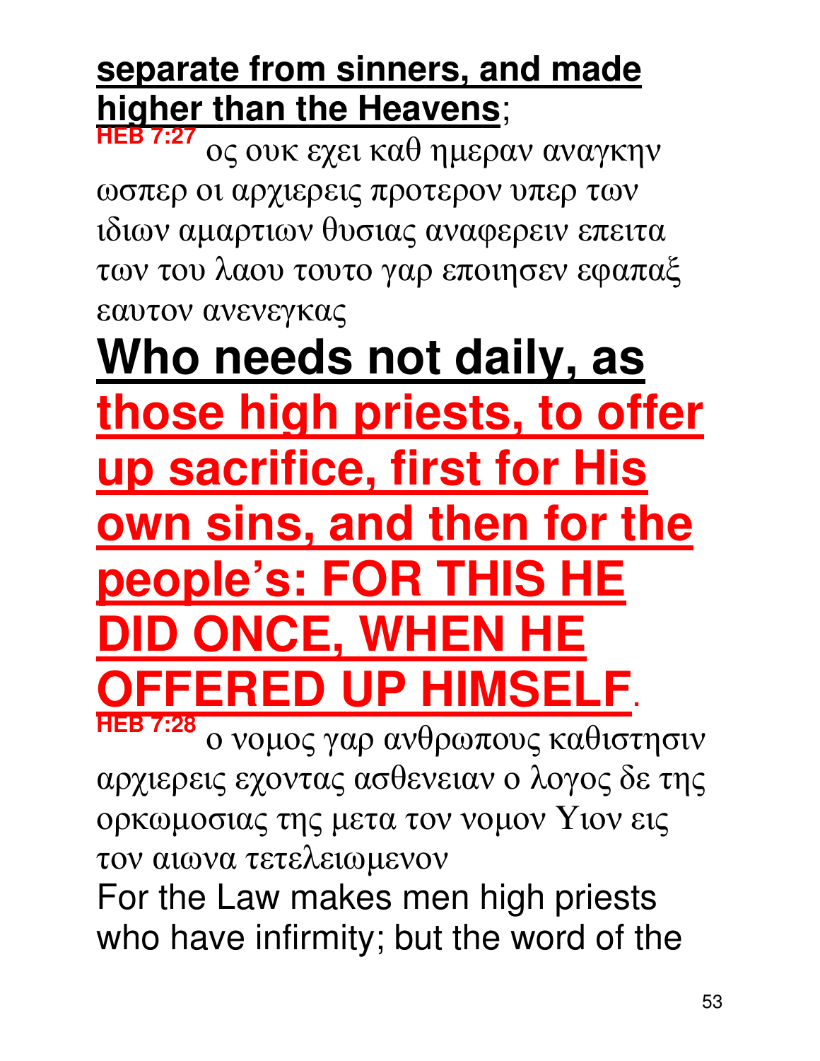**separate from sinners, and made higher than the Heavens**;

**HEB 7:27** ος ουκ εχει καθ ημεραν αναγκην ωσπερ οι αρχιερεις προτερον υπερ των ιδιων αμαρτιων θυσιας αναφερειν επειτα των του λαου τουτο γαρ εποιησεν εφαπαξ εαυτον ανενεγκας

# Who needs not daily, as those high priests, to offer up sacrifice, first for His own sins, and then for the people's: FOR THIS HE DID ONCE, WHEN HE OFFERED UP HIMSELF.

**HEB 7:28** ο νομος γαρ ανθρωπους καθιστησιν αρχιερεις εχοντας ασθενειαν ο λογος δε της ορκωμοσιας της μετα τον νομον Υιον εις τον αιωνα τετελειωμενον

For the Law makes men high priests who have infirmity; but the word of the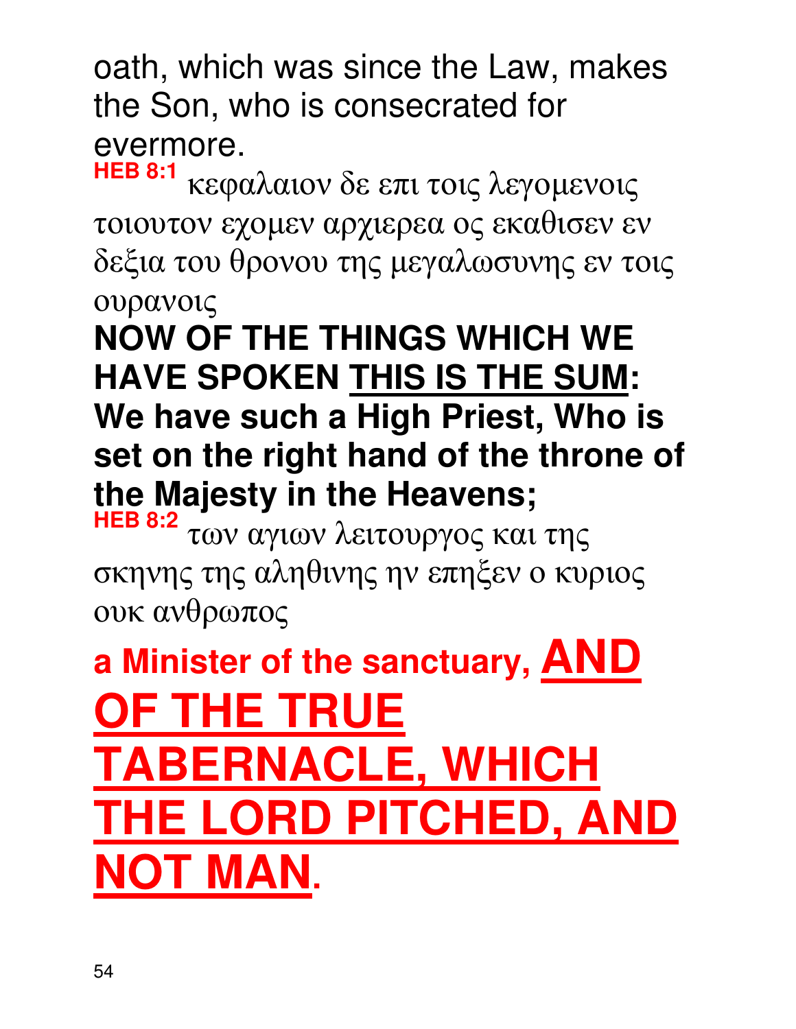oath, which was since the Law, makes the Son, who is consecrated for evermore.

**HEB 8:1** κεφαλαιον δε επι τοις λεγομενοις τοιουτον εχομεν αρχιερεα ος εκαθισεν εν δεξια του θρονου της μεγαλωσυνης εν τοις ουρανοις

**NOW OF THE THINGS WHICH WE HAVE SPOKEN THIS IS THE SUM: We have such a High Priest, Who is set on the right hand of the throne of the Majesty in the Heavens;**

**HEB 8:2** των αγιων λειτουργος και της σκηνης της αληθινης ην επηξεν ο κυριος ουκ ανθρωπος

**a Minister of the sanctuary, AND OF THE TRUE TABERNACLE, WHICH THE LORD PITCHED, AND NOT MAN.**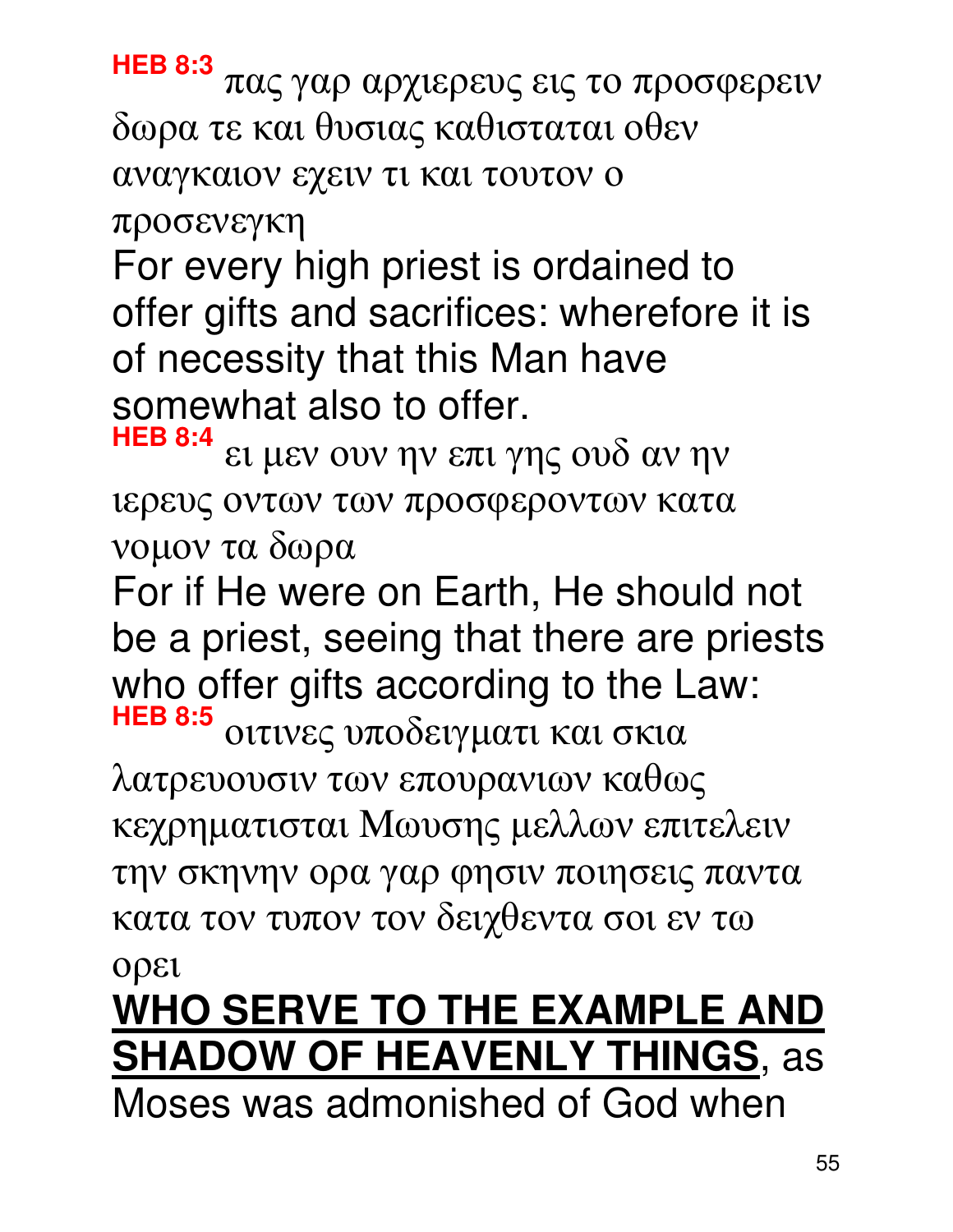**HEB 8:3** πας γαρ αρχιερευς εις το προσφερειν δωρα τε και θυσιας καθισταται οθεν αναγκαιον εχειν τι και τουτον ο προσενεγκη

For every high priest is ordained to offer gifts and sacrifices: wherefore it is of necessity that this Man have somewhat also to offer.

**HEB 8:4** ει μεν ουν ην επι γης ουδ αν ην ιερευς οντων των προσφεροντων κατα νομον τα δωρα

For if He were on Earth, He should not be a priest, seeing that there are priests who offer gifts according to the Law:

**HEB 8:5** οιτινες υποδειγματι και σκια λατρευουσιν των επουρανιων καθως κεχρηματισται Μωυσης μελλων επιτελειν την σκηνην ορα γαρ φησιν ποιησεις παντα κατα τον τυπον τον δειχθεντα σοι εν τω ορει

<u>**WHO SERVE TO THE EXAMPLE AND SHADOW OF HEAVENLY THINGS**</u>, as Moses was admonished of God when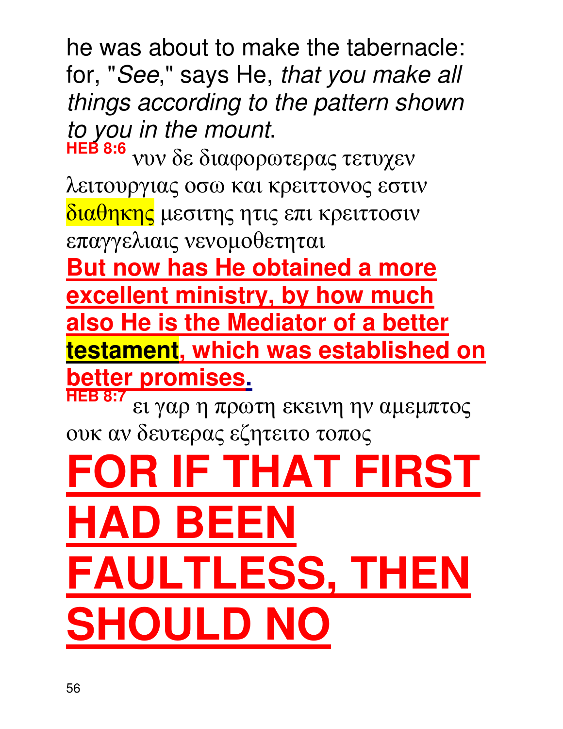he was about to make the tabernacle: for, "*See*," says He, *that you make all things according to the pattern shown to you in the mount*.

**HEB 8:6** νυν δε διαφορωτερας τετυχεν λειτουργιας οσω και κρειττονος εστιν διαθηκης μεσιτης ητις επι κρειττοσιν επαγγελιαις νενομοθετηται

**But now has He obtained a more excellent ministry, by how much also He is the Mediator of a better testament, which was established on better promises.**

**HEB 8:7** ει γαρ η πρωτη εκεινη ην αμεμπτος ουκ αν δευτερας εζητειτο τοπος

# FOR IF THAT FIRST HAD BEEN FAULTLESS, THEN SHOULD NO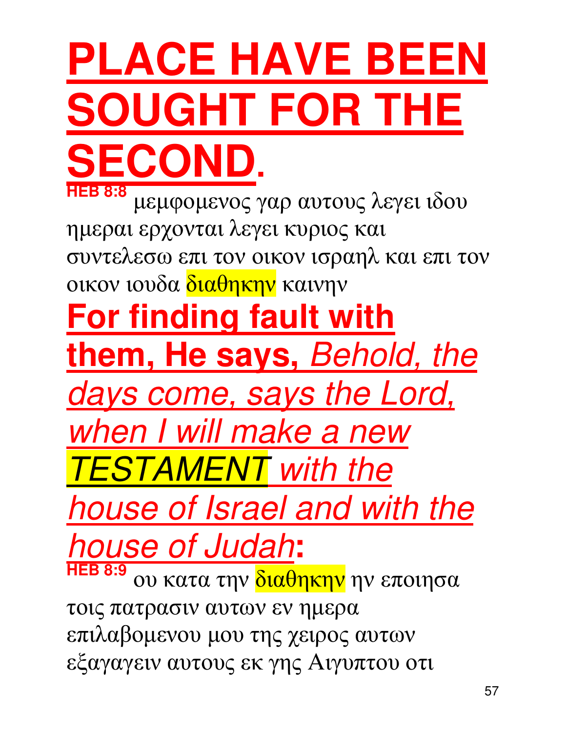# PLACE HAVE BEEN SOUGHT FOR THE SECOND.

**HEB 8:8** μεμφομενος γαρ αυτους λεγει ιδου ημεραι ερχονται λεγει κυριος και συντελεσω επι τον οικον ισραηλ και επι τον οικον ιουδα διαθηκην καινην

**For finding fault with them, He says,** *Behold, the days come, says the Lord, when I will make a new TESTAMENT with the house of Israel and with the house of Judah***:**

**HEB 8:9** ου κατα την διαθηκην ην εποιησα τοις πατρασιν αυτων εν ημερα επιλαβομενου μου της χειρος αυτων εξαγαγειν αυτους εκ γης Αιγυπτου οτι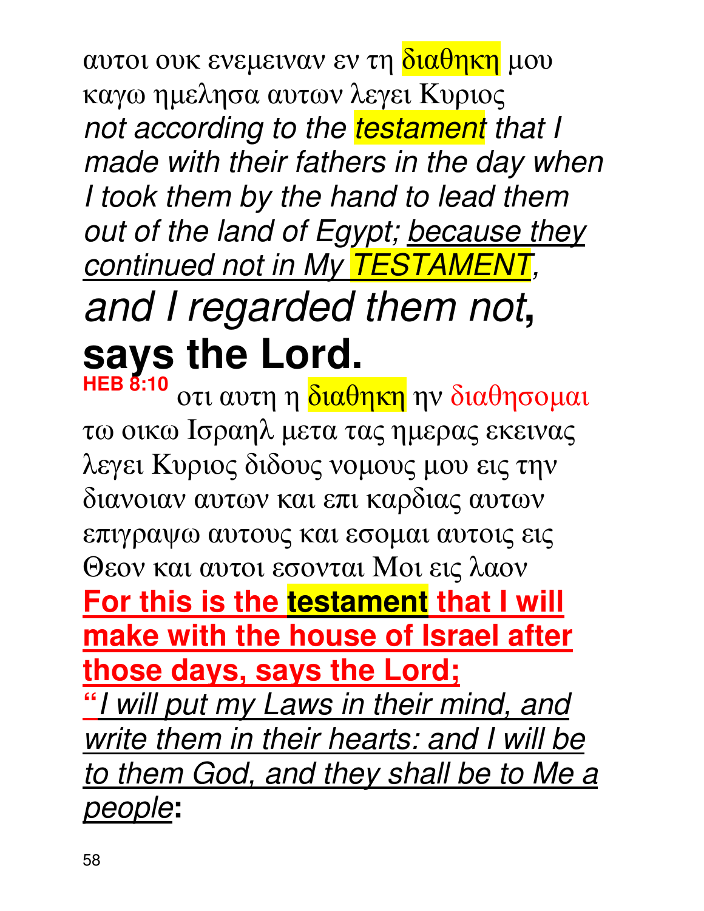αυτοι ουκ ενεμειναν εν τη διαθηκη μου καγω ημελησα αυτων λεγει Κυριος

*not according to the testament that I made with their fathers in the day when I took them by the hand to lead them out of the land of Egypt; because they continued not in My TESTAMENT,*

*and I regarded them not*, **says the Lord.**

**HEB 8:10** οτι αυτη η διαθηκη ην διαθησομαι τω οικω Ισραηλ μετα τας ημερας εκεινας λεγει Κυριος διδους νομους μου εις την διανοιαν αυτων και επι καρδιας αυτων επιγραψω αυτους και εσομαι αυτοις εις Θεον και αυτοι εσονται Μοι εις λαον

**For this is the testament that I will make with the house of Israel after those days, says the Lord;**

**"***I will put my Laws in their mind, and write them in their hearts: and I will be to them God, and they shall be to Me a people***:**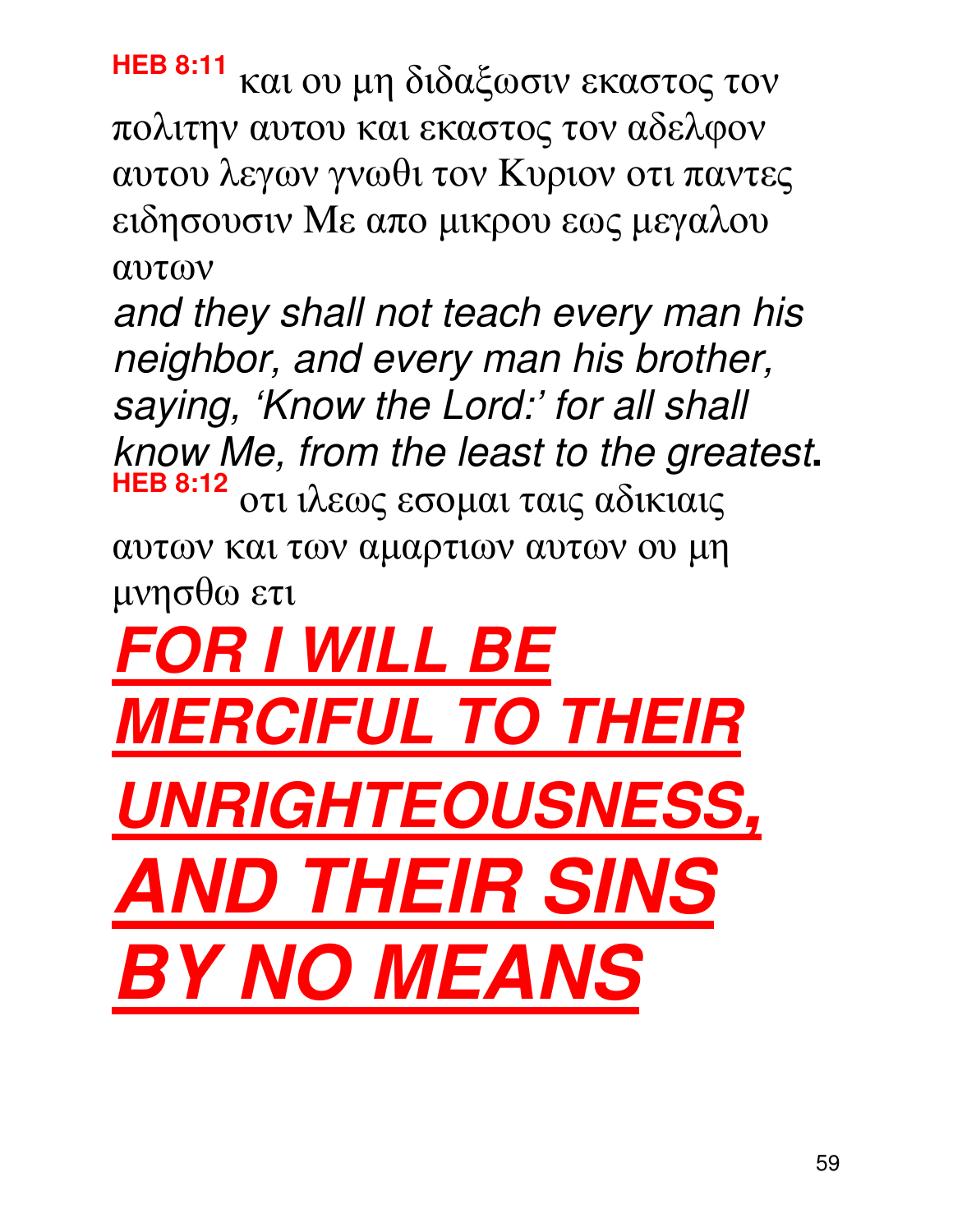**HEB 8:11** και ου μη διδαξωσιν εκαστος τον πολιτην αυτου και εκαστος τον αδελφον αυτου λεγων γνωθι τον Κυριον οτι παντες ειδησουσιν Με απο μικρου εως μεγαλου αυτων

*and they shall not teach every man his neighbor, and every man his brother, saying, 'Know the Lord:' for all shall know Me, from the least to the greatest***.**

**HEB 8:12** οτι ιλεως εσομαι ταις αδικιαις αυτων και των αμαρτιων αυτων ου μη μνησθω ετι

***FOR I WILL BE MERCIFUL TO THEIR UNRIGHTEOUSNESS, AND THEIR SINS BY NO MEANS***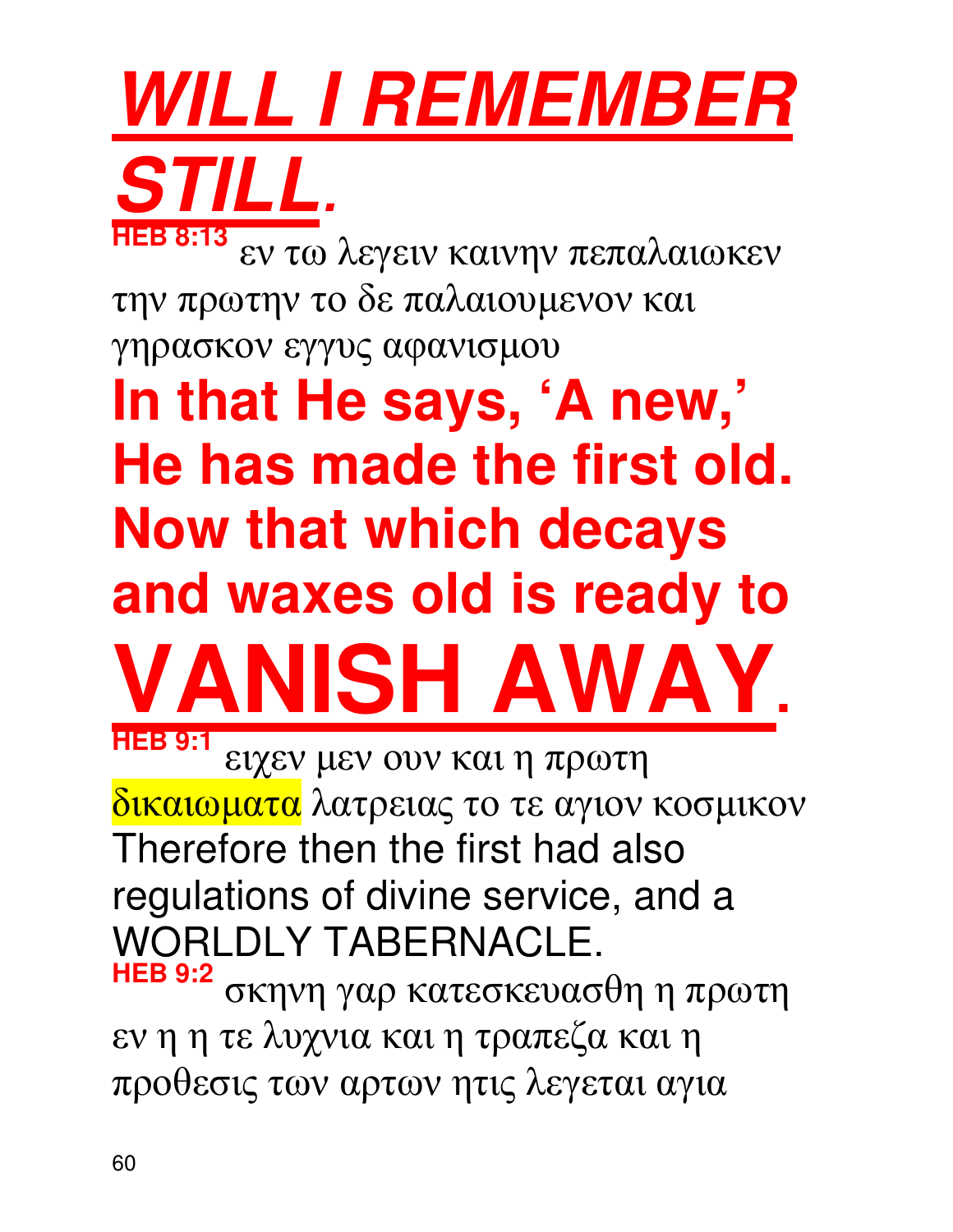# ***WILL I REMEMBER STILL.***

**HEB 8:13** εν τω λεγειν καινην πεπαλαιωκεν την πρωτην το δε παλαιουμενον και γηρασκον εγγυς αφανισμου

**In that He says, ‘A new,’ He has made the first old. Now that which decays and waxes old is ready to VANISH AWAY.**

**HEB 9:1** ειχεν μεν ουν και η πρωτη δικαιωματα λατρειας το τε αγιον κοσμικον

Therefore then the first had also regulations of divine service, and a WORLDLY TABERNACLE.

**HEB 9:2** σκηνη γαρ κατεσκευασθη η πρωτη εν η η τε λυχνια και η τραπεζα και η προθεσις των αρτων ητις λεγεται αγια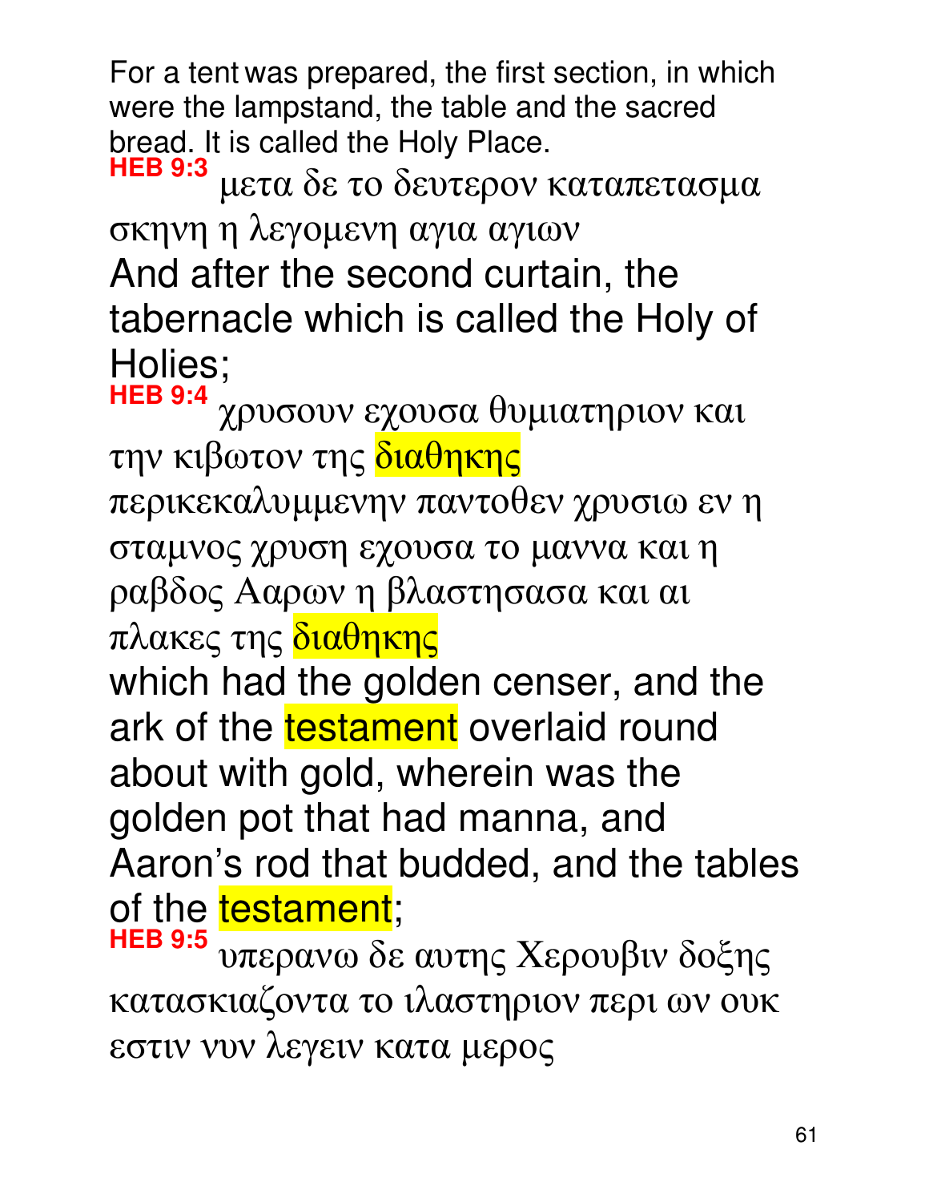For a tent was prepared, the first section, in which were the lampstand, the table and the sacred bread. It is called the Holy Place.

**HEB 9:3** μετα δε το δευτερον καταπετασμα σκηνη η λεγομενη αγια αγιων

And after the second curtain, the tabernacle which is called the Holy of Holies;

**HEB 9:4** χρυσουν εχουσα θυμιατηριον και την κιβωτον της διαθηκης περικεκαλυμμενην παντοθεν χρυσιω εν η σταμνος χρυση εχουσα το μαννα και η ραβδος Ααρων η βλαστησασα και αι πλακες της διαθηκης

which had the golden censer, and the ark of the testament overlaid round about with gold, wherein was the golden pot that had manna, and Aaron's rod that budded, and the tables of the testament;

**HEB 9:5** υπερανω δε αυτης Χερουβιν δοξης κατασκιαζοντα το ιλαστηριον περι ων ουκ εστιν νυν λεγειν κατα μερος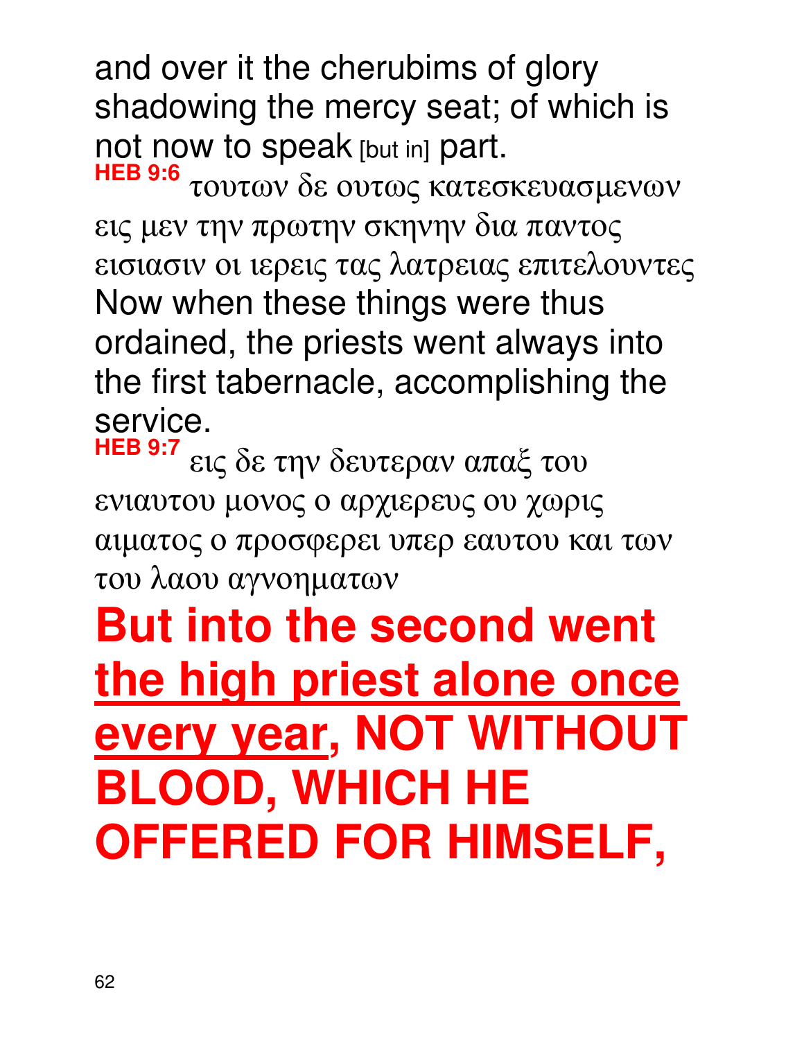and over it the cherubims of glory shadowing the mercy seat; of which is not now to speak [but in] part.

**HEB 9:6** τουτων δε ουτως κατεσκευασμενων εις μεν την πρωτην σκηνην δια παντος εισιασιν οι ιερεις τας λατρειας επιτελουντες

Now when these things were thus ordained, the priests went always into the first tabernacle, accomplishing the service.

**HEB 9:7** εις δε την δευτεραν απαξ του ενιαυτου μονος ο αρχιερευς ου χωρις αιματος ο προσφερει υπερ εαυτου και των του λαου αγνοηματων

**But into the second went <u>the high priest alone once every year</u>, NOT WITHOUT BLOOD, WHICH HE OFFERED FOR HIMSELF,**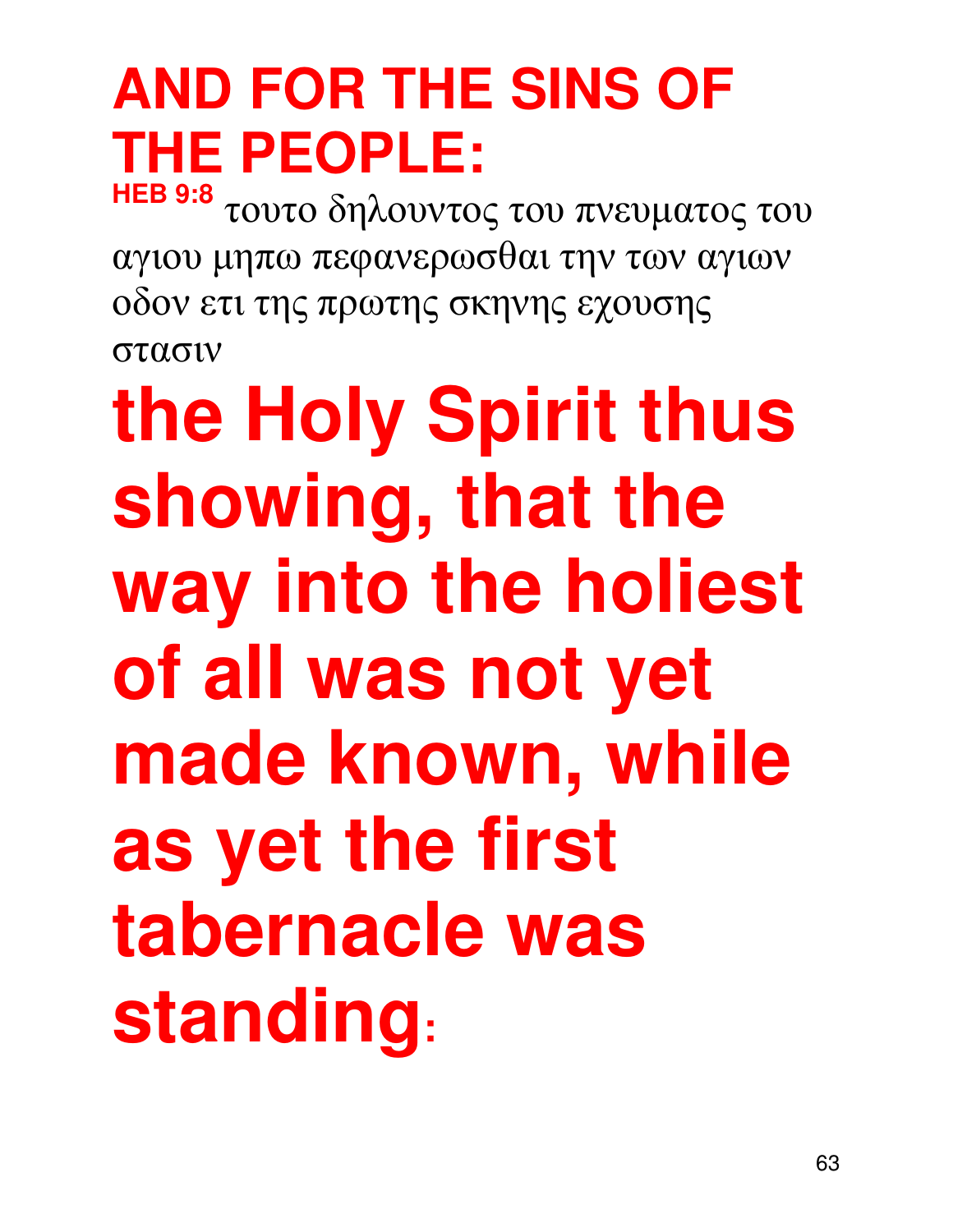# AND FOR THE SINS OF THE PEOPLE:

**HEB 9:8** τουτο δηλουντος του πνευματος του αγιου μηπω πεφανερωσθαι την των αγιων οδον ετι της πρωτης σκηνης εχουσης στασιν

# the Holy Spirit thus showing, that the way into the holiest of all was not yet made known, while as yet the first tabernacle was standing: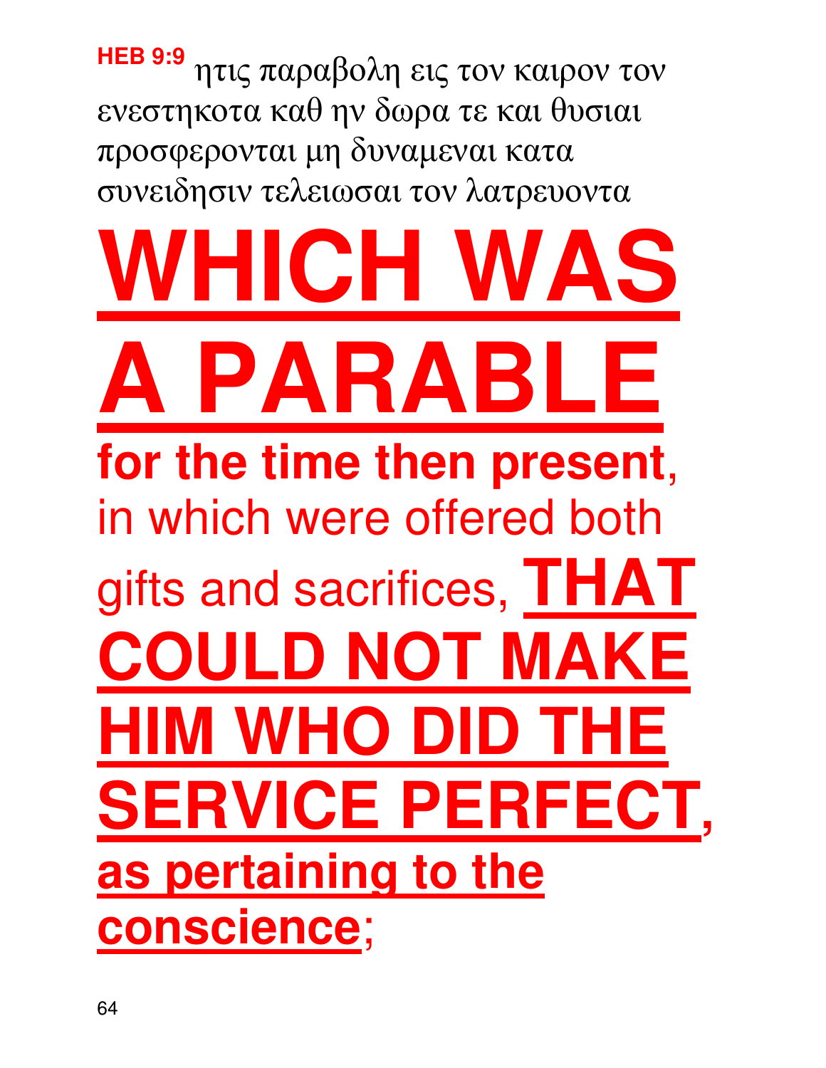**HEB 9:9** ητις παραβολη εις τον καιρον τον ενεστηκοτα καθ ην δωρα τε και θυσιαι προσφερονται μη δυναμεναι κατα συνειδησιν τελειωσαι τον λατρευοντα

# WHICH WAS A PARABLE

**for the time then present**, in which were offered both gifts and sacrifices, **THAT COULD NOT MAKE HIM WHO DID THE SERVICE PERFECT**, **as pertaining to the conscience**;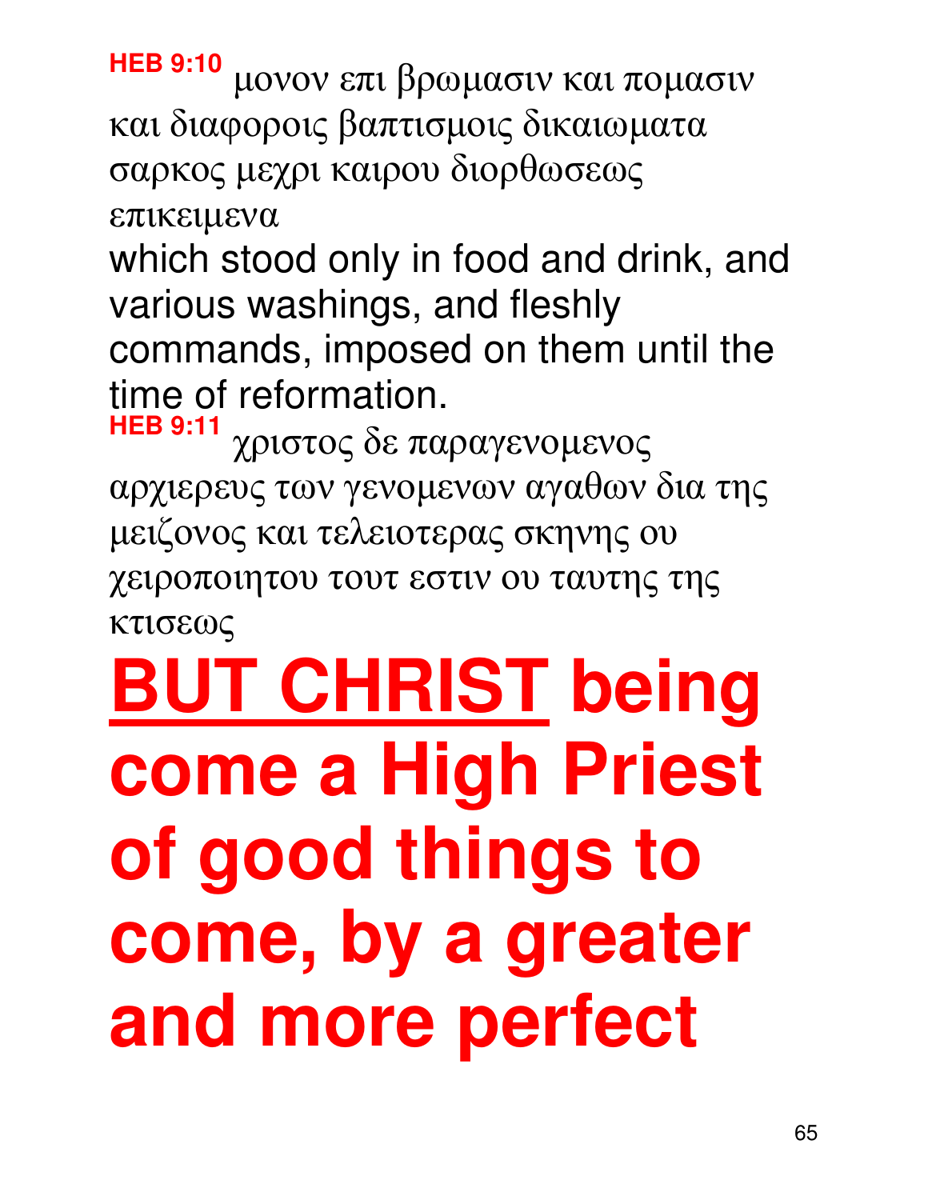**HEB 9:10** μονον επι βρωμασιν και πομασιν και διαφοροις βαπτισμοις δικαιωματα σαρκος μεχρι καιρου διορθωσεως επικειμενα

which stood only in food and drink, and various washings, and fleshly commands, imposed on them until the time of reformation.

**HEB 9:11** χριστος δε παραγενομενος αρχιερευς των γενομενων αγαθων δια της μειζονος και τελειοτερας σκηνης ου χειροποιητου τουτ εστιν ου ταυτης της κτισεως

# <u>BUT CHRIST</u> being come a High Priest of good things to come, by a greater and more perfect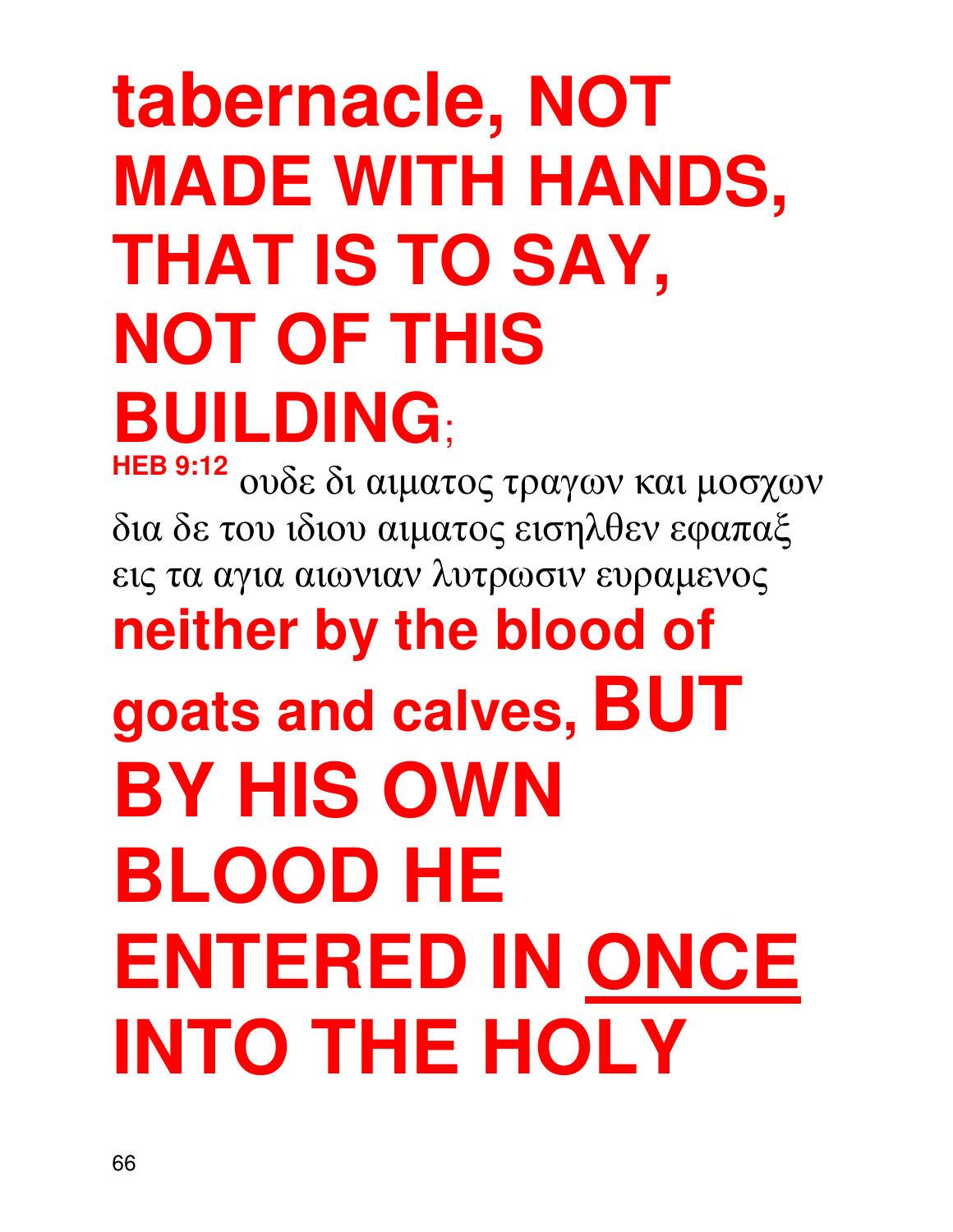**tabernacle, NOT MADE WITH HANDS, THAT IS TO SAY, NOT OF THIS BUILDING**;

**HEB 9:12** ουδε δι αιματος τραγων και μοσχων δια δε του ιδιου αιματος εισηλθεν εφαπαξ εις τα αγια αιωνιαν λυτρωσιν ευραμενος

**neither by the blood of goats and calves, BUT BY HIS OWN BLOOD HE ENTERED IN <u>ONCE</u> INTO THE HOLY**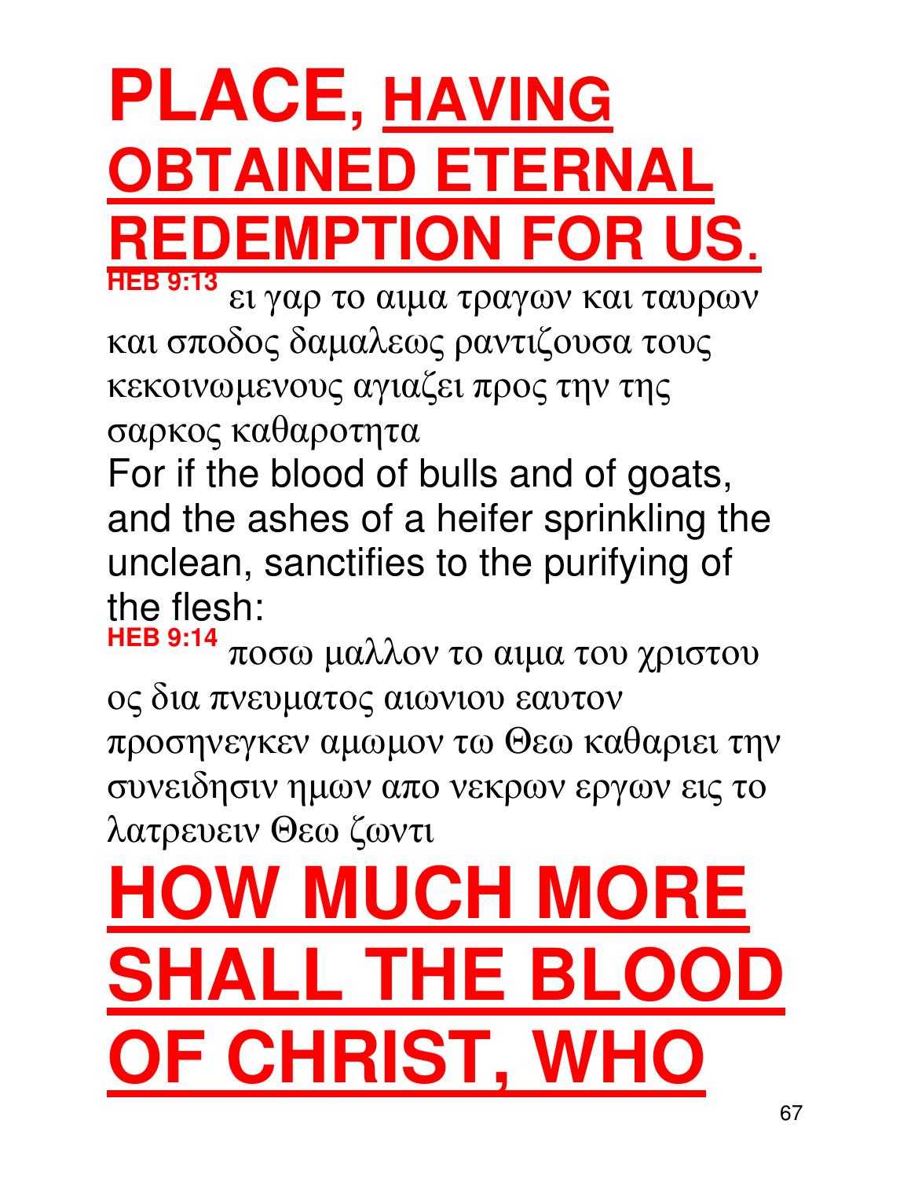**PLACE, HAVING OBTAINED ETERNAL REDEMPTION FOR US.**

**HEB 9:13** ει γαρ το αιμα τραγων και ταυρων και σποδος δαμαλεως ραντιζουσα τους κεκοινωμενους αγιαζει προς την της σαρκος καθαροτητα

For if the blood of bulls and of goats, and the ashes of a heifer sprinkling the unclean, sanctifies to the purifying of the flesh:

**HEB 9:14** ποσω μαλλον το αιμα του χριστου ος δια πνευματος αιωνιου εαυτον προσηνεγκεν αμωμον τω Θεω καθαριει την συνειδησιν ημων απο νεκρων εργων εις το λατρευειν Θεω ζωντι

**HOW MUCH MORE SHALL THE BLOOD OF CHRIST, WHO**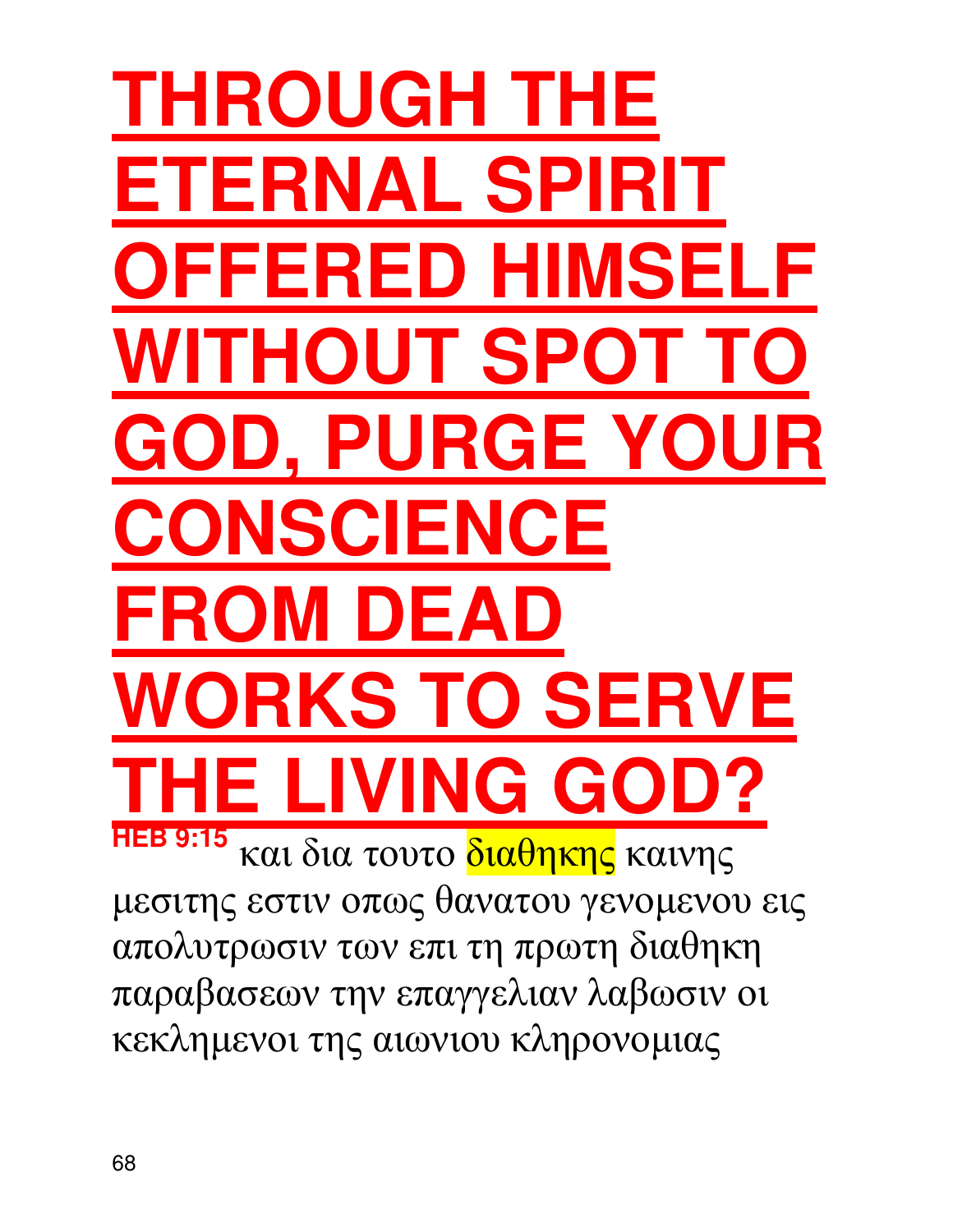# THROUGH THE ETERNAL SPIRIT OFFERED HIMSELF WITHOUT SPOT TO GOD, PURGE YOUR CONSCIENCE FROM DEAD WORKS TO SERVE THE LIVING GOD?

**HEB 9:15** και δια τουτο διαθηκης καινης μεσιτης εστιν οπως θανατου γενομενου εις απολυτρωσιν των επι τη πρωτη διαθηκη παραβασεων την επαγγελιαν λαβωσιν οι κεκλημενοι της αιωνιου κληρονομιας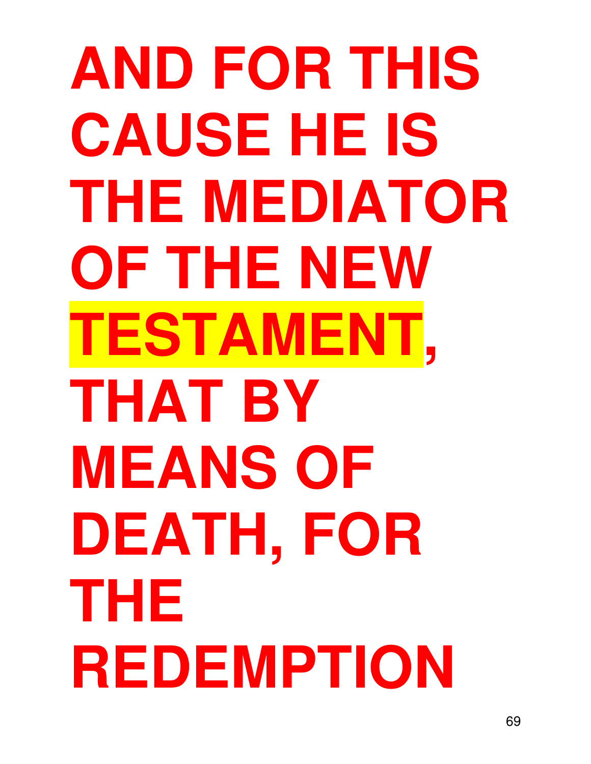**AND FOR THIS CAUSE HE IS THE MEDIATOR OF THE NEW TESTAMENT, THAT BY MEANS OF DEATH, FOR THE REDEMPTION**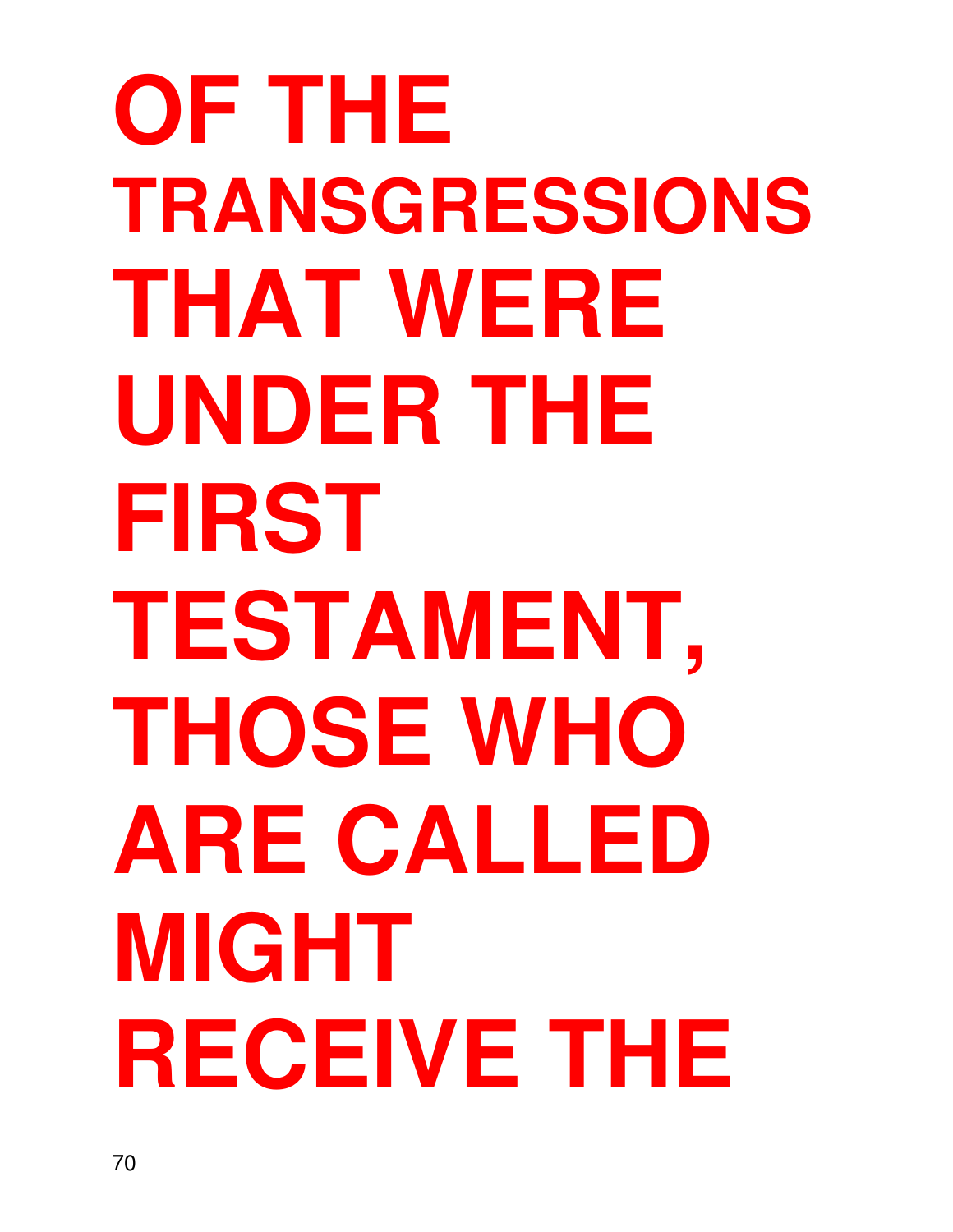**OF THE TRANSGRESSIONS THAT WERE UNDER THE FIRST TESTAMENT, THOSE WHO ARE CALLED MIGHT RECEIVE THE**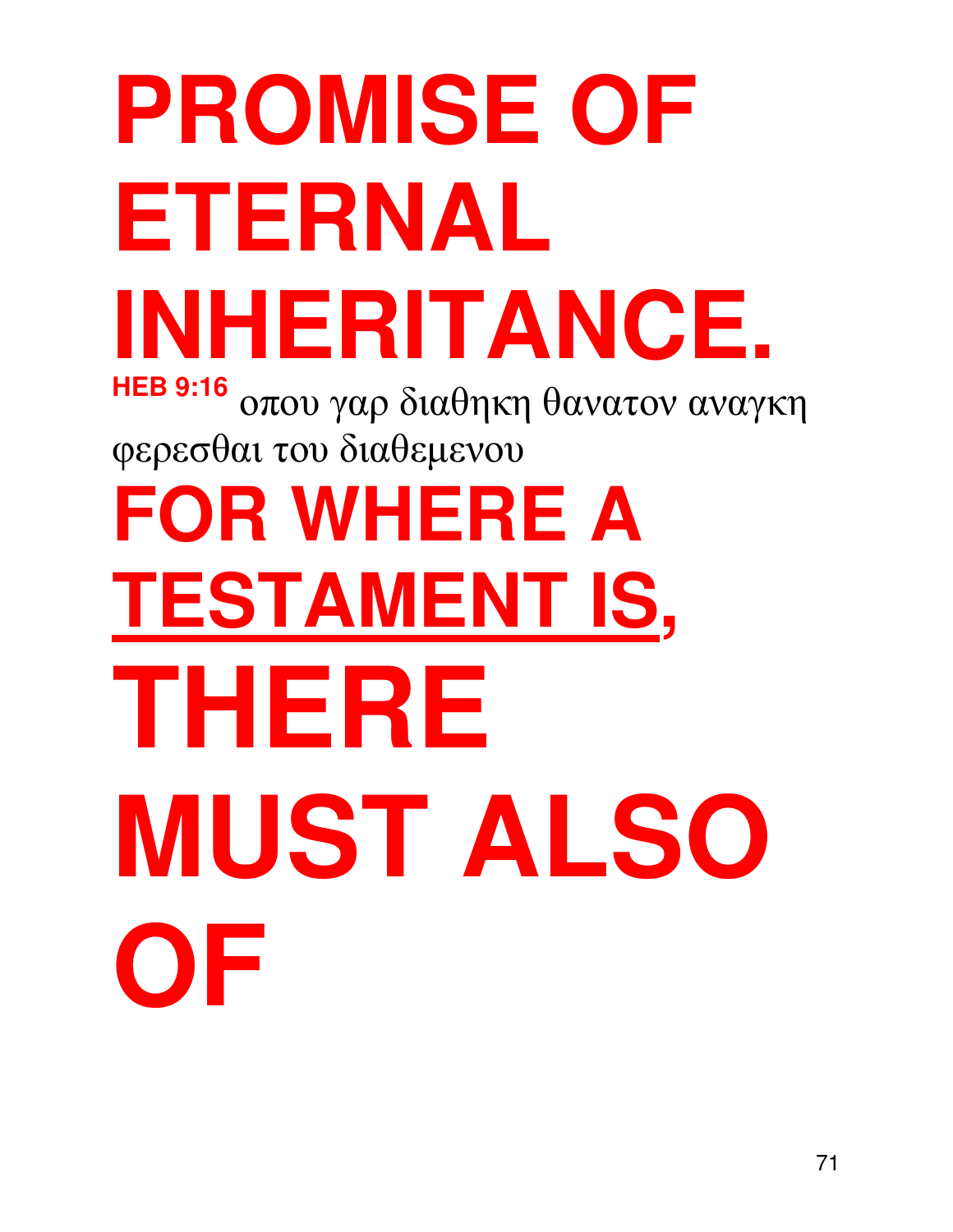# PROMISE OF ETERNAL INHERITANCE.

**HEB 9:16** οπου γαρ διαθηκη θανατον αναγκη φερεσθαι του διαθεμενου

# FOR WHERE A <u>TESTAMENT IS</u>, THERE MUST ALSO OF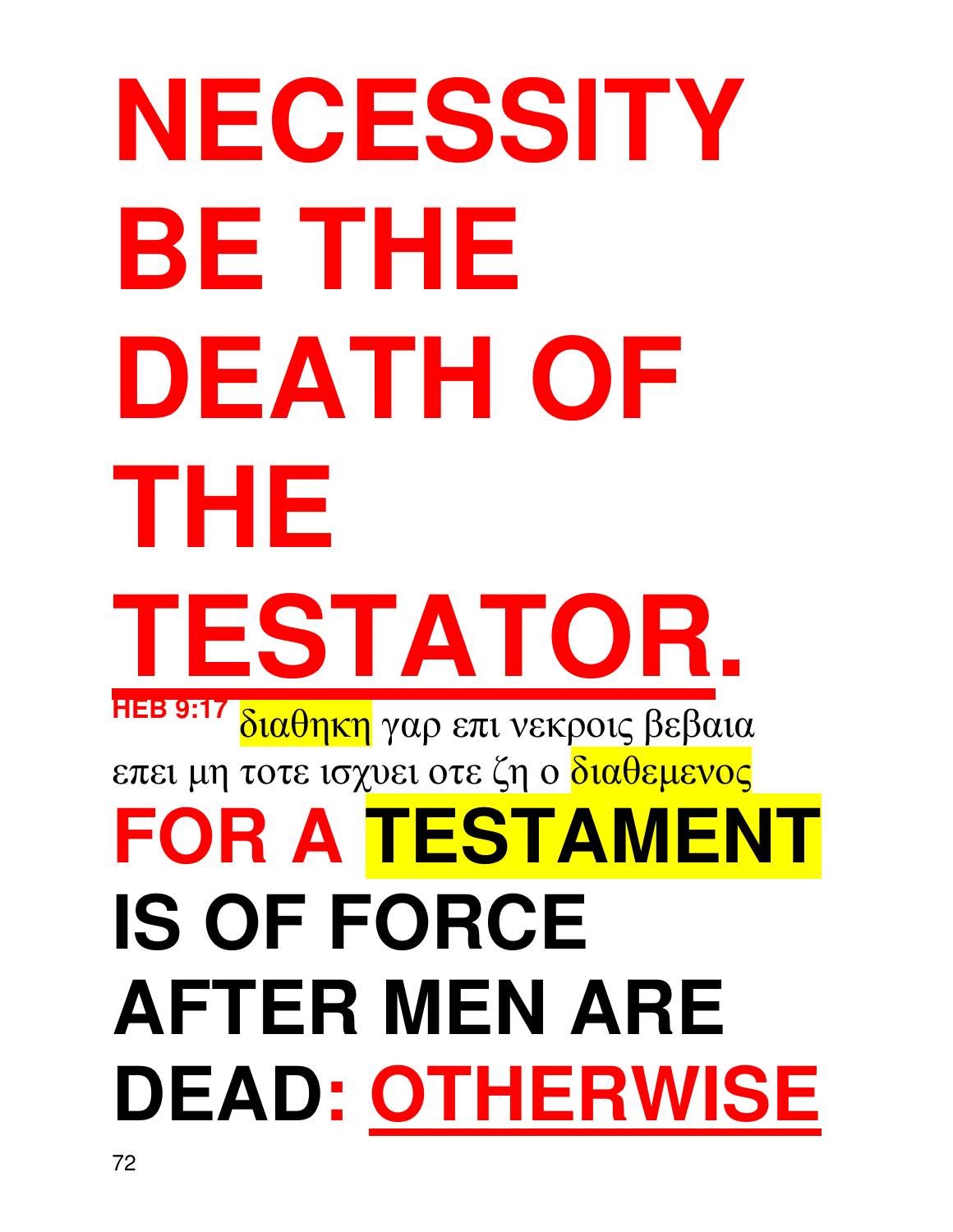# NECESSITY BE THE DEATH OF THE TESTATOR.

**HEB 9:17** διαθηκη γαρ επι νεκροις βεβαια επει μη τοτε ισχυει οτε ζη ο διαθεμενος

# FOR A TESTAMENT IS OF FORCE AFTER MEN ARE DEAD: OTHERWISE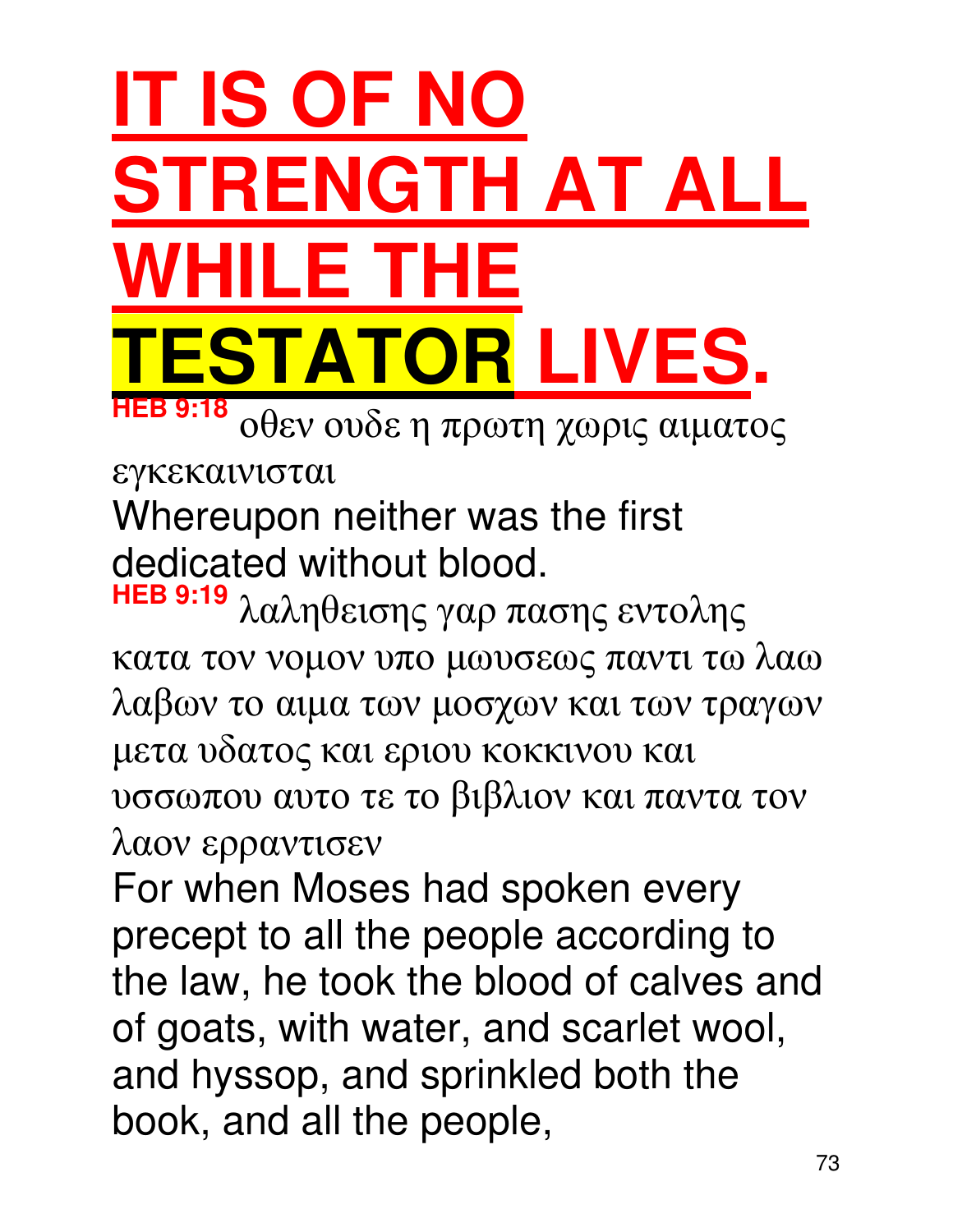# IT IS OF NO STRENGTH AT ALL WHILE THE TESTATOR LIVES.

**HEB 9:18** οθεν ουδε η πρωτη χωρις αιματος εγκεκαινισται

Whereupon neither was the first dedicated without blood.

**HEB 9:19** λαληθεισης γαρ πασης εντολης κατα τον νομον υπο μωυσεως παντι τω λαω λαβων το αιμα των μοσχων και των τραγων μετα υδατος και εριου κοκκινου και υσσωπου αυτο τε το βιβλιον και παντα τον λαον ερραντισεν

For when Moses had spoken every precept to all the people according to the law, he took the blood of calves and of goats, with water, and scarlet wool, and hyssop, and sprinkled both the book, and all the people,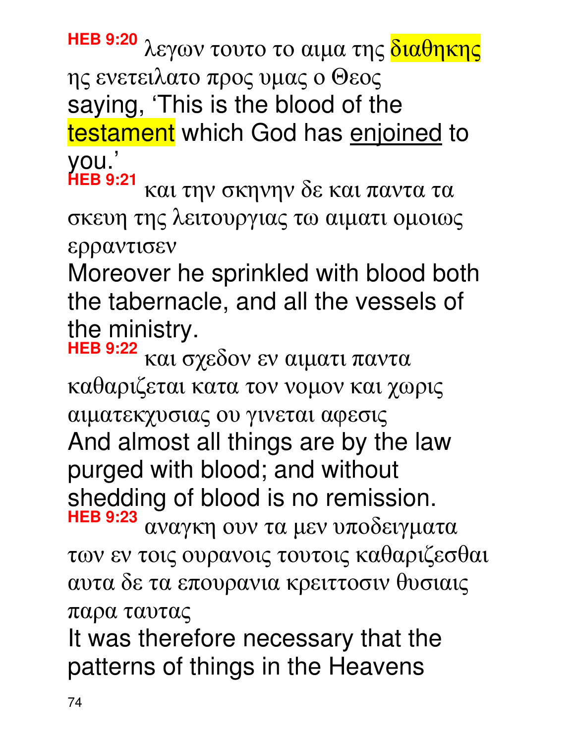**HEB 9:20** λεγων τουτο το αιμα της διαθηκης ης ενετειλατο προς υμας ο Θεος
saying, ‘This is the blood of the testament which God has enjoined to you.’

**HEB 9:21** και την σκηνην δε και παντα τα σκευη της λειτουργιας τω αιματι ομοιως ερραντισεν
Moreover he sprinkled with blood both the tabernacle, and all the vessels of the ministry.

**HEB 9:22** και σχεδον εν αιματι παντα καθαριζεται κατα τον νομον και χωρις αιματεκχυσιας ου γινεται αφεσις
And almost all things are by the law purged with blood; and without shedding of blood is no remission.

**HEB 9:23** αναγκη ουν τα μεν υποδειγματα των εν τοις ουρανοις τουτοις καθαριζεσθαι αυτα δε τα επουρανια κρειττοσιν θυσιαις παρα ταυτας
It was therefore necessary that the patterns of things in the Heavens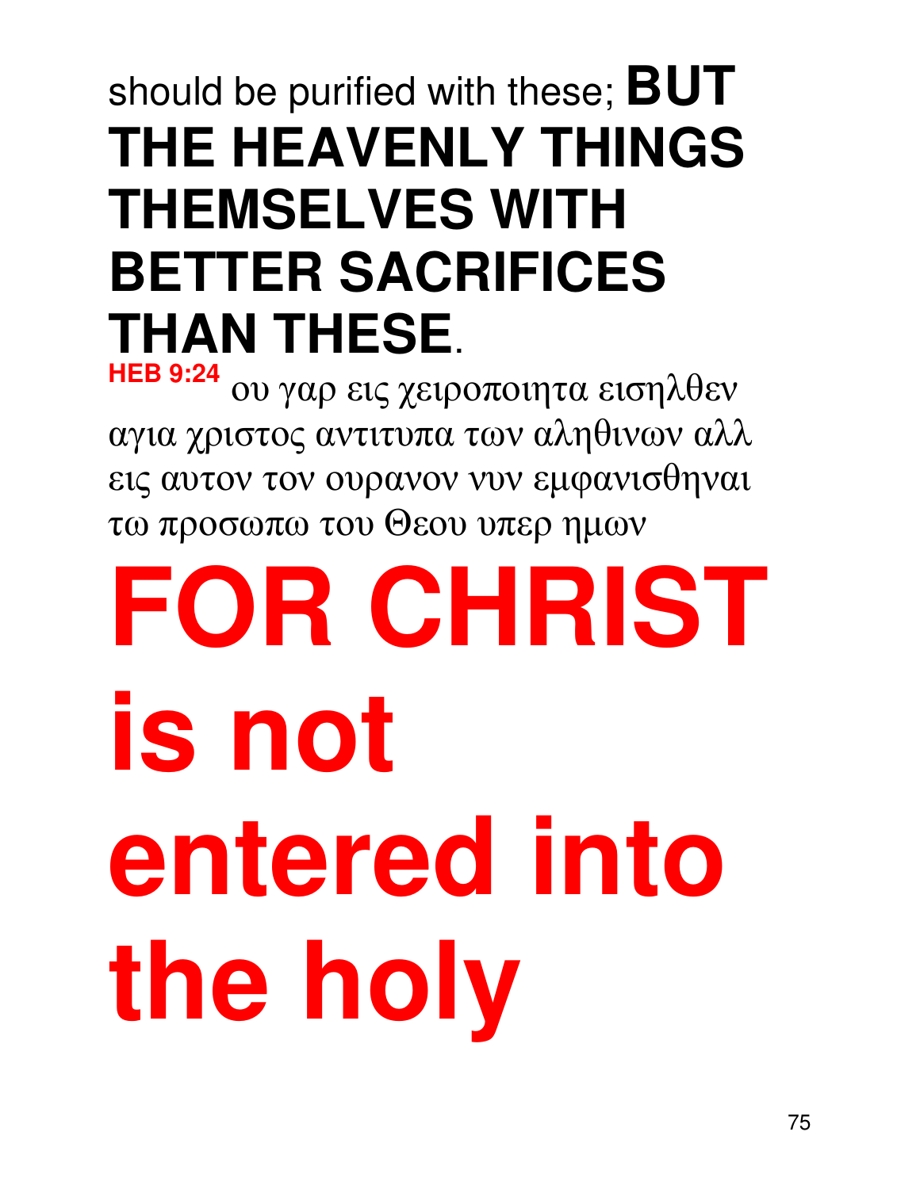should be purified with these; **BUT THE HEAVENLY THINGS THEMSELVES WITH BETTER SACRIFICES THAN THESE**.

**HEB 9:24** ου γαρ εις χειροποιητα εισηλθεν αγια χριστος αντιτυπα των αληθινων αλλ εις αυτον τον ουρανον νυν εμφανισθηναι τω προσωπω του Θεου υπερ ημων

**FOR CHRIST is not entered into the holy**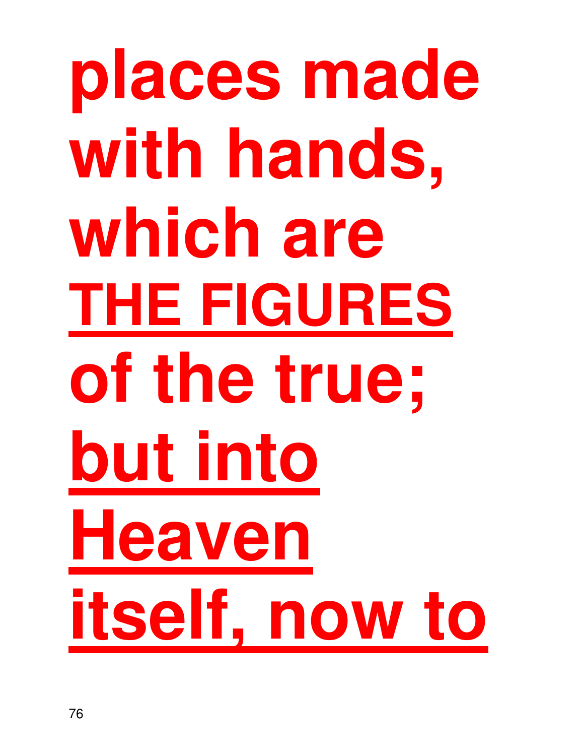**places made with hands, which are <u>THE FIGURES</u> of the true; <u>but into Heaven itself, now to</u>**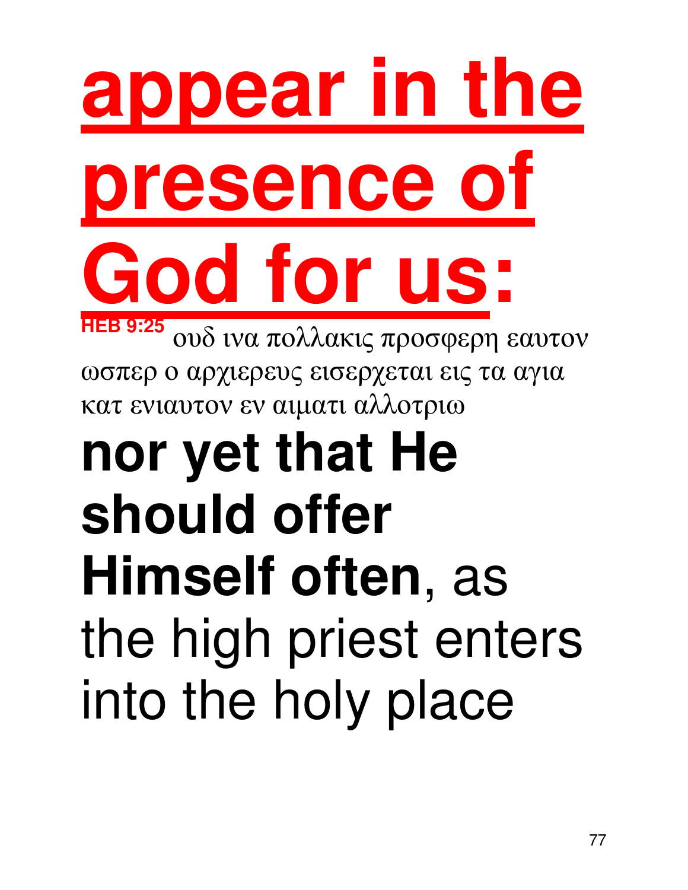**appear in the presence of God for us:**

**HEB 9:25** ουδ ινα πολλακις προσφερη εαυτον ωσπερ ο αρχιερευς εισερχεται εις τα αγια κατ ενιαυτον εν αιματι αλλοτριω

**nor yet that He should offer Himself often**, as the high priest enters into the holy place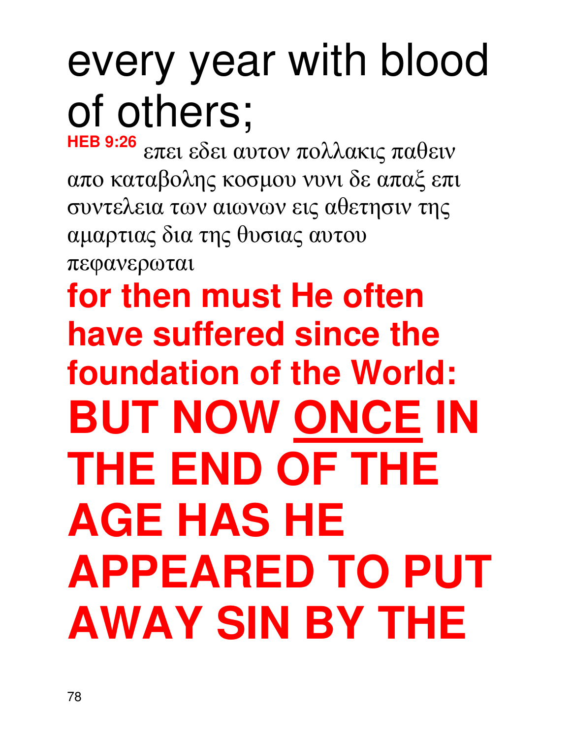every year with blood of others;

**HEB 9:26** επει εδει αυτον πολλακις παθειν απο καταβολης κοσμου νυνι δε απαξ επι συντελεια των αιωνων εις αθετησιν της αμαρτιας δια της θυσιας αυτου πεφανερωται

**for then must He often have suffered since the foundation of the World: BUT NOW <u>ONCE</u> IN THE END OF THE AGE HAS HE APPEARED TO PUT AWAY SIN BY THE**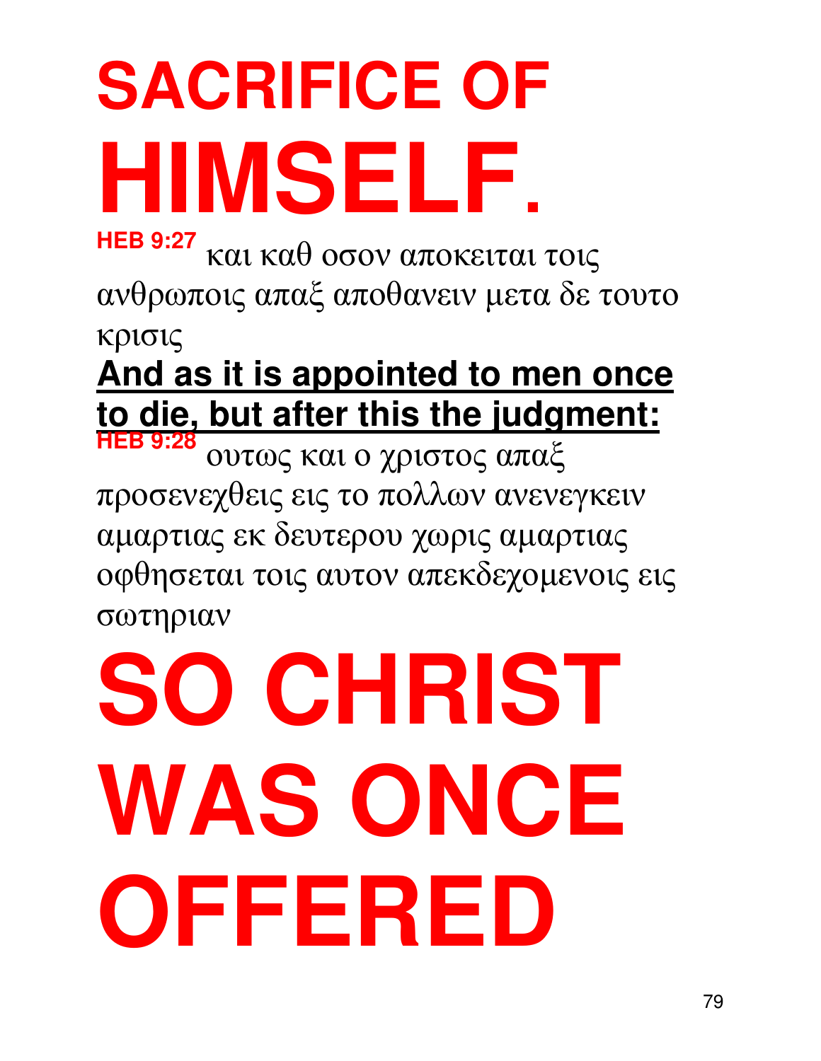# SACRIFICE OF HIMSELF.

**HEB 9:27** και καθ οσον αποκειται τοις ανθρωποις απαξ αποθανειν μετα δε τουτο κρισις

**And as it is appointed to men once to die, but after this the judgment:**

**HEB 9:28** ουτως και ο χριστος απαξ προσενεχθεις εις το πολλων ανενεγκειν αμαρτιας εκ δευτερου χωρις αμαρτιας οφθησεται τοις αυτον απεκδεχομενοις εις σωτηριαν

# SO CHRIST WAS ONCE OFFERED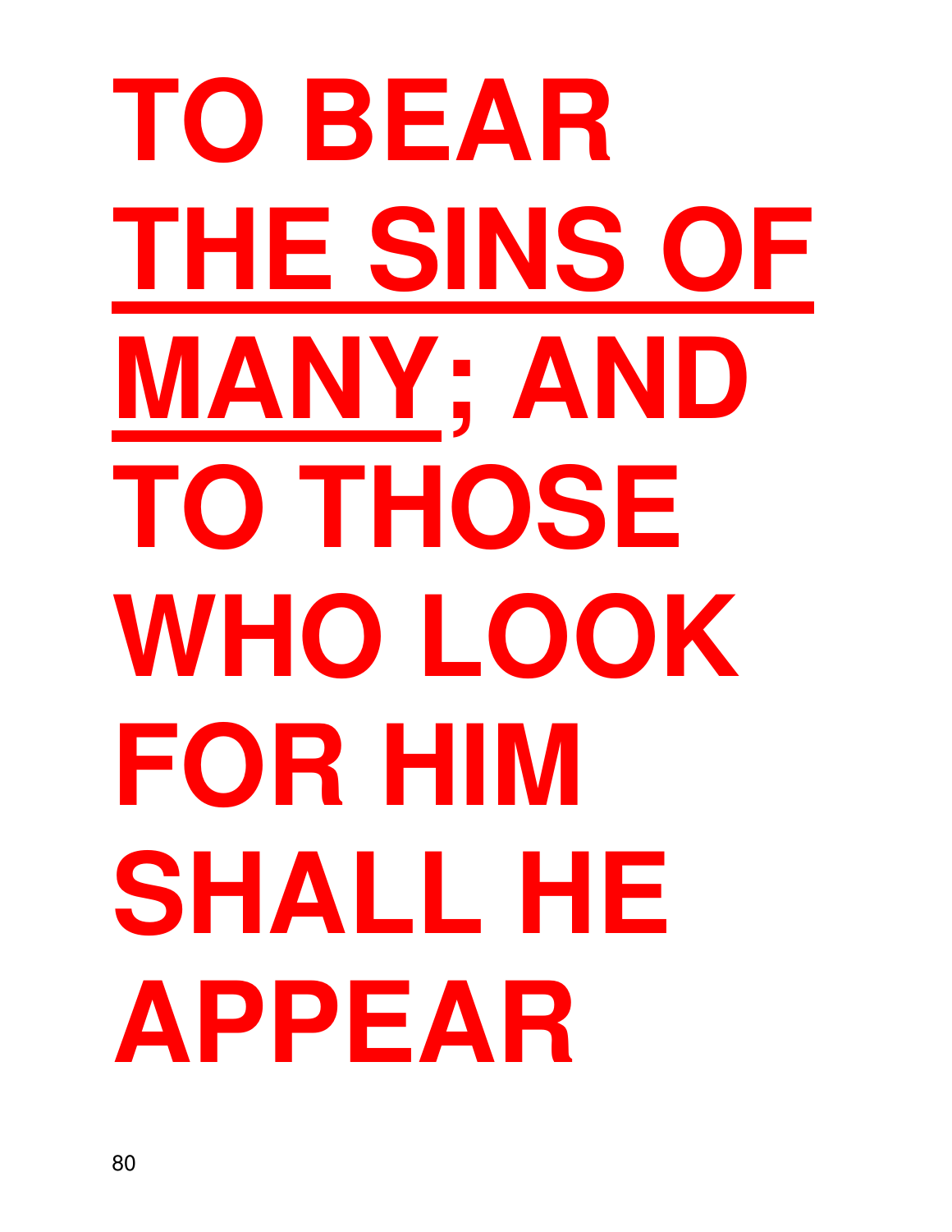# TO BEAR <u>THE SINS OF MANY</u>; AND TO THOSE WHO LOOK FOR HIM SHALL HE APPEAR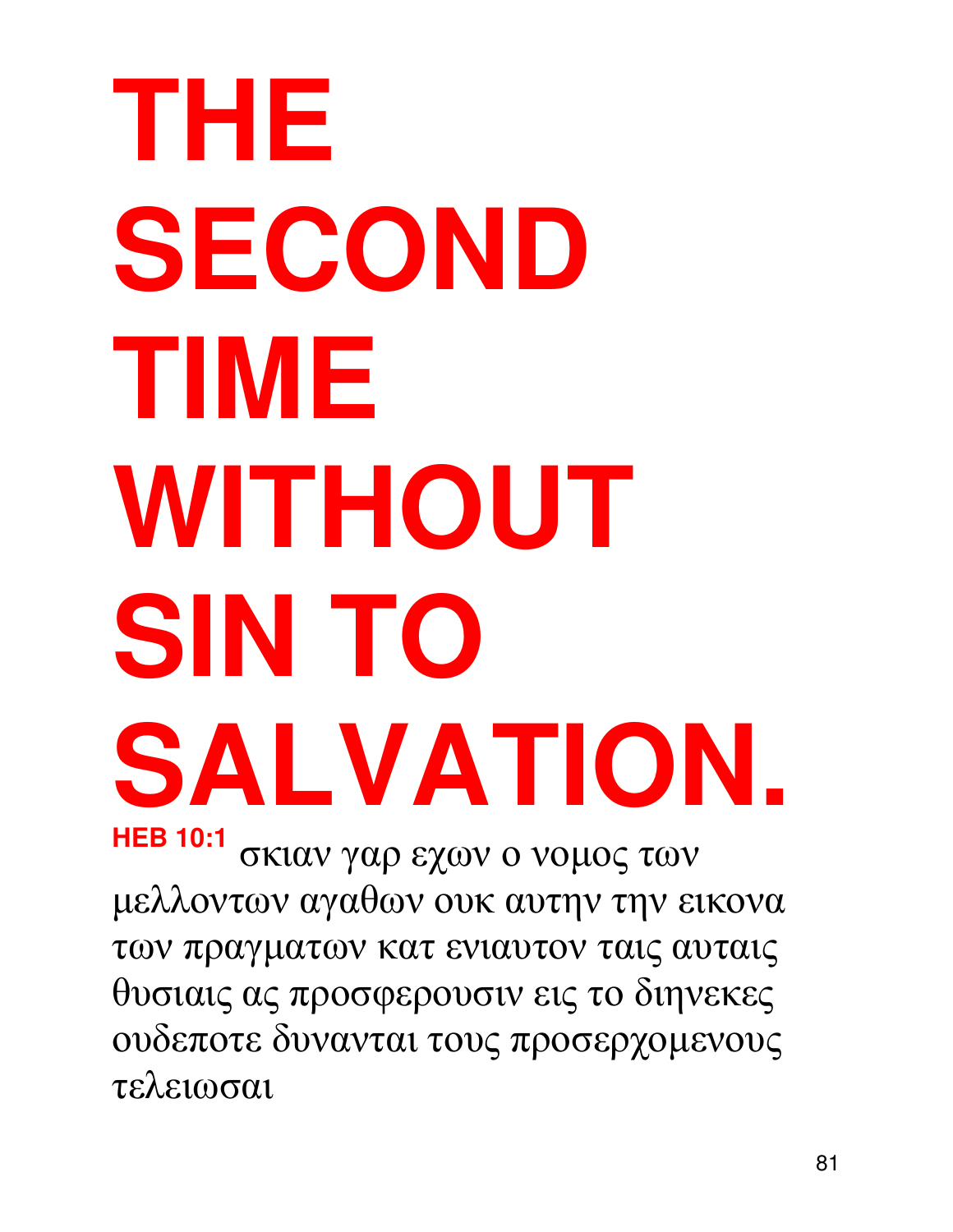# THE SECOND TIME WITHOUT SIN TO SALVATION.

**HEB 10:1** σκιαν γαρ εχων ο νομος των μελλοντων αγαθων ουκ αυτην την εικονα των πραγματων κατ ενιαυτον ταις αυταις θυσιαις ας προσφερουσιν εις το διηνεκες ουδεποτε δυνανται τους προσερχομενους τελειωσαι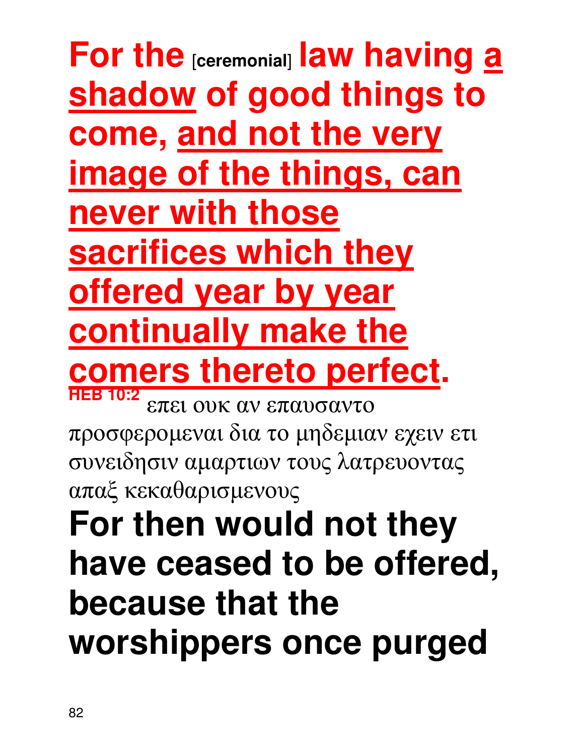**For the [ceremonial] law having <u>a shadow</u> of good things to come, <u>and not the very image of the things, can never with those sacrifices which they offered year by year continually make the comers thereto perfect</u>.**

**HEB 10:2** επει ουκ αν επαυσαντο προσφερομεναι δια το μηδεμιαν εχειν ετι συνειδησιν αμαρτιων τους λατρευοντας απαξ κεκαθαρισμενους

**For then would not they have ceased to be offered, because that the worshippers once purged**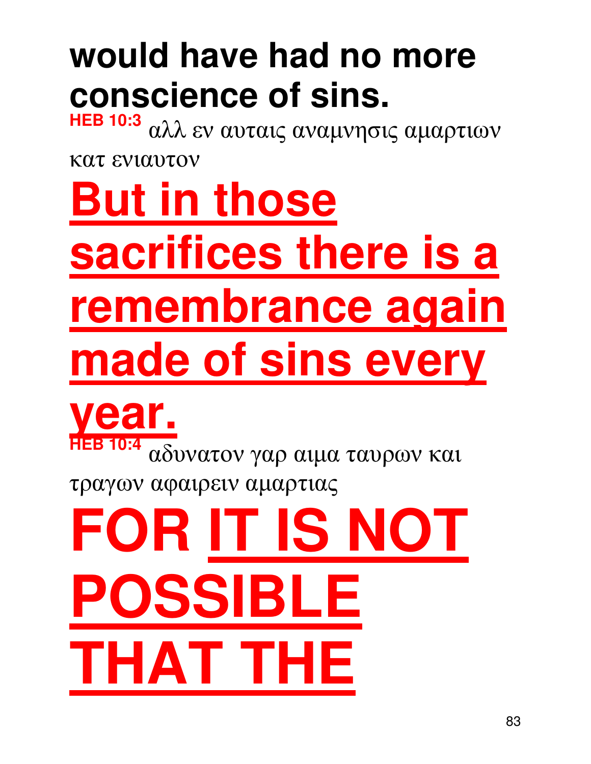**would have had no more conscience of sins.**

**HEB 10:3** αλλ εν αυταις αναμνησις αμαρτιων κατ ενιαυτον

**<u>But in those sacrifices there is a remembrance again made of sins every year.</u>**

**HEB 10:4** αδυνατον γαρ αιμα ταυρων και τραγων αφαιρειν αμαρτιας

**FOR <u>IT IS NOT POSSIBLE THAT THE</u>**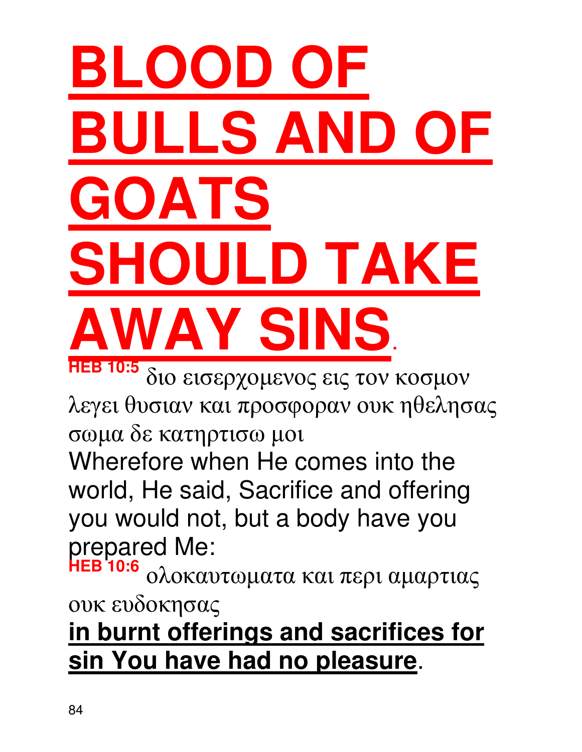# BLOOD OF BULLS AND OF GOATS SHOULD TAKE AWAY SINS.

**HEB 10:5** διο εισερχομενος εις τον κοσμον λεγει θυσιαν και προσφοραν ουκ ηθελησας σωμα δε κατηρτισω μοι

Wherefore when He comes into the world, He said, Sacrifice and offering you would not, but a body have you prepared Me:

**HEB 10:6** ολοκαυτωματα και περι αμαρτιας ουκ ευδοκησας

**in burnt offerings and sacrifices for sin You have had no pleasure**.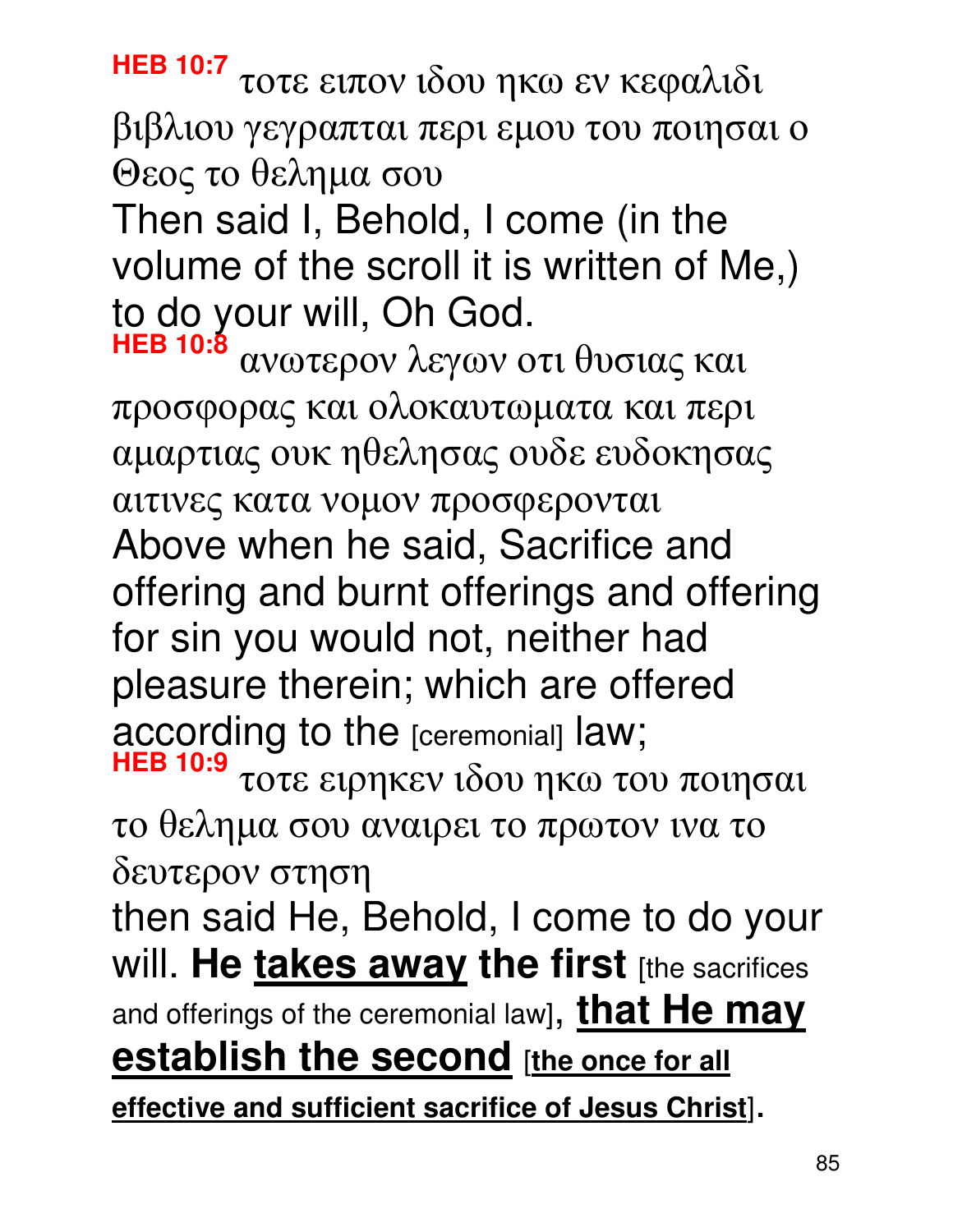**HEB 10:7** τοτε ειπον ιδου ηκω εν κεφαλιδι βιβλιου γεγραπται περι εμου του ποιησαι ο Θεος το θελημα σου

Then said I, Behold, I come (in the volume of the scroll it is written of Me,) to do your will, Oh God.

**HEB 10:8** ανωτερον λεγων οτι θυσιας και προσφορας και ολοκαυτωματα και περι αμαρτιας ουκ ηθελησας ουδε ευδοκησας αιτινες κατα νομον προσφερονται

Above when he said, Sacrifice and offering and burnt offerings and offering for sin you would not, neither had pleasure therein; which are offered according to the [ceremonial] law;

**HEB 10:9** τοτε ειρηκεν ιδου ηκω του ποιησαι το θελημα σου αναιρει το πρωτον ινα το δευτερον στηση

then said He, Behold, I come to do your will. **He <u>takes away</u> the first** [the sacrifices and offerings of the ceremonial law], **<u>that He may establish the second</u>** [**<u>the once for all effective and sufficient sacrifice of Jesus Christ</u>**].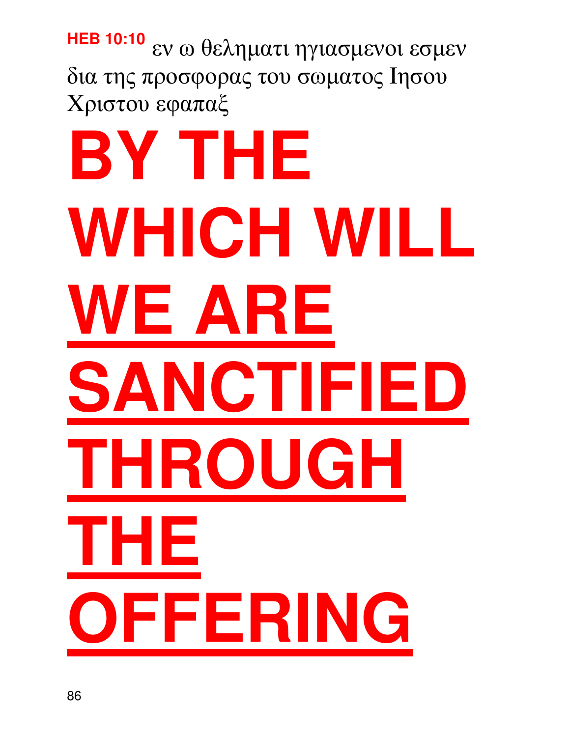**HEB 10:10** εν ω θεληματι ηγιασμενοι εσμεν δια της προσφορας του σωματος Ιησου Χριστου εφαπαξ

# BY THE WHICH WILL <u>WE ARE SANCTIFIED THROUGH THE OFFERING</u>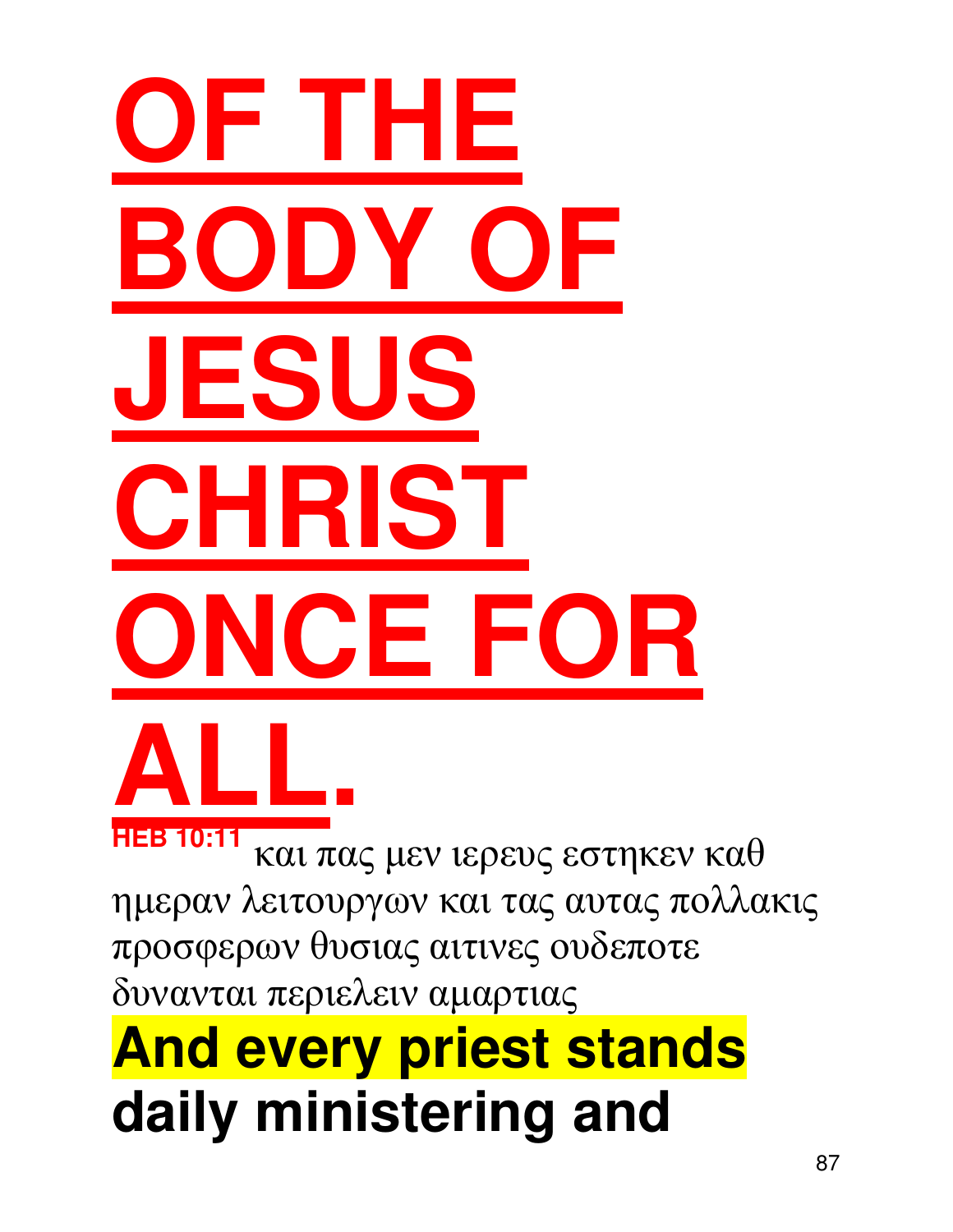# OF THE BODY OF JESUS CHRIST ONCE FOR ALL.

**HEB 10:11** και πας μεν ιερευς εστηκεν καθ ημεραν λειτουργων και τας αυτας πολλακις προσφερων θυσιας αιτινες ουδεποτε δυνανται περιελειν αμαρτιας

**And every priest stands daily ministering and**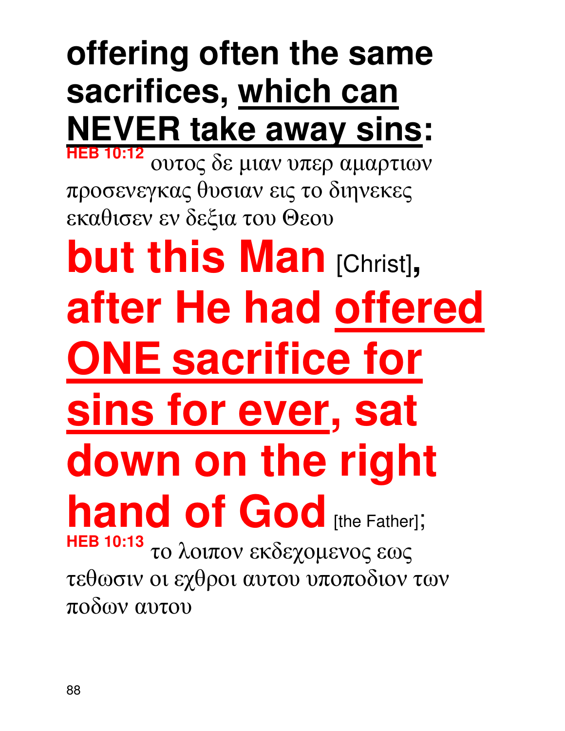**offering often the same sacrifices, <u>which can NEVER take away sins</u>:**

**HEB 10:12** ουτος δε μιαν υπερ αμαρτιων προσενεγκας θυσιαν εις το διηνεκες εκαθισεν εν δεξια του Θεου

**but this Man** [Christ]**, after He had <u>offered ONE sacrifice for sins for ever</u>, sat down on the right hand of God** [the Father];

**HEB 10:13** το λοιπον εκδεχομενος εως τεθωσιν οι εχθροι αυτου υποποδιον των ποδων αυτου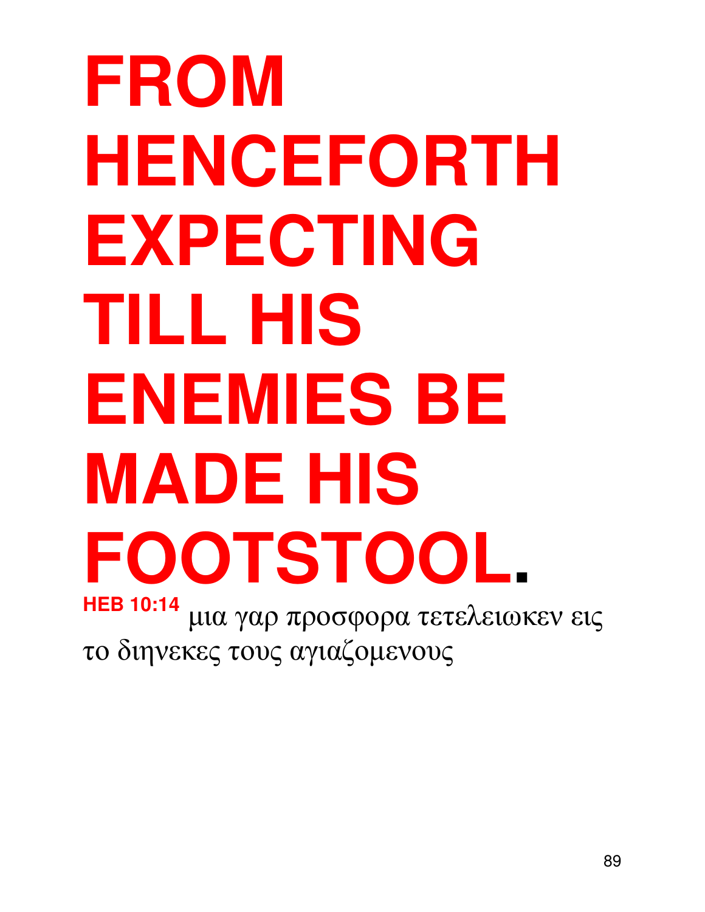# FROM HENCEFORTH EXPECTING TILL HIS ENEMIES BE MADE HIS FOOTSTOOL.

**HEB 10:14** μια γαρ προσφορα τετελειωκεν εις το διηνεκες τους αγιαζομενους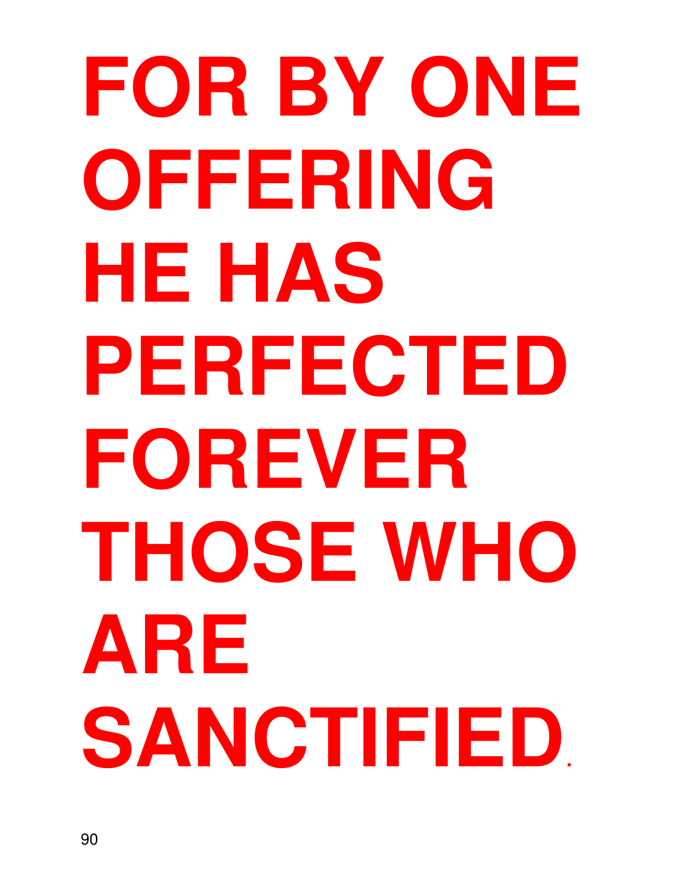# FOR BY ONE OFFERING HE HAS PERFECTED FOREVER THOSE WHO ARE SANCTIFIED.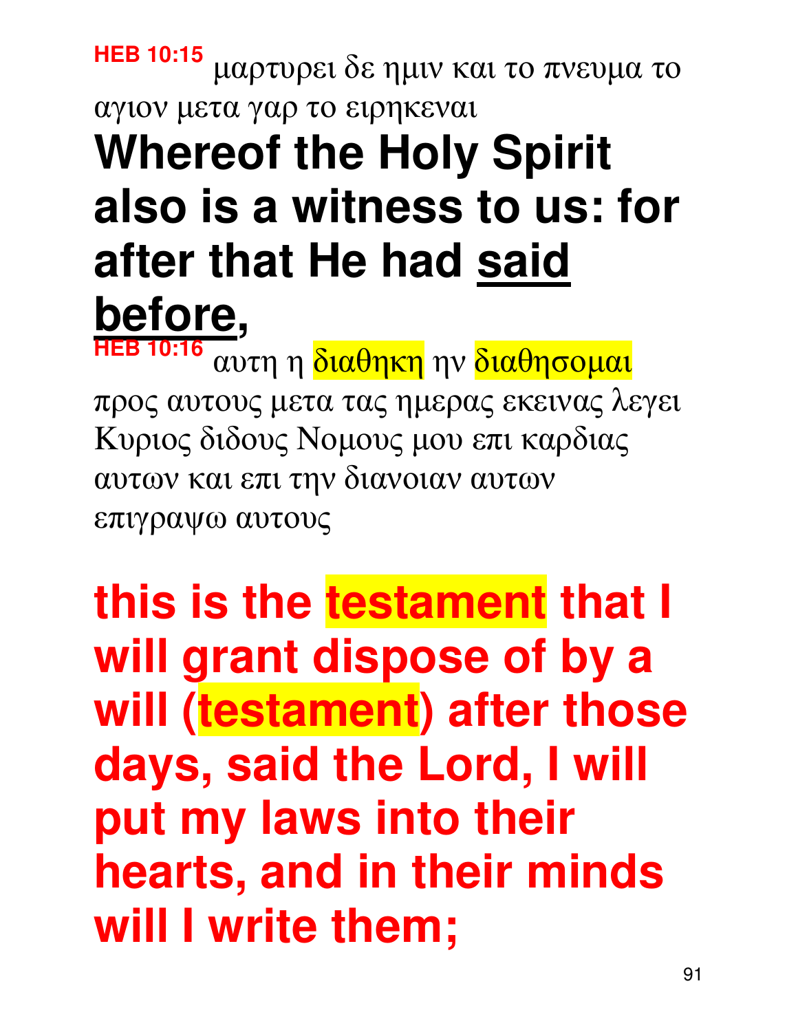**HEB 10:15** μαρτυρει δε ημιν και το πνευμα το αγιον μετα γαρ το ειρηκεναι

**Whereof the Holy Spirit also is a witness to us: for after that He had said before,**

**HEB 10:16** αυτη η διαθηκη ην διαθησομαι προς αυτους μετα τας ημερας εκεινας λεγει Κυριος διδους Νομους μου επι καρδιας αυτων και επι την διανοιαν αυτων επιγραψω αυτους

**this is the testament that I will grant dispose of by a will (testament) after those days, said the Lord, I will put my laws into their hearts, and in their minds will I write them;**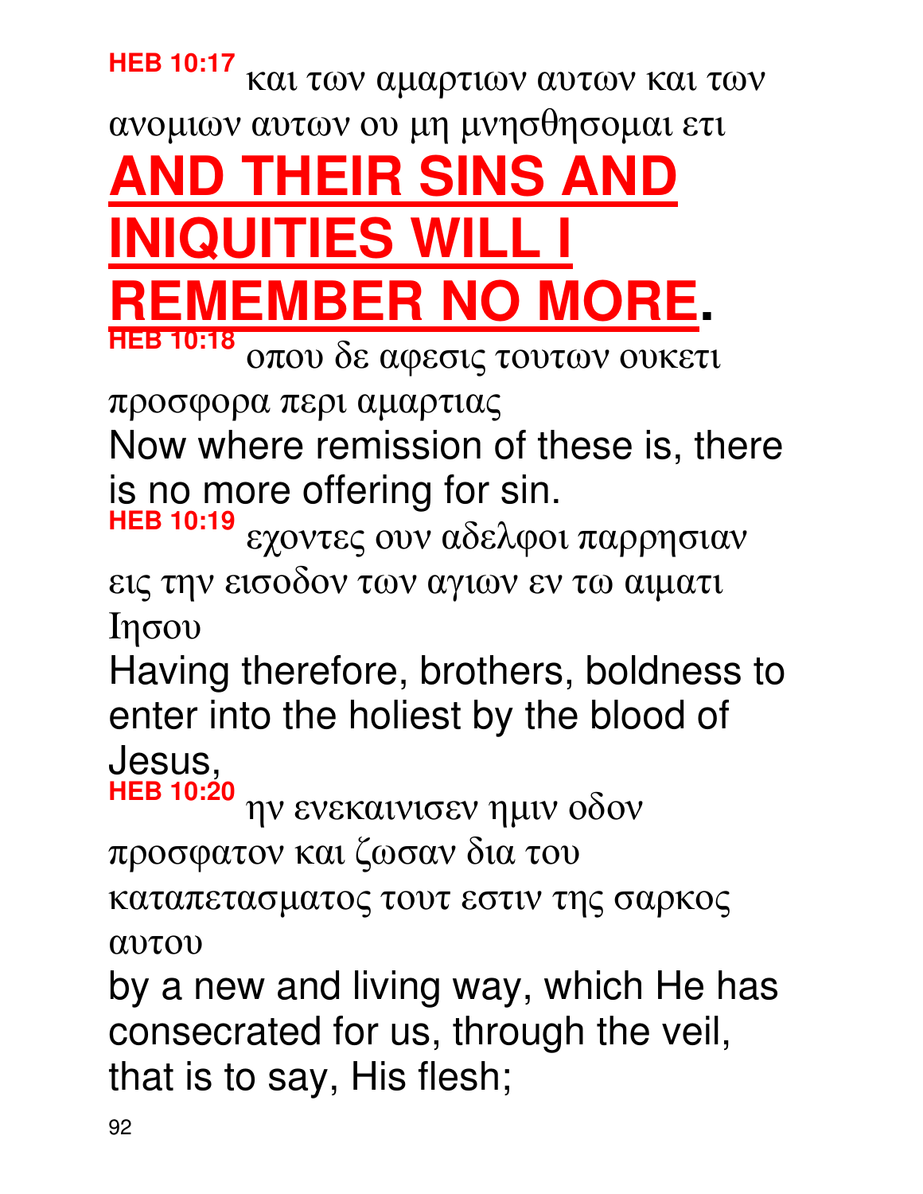**HEB 10:17** και των αμαρτιων αυτων και των ανομιων αυτων ου μη μνησθησομαι ετι

# AND THEIR SINS AND INIQUITIES WILL I REMEMBER NO MORE.

**HEB 10:18** οπου δε αφεσις τουτων ουκετι προσφορα περι αμαρτιας

Now where remission of these is, there is no more offering for sin.

**HEB 10:19** εχοντες ουν αδελφοι παρρησιαν εις την εισοδον των αγιων εν τω αιματι Ιησου

Having therefore, brothers, boldness to enter into the holiest by the blood of Jesus,

**HEB 10:20** ην ενεκαινισεν ημιν οδον προσφατον και ζωσαν δια του καταπετασματος τουτ εστιν της σαρκος αυτου

by a new and living way, which He has consecrated for us, through the veil, that is to say, His flesh;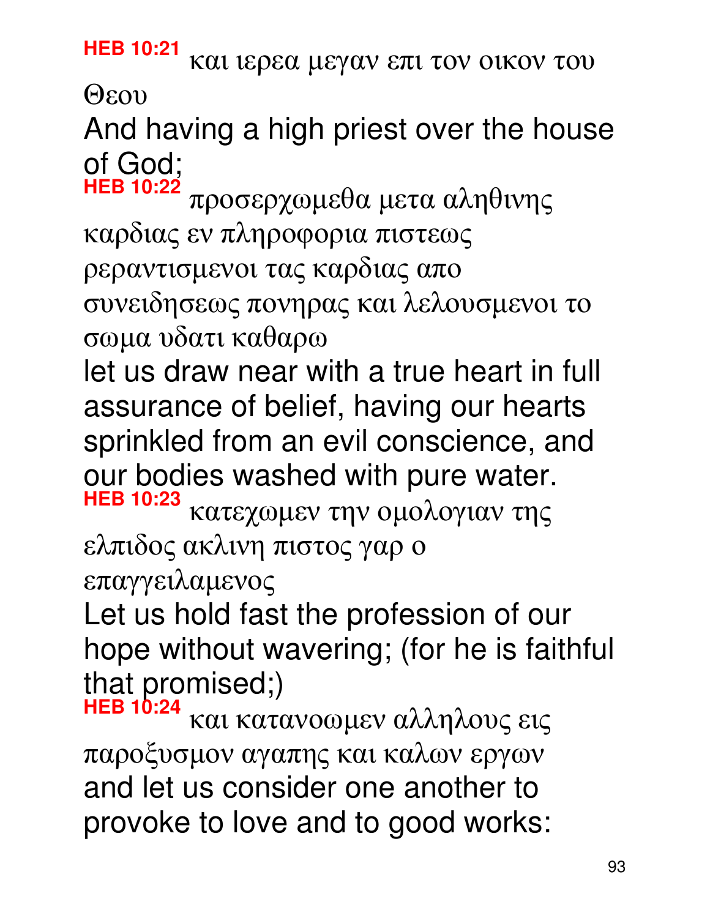**HEB 10:21** και ιερεα μεγαν επι τον οικον του Θεου

And having a high priest over the house of God;

**HEB 10:22** προσερχωμεθα μετα αληθινης καρδιας εν πληροφορια πιστεως ρεραντισμενοι τας καρδιας απο συνειδησεως πονηρας και λελουσμενοι το σωμα υδατι καθαρω

let us draw near with a true heart in full assurance of belief, having our hearts sprinkled from an evil conscience, and our bodies washed with pure water.

**HEB 10:23** κατεχωμεν την ομολογιαν της ελπιδος ακλινη πιστος γαρ ο επαγγειλαμενος

Let us hold fast the profession of our hope without wavering; (for he is faithful that promised;)

**HEB 10:24** και κατανοωμεν αλληλους εις παροξυσμον αγαπης και καλων εργων

and let us consider one another to provoke to love and to good works: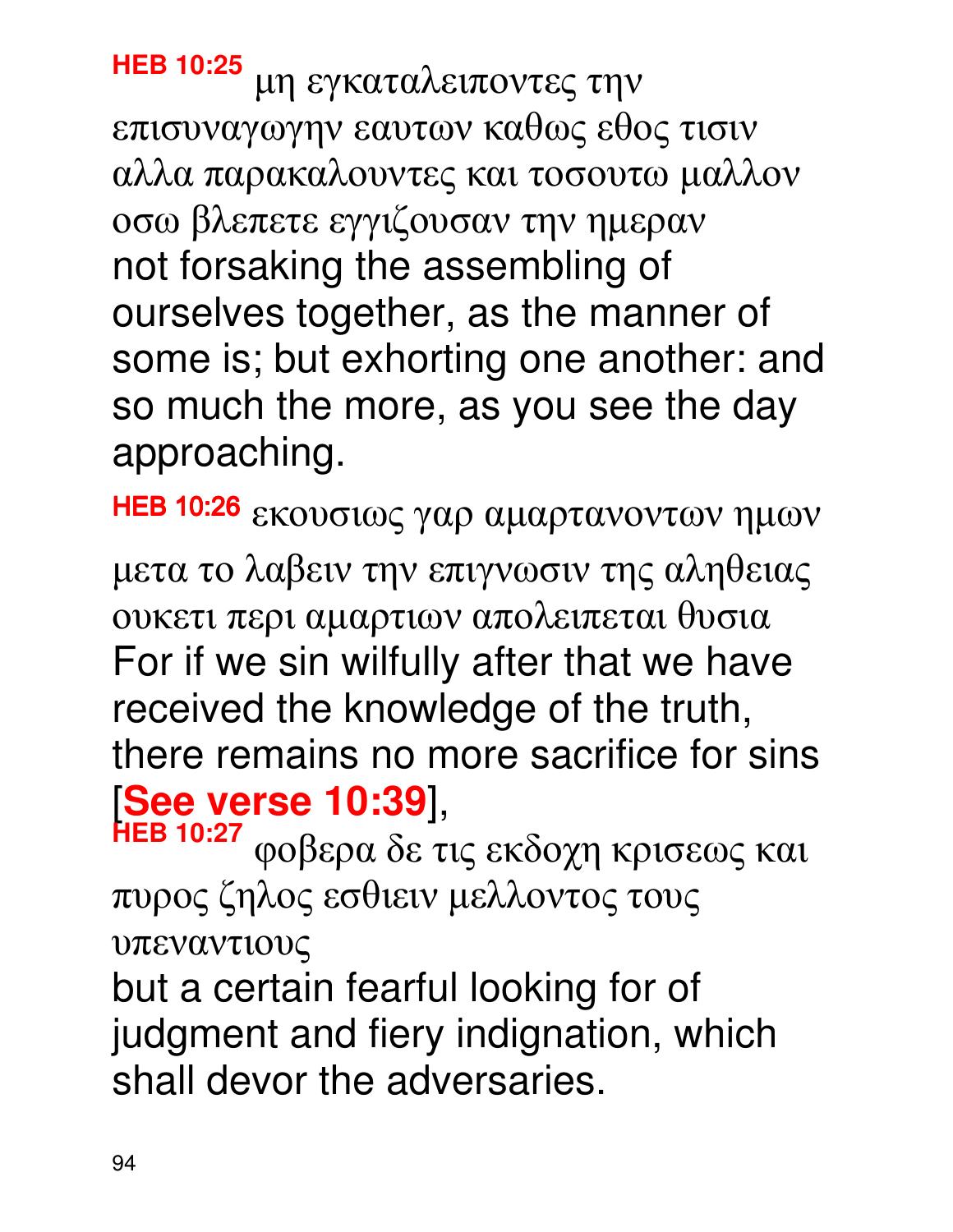**HEB 10:25** μη εγκαταλειποντες την επισυναγωγην εαυτων καθως εθος τισιν αλλα παρακαλουντες και τοσουτω μαλλον οσω βλεπετε εγγιζουσαν την ημεραν
not forsaking the assembling of ourselves together, as the manner of some is; but exhorting one another: and so much the more, as you see the day approaching.

**HEB 10:26** εκουσιως γαρ αμαρτανοντων ημων μετα το λαβειν την επιγνωσιν της αληθειας ουκετι περι αμαρτιων απολειπεται θυσια
For if we sin wilfully after that we have received the knowledge of the truth, there remains no more sacrifice for sins [**See verse 10:39**],

**HEB 10:27** φοβερα δε τις εκδοχη κρισεως και πυρος ζηλος εσθιειν μελλοντος τους υπεναντιους
but a certain fearful looking for of judgment and fiery indignation, which shall devor the adversaries.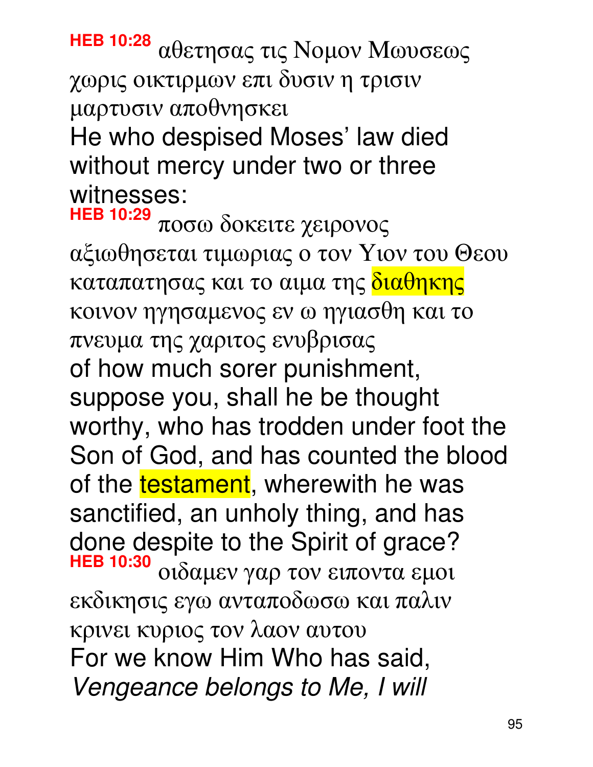**HEB 10:28** αθετησας τις Νομον Μωυσεως χωρις οικτιρμων επι δυσιν η τρισιν μαρτυσιν αποθνησκει

He who despised Moses' law died without mercy under two or three witnesses:

**HEB 10:29** ποσω δοκειτε χειρονος αξιωθησεται τιμωριας ο τον Υιον του Θεου καταπατησας και το αιμα της διαθηκης κοινον ηγησαμενος εν ω ηγιασθη και το πνευμα της χαριτος ενυβρισας

of how much sorer punishment, suppose you, shall he be thought worthy, who has trodden under foot the Son of God, and has counted the blood of the testament, wherewith he was sanctified, an unholy thing, and has done despite to the Spirit of grace?

**HEB 10:30** οιδαμεν γαρ τον ειποντα εμοι εκδικησις εγω ανταποδωσω και παλιν κρινει κυριος τον λαον αυτου

For we know Him Who has said, *Vengeance belongs to Me, I will*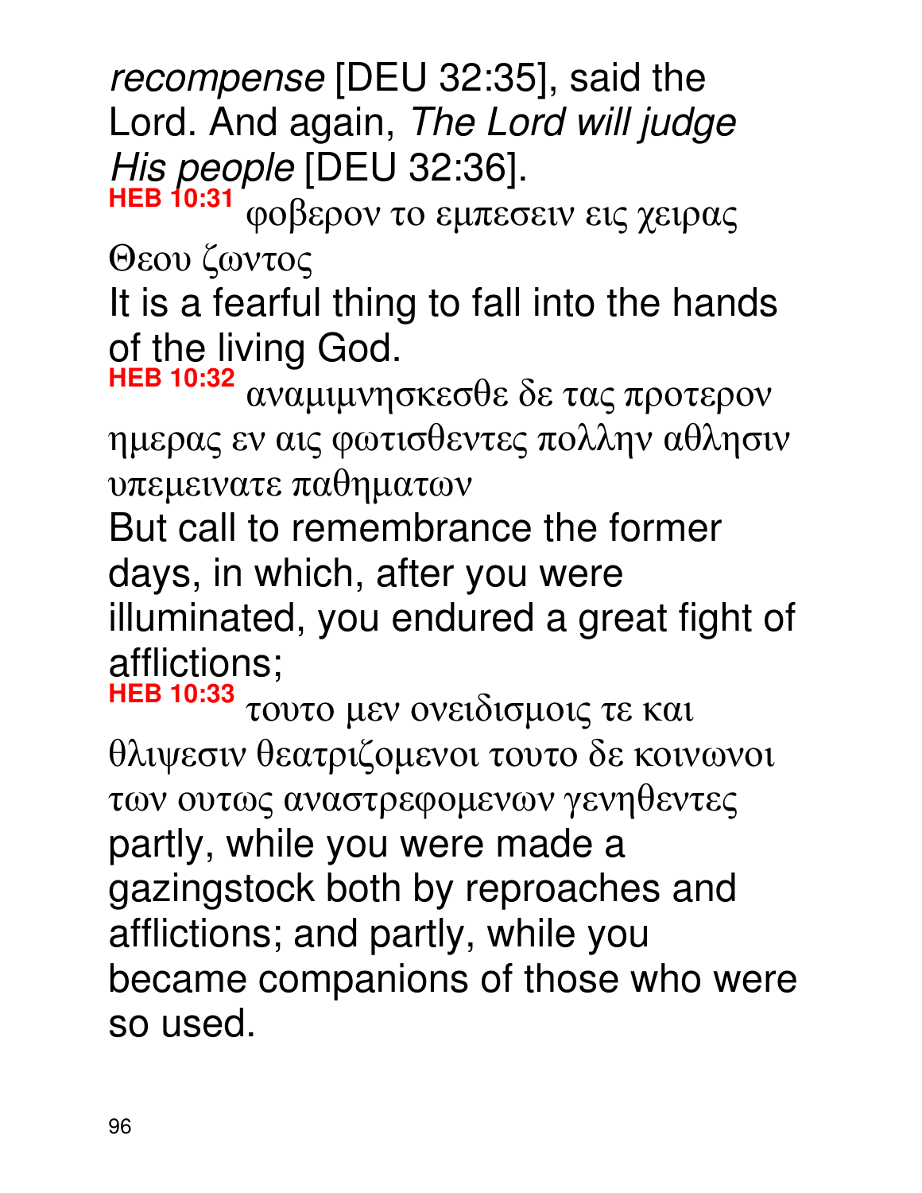*recompense* [DEU 32:35], said the Lord. And again, *The Lord will judge His people* [DEU 32:36].

**HEB 10:31** φοβερον το εμπεσειν εις χειρας Θεου ζωντος

It is a fearful thing to fall into the hands of the living God.

**HEB 10:32** αναμιμνησκεσθε δε τας προτερον ημερας εν αις φωτισθεντες πολλην αθλησιν υπεμεινατε παθηματων

But call to remembrance the former days, in which, after you were illuminated, you endured a great fight of afflictions;

**HEB 10:33** τουτο μεν ονειδισμοις τε και θλιψεσιν θεατριζομενοι τουτο δε κοινωνοι των ουτως αναστρεφομενων γενηθεντες

partly, while you were made a gazingstock both by reproaches and afflictions; and partly, while you became companions of those who were so used.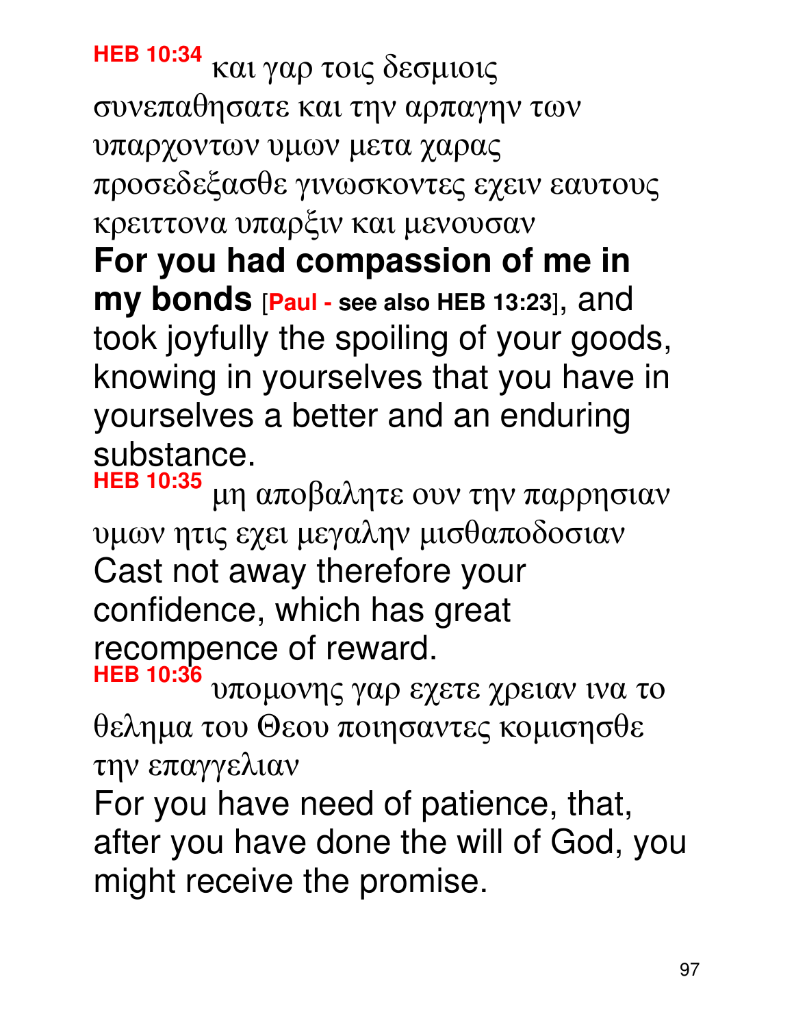**HEB 10:34** και γαρ τοις δεσμιοις συνεπαθησατε και την αρπαγην των υπαρχοντων υμων μετα χαρας προσεδεξασθε γινωσκοντες εχειν εαυτους κρειττονα υπαρξιν και μενουσαν

**For you had compassion of me in my bonds** [**Paul - see also HEB 13:23**], and took joyfully the spoiling of your goods, knowing in yourselves that you have in yourselves a better and an enduring substance.

**HEB 10:35** μη αποβαλητε ουν την παρρησιαν υμων ητις εχει μεγαλην μισθαποδοσιαν

Cast not away therefore your confidence, which has great recompence of reward.

**HEB 10:36** υπομονης γαρ εχετε χρειαν ινα το θελημα του Θεου ποιησαντες κομισησθε την επαγγελιαν

For you have need of patience, that, after you have done the will of God, you might receive the promise.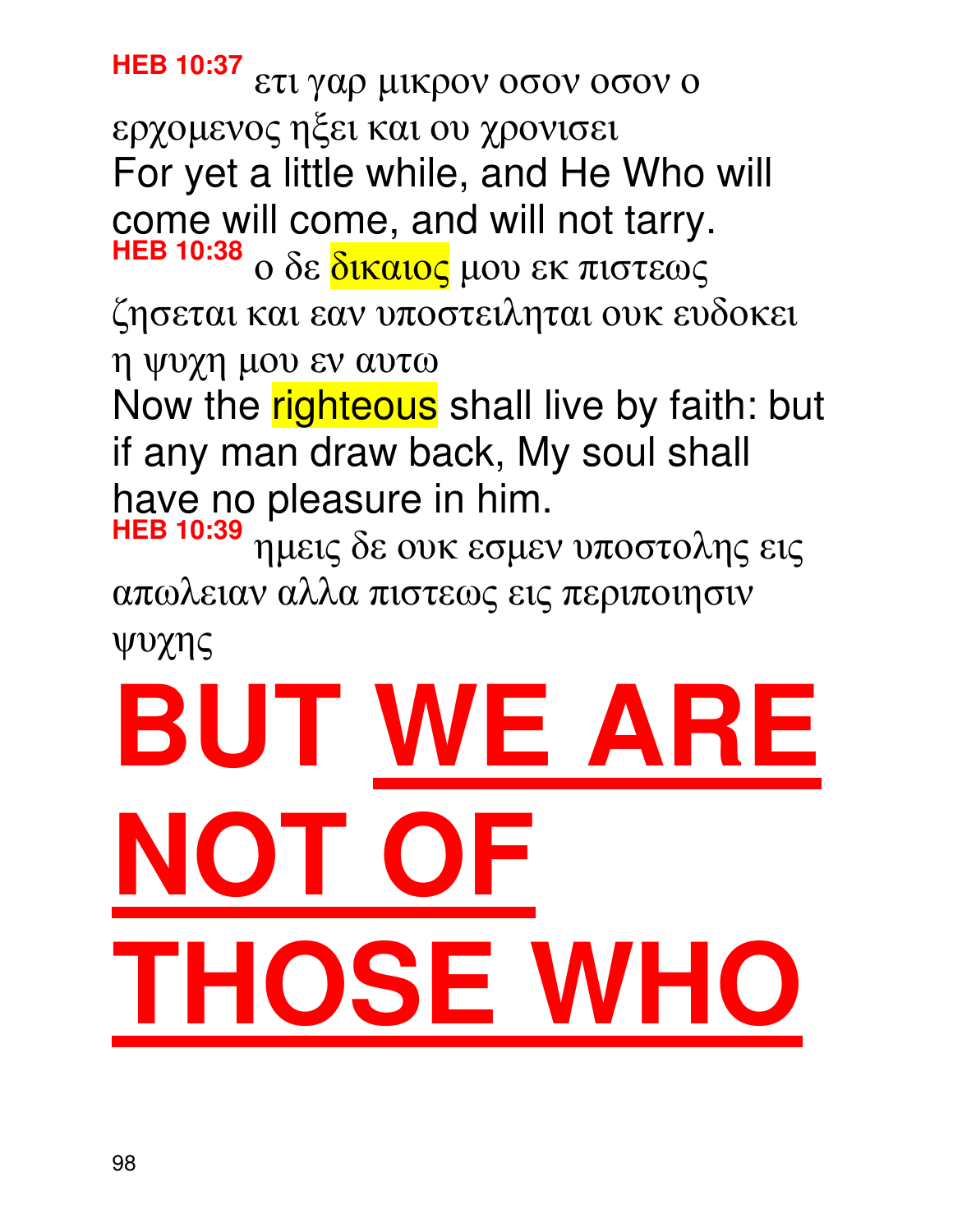**HEB 10:37** ετι γαρ μικρον οσον οσον ο ερχομενος ηξει και ου χρονισει

For yet a little while, and He Who will come will come, and will not tarry.

**HEB 10:38** ο δε δικαιος μου εκ πιστεως ζησεται και εαν υποστειληται ουκ ευδοκει η ψυχη μου εν αυτω

Now the righteous shall live by faith: but if any man draw back, My soul shall have no pleasure in him.

**HEB 10:39** ημεις δε ουκ εσμεν υποστολης εις απωλειαν αλλα πιστεως εις περιποιησιν ψυχης

# BUT WE ARE NOT OF THOSE WHO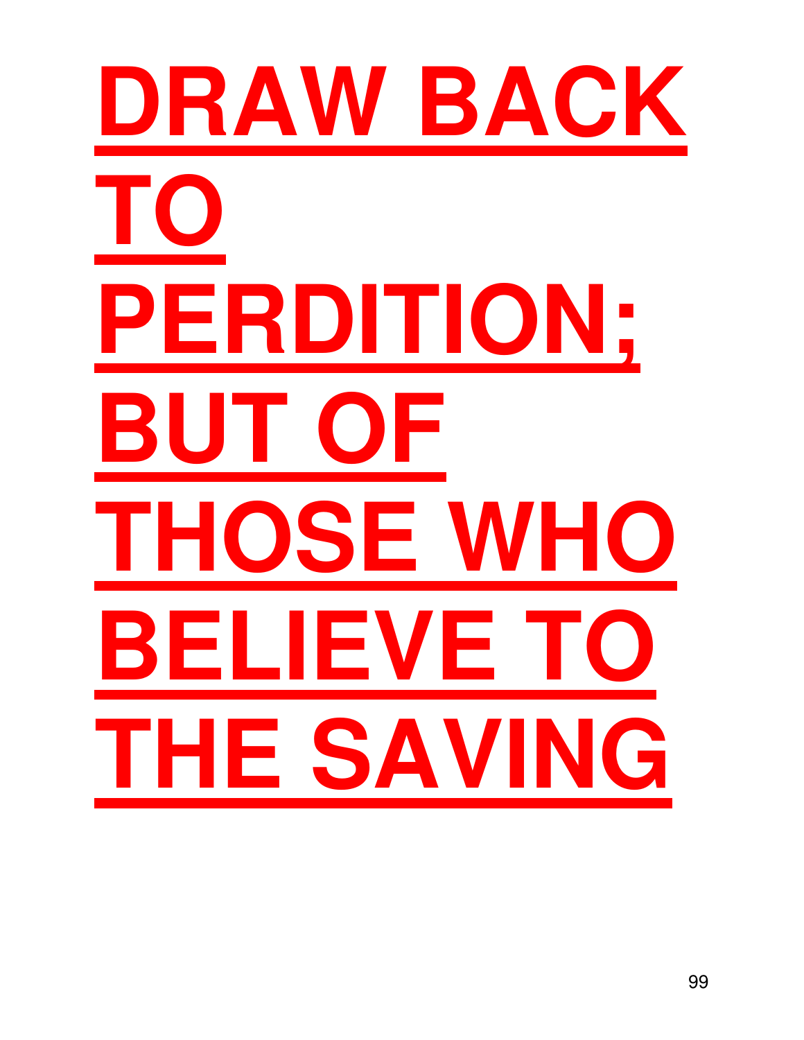**DRAW BACK TO PERDITION; BUT OF THOSE WHO BELIEVE TO THE SAVING**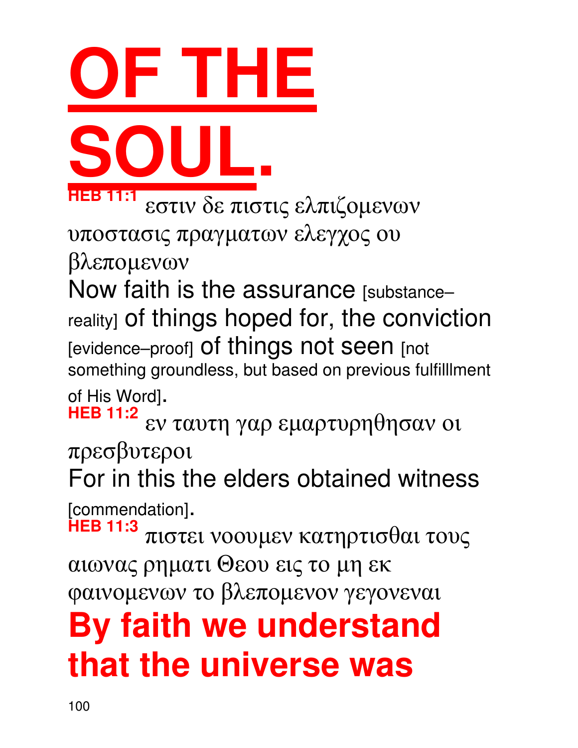# OF THE SOUL.

**HEB 11:1** εστιν δε πιστις ελπιζομενων υποστασις πραγματων ελεγχος ου βλεπομενων

Now faith is the assurance [substance–reality] of things hoped for, the conviction [evidence–proof] of things not seen [not something groundless, but based on previous fulfilllment of His Word].

**HEB 11:2** εν ταυτη γαρ εμαρτυρηθησαν οι πρεσβυτεροι

For in this the elders obtained witness [commendation].

**HEB 11:3** πιστει νοουμεν κατηρτισθαι τους αιωνας ρηματι Θεου εις το μη εκ φαινομενων το βλεπομενον γεγονεναι

**By faith we understand that the universe was**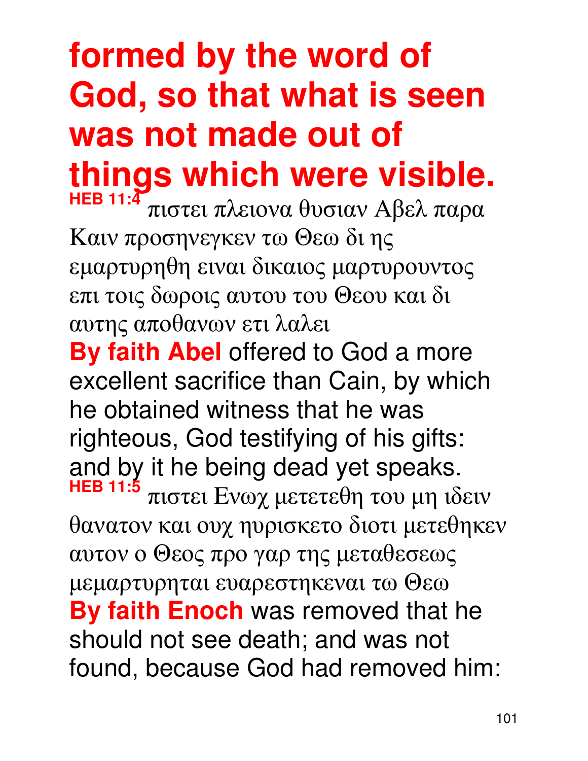**formed by the word of God, so that what is seen was not made out of things which were visible.**

**HEB 11:4** πιστει πλειονα θυσιαν Αβελ παρα Καιν προσηνεγκεν τω Θεω δι ης εμαρτυρηθη ειναι δικαιος μαρτυρουντος επι τοις δωροις αυτου του Θεου και δι αυτης αποθανων ετι λαλει

**By faith Abel** offered to God a more excellent sacrifice than Cain, by which he obtained witness that he was righteous, God testifying of his gifts: and by it he being dead yet speaks.

**HEB 11:5** πιστει Ενωχ μετετεθη του μη ιδειν θανατον και ουχ ηυρισκετο διοτι μετεθηκεν αυτον ο Θεος προ γαρ της μεταθεσεως μεμαρτυρηται ευαρεστηκεναι τω Θεω

**By faith Enoch** was removed that he should not see death; and was not found, because God had removed him: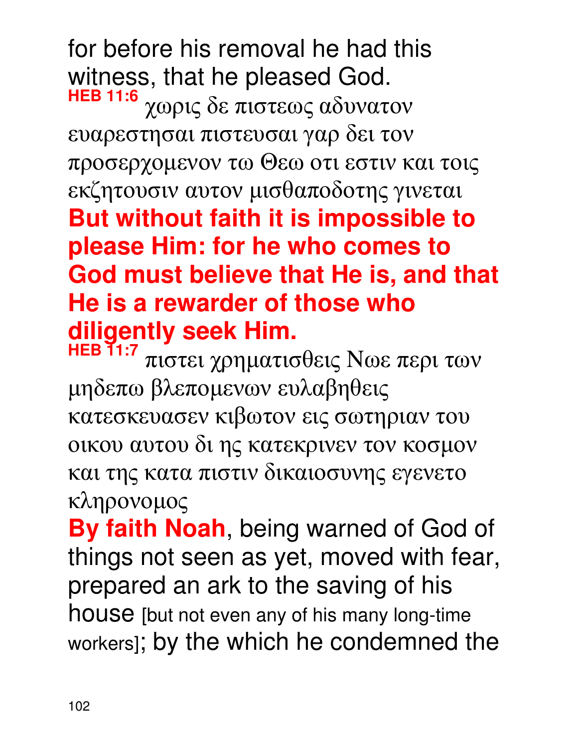for before his removal he had this witness, that he pleased God.

**HEB 11:6** χωρις δε πιστεως αδυνατον ευαρεστησαι πιστευσαι γαρ δει τον προσερχομενον τω Θεω οτι εστιν και τοις εκζητουσιν αυτον μισθαποδοτης γινεται

**But without faith it is impossible to please Him: for he who comes to God must believe that He is, and that He is a rewarder of those who diligently seek Him.**

**HEB 11:7** πιστει χρηματισθεις Νωε περι των μηδεπω βλεπομενων ευλαβηθεις κατεσκευασεν κιβωτον εις σωτηριαν του οικου αυτου δι ης κατεκρινεν τον κοσμον και της κατα πιστιν δικαιοσυνης εγενετο κληρονομος

**By faith Noah**, being warned of God of things not seen as yet, moved with fear, prepared an ark to the saving of his house [but not even any of his many long-time workers]; by the which he condemned the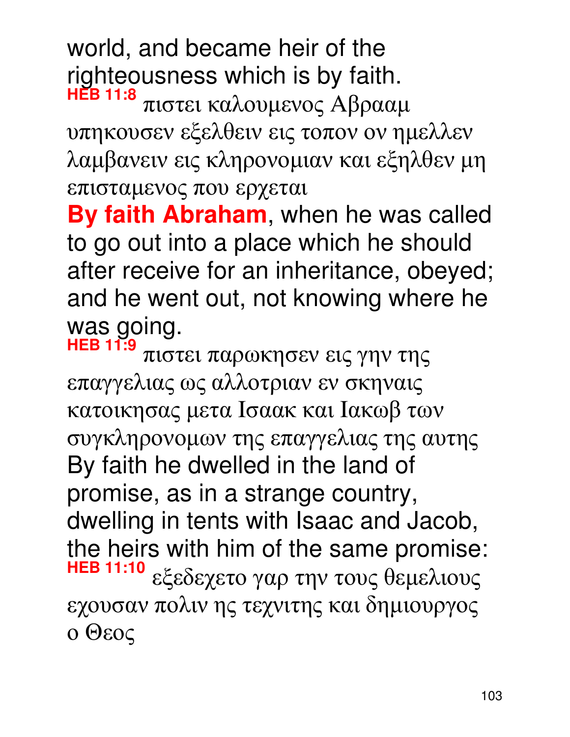world, and became heir of the righteousness which is by faith.

**HEB 11:8** πιστει καλουμενος Αβρααμ υπηκουσεν εξελθειν εις τοπον ον ημελλεν λαμβανειν εις κληρονομιαν και εξηλθεν μη επισταμενος που ερχεται

**By faith Abraham**, when he was called to go out into a place which he should after receive for an inheritance, obeyed; and he went out, not knowing where he was going.

**HEB 11:9** πιστει παρωκησεν εις γην της επαγγελιας ως αλλοτριαν εν σκηναις κατοικησας μετα Ισαακ και Ιακωβ των συγκληρονομων της επαγγελιας της αυτης

By faith he dwelled in the land of promise, as in a strange country, dwelling in tents with Isaac and Jacob, the heirs with him of the same promise:

**HEB 11:10** εξεδεχετο γαρ την τους θεμελιους εχουσαν πολιν ης τεχνιτης και δημιουργος ο Θεος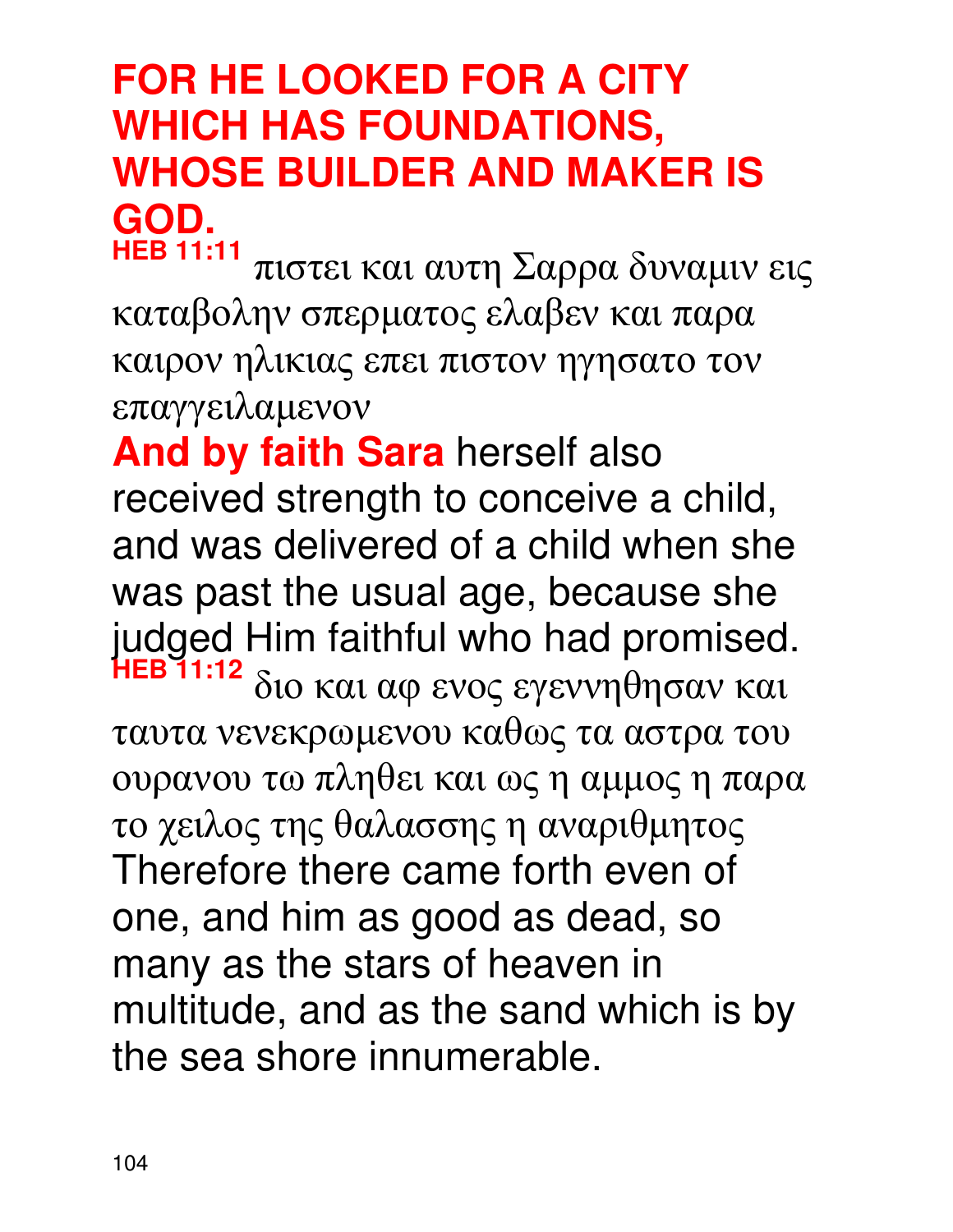**FOR HE LOOKED FOR A CITY WHICH HAS FOUNDATIONS, WHOSE BUILDER AND MAKER IS GOD.**

**HEB 11:11** πιστει και αυτη Σαρρα δυναμιν εις καταβολην σπερματος ελαβεν και παρα καιρον ηλικιας επει πιστον ηγησατο τον επαγγειλαμενον

**And by faith Sara** herself also received strength to conceive a child, and was delivered of a child when she was past the usual age, because she judged Him faithful who had promised.

**HEB 11:12** διο και αφ ενος εγεννηθησαν και ταυτα νενεκρωμενου καθως τα αστρα του ουρανου τω πληθει και ως η αμμος η παρα το χειλος της θαλασσης η αναριθμητος

Therefore there came forth even of one, and him as good as dead, so many as the stars of heaven in multitude, and as the sand which is by the sea shore innumerable.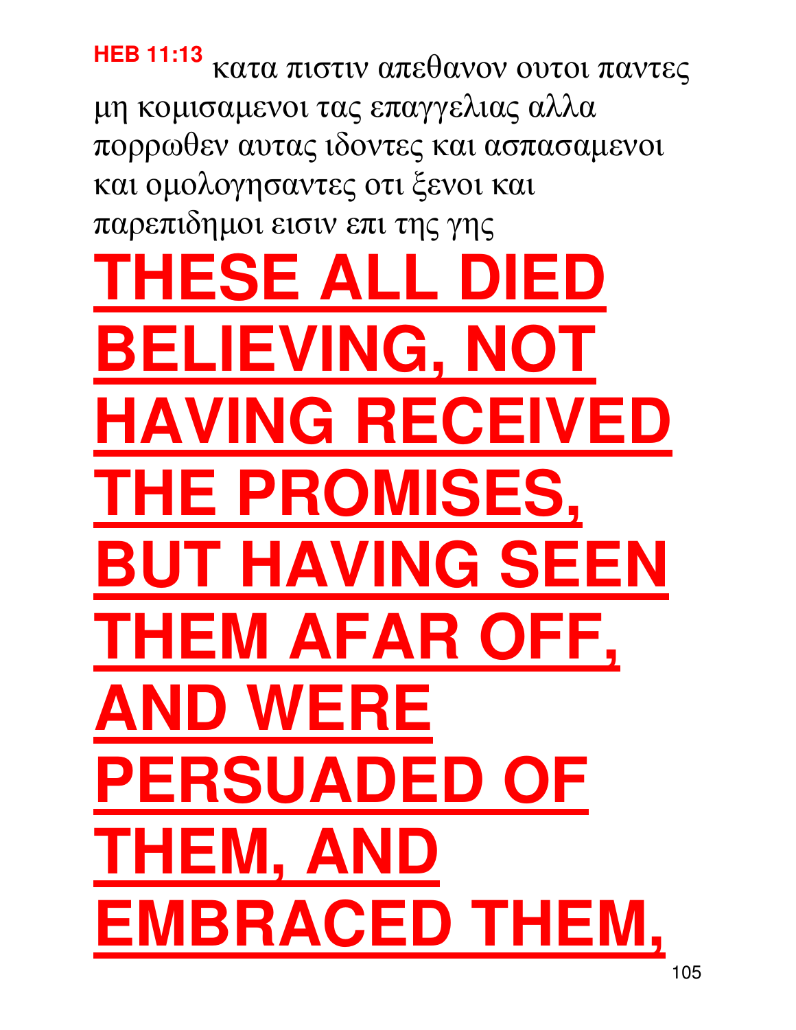**HEB 11:13** κατα πιστιν απεθανον ουτοι παντες μη κομισαμενοι τας επαγγελιας αλλα πορρωθεν αυτας ιδοντες και ασπασαμενοι και ομολογησαντες οτι ξενοι και παρεπιδημοι εισιν επι της γης

# **THESE ALL DIED BELIEVING, NOT HAVING RECEIVED THE PROMISES, BUT HAVING SEEN THEM AFAR OFF, AND WERE PERSUADED OF THEM, AND EMBRACED THEM,**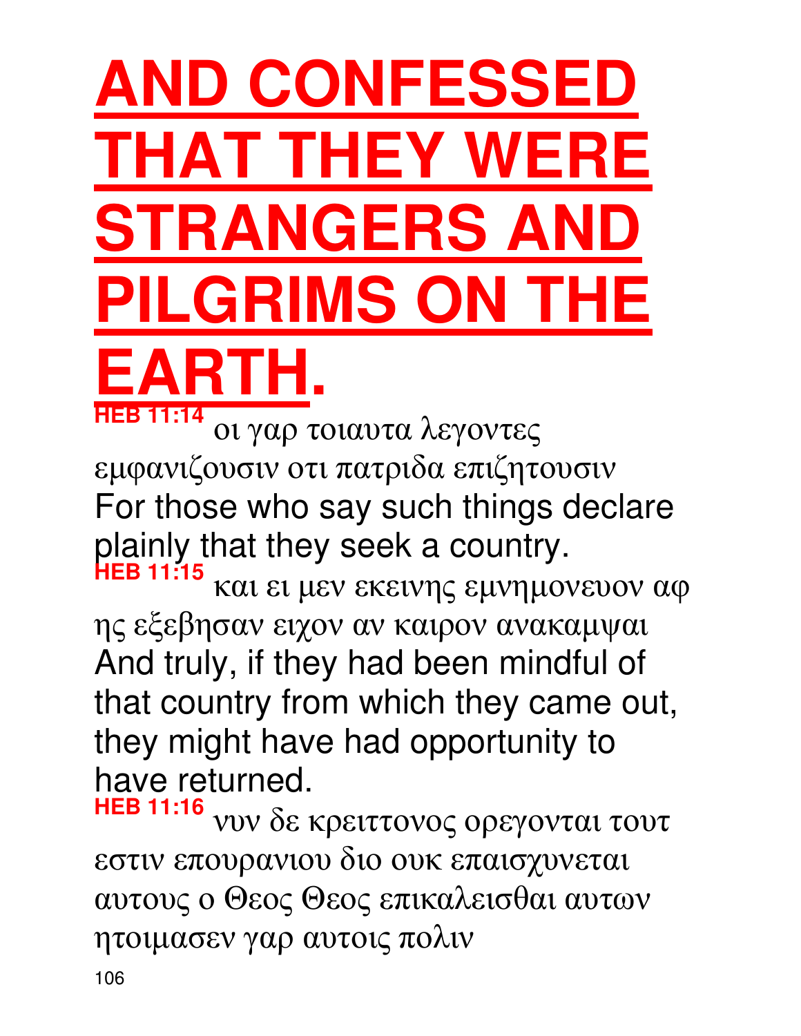# AND CONFESSED THAT THEY WERE STRANGERS AND PILGRIMS ON THE EARTH.

**HEB 11:14** οι γαρ τοιαυτα λεγοντες εμφανιζουσιν οτι πατριδα επιζητουσιν
For those who say such things declare plainly that they seek a country.

**HEB 11:15** και ει μεν εκεινης εμνημονευον αφ ης εξεβησαν ειχον αν καιρον ανακαμψαι
And truly, if they had been mindful of that country from which they came out, they might have had opportunity to have returned.

**HEB 11:16** νυν δε κρειττονος ορεγονται τουτ εστιν επουρανιου διο ουκ επαισχυνεται αυτους ο Θεος Θεος επικαλεισθαι αυτων ητοιμασεν γαρ αυτοις πολιν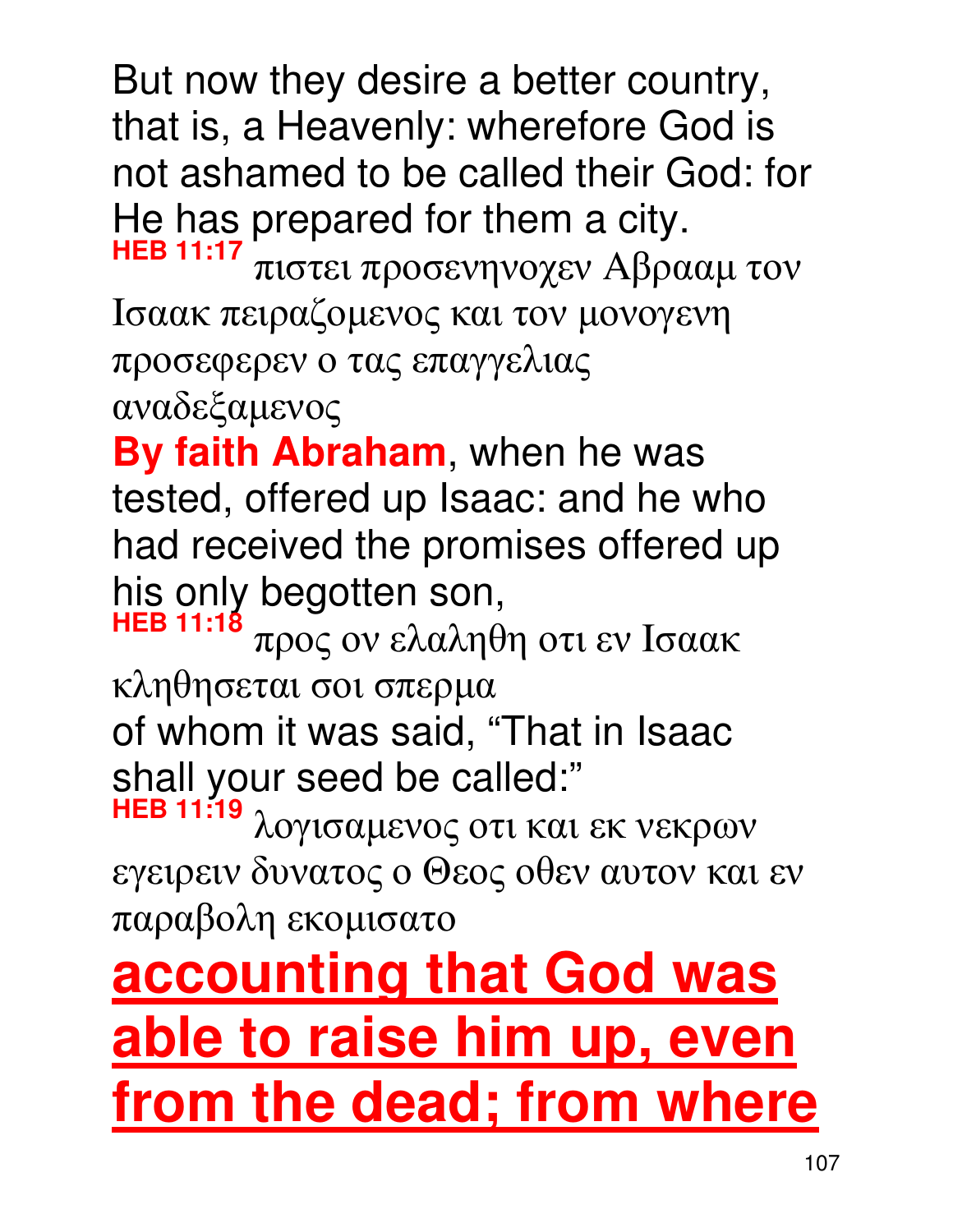But now they desire a better country, that is, a Heavenly: wherefore God is not ashamed to be called their God: for He has prepared for them a city.

**HEB 11:17** πιστει προσενηνοχεν Αβρααμ τον Ισαακ πειραζομενος και τον μονογενη προσεφερεν ο τας επαγγελιας αναδεξαμενος

**By faith Abraham**, when he was tested, offered up Isaac: and he who had received the promises offered up his only begotten son,

**HEB 11:18** προς ον ελαληθη οτι εν Ισαακ κληθησεται σοι σπερμα

of whom it was said, “That in Isaac shall your seed be called:”

**HEB 11:19** λογισαμενος οτι και εκ νεκρων εγειρειν δυνατος ο Θεος οθεν αυτον και εν παραβολη εκομισατο

**accounting that God was able to raise him up, even from the dead; from where**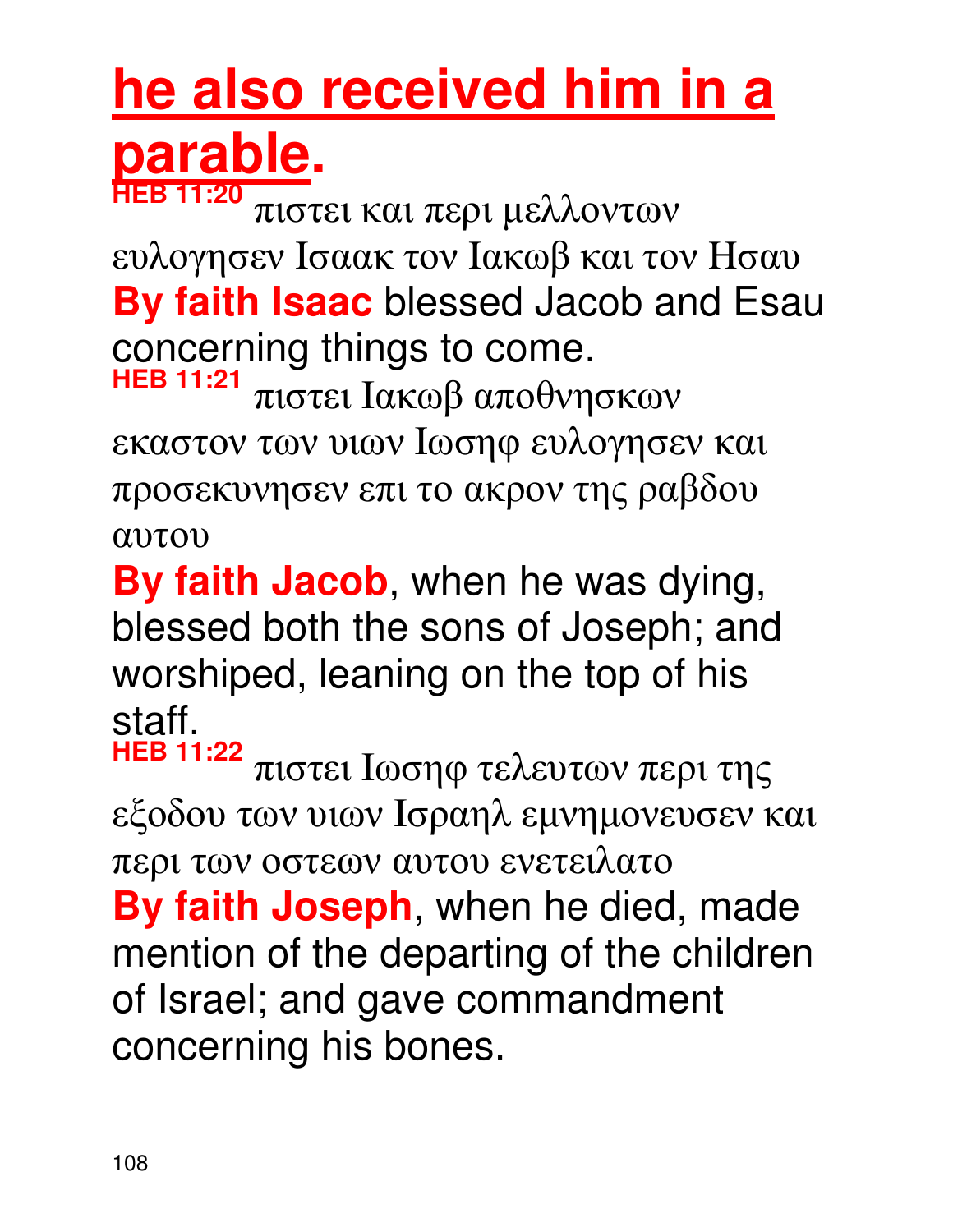**he also received him in a parable.**

**HEB 11:20** πιστει και περι μελλοντων ευλογησεν Ισαακ τον Ιακωβ και τον Ησαυ

**By faith Isaac** blessed Jacob and Esau concerning things to come.

**HEB 11:21** πιστει Ιακωβ αποθνησκων εκαστον των υιων Ιωσηφ ευλογησεν και προσεκυνησεν επι το ακρον της ραβδου αυτου

**By faith Jacob**, when he was dying, blessed both the sons of Joseph; and worshiped, leaning on the top of his staff.

**HEB 11:22** πιστει Ιωσηφ τελευτων περι της εξοδου των υιων Ισραηλ εμνημονευσεν και περι των οστεων αυτου ενετειλατο

**By faith Joseph**, when he died, made mention of the departing of the children of Israel; and gave commandment concerning his bones.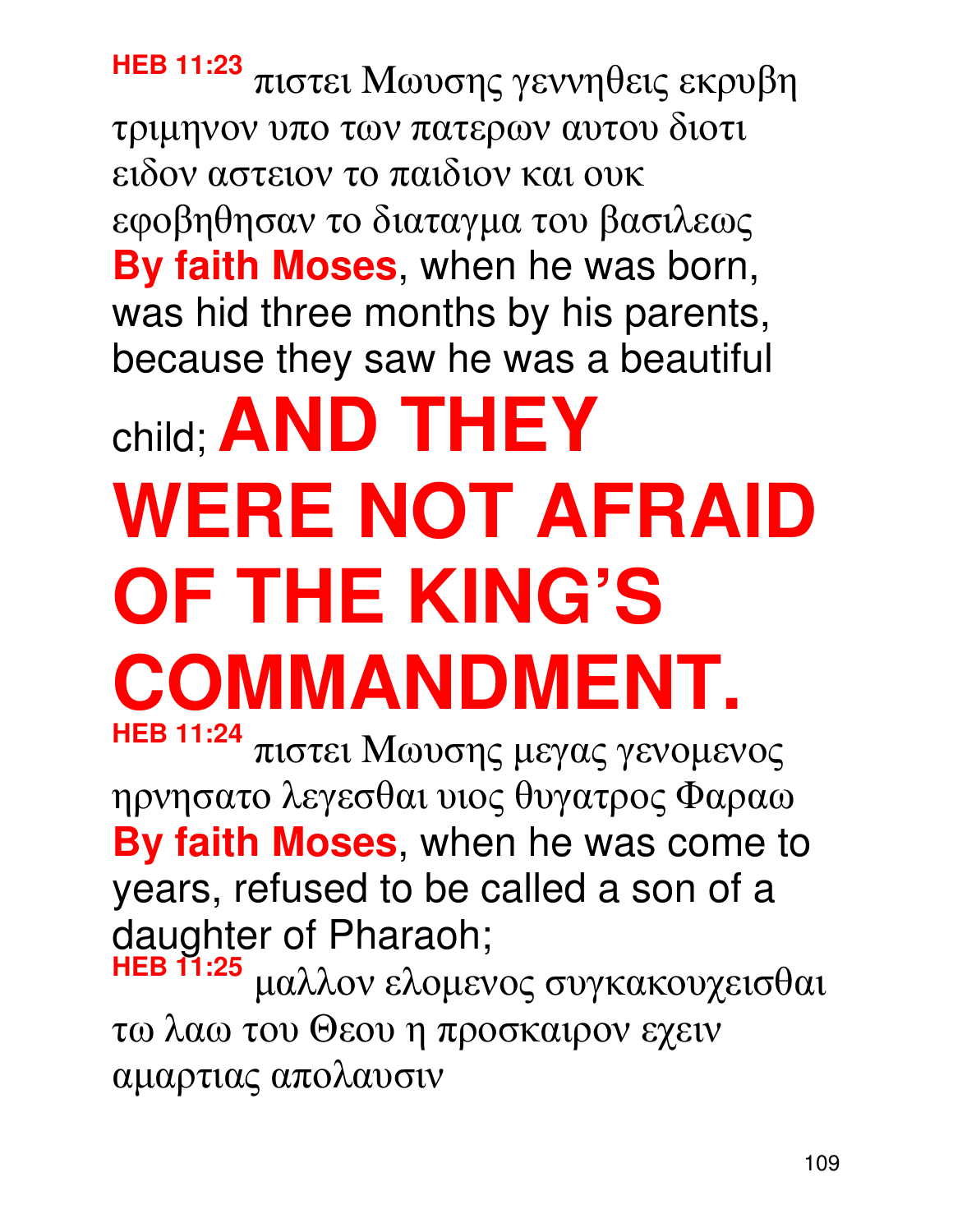**HEB 11:23** πιστει Μωυσης γεννηθεις εκρυβη τριμηνον υπο των πατερων αυτου διοτι ειδον αστειον το παιδιον και ουκ εφοβηθησαν το διαταγμα του βασιλεως
**By faith Moses**, when he was born, was hid three months by his parents, because they saw he was a beautiful child; **AND THEY WERE NOT AFRAID OF THE KING'S COMMANDMENT.**

**HEB 11:24** πιστει Μωυσης μεγας γενομενος ηρνησατο λεγεσθαι υιος θυγατρος Φαραω
**By faith Moses**, when he was come to years, refused to be called a son of a daughter of Pharaoh;

**HEB 11:25** μαλλον ελομενος συγκακουχεισθαι τω λαω του Θεου η προσκαιρον εχειν αμαρτιας απολαυσιν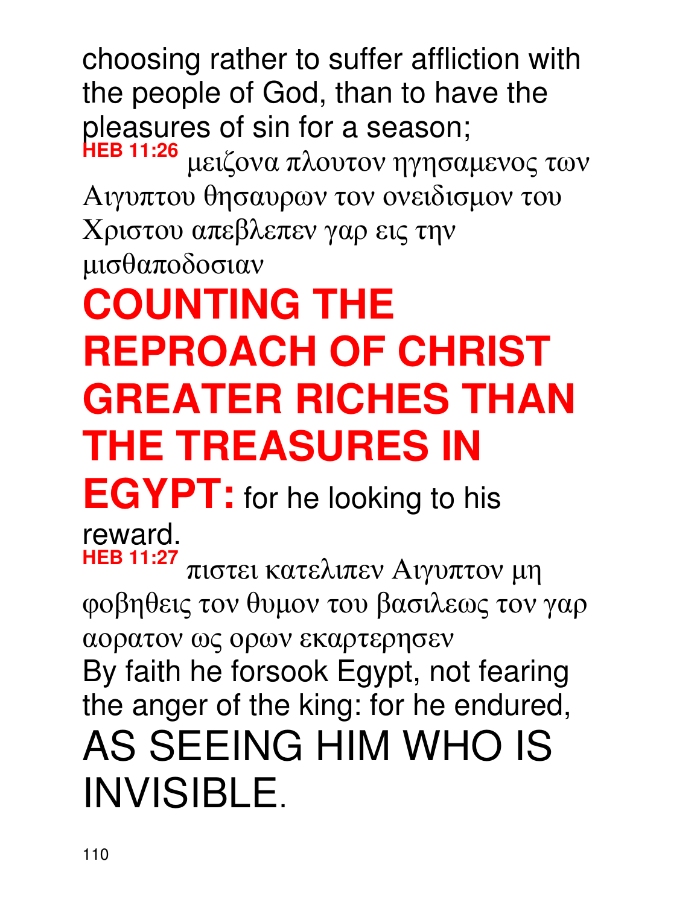choosing rather to suffer affliction with the people of God, than to have the pleasures of sin for a season;

**HEB 11:26** μειζονα πλουτον ηγησαμενος των Αιγυπτου θησαυρων τον ονειδισμον του Χριστου απεβλεπεν γαρ εις την μισθαποδοσιαν

**COUNTING THE REPROACH OF CHRIST GREATER RICHES THAN THE TREASURES IN EGYPT:** for he looking to his reward.

**HEB 11:27** πιστει κατελιπεν Αιγυπτον μη φοβηθεις τον θυμον του βασιλεως τον γαρ αορατον ως ορων εκαρτερησεν

By faith he forsook Egypt, not fearing the anger of the king: for he endured, AS SEEING HIM WHO IS INVISIBLE.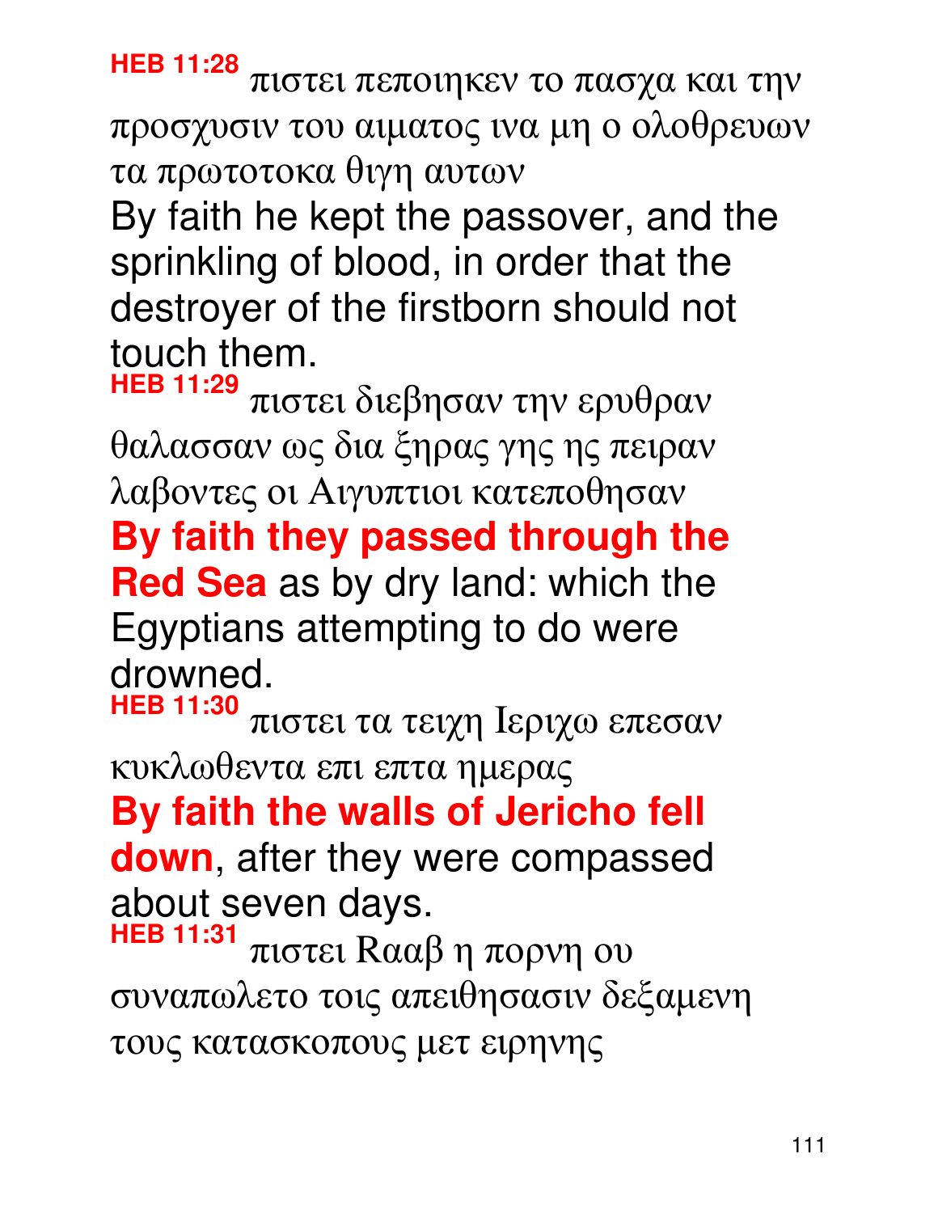**HEB 11:28** πιστει πεποιηκεν το πασχα και την προσχυσιν του αιματος ινα μη ο ολοθρευων τα πρωτοτοκα θιγη αυτων

By faith he kept the passover, and the sprinkling of blood, in order that the destroyer of the firstborn should not touch them.

**HEB 11:29** πιστει διεβησαν την ερυθραν θαλασσαν ως δια ξηρας γης ης πειραν λαβοντες οι Αιγυπτιοι κατεποθησαν

**By faith they passed through the Red Sea** as by dry land: which the Egyptians attempting to do were drowned.

**HEB 11:30** πιστει τα τειχη Ιεριχω επεσαν κυκλωθεντα επι επτα ημερας

**By faith the walls of Jericho fell down**, after they were compassed about seven days.

**HEB 11:31** πιστει Ρααβ η πορνη ου συναπωλετο τοις απειθησασιν δεξαμενη τους κατασκοπους μετ ειρηνης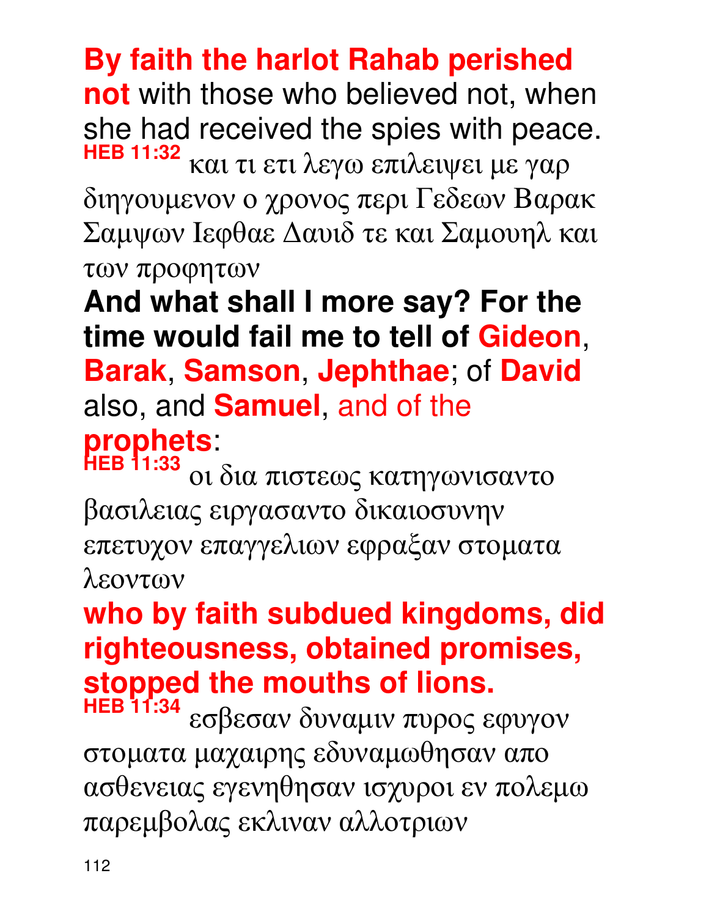**By faith the harlot Rahab perished not** with those who believed not, when she had received the spies with peace.

**HEB 11:32** και τι ετι λεγω επιλειψει με γαρ διηγουμενον ο χρονος περι Γεδεων Βαρακ Σαμψων Ιεφθαε Δαυιδ τε και Σαμουηλ και των προφητων

**And what shall I more say? For the time would fail me to tell of Gideon**, **Barak**, **Samson**, **Jephthae**; of **David** also, and **Samuel**, and of the **prophets**:

**HEB 11:33** οι δια πιστεως κατηγωνισαντο βασιλειας ειργασαντο δικαιοσυνην επετυχον επαγγελιων εφραξαν στοματα λεοντων

**who by faith subdued kingdoms, did righteousness, obtained promises, stopped the mouths of lions.**

**HEB 11:34** εσβεσαν δυναμιν πυρος εφυγον στοματα μαχαιρης εδυναμωθησαν απο ασθενειας εγενηθησαν ισχυροι εν πολεμω παρεμβολας εκλιναν αλλοτριων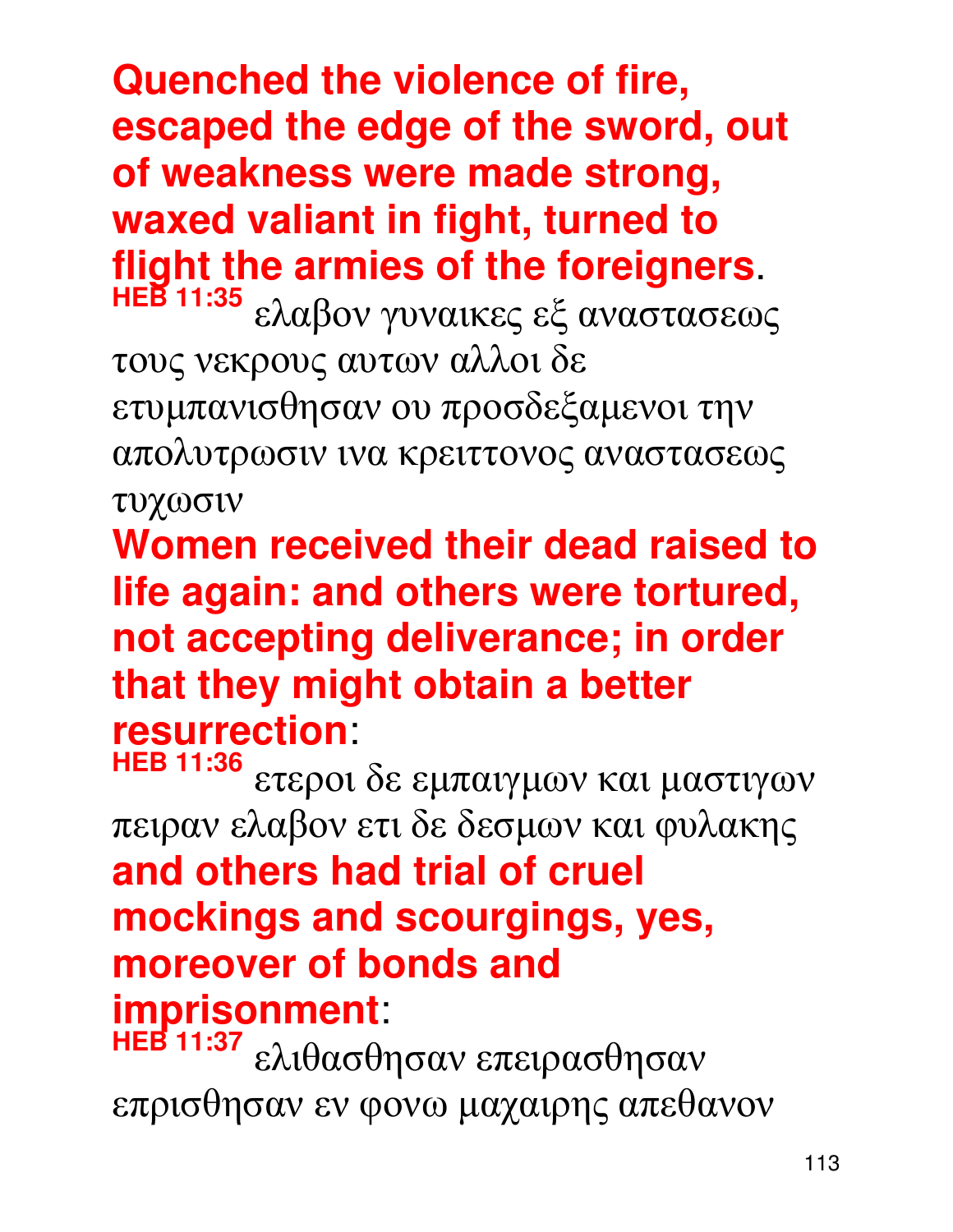**Quenched the violence of fire, escaped the edge of the sword, out of weakness were made strong, waxed valiant in fight, turned to flight the armies of the foreigners**.

**HEB 11:35** ελαβον γυναικες εξ αναστασεως τους νεκρους αυτων αλλοι δε ετυμπανισθησαν ου προσδεξαμενοι την απολυτρωσιν ινα κρειττονος αναστασεως τυχωσιν

**Women received their dead raised to life again: and others were tortured, not accepting deliverance; in order that they might obtain a better resurrection**:

**HEB 11:36** ετεροι δε εμπαιγμων και μαστιγων πειραν ελαβον ετι δε δεσμων και φυλακης

**and others had trial of cruel mockings and scourgings, yes, moreover of bonds and imprisonment**:

**HEB 11:37** ελιθασθησαν επειρασθησαν επρισθησαν εν φονω μαχαιρης απεθανον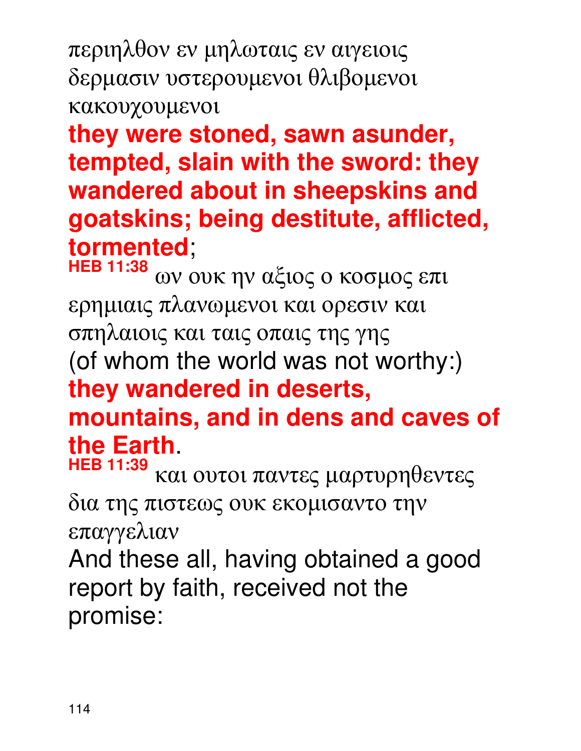περιηλθον εν μηλωταις εν αιγειοις δερμασιν υστερουμενοι θλιβομενοι κακουχουμενοι

**they were stoned, sawn asunder, tempted, slain with the sword: they wandered about in sheepskins and goatskins; being destitute, afflicted, tormented**;

**HEB 11:38** ων ουκ ην αξιος ο κοσμος επι ερημιαις πλανωμενοι και ορεσιν και σπηλαιοις και ταις οπαις της γης

(of whom the world was not worthy:) **they wandered in deserts, mountains, and in dens and caves of the Earth**.

**HEB 11:39** και ουτοι παντες μαρτυρηθεντες δια της πιστεως ουκ εκομισαντο την επαγγελιαν

And these all, having obtained a good report by faith, received not the promise: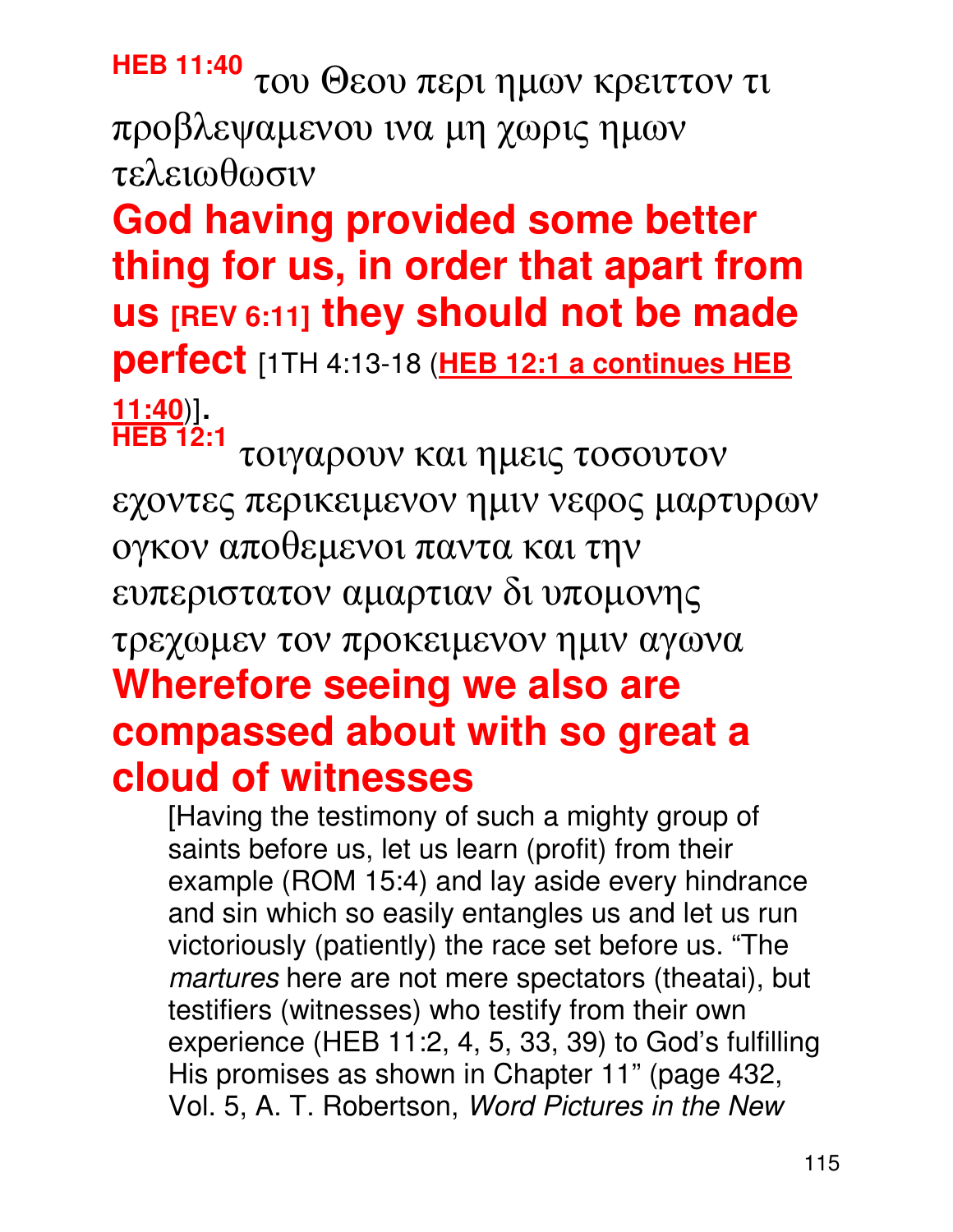**HEB 11:40** του Θεου περι ημων κρειττον τι προβλεψαμενου ινα μη χωρις ημων τελειωθωσιν

**God having provided some better thing for us, in order that apart from us [REV 6:11] they should not be made perfect** [1TH 4:13-18 (**HEB 12:1 a continues HEB 11:40**)].

**HEB 12:1** τοιγαρουν και ημεις τοσουτον εχοντες περικειμενον ημιν νεφος μαρτυρων ογκον αποθεμενοι παντα και την ευπεριστατον αμαρτιαν δι υπομονης τρεχωμεν τον προκειμενον ημιν αγωνα

**Wherefore seeing we also are compassed about with so great a cloud of witnesses**

> [Having the testimony of such a mighty group of saints before us, let us learn (profit) from their example (ROM 15:4) and lay aside every hindrance and sin which so easily entangles us and let us run victoriously (patiently) the race set before us. "The *martures* here are not mere spectators (theatai), but testifiers (witnesses) who testify from their own experience (HEB 11:2, 4, 5, 33, 39) to God's fulfilling His promises as shown in Chapter 11" (page 432, Vol. 5, A. T. Robertson, *Word Pictures in the New*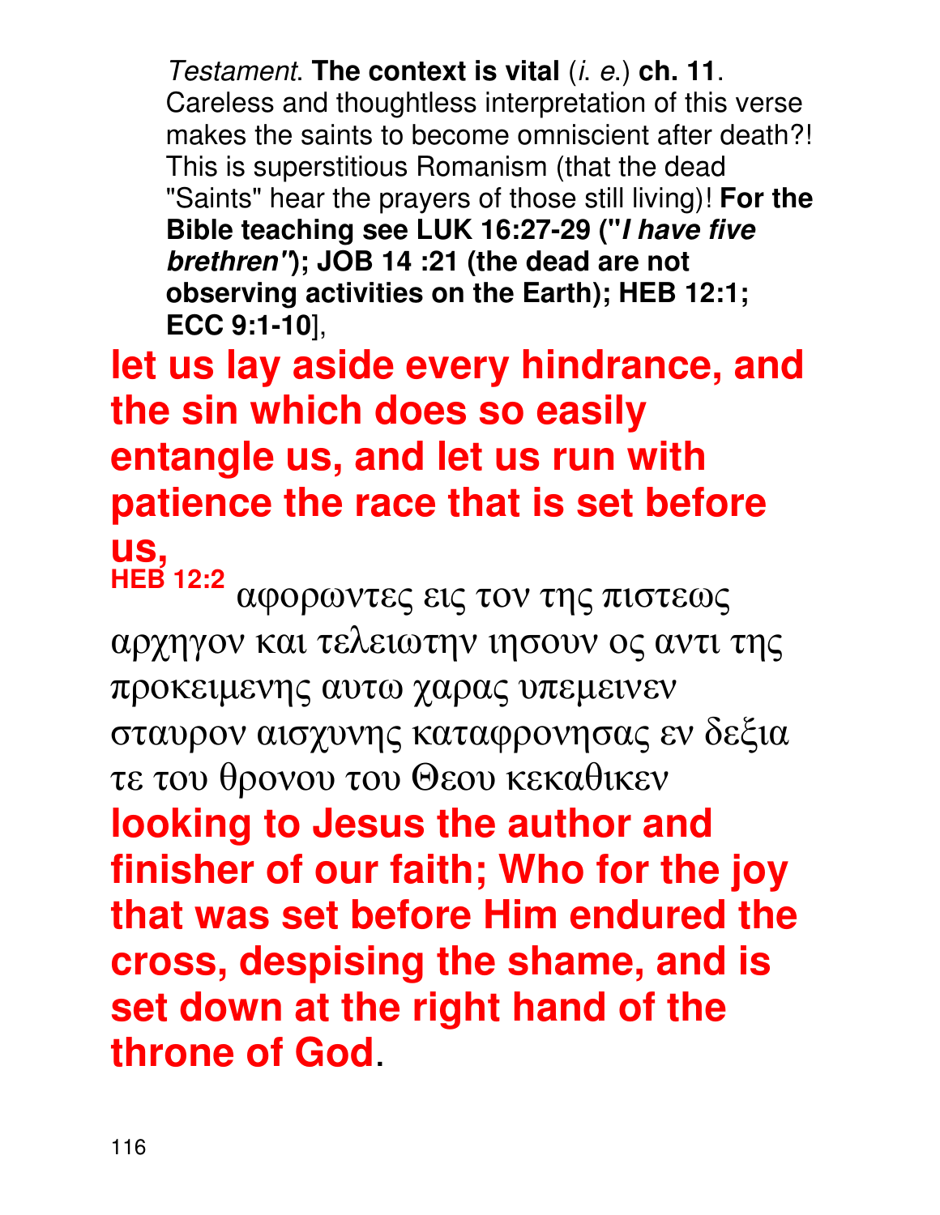*Testament*. **The context is vital** (*i. e.*) **ch. 11**. Careless and thoughtless interpretation of this verse makes the saints to become omniscient after death?! This is superstitious Romanism (that the dead "Saints" hear the prayers of those still living)! **For the Bible teaching see LUK 16:27-29 ("*I have five brethren*"); JOB 14 :21 (the dead are not observing activities on the Earth); HEB 12:1; ECC 9:1-10**],

**let us lay aside every hindrance, and the sin which does so easily entangle us, and let us run with patience the race that is set before us,**

**HEB 12:2** αφορωντες εις τον της πιστεως αρχηγον και τελειωτην ιησουν ος αντι της προκειμενης αυτω χαρας υπεμεινεν σταυρον αισχυνης καταφρονησας εν δεξια τε του θρονου του Θεου κεκαθικεν

**looking to Jesus the author and finisher of our faith; Who for the joy that was set before Him endured the cross, despising the shame, and is set down at the right hand of the throne of God.**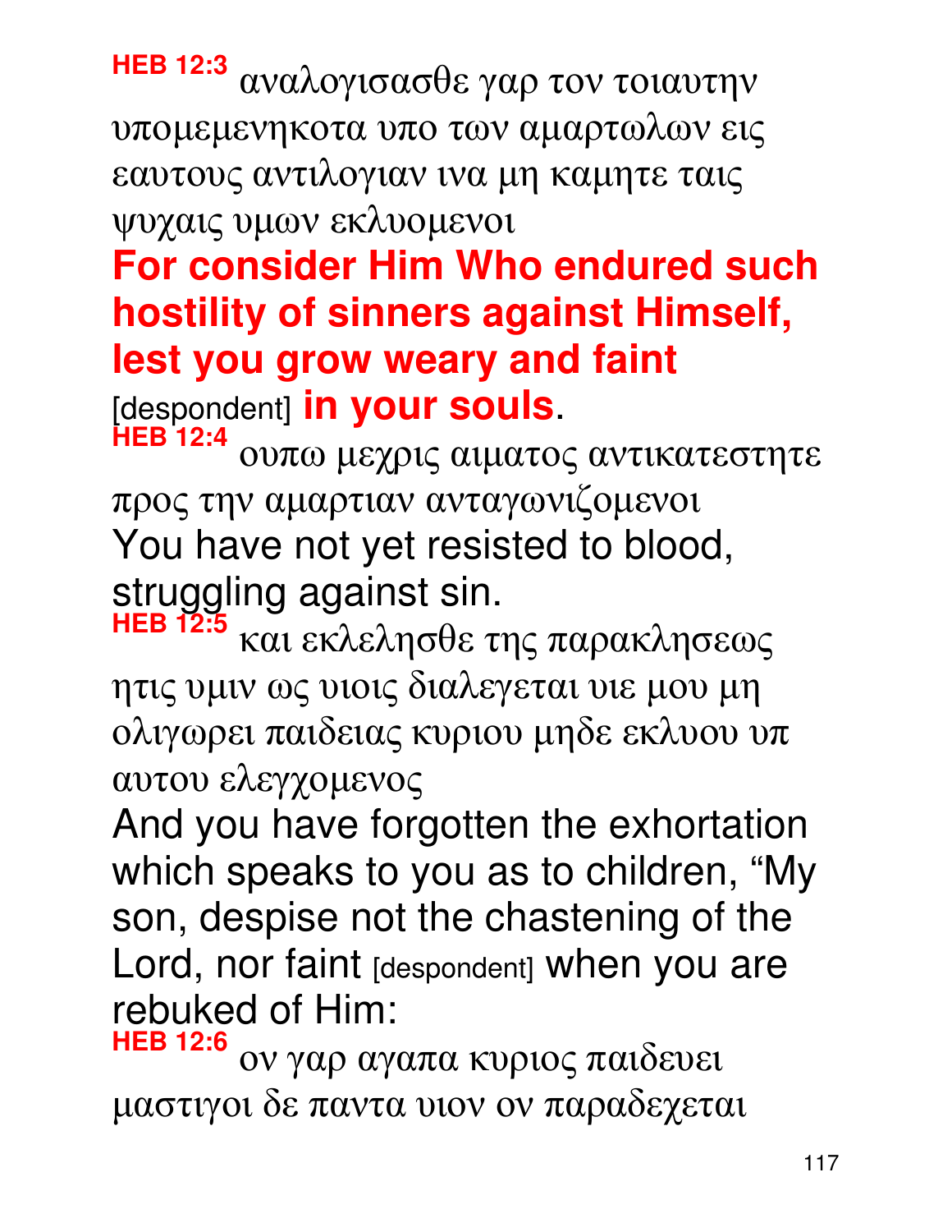**HEB 12:3** αναλογισασθε γαρ τον τοιαυτην υπομεμενηκοτα υπο των αμαρτωλων εις εαυτους αντιλογιαν ινα μη καμητε ταις ψυχαις υμων εκλυομενοι

**For consider Him Who endured such hostility of sinners against Himself, lest you grow weary and faint** [despondent] **in your souls**.

**HEB 12:4** ουπω μεχρις αιματος αντικατεστητε προς την αμαρτιαν ανταγωνιζομενοι

You have not yet resisted to blood, struggling against sin.

**HEB 12:5** και εκλελησθε της παρακλησεως ητις υμιν ως υιοις διαλεγεται υιε μου μη ολιγωρει παιδειας κυριου μηδε εκλυου υπ αυτου ελεγχομενος

And you have forgotten the exhortation which speaks to you as to children, “My son, despise not the chastening of the Lord, nor faint [despondent] when you are rebuked of Him:

**HEB 12:6** ον γαρ αγαπα κυριος παιδευει μαστιγοι δε παντα υιον ον παραδεχεται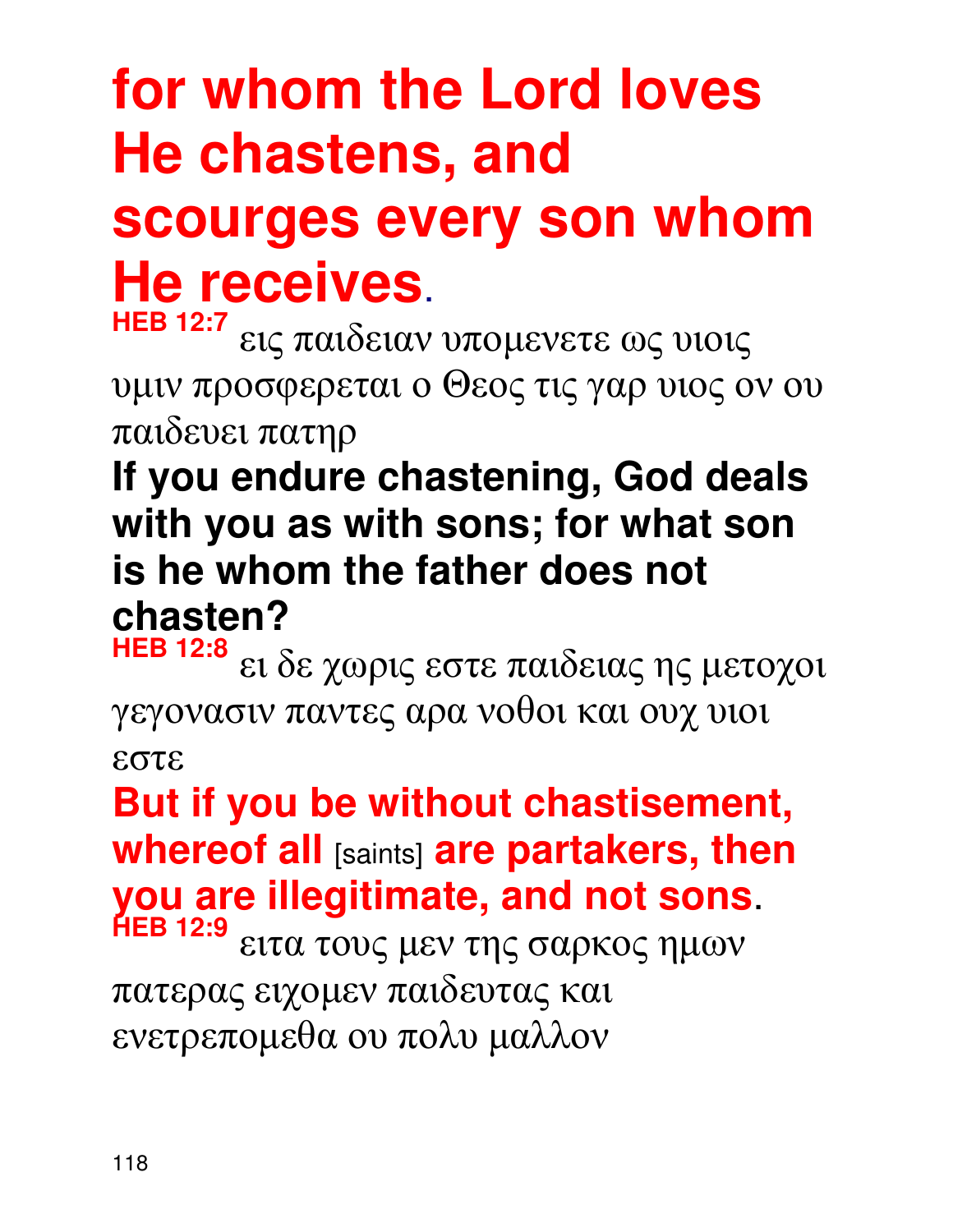**for whom the Lord loves He chastens, and scourges every son whom He receives**.

**HEB 12:7** εις παιδειαν υπομενετε ως υιοις υμιν προσφερεται ο Θεος τις γαρ υιος ον ου παιδευει πατηρ

**If you endure chastening, God deals with you as with sons; for what son is he whom the father does not chasten?**

**HEB 12:8** ει δε χωρις εστε παιδειας ης μετοχοι γεγονασιν παντες αρα νοθοι και ουχ υιοι εστε

**But if you be without chastisement, whereof all** [saints] **are partakers, then you are illegitimate, and not sons**.

**HEB 12:9** ειτα τους μεν της σαρκος ημων πατερας ειχομεν παιδευτας και ενετρεπομεθα ου πολυ μαλλον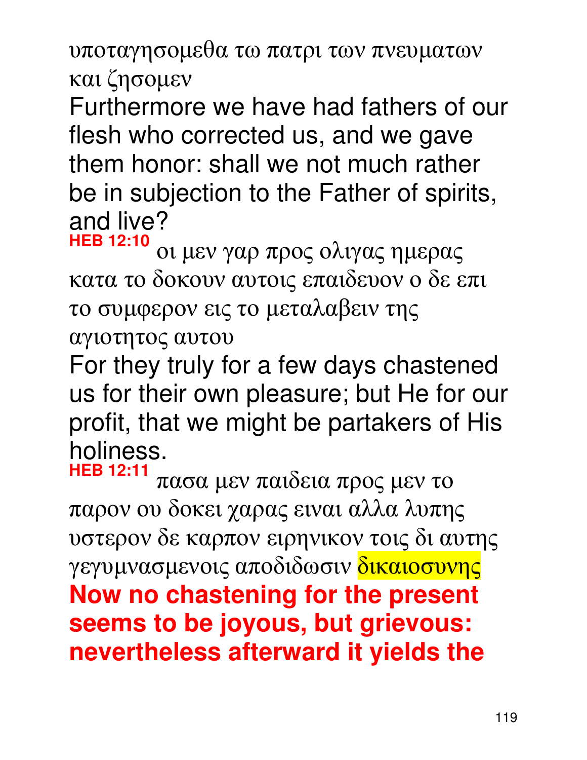υποταγησομεθα τω πατρι των πνευματων και ζησομεν

Furthermore we have had fathers of our flesh who corrected us, and we gave them honor: shall we not much rather be in subjection to the Father of spirits, and live?

**HEB 12:10** οι μεν γαρ προς ολιγας ημερας κατα το δοκουν αυτοις επαιδευον ο δε επι το συμφερον εις το μεταλαβειν της αγιοτητος αυτου

For they truly for a few days chastened us for their own pleasure; but He for our profit, that we might be partakers of His holiness.

**HEB 12:11** πασα μεν παιδεια προς μεν το παρον ου δοκει χαρας ειναι αλλα λυπης υστερον δε καρπον ειρηνικον τοις δι αυτης γεγυμνασμενοις αποδιδωσιν δικαιοσυνης

**Now no chastening for the present seems to be joyous, but grievous: nevertheless afterward it yields the**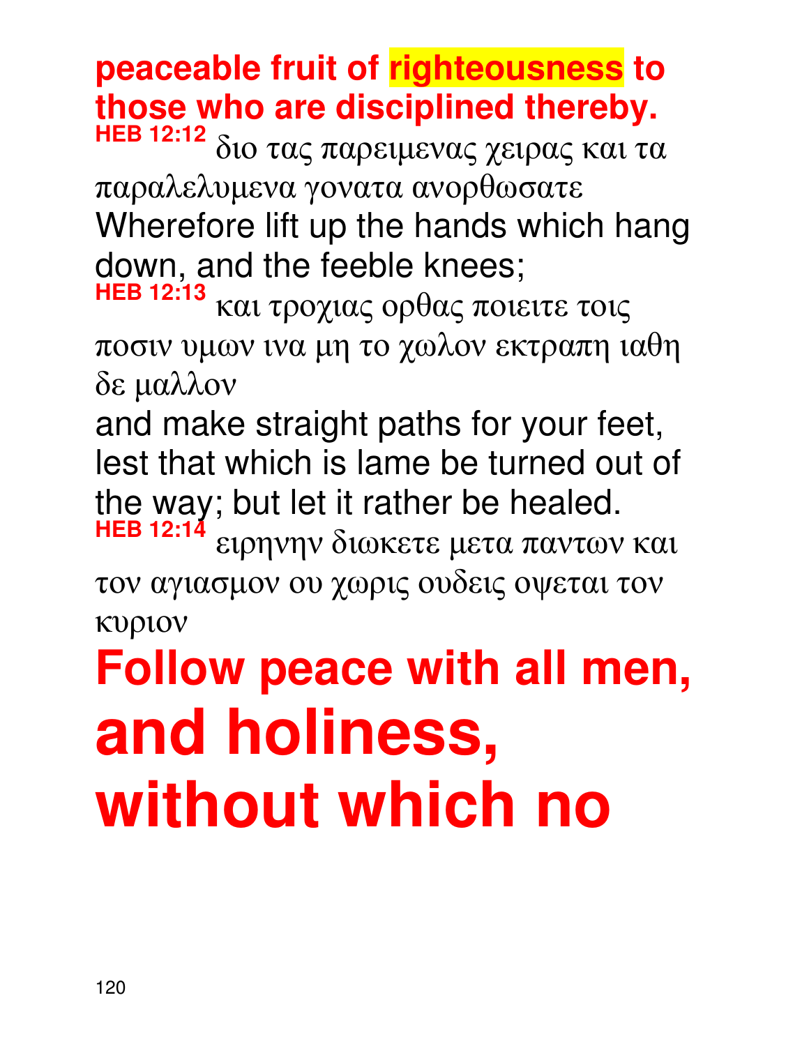**peaceable fruit of righteousness to those who are disciplined thereby.**

**HEB 12:12** διο τας παρειμενας χειρας και τα παραλελυμενα γονατα ανορθωσατε

Wherefore lift up the hands which hang down, and the feeble knees;

**HEB 12:13** και τροχιας ορθας ποιειτε τοις ποσιν υμων ινα μη το χωλον εκτραπη ιαθη δε μαλλον

and make straight paths for your feet, lest that which is lame be turned out of the way; but let it rather be healed.

**HEB 12:14** ειρηνην διωκετε μετα παντων και τον αγιασμον ου χωρις ουδεις οψεται τον κυριον

# Follow peace with all men, and holiness, without which no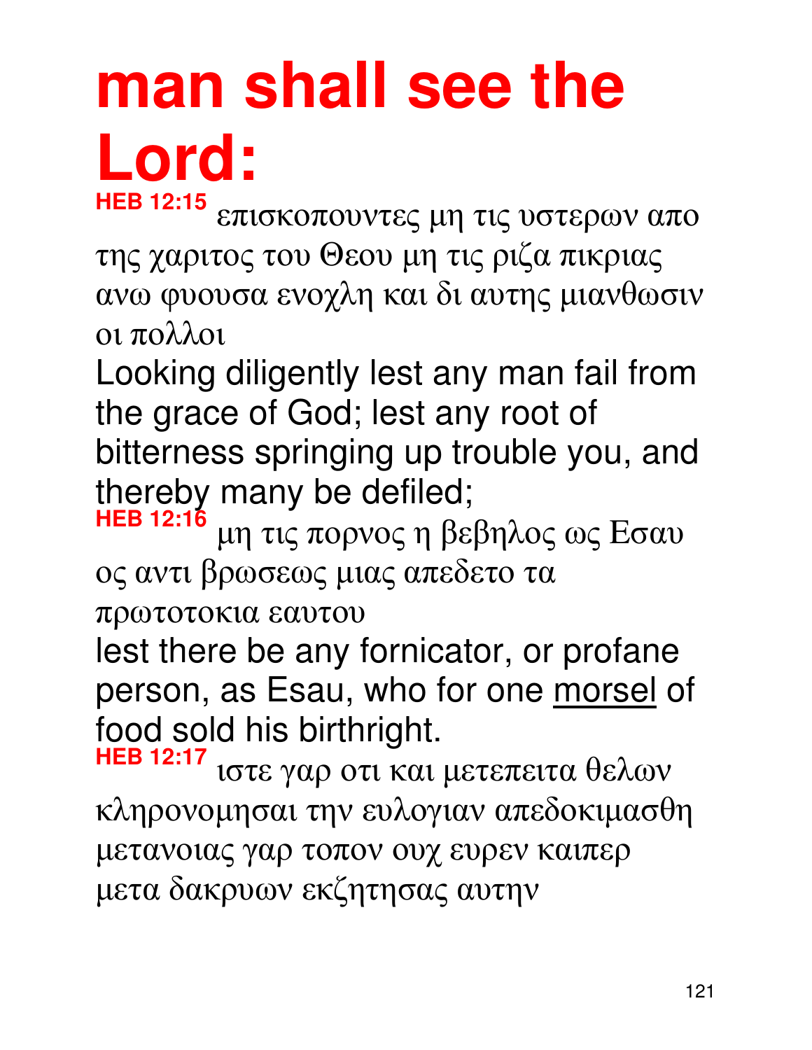# man shall see the Lord:

**HEB 12:15** επισκοπουντες μη τις υστερων απο της χαριτος του Θεου μη τις ριζα πικριας ανω φυουσα ενοχλη και δι αυτης μιανθωσιν οι πολλοι

Looking diligently lest any man fail from the grace of God; lest any root of bitterness springing up trouble you, and thereby many be defiled;

**HEB 12:16** μη τις πορνος η βεβηλος ως Εσαυ ος αντι βρωσεως μιας απεδετο τα πρωτοτοκια εαυτου

lest there be any fornicator, or profane person, as Esau, who for one morsel of food sold his birthright.

**HEB 12:17** ιστε γαρ οτι και μετεπειτα θελων κληρονομησαι την ευλογιαν απεδοκιμασθη μετανοιας γαρ τοπον ουχ ευρεν καιπερ μετα δακρυων εκζητησας αυτην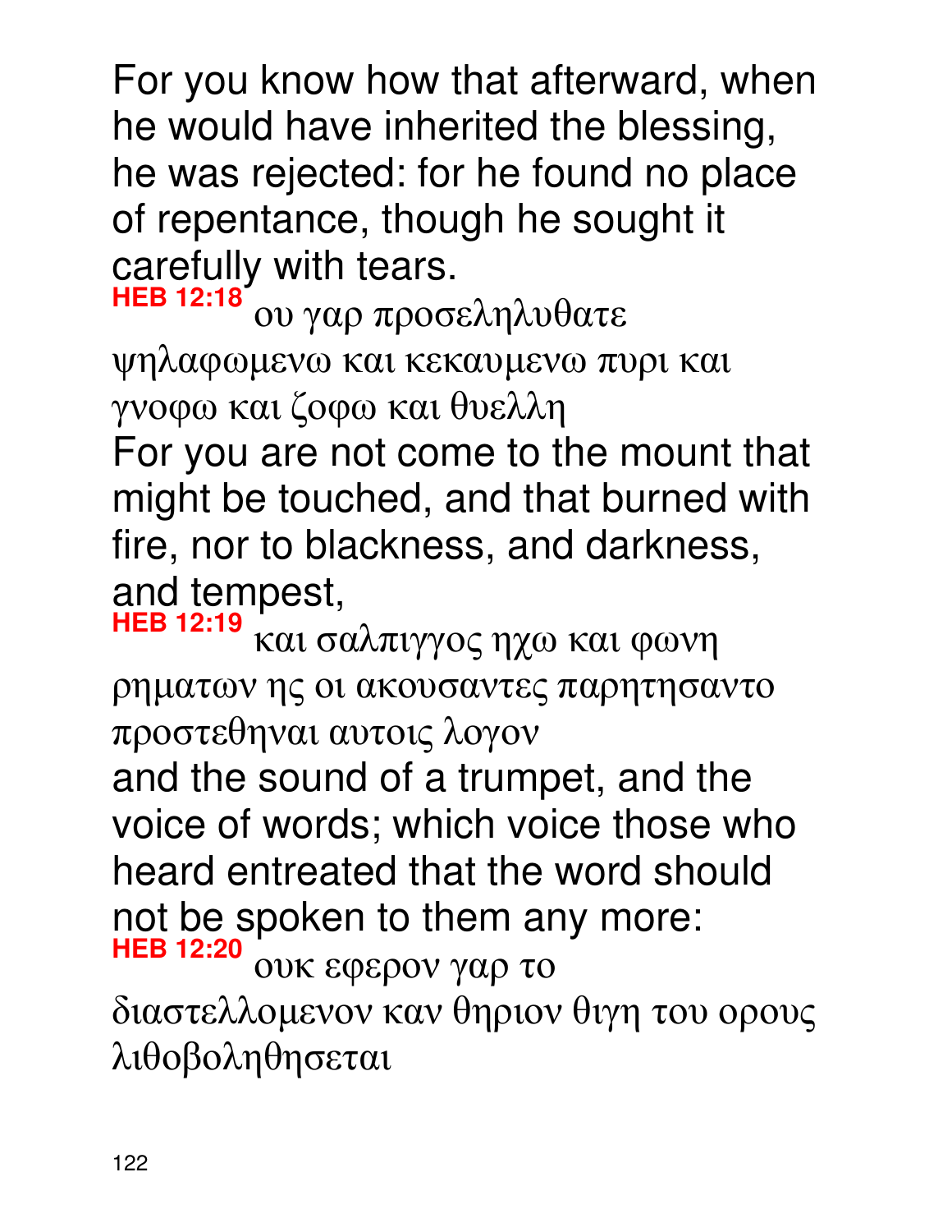For you know how that afterward, when he would have inherited the blessing, he was rejected: for he found no place of repentance, though he sought it carefully with tears.

**HEB 12:18** ου γαρ προσεληλυθατε ψηλαφωμενω και κεκαυμενω πυρι και γνοφω και ζοφω και θυελλη

For you are not come to the mount that might be touched, and that burned with fire, nor to blackness, and darkness, and tempest,

**HEB 12:19** και σαλπιγγος ηχω και φωνη ρηματων ης οι ακουσαντες παρητησαντο προστεθηναι αυτοις λογον

and the sound of a trumpet, and the voice of words; which voice those who heard entreated that the word should not be spoken to them any more:

**HEB 12:20** ουκ εφερον γαρ το διαστελλομενον καν θηριον θιγη του ορους λιθοβοληθησεται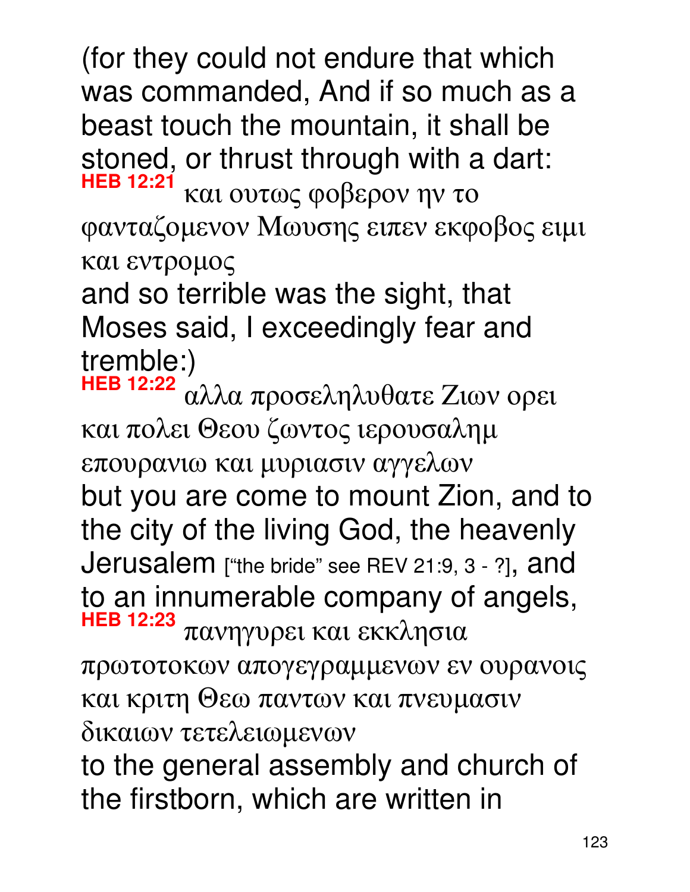(for they could not endure that which was commanded, And if so much as a beast touch the mountain, it shall be stoned, or thrust through with a dart:

**HEB 12:21** και ουτως φοβερον ην το φανταζομενον Μωυσης ειπεν εκφοβος ειμι και εντρομος

and so terrible was the sight, that Moses said, I exceedingly fear and tremble:)

**HEB 12:22** αλλα προσεληλυθατε Ζιων ορει και πολει Θεου ζωντος ιερουσαλημ επουρανιω και μυριασιν αγγελων

but you are come to mount Zion, and to the city of the living God, the heavenly Jerusalem ["the bride" see REV 21:9, 3 - ?], and to an innumerable company of angels,

**HEB 12:23** πανηγυρει και εκκλησια πρωτοτοκων απογεγραμμενων εν ουρανοις και κριτη Θεω παντων και πνευμασιν δικαιων τετελειωμενων

to the general assembly and church of the firstborn, which are written in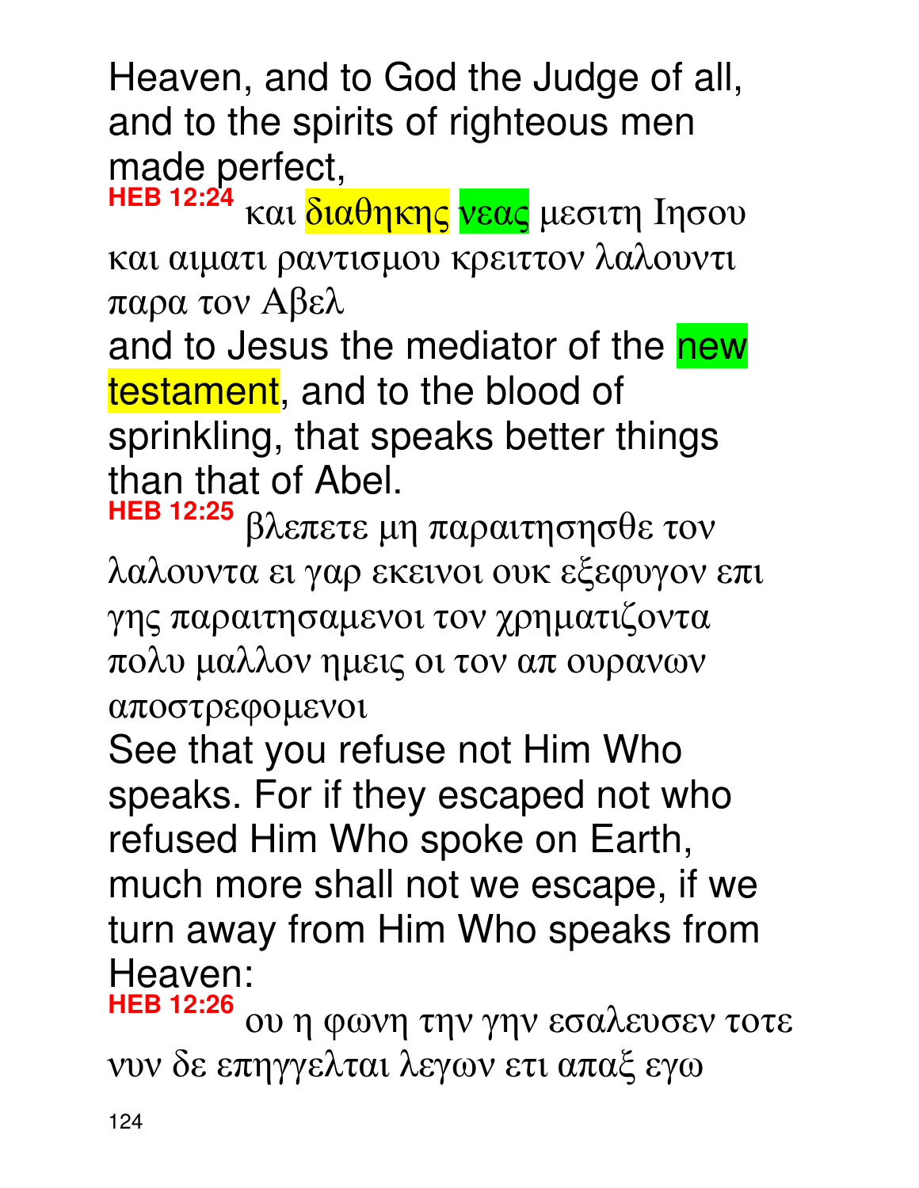Heaven, and to God the Judge of all, and to the spirits of righteous men made perfect,

**HEB 12:24** και διαθηκης νεας μεσιτη Ιησου και αιματι ραντισμου κρειττον λαλουντι παρα τον Αβελ

and to Jesus the mediator of the new testament, and to the blood of sprinkling, that speaks better things than that of Abel.

**HEB 12:25** βλεπετε μη παραιτησησθε τον λαλουντα ει γαρ εκεινοι ουκ εξεφυγον επι γης παραιτησαμενοι τον χρηματιζοντα πολυ μαλλον ημεις οι τον απ ουρανων αποστρεφομενοι

See that you refuse not Him Who speaks. For if they escaped not who refused Him Who spoke on Earth, much more shall not we escape, if we turn away from Him Who speaks from Heaven:

**HEB 12:26** ου η φωνη την γην εσαλευσεν τοτε νυν δε επηγγελται λεγων ετι απαξ εγω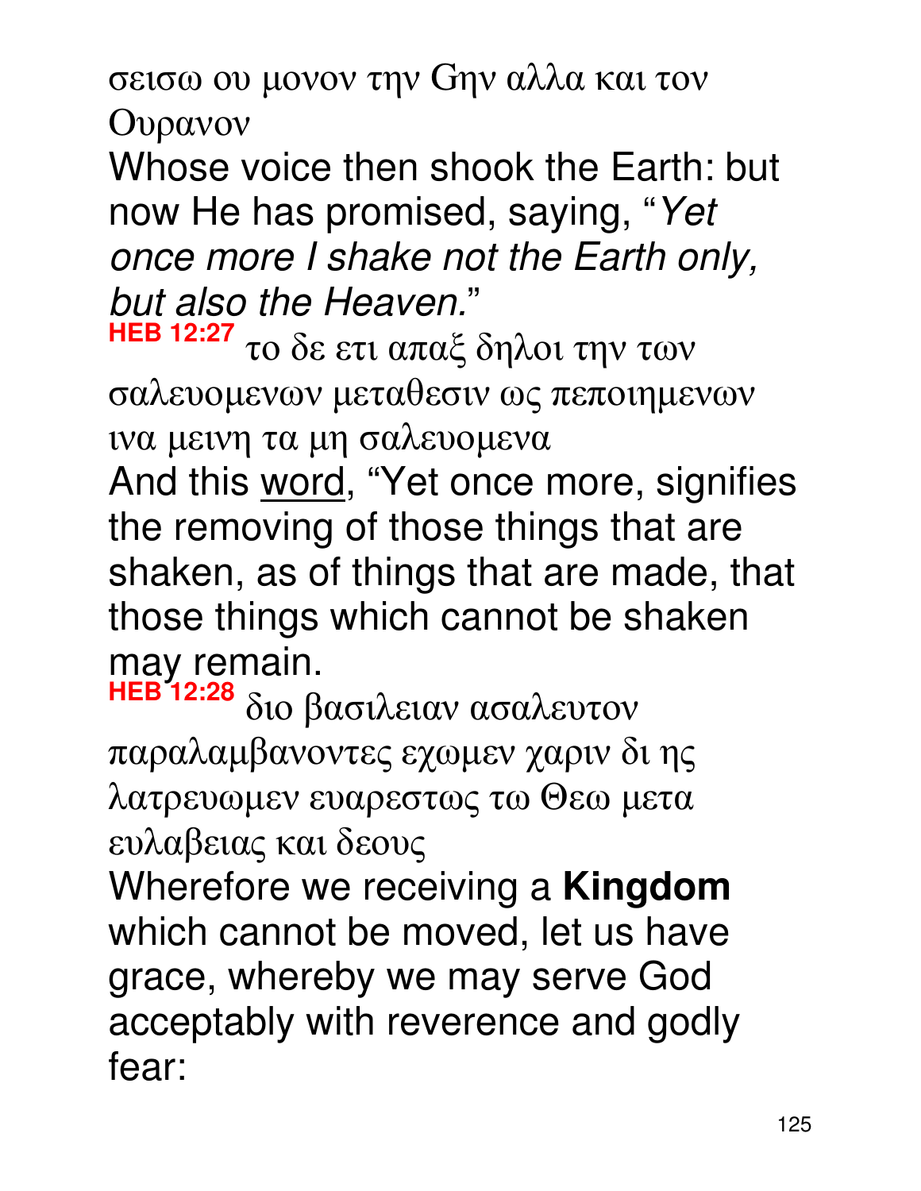σεισω ου μονον την Gην αλλα και τον Ουρανον

Whose voice then shook the Earth: but now He has promised, saying, "*Yet once more I shake not the Earth only, but also the Heaven.*"

**HEB 12:27** το δε ετι απαξ δηλοι την των σαλευομενων μεταθεσιν ως πεποιημενων ινα μεινη τα μη σαλευομενα

And this word, "Yet once more, signifies the removing of those things that are shaken, as of things that are made, that those things which cannot be shaken may remain.

**HEB 12:28** διο βασιλειαν ασαλευτον παραλαμβανοντες εχωμεν χαριν δι ης λατρευωμεν ευαρεστως τω Θεω μετα ευλαβειας και δεους

Wherefore we receiving a **Kingdom** which cannot be moved, let us have grace, whereby we may serve God acceptably with reverence and godly fear: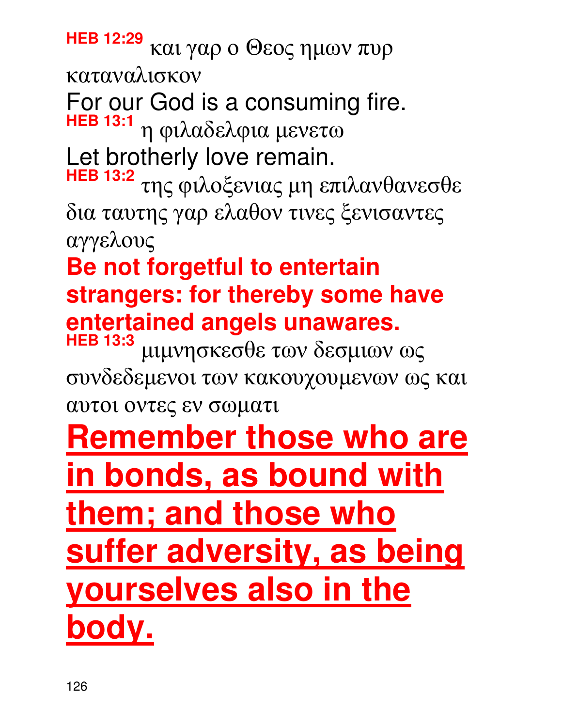**HEB 12:29** και γαρ ο Θεος ημων πυρ καταναλισκον

For our God is a consuming fire.

**HEB 13:1** η φιλαδελφια μενετω

Let brotherly love remain.

**HEB 13:2** της φιλοξενιας μη επιλανθανεσθε δια ταυτης γαρ ελαθον τινες ξενισαντες αγγελους

**Be not forgetful to entertain strangers: for thereby some have entertained angels unawares.**

**HEB 13:3** μιμνησκεσθε των δεσμιων ως συνδεδεμενοι των κακουχουμενων ως και αυτοι οντες εν σωματι

**Remember those who are in bonds, as bound with them; and those who suffer adversity, as being yourselves also in the body.**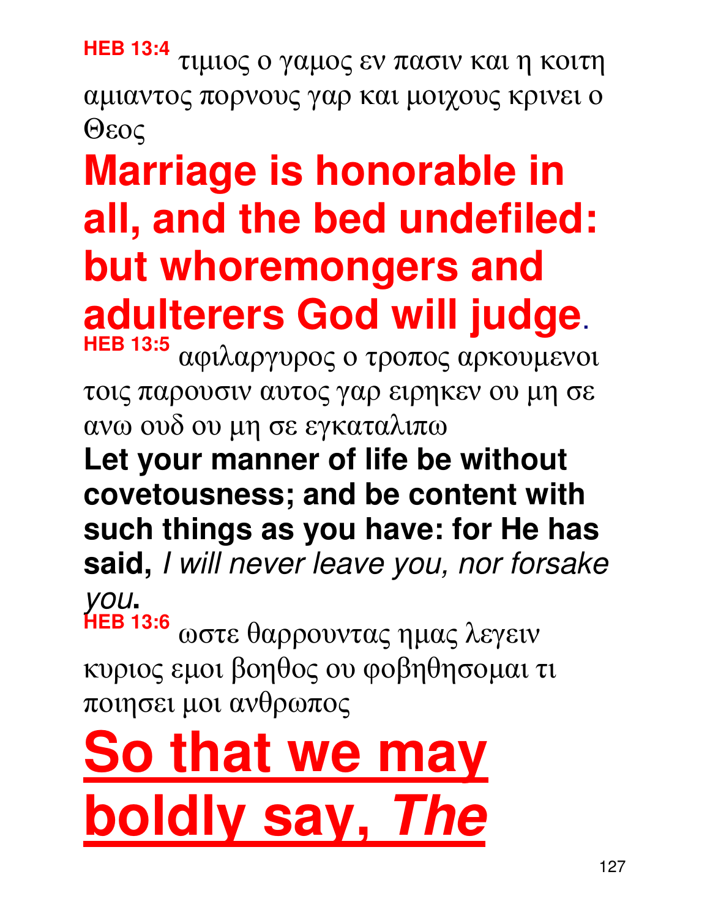**HEB 13:4** τιμιος ο γαμος εν πασιν και η κοιτη αμιαντος πορνους γαρ και μοιχους κρινει ο Θεος

**Marriage is honorable in all, and the bed undefiled: but whoremongers and adulterers God will judge**.

**HEB 13:5** αφιλαργυρος ο τροπος αρκουμενοι τοις παρουσιν αυτος γαρ ειρηκεν ου μη σε ανω ουδ ου μη σε εγκαταλιπω

**Let your manner of life be without covetousness; and be content with such things as you have: for He has said,** ***I will never leave you, nor forsake you*****.**

**HEB 13:6** ωστε θαρρουντας ημας λεγειν κυριος εμοι βοηθος ου φοβηθησομαι τι ποιησει μοι ανθρωπος

**So that we may boldly say,** ***The***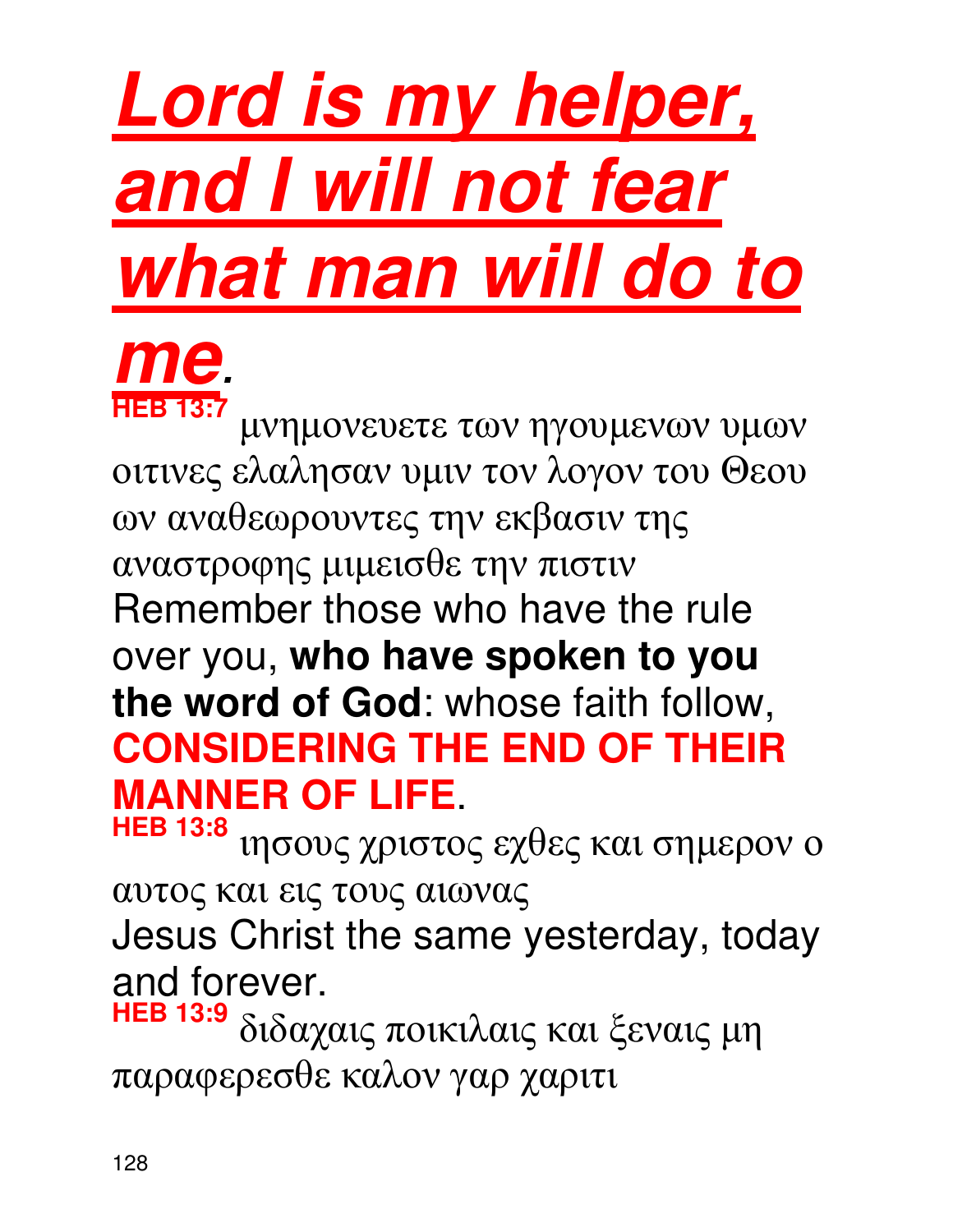***Lord is my helper, and I will not fear what man will do to me.***

**HEB 13:7** μνημονευετε των ηγουμενων υμων οιτινες ελαλησαν υμιν τον λογον του Θεου ων αναθεωρουντες την εκβασιν της αναστροφης μιμεισθε την πιστιν
Remember those who have the rule over you, **who have spoken to you the word of God**: whose faith follow, **CONSIDERING THE END OF THEIR MANNER OF LIFE**.

**HEB 13:8** ιησους χριστος εχθες και σημερον ο αυτος και εις τους αιωνας
Jesus Christ the same yesterday, today and forever.

**HEB 13:9** διδαχαις ποικιλαις και ξεναις μη παραφερεσθε καλον γαρ χαριτι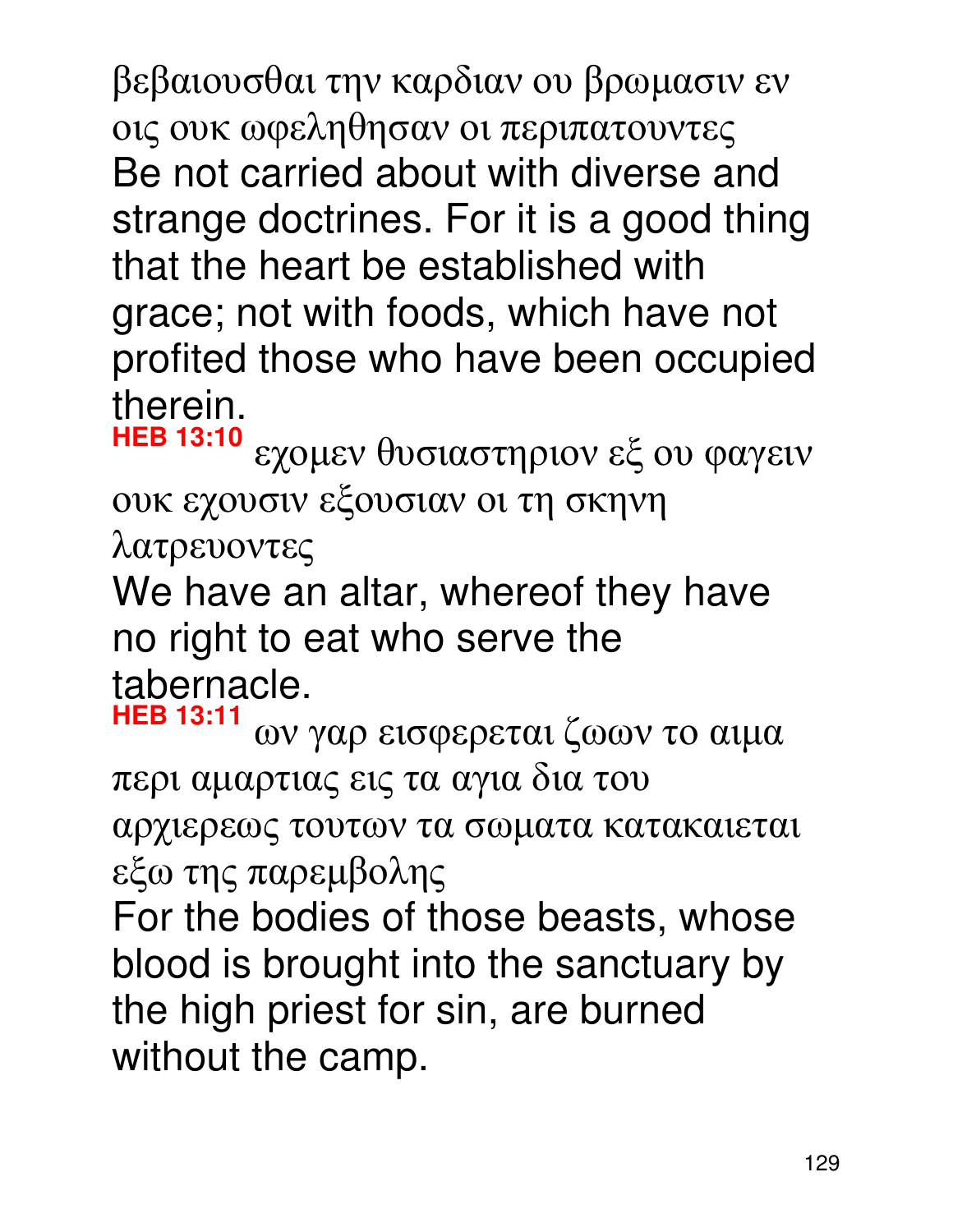βεβαιουσθαι την καρδιαν ου βρωμασιν εν οις ουκ ωφεληθησαν οι περιπατουντες

Be not carried about with diverse and strange doctrines. For it is a good thing that the heart be established with grace; not with foods, which have not profited those who have been occupied therein.

**HEB 13:10** εχομεν θυσιαστηριον εξ ου φαγειν ουκ εχουσιν εξουσιαν οι τη σκηνη λατρευοντες

We have an altar, whereof they have no right to eat who serve the tabernacle.

**HEB 13:11** ων γαρ εισφερεται ζωων το αιμα περι αμαρτιας εις τα αγια δια του αρχιερεως τουτων τα σωματα κατακαιεται εξω της παρεμβολης

For the bodies of those beasts, whose blood is brought into the sanctuary by the high priest for sin, are burned without the camp.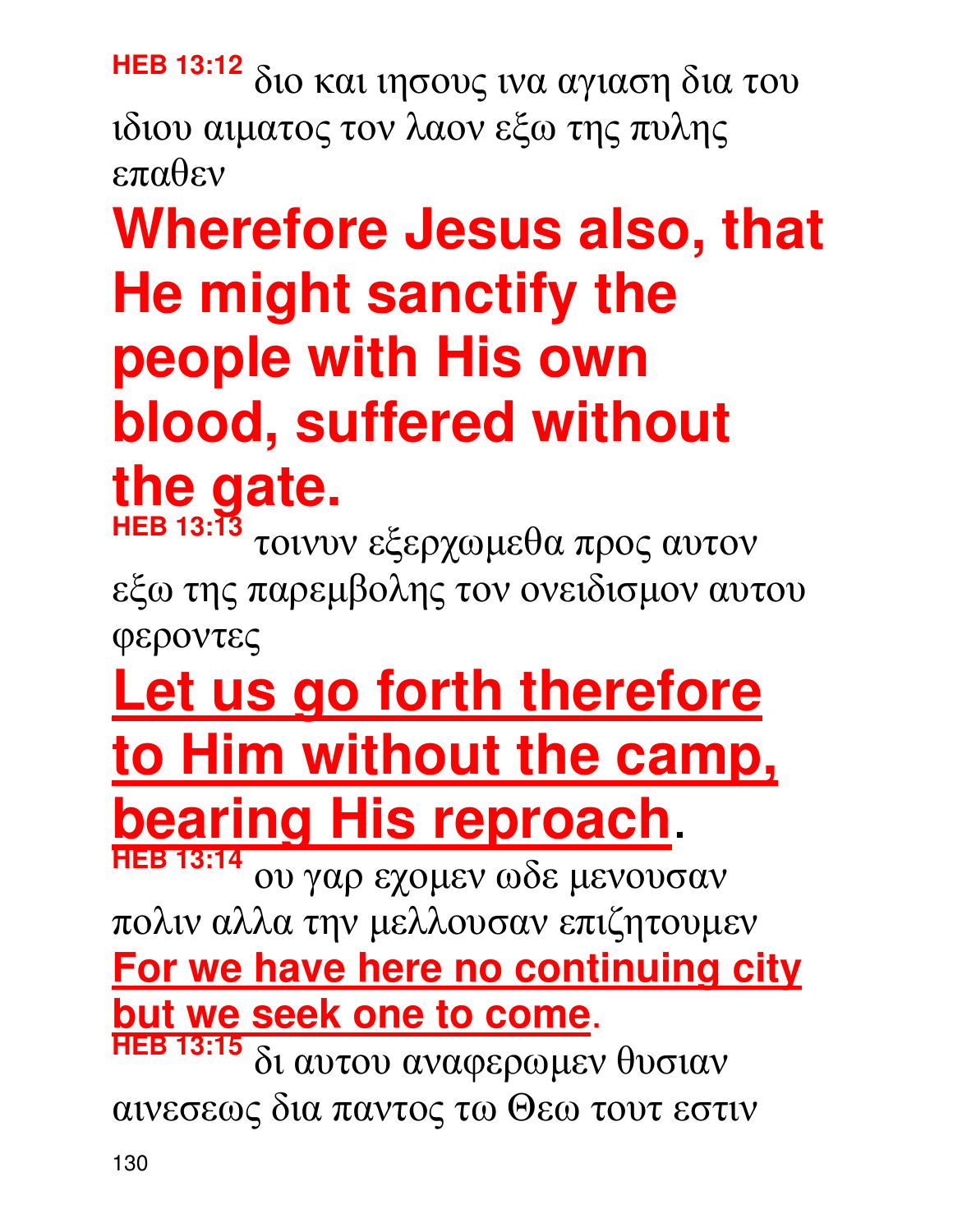**HEB 13:12** διο και ιησους ινα αγιαση δια του ιδιου αιματος τον λαον εξω της πυλης επαθεν

**Wherefore Jesus also, that He might sanctify the people with His own blood, suffered without the gate.**

**HEB 13:13** τοινυν εξερχωμεθα προς αυτον εξω της παρεμβολης τον ονειδισμον αυτου φεροντες

**<u>Let us go forth therefore to Him without the camp, bearing His reproach</u>.**

**HEB 13:14** ου γαρ εχομεν ωδε μενουσαν πολιν αλλα την μελλουσαν επιζητουμεν

**<u>For we have here no continuing city but we seek one to come</u>.**

**HEB 13:15** δι αυτου αναφερωμεν θυσιαν αινεσεως δια παντος τω Θεω τουτ εστιν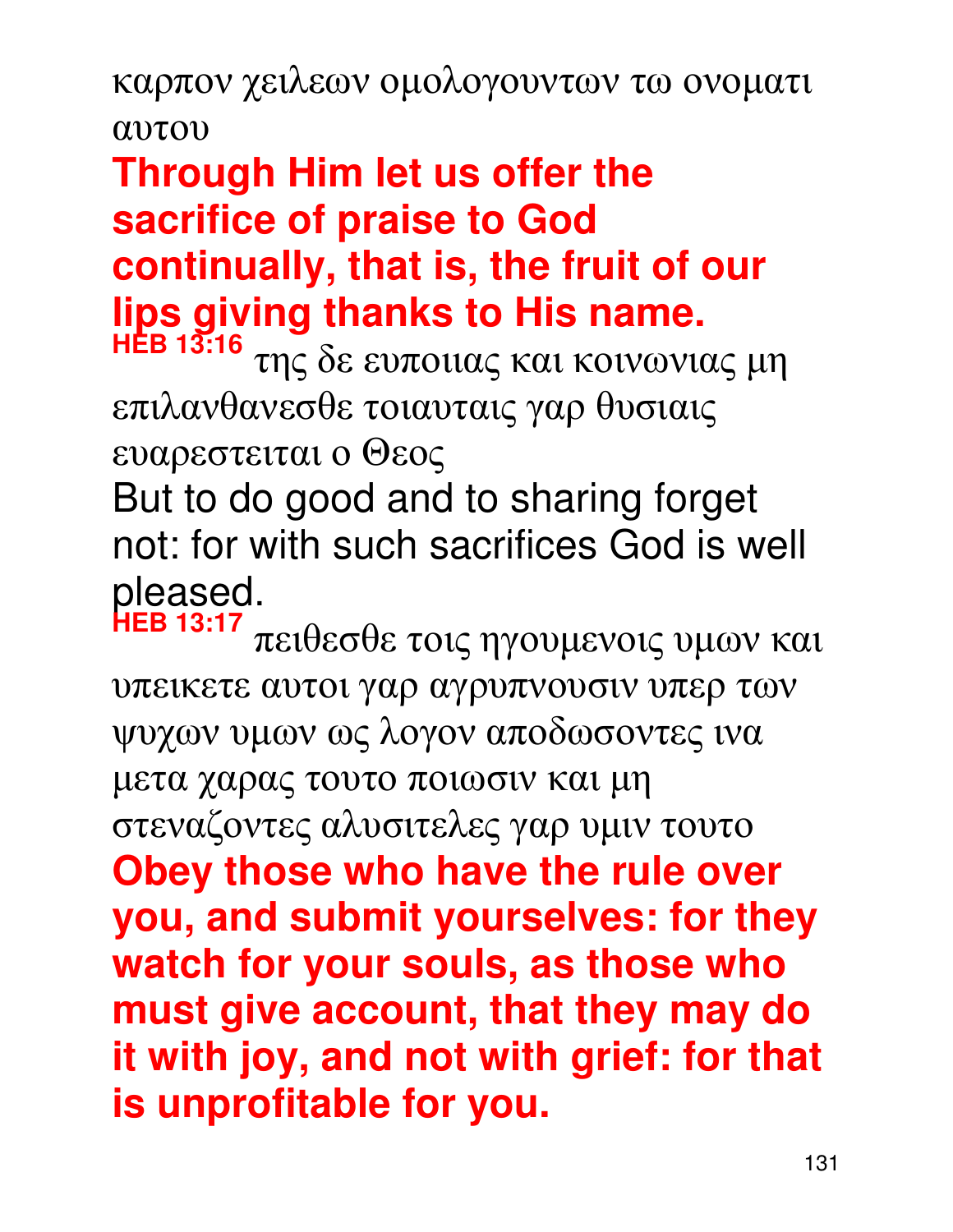καρπον χειλεων ομολογουντων τω ονοματι αυτου

**Through Him let us offer the sacrifice of praise to God continually, that is, the fruit of our lips giving thanks to His name.**

**HEB 13:16** της δε ευποιιας και κοινωνιας μη επιλανθανεσθε τοιαυταις γαρ θυσιαις ευαρεστειται ο Θεος

But to do good and to sharing forget not: for with such sacrifices God is well pleased.

**HEB 13:17** πειθεσθε τοις ηγουμενοις υμων και υπεικετε αυτοι γαρ αγρυπνουσιν υπερ των ψυχων υμων ως λογον αποδωσοντες ινα μετα χαρας τουτο ποιωσιν και μη στεναζοντες αλυσιτελες γαρ υμιν τουτο

**Obey those who have the rule over you, and submit yourselves: for they watch for your souls, as those who must give account, that they may do it with joy, and not with grief: for that is unprofitable for you.**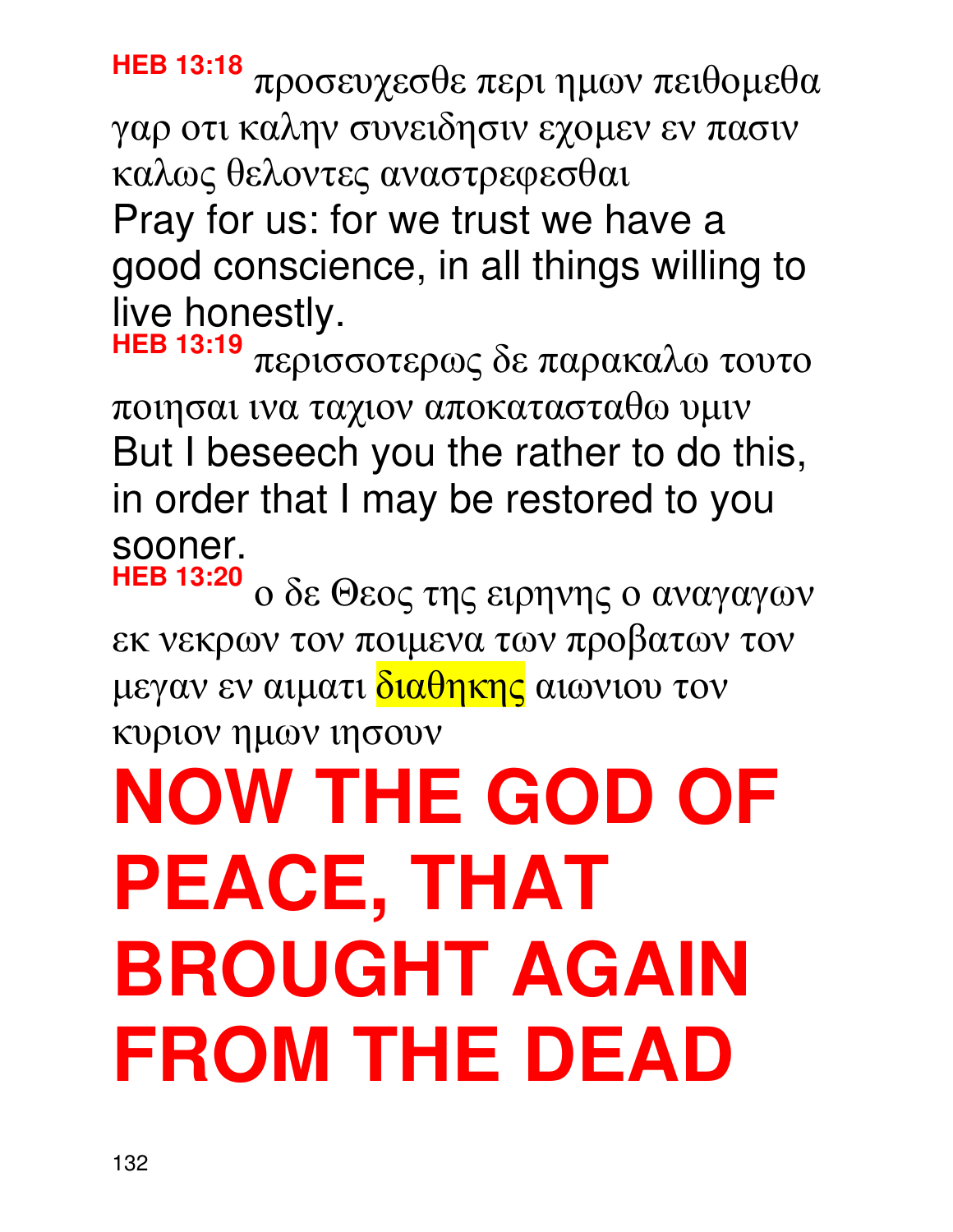**HEB 13:18** προσευχεσθε περι ημων πειθομεθα γαρ οτι καλην συνειδησιν εχομεν εν πασιν καλως θελοντες αναστρεφεσθαι

Pray for us: for we trust we have a good conscience, in all things willing to live honestly.

**HEB 13:19** περισσοτερως δε παρακαλω τουτο ποιησαι ινα ταχιον αποκατασταθω υμιν

But I beseech you the rather to do this, in order that I may be restored to you sooner.

**HEB 13:20** ο δε Θεος της ειρηνης ο αναγαγων εκ νεκρων τον ποιμενα των προβατων τον μεγαν εν αιματι διαθηκης αιωνιου τον κυριον ημων ιησουν

# NOW THE GOD OF PEACE, THAT BROUGHT AGAIN FROM THE DEAD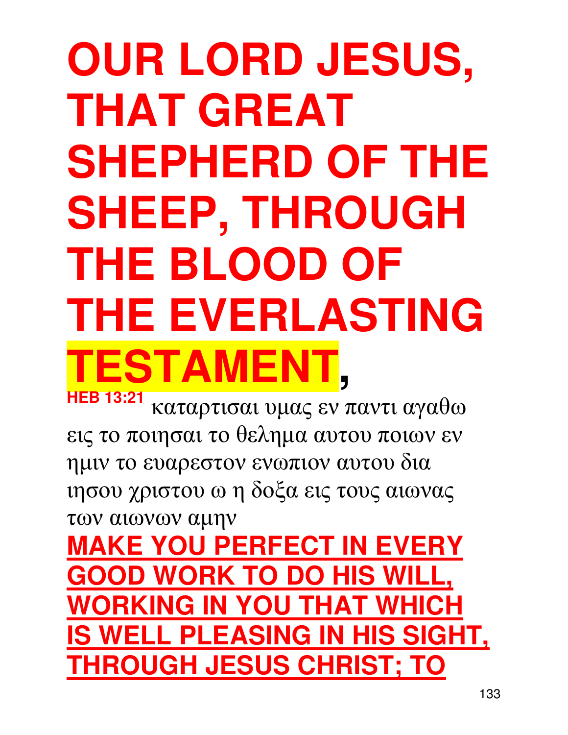# OUR LORD JESUS, THAT GREAT SHEPHERD OF THE SHEEP, THROUGH THE BLOOD OF THE EVERLASTING TESTAMENT,

**HEB 13:21** καταρτισαι υμας εν παντι αγαθω εις το ποιησαι το θελημα αυτου ποιων εν ημιν το ευαρεστον ενωπιον αυτου δια ιησου χριστου ω η δοξα εις τους αιωνας των αιωνων αμην

**MAKE YOU PERFECT IN EVERY GOOD WORK TO DO HIS WILL, WORKING IN YOU THAT WHICH IS WELL PLEASING IN HIS SIGHT, THROUGH JESUS CHRIST; TO**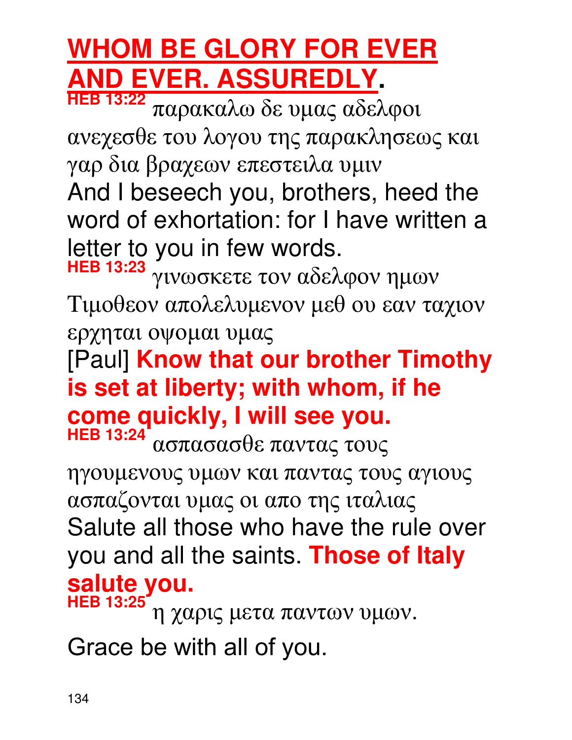**WHOM BE GLORY FOR EVER AND EVER. ASSUREDLY.**

**HEB 13:22** παρακαλω δε υμας αδελφοι ανεχεσθε του λογου της παρακλησεως και γαρ δια βραχεων επεστειλα υμιν

And I beseech you, brothers, heed the word of exhortation: for I have written a letter to you in few words.

**HEB 13:23** γινωσκετε τον αδελφον ημων Τιμοθεον απολελυμενον μεθ ου εαν ταχιον ερχηται οψομαι υμας

[Paul] **Know that our brother Timothy is set at liberty; with whom, if he come quickly, I will see you.**

**HEB 13:24** ασπασασθε παντας τους ηγουμενους υμων και παντας τους αγιους ασπαζονται υμας οι απο της ιταλιας

Salute all those who have the rule over you and all the saints. **Those of Italy salute you.**

**HEB 13:25** η χαρις μετα παντων υμων.

Grace be with all of you.